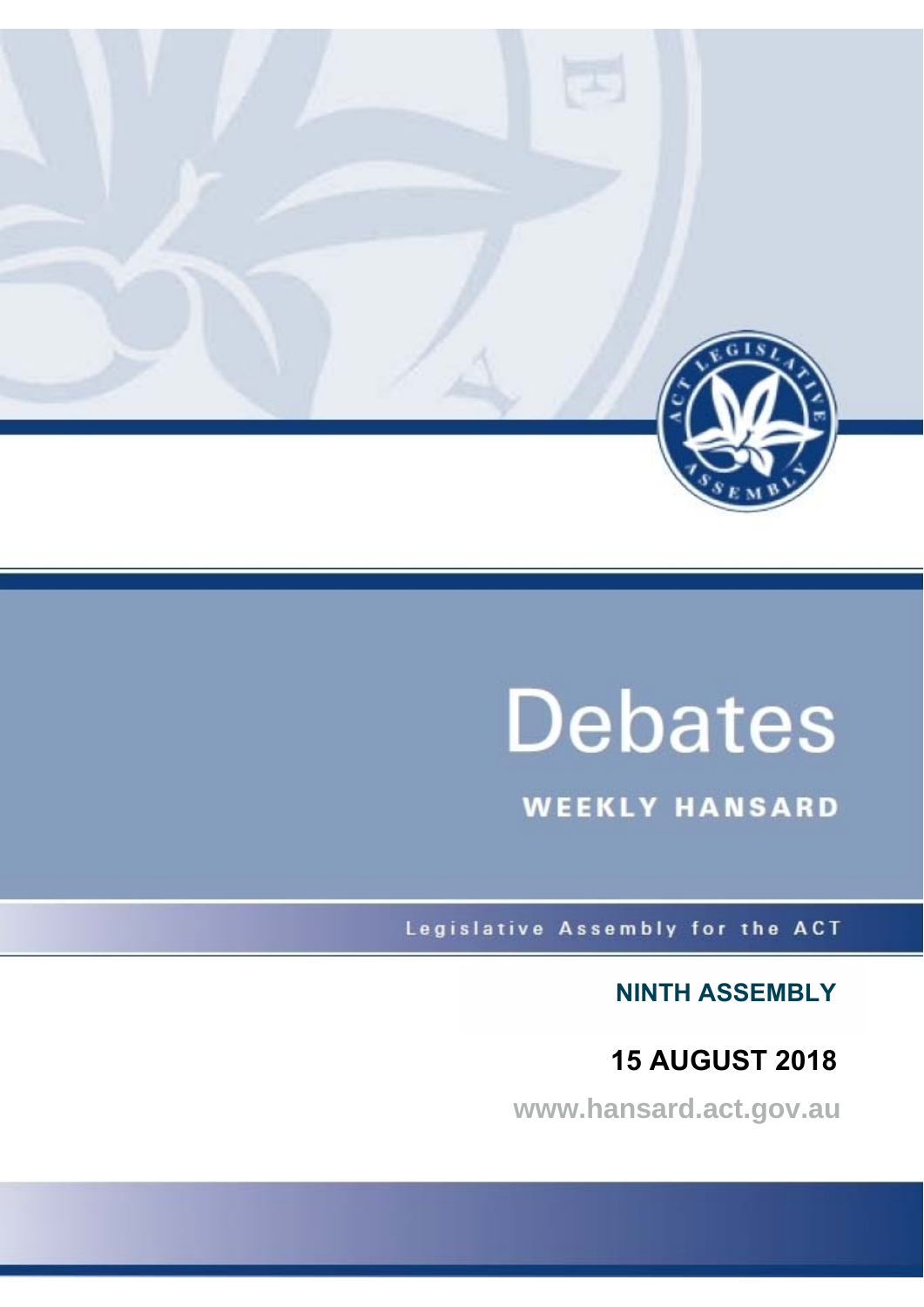# Debates

## WEEKLY HANSARD

Legislative Assembly for the ACT

**NINTH ASSEMBLY**

**15 AUGUST 2018**

www.hansard.act.gov.au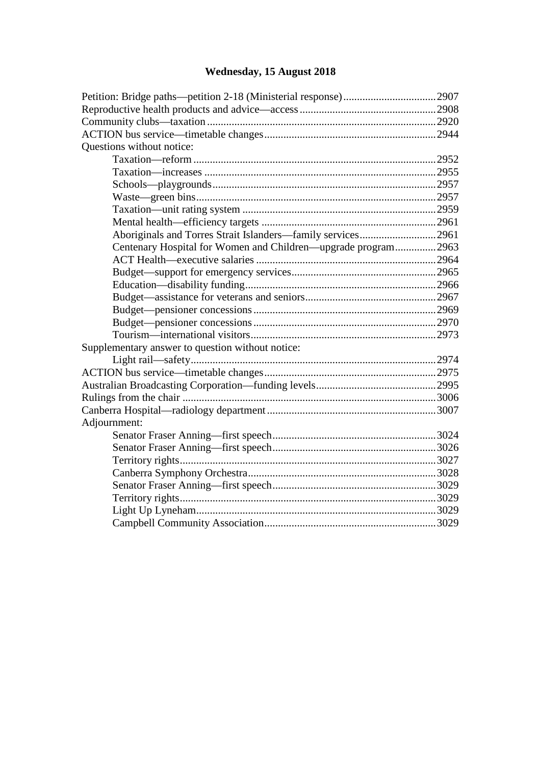## Wednesday, 15 August 2018

Petition: Bridge paths—petition 2-18 (Ministerial response) .......... 2907
Reproductive health products and advice—access .......... 2908
Community clubs—taxation .......... 2920
ACTION bus service—timetable changes .......... 2944
Questions without notice:
- Taxation—reform .......... 2952
- Taxation—increases .......... 2955
- Schools—playgrounds .......... 2957
- Waste—green bins .......... 2957
- Taxation—unit rating system .......... 2959
- Mental health—efficiency targets .......... 2961
- Aboriginals and Torres Strait Islanders—family services .......... 2961
- Centenary Hospital for Women and Children—upgrade program .......... 2963
- ACT Health—executive salaries .......... 2964
- Budget—support for emergency services .......... 2965
- Education—disability funding .......... 2966
- Budget—assistance for veterans and seniors .......... 2967
- Budget—pensioner concessions .......... 2969
- Budget—pensioner concessions .......... 2970
- Tourism—international visitors .......... 2973

Supplementary answer to question without notice:
- Light rail—safety .......... 2974

ACTION bus service—timetable changes .......... 2975
Australian Broadcasting Corporation—funding levels .......... 2995
Rulings from the chair .......... 3006
Canberra Hospital—radiology department .......... 3007
Adjournment:
- Senator Fraser Anning—first speech .......... 3024
- Senator Fraser Anning—first speech .......... 3026
- Territory rights .......... 3027
- Canberra Symphony Orchestra .......... 3028
- Senator Fraser Anning—first speech .......... 3029
- Territory rights .......... 3029
- Light Up Lyneham .......... 3029
- Campbell Community Association .......... 3029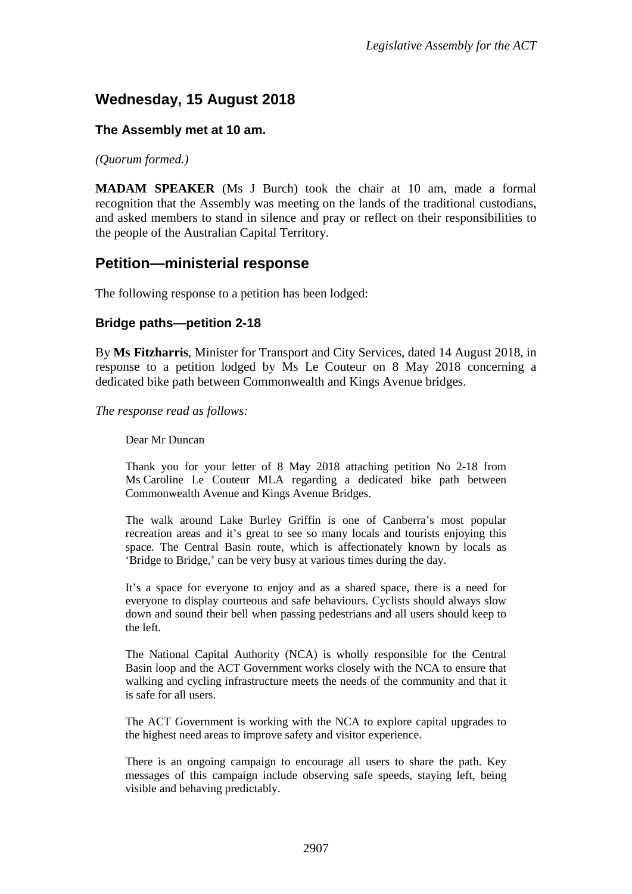## Wednesday, 15 August 2018

### The Assembly met at 10 am.

*(Quorum formed.)*

**MADAM SPEAKER** (Ms J Burch) took the chair at 10 am, made a formal recognition that the Assembly was meeting on the lands of the traditional custodians, and asked members to stand in silence and pray or reflect on their responsibilities to the people of the Australian Capital Territory.

## Petition—ministerial response

The following response to a petition has been lodged:

### Bridge paths—petition 2-18

By **Ms Fitzharris**, Minister for Transport and City Services, dated 14 August 2018, in response to a petition lodged by Ms Le Couteur on 8 May 2018 concerning a dedicated bike path between Commonwealth and Kings Avenue bridges.

*The response read as follows:*

> Dear Mr Duncan
>
> Thank you for your letter of 8 May 2018 attaching petition No 2-18 from Ms Caroline Le Couteur MLA regarding a dedicated bike path between Commonwealth Avenue and Kings Avenue Bridges.
>
> The walk around Lake Burley Griffin is one of Canberra's most popular recreation areas and it's great to see so many locals and tourists enjoying this space. The Central Basin route, which is affectionately known by locals as 'Bridge to Bridge,' can be very busy at various times during the day.
>
> It's a space for everyone to enjoy and as a shared space, there is a need for everyone to display courteous and safe behaviours. Cyclists should always slow down and sound their bell when passing pedestrians and all users should keep to the left.
>
> The National Capital Authority (NCA) is wholly responsible for the Central Basin loop and the ACT Government works closely with the NCA to ensure that walking and cycling infrastructure meets the needs of the community and that it is safe for all users.
>
> The ACT Government is working with the NCA to explore capital upgrades to the highest need areas to improve safety and visitor experience.
>
> There is an ongoing campaign to encourage all users to share the path. Key messages of this campaign include observing safe speeds, staying left, being visible and behaving predictably.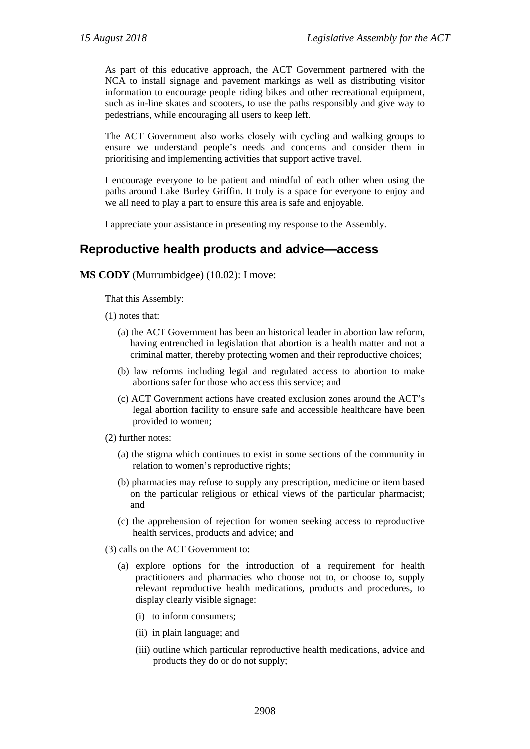As part of this educative approach, the ACT Government partnered with the NCA to install signage and pavement markings as well as distributing visitor information to encourage people riding bikes and other recreational equipment, such as in-line skates and scooters, to use the paths responsibly and give way to pedestrians, while encouraging all users to keep left.

The ACT Government also works closely with cycling and walking groups to ensure we understand people's needs and concerns and consider them in prioritising and implementing activities that support active travel.

I encourage everyone to be patient and mindful of each other when using the paths around Lake Burley Griffin. It truly is a space for everyone to enjoy and we all need to play a part to ensure this area is safe and enjoyable.

I appreciate your assistance in presenting my response to the Assembly.

## Reproductive health products and advice—access

**MS CODY** (Murrumbidgee) (10.02): I move:

That this Assembly:

(1) notes that:

(a) the ACT Government has been an historical leader in abortion law reform, having entrenched in legislation that abortion is a health matter and not a criminal matter, thereby protecting women and their reproductive choices;

(b) law reforms including legal and regulated access to abortion to make abortions safer for those who access this service; and

(c) ACT Government actions have created exclusion zones around the ACT's legal abortion facility to ensure safe and accessible healthcare have been provided to women;

(2) further notes:

(a) the stigma which continues to exist in some sections of the community in relation to women's reproductive rights;

(b) pharmacies may refuse to supply any prescription, medicine or item based on the particular religious or ethical views of the particular pharmacist; and

(c) the apprehension of rejection for women seeking access to reproductive health services, products and advice; and

(3) calls on the ACT Government to:

(a) explore options for the introduction of a requirement for health practitioners and pharmacies who choose not to, or choose to, supply relevant reproductive health medications, products and procedures, to display clearly visible signage:

(i) to inform consumers;

(ii) in plain language; and

(iii) outline which particular reproductive health medications, advice and products they do or do not supply;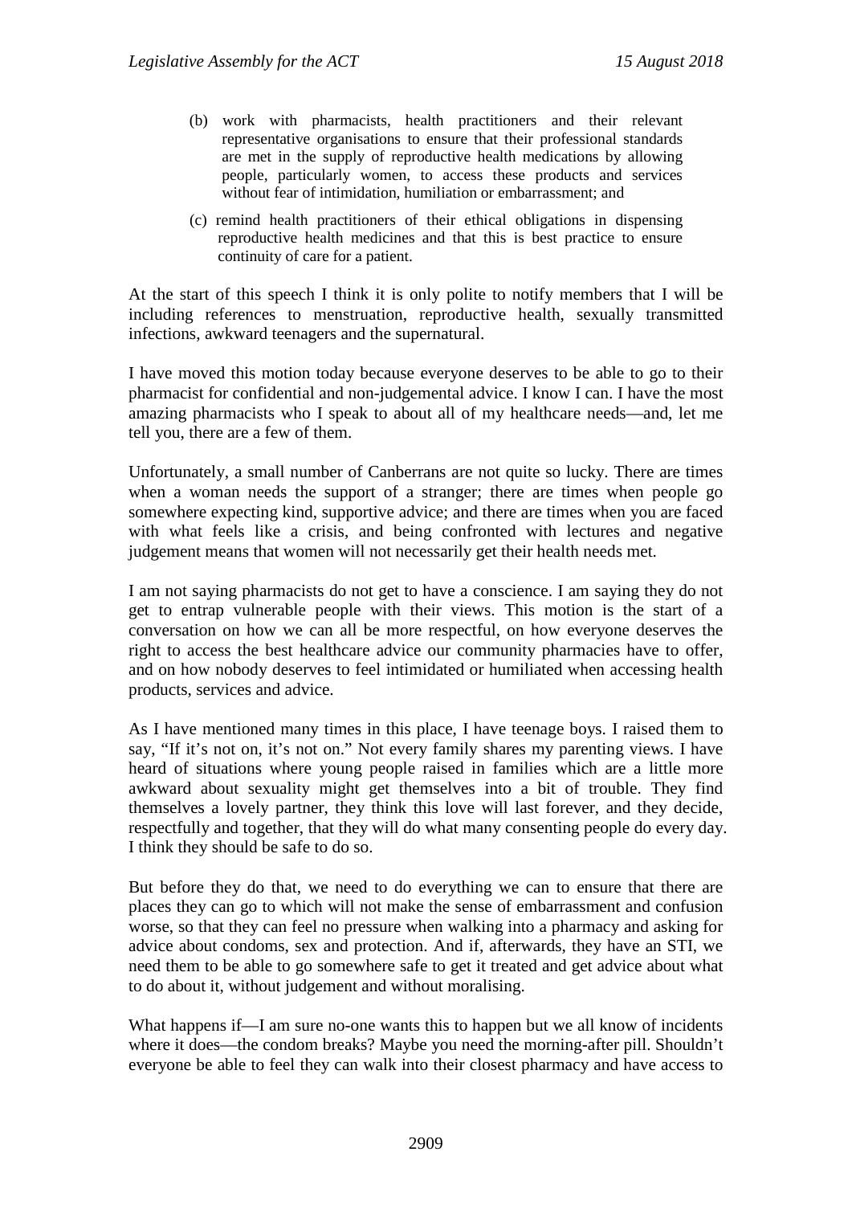(b) work with pharmacists, health practitioners and their relevant representative organisations to ensure that their professional standards are met in the supply of reproductive health medications by allowing people, particularly women, to access these products and services without fear of intimidation, humiliation or embarrassment; and

(c) remind health practitioners of their ethical obligations in dispensing reproductive health medicines and that this is best practice to ensure continuity of care for a patient.

At the start of this speech I think it is only polite to notify members that I will be including references to menstruation, reproductive health, sexually transmitted infections, awkward teenagers and the supernatural.

I have moved this motion today because everyone deserves to be able to go to their pharmacist for confidential and non-judgemental advice. I know I can. I have the most amazing pharmacists who I speak to about all of my healthcare needs—and, let me tell you, there are a few of them.

Unfortunately, a small number of Canberrans are not quite so lucky. There are times when a woman needs the support of a stranger; there are times when people go somewhere expecting kind, supportive advice; and there are times when you are faced with what feels like a crisis, and being confronted with lectures and negative judgement means that women will not necessarily get their health needs met.

I am not saying pharmacists do not get to have a conscience. I am saying they do not get to entrap vulnerable people with their views. This motion is the start of a conversation on how we can all be more respectful, on how everyone deserves the right to access the best healthcare advice our community pharmacies have to offer, and on how nobody deserves to feel intimidated or humiliated when accessing health products, services and advice.

As I have mentioned many times in this place, I have teenage boys. I raised them to say, "If it's not on, it's not on." Not every family shares my parenting views. I have heard of situations where young people raised in families which are a little more awkward about sexuality might get themselves into a bit of trouble. They find themselves a lovely partner, they think this love will last forever, and they decide, respectfully and together, that they will do what many consenting people do every day. I think they should be safe to do so.

But before they do that, we need to do everything we can to ensure that there are places they can go to which will not make the sense of embarrassment and confusion worse, so that they can feel no pressure when walking into a pharmacy and asking for advice about condoms, sex and protection. And if, afterwards, they have an STI, we need them to be able to go somewhere safe to get it treated and get advice about what to do about it, without judgement and without moralising.

What happens if—I am sure no-one wants this to happen but we all know of incidents where it does—the condom breaks? Maybe you need the morning-after pill. Shouldn't everyone be able to feel they can walk into their closest pharmacy and have access to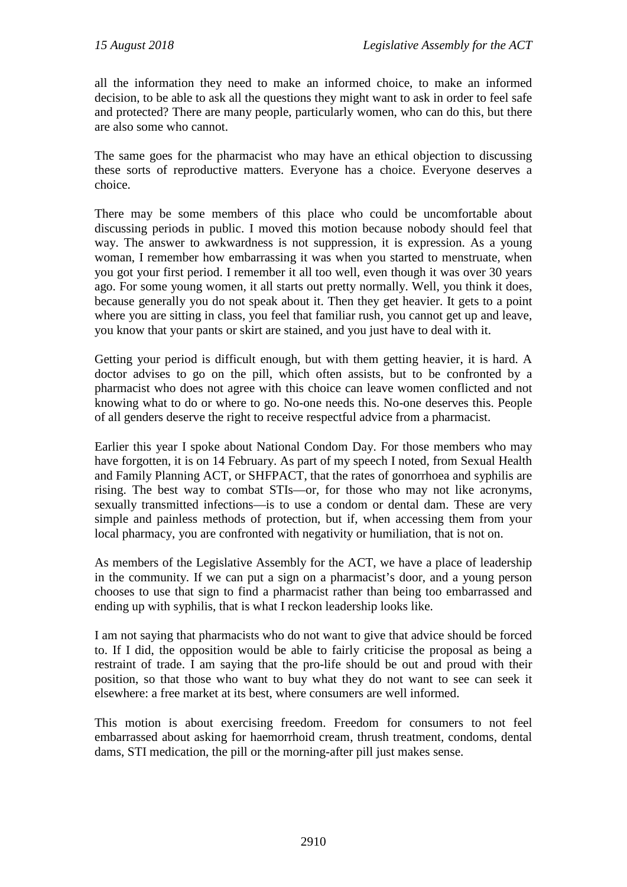all the information they need to make an informed choice, to make an informed decision, to be able to ask all the questions they might want to ask in order to feel safe and protected? There are many people, particularly women, who can do this, but there are also some who cannot.

The same goes for the pharmacist who may have an ethical objection to discussing these sorts of reproductive matters. Everyone has a choice. Everyone deserves a choice.

There may be some members of this place who could be uncomfortable about discussing periods in public. I moved this motion because nobody should feel that way. The answer to awkwardness is not suppression, it is expression. As a young woman, I remember how embarrassing it was when you started to menstruate, when you got your first period. I remember it all too well, even though it was over 30 years ago. For some young women, it all starts out pretty normally. Well, you think it does, because generally you do not speak about it. Then they get heavier. It gets to a point where you are sitting in class, you feel that familiar rush, you cannot get up and leave, you know that your pants or skirt are stained, and you just have to deal with it.

Getting your period is difficult enough, but with them getting heavier, it is hard. A doctor advises to go on the pill, which often assists, but to be confronted by a pharmacist who does not agree with this choice can leave women conflicted and not knowing what to do or where to go. No-one needs this. No-one deserves this. People of all genders deserve the right to receive respectful advice from a pharmacist.

Earlier this year I spoke about National Condom Day. For those members who may have forgotten, it is on 14 February. As part of my speech I noted, from Sexual Health and Family Planning ACT, or SHFPACT, that the rates of gonorrhoea and syphilis are rising. The best way to combat STIs—or, for those who may not like acronyms, sexually transmitted infections—is to use a condom or dental dam. These are very simple and painless methods of protection, but if, when accessing them from your local pharmacy, you are confronted with negativity or humiliation, that is not on.

As members of the Legislative Assembly for the ACT, we have a place of leadership in the community. If we can put a sign on a pharmacist's door, and a young person chooses to use that sign to find a pharmacist rather than being too embarrassed and ending up with syphilis, that is what I reckon leadership looks like.

I am not saying that pharmacists who do not want to give that advice should be forced to. If I did, the opposition would be able to fairly criticise the proposal as being a restraint of trade. I am saying that the pro-life should be out and proud with their position, so that those who want to buy what they do not want to see can seek it elsewhere: a free market at its best, where consumers are well informed.

This motion is about exercising freedom. Freedom for consumers to not feel embarrassed about asking for haemorrhoid cream, thrush treatment, condoms, dental dams, STI medication, the pill or the morning-after pill just makes sense.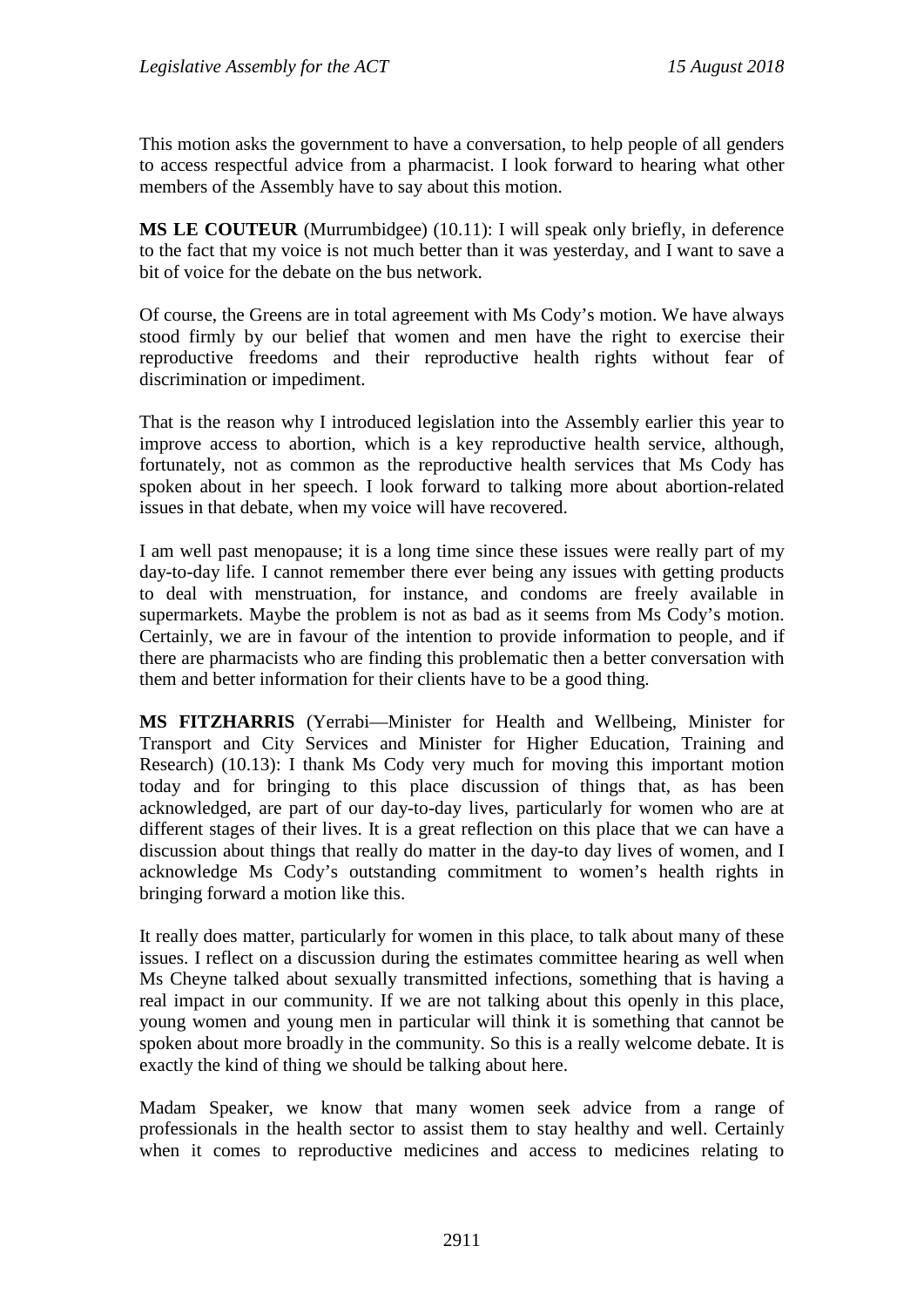This motion asks the government to have a conversation, to help people of all genders to access respectful advice from a pharmacist. I look forward to hearing what other members of the Assembly have to say about this motion.

**MS LE COUTEUR** (Murrumbidgee) (10.11): I will speak only briefly, in deference to the fact that my voice is not much better than it was yesterday, and I want to save a bit of voice for the debate on the bus network.

Of course, the Greens are in total agreement with Ms Cody's motion. We have always stood firmly by our belief that women and men have the right to exercise their reproductive freedoms and their reproductive health rights without fear of discrimination or impediment.

That is the reason why I introduced legislation into the Assembly earlier this year to improve access to abortion, which is a key reproductive health service, although, fortunately, not as common as the reproductive health services that Ms Cody has spoken about in her speech. I look forward to talking more about abortion-related issues in that debate, when my voice will have recovered.

I am well past menopause; it is a long time since these issues were really part of my day-to-day life. I cannot remember there ever being any issues with getting products to deal with menstruation, for instance, and condoms are freely available in supermarkets. Maybe the problem is not as bad as it seems from Ms Cody's motion. Certainly, we are in favour of the intention to provide information to people, and if there are pharmacists who are finding this problematic then a better conversation with them and better information for their clients have to be a good thing.

**MS FITZHARRIS** (Yerrabi—Minister for Health and Wellbeing, Minister for Transport and City Services and Minister for Higher Education, Training and Research) (10.13): I thank Ms Cody very much for moving this important motion today and for bringing to this place discussion of things that, as has been acknowledged, are part of our day-to-day lives, particularly for women who are at different stages of their lives. It is a great reflection on this place that we can have a discussion about things that really do matter in the day-to day lives of women, and I acknowledge Ms Cody's outstanding commitment to women's health rights in bringing forward a motion like this.

It really does matter, particularly for women in this place, to talk about many of these issues. I reflect on a discussion during the estimates committee hearing as well when Ms Cheyne talked about sexually transmitted infections, something that is having a real impact in our community. If we are not talking about this openly in this place, young women and young men in particular will think it is something that cannot be spoken about more broadly in the community. So this is a really welcome debate. It is exactly the kind of thing we should be talking about here.

Madam Speaker, we know that many women seek advice from a range of professionals in the health sector to assist them to stay healthy and well. Certainly when it comes to reproductive medicines and access to medicines relating to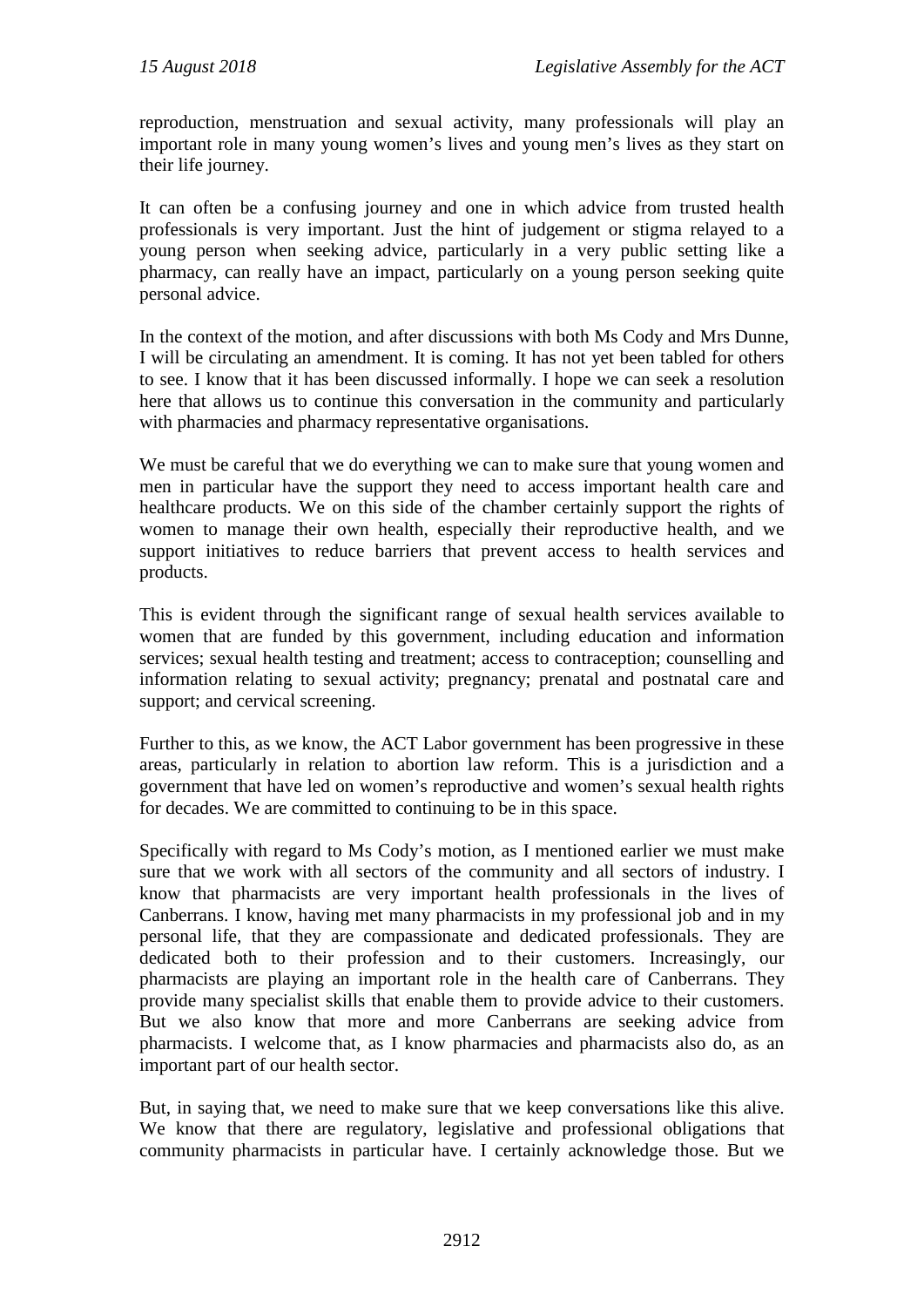reproduction, menstruation and sexual activity, many professionals will play an important role in many young women's lives and young men's lives as they start on their life journey.

It can often be a confusing journey and one in which advice from trusted health professionals is very important. Just the hint of judgement or stigma relayed to a young person when seeking advice, particularly in a very public setting like a pharmacy, can really have an impact, particularly on a young person seeking quite personal advice.

In the context of the motion, and after discussions with both Ms Cody and Mrs Dunne, I will be circulating an amendment. It is coming. It has not yet been tabled for others to see. I know that it has been discussed informally. I hope we can seek a resolution here that allows us to continue this conversation in the community and particularly with pharmacies and pharmacy representative organisations.

We must be careful that we do everything we can to make sure that young women and men in particular have the support they need to access important health care and healthcare products. We on this side of the chamber certainly support the rights of women to manage their own health, especially their reproductive health, and we support initiatives to reduce barriers that prevent access to health services and products.

This is evident through the significant range of sexual health services available to women that are funded by this government, including education and information services; sexual health testing and treatment; access to contraception; counselling and information relating to sexual activity; pregnancy; prenatal and postnatal care and support; and cervical screening.

Further to this, as we know, the ACT Labor government has been progressive in these areas, particularly in relation to abortion law reform. This is a jurisdiction and a government that have led on women's reproductive and women's sexual health rights for decades. We are committed to continuing to be in this space.

Specifically with regard to Ms Cody's motion, as I mentioned earlier we must make sure that we work with all sectors of the community and all sectors of industry. I know that pharmacists are very important health professionals in the lives of Canberrans. I know, having met many pharmacists in my professional job and in my personal life, that they are compassionate and dedicated professionals. They are dedicated both to their profession and to their customers. Increasingly, our pharmacists are playing an important role in the health care of Canberrans. They provide many specialist skills that enable them to provide advice to their customers. But we also know that more and more Canberrans are seeking advice from pharmacists. I welcome that, as I know pharmacies and pharmacists also do, as an important part of our health sector.

But, in saying that, we need to make sure that we keep conversations like this alive. We know that there are regulatory, legislative and professional obligations that community pharmacists in particular have. I certainly acknowledge those. But we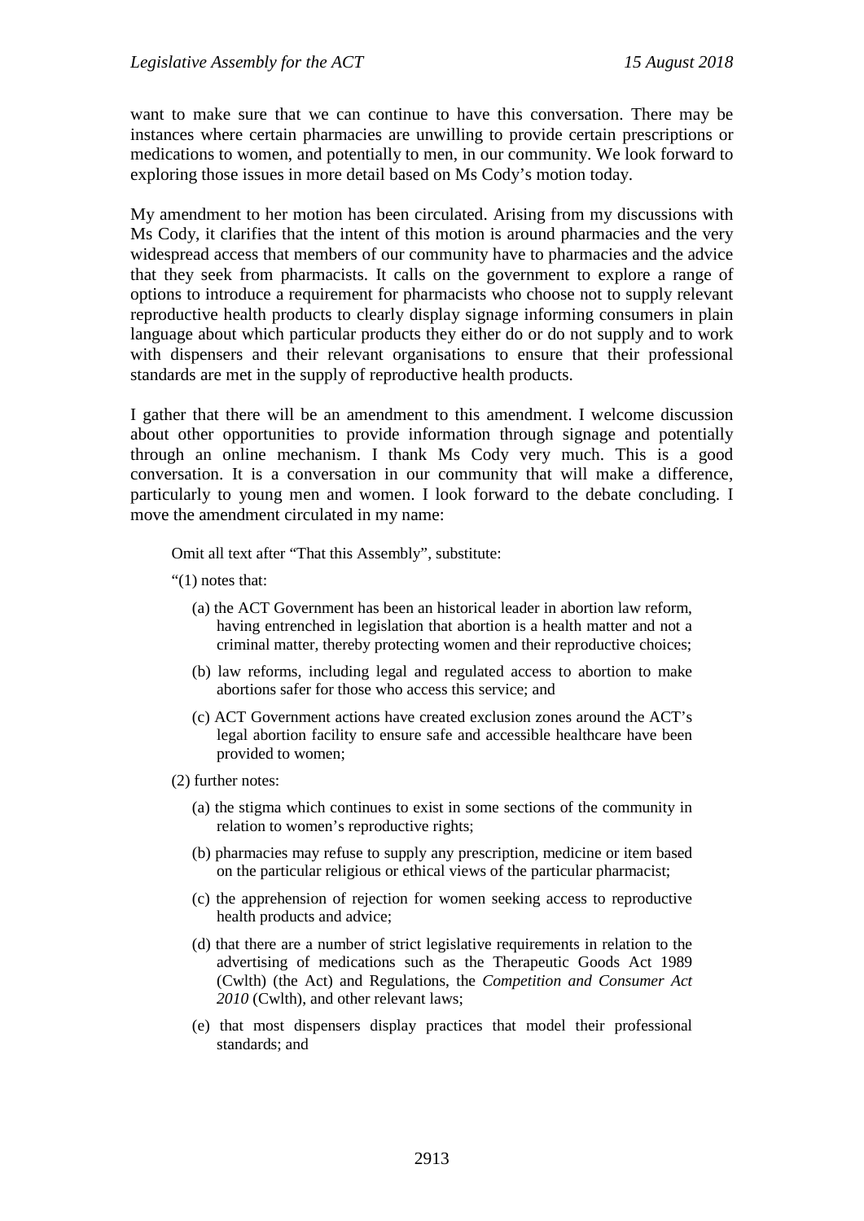want to make sure that we can continue to have this conversation. There may be instances where certain pharmacies are unwilling to provide certain prescriptions or medications to women, and potentially to men, in our community. We look forward to exploring those issues in more detail based on Ms Cody's motion today.

My amendment to her motion has been circulated. Arising from my discussions with Ms Cody, it clarifies that the intent of this motion is around pharmacies and the very widespread access that members of our community have to pharmacies and the advice that they seek from pharmacists. It calls on the government to explore a range of options to introduce a requirement for pharmacists who choose not to supply relevant reproductive health products to clearly display signage informing consumers in plain language about which particular products they either do or do not supply and to work with dispensers and their relevant organisations to ensure that their professional standards are met in the supply of reproductive health products.

I gather that there will be an amendment to this amendment. I welcome discussion about other opportunities to provide information through signage and potentially through an online mechanism. I thank Ms Cody very much. This is a good conversation. It is a conversation in our community that will make a difference, particularly to young men and women. I look forward to the debate concluding. I move the amendment circulated in my name:

> Omit all text after "That this Assembly", substitute:
>
> "(1) notes that:
>
> (a) the ACT Government has been an historical leader in abortion law reform, having entrenched in legislation that abortion is a health matter and not a criminal matter, thereby protecting women and their reproductive choices;
>
> (b) law reforms, including legal and regulated access to abortion to make abortions safer for those who access this service; and
>
> (c) ACT Government actions have created exclusion zones around the ACT's legal abortion facility to ensure safe and accessible healthcare have been provided to women;
>
> (2) further notes:
>
> (a) the stigma which continues to exist in some sections of the community in relation to women's reproductive rights;
>
> (b) pharmacies may refuse to supply any prescription, medicine or item based on the particular religious or ethical views of the particular pharmacist;
>
> (c) the apprehension of rejection for women seeking access to reproductive health products and advice;
>
> (d) that there are a number of strict legislative requirements in relation to the advertising of medications such as the Therapeutic Goods Act 1989 (Cwlth) (the Act) and Regulations, the *Competition and Consumer Act 2010* (Cwlth), and other relevant laws;
>
> (e) that most dispensers display practices that model their professional standards; and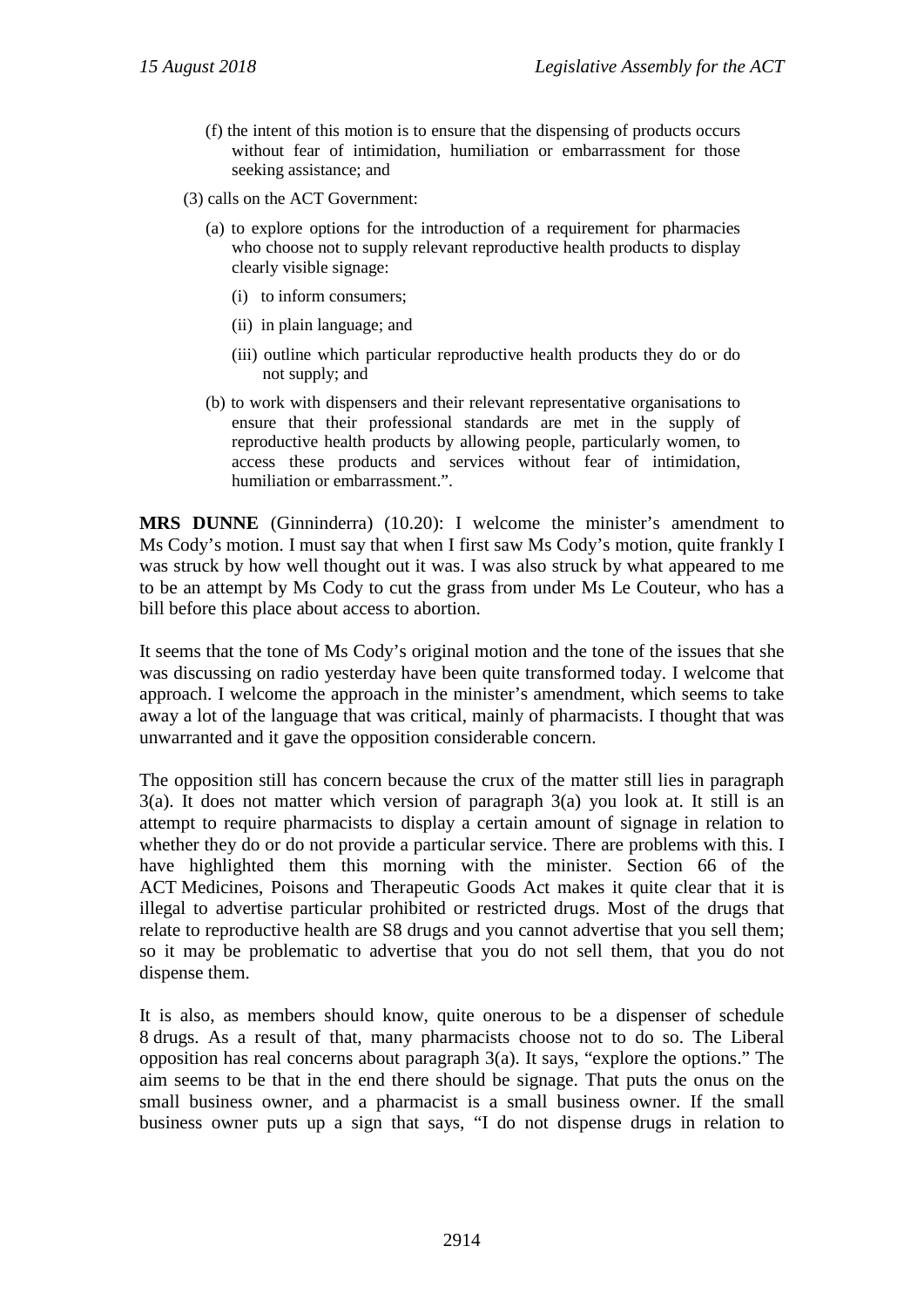(f) the intent of this motion is to ensure that the dispensing of products occurs without fear of intimidation, humiliation or embarrassment for those seeking assistance; and

(3) calls on the ACT Government:

(a) to explore options for the introduction of a requirement for pharmacies who choose not to supply relevant reproductive health products to display clearly visible signage:

(i) to inform consumers;

(ii) in plain language; and

(iii) outline which particular reproductive health products they do or do not supply; and

(b) to work with dispensers and their relevant representative organisations to ensure that their professional standards are met in the supply of reproductive health products by allowing people, particularly women, to access these products and services without fear of intimidation, humiliation or embarrassment.".

**MRS DUNNE** (Ginninderra) (10.20): I welcome the minister's amendment to Ms Cody's motion. I must say that when I first saw Ms Cody's motion, quite frankly I was struck by how well thought out it was. I was also struck by what appeared to me to be an attempt by Ms Cody to cut the grass from under Ms Le Couteur, who has a bill before this place about access to abortion.

It seems that the tone of Ms Cody's original motion and the tone of the issues that she was discussing on radio yesterday have been quite transformed today. I welcome that approach. I welcome the approach in the minister's amendment, which seems to take away a lot of the language that was critical, mainly of pharmacists. I thought that was unwarranted and it gave the opposition considerable concern.

The opposition still has concern because the crux of the matter still lies in paragraph 3(a). It does not matter which version of paragraph 3(a) you look at. It still is an attempt to require pharmacists to display a certain amount of signage in relation to whether they do or do not provide a particular service. There are problems with this. I have highlighted them this morning with the minister. Section 66 of the ACT Medicines, Poisons and Therapeutic Goods Act makes it quite clear that it is illegal to advertise particular prohibited or restricted drugs. Most of the drugs that relate to reproductive health are S8 drugs and you cannot advertise that you sell them; so it may be problematic to advertise that you do not sell them, that you do not dispense them.

It is also, as members should know, quite onerous to be a dispenser of schedule 8 drugs. As a result of that, many pharmacists choose not to do so. The Liberal opposition has real concerns about paragraph 3(a). It says, "explore the options." The aim seems to be that in the end there should be signage. That puts the onus on the small business owner, and a pharmacist is a small business owner. If the small business owner puts up a sign that says, "I do not dispense drugs in relation to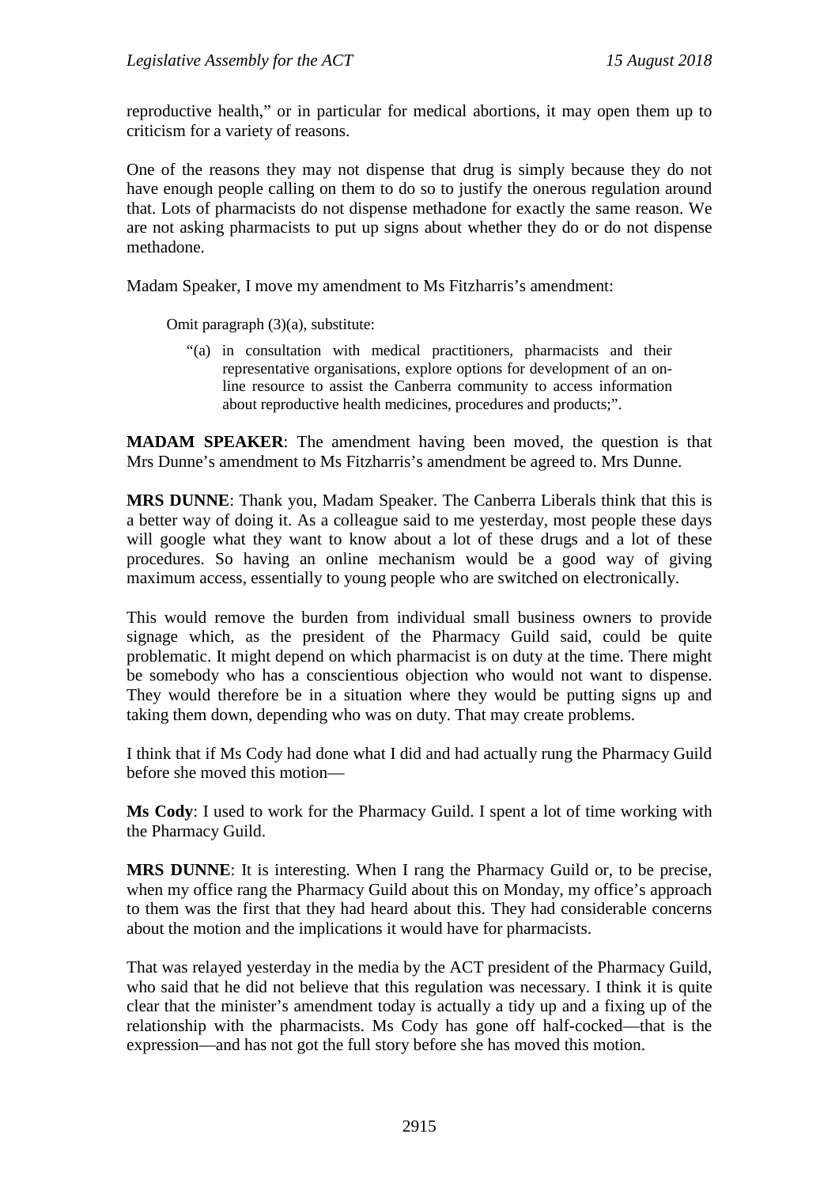reproductive health," or in particular for medical abortions, it may open them up to criticism for a variety of reasons.

One of the reasons they may not dispense that drug is simply because they do not have enough people calling on them to do so to justify the onerous regulation around that. Lots of pharmacists do not dispense methadone for exactly the same reason. We are not asking pharmacists to put up signs about whether they do or do not dispense methadone.

Madam Speaker, I move my amendment to Ms Fitzharris's amendment:

> Omit paragraph (3)(a), substitute:
>
> "(a) in consultation with medical practitioners, pharmacists and their representative organisations, explore options for development of an on-line resource to assist the Canberra community to access information about reproductive health medicines, procedures and products;".

**MADAM SPEAKER**: The amendment having been moved, the question is that Mrs Dunne's amendment to Ms Fitzharris's amendment be agreed to. Mrs Dunne.

**MRS DUNNE**: Thank you, Madam Speaker. The Canberra Liberals think that this is a better way of doing it. As a colleague said to me yesterday, most people these days will google what they want to know about a lot of these drugs and a lot of these procedures. So having an online mechanism would be a good way of giving maximum access, essentially to young people who are switched on electronically.

This would remove the burden from individual small business owners to provide signage which, as the president of the Pharmacy Guild said, could be quite problematic. It might depend on which pharmacist is on duty at the time. There might be somebody who has a conscientious objection who would not want to dispense. They would therefore be in a situation where they would be putting signs up and taking them down, depending who was on duty. That may create problems.

I think that if Ms Cody had done what I did and had actually rung the Pharmacy Guild before she moved this motion—

**Ms Cody**: I used to work for the Pharmacy Guild. I spent a lot of time working with the Pharmacy Guild.

**MRS DUNNE**: It is interesting. When I rang the Pharmacy Guild or, to be precise, when my office rang the Pharmacy Guild about this on Monday, my office's approach to them was the first that they had heard about this. They had considerable concerns about the motion and the implications it would have for pharmacists.

That was relayed yesterday in the media by the ACT president of the Pharmacy Guild, who said that he did not believe that this regulation was necessary. I think it is quite clear that the minister's amendment today is actually a tidy up and a fixing up of the relationship with the pharmacists. Ms Cody has gone off half-cocked—that is the expression—and has not got the full story before she has moved this motion.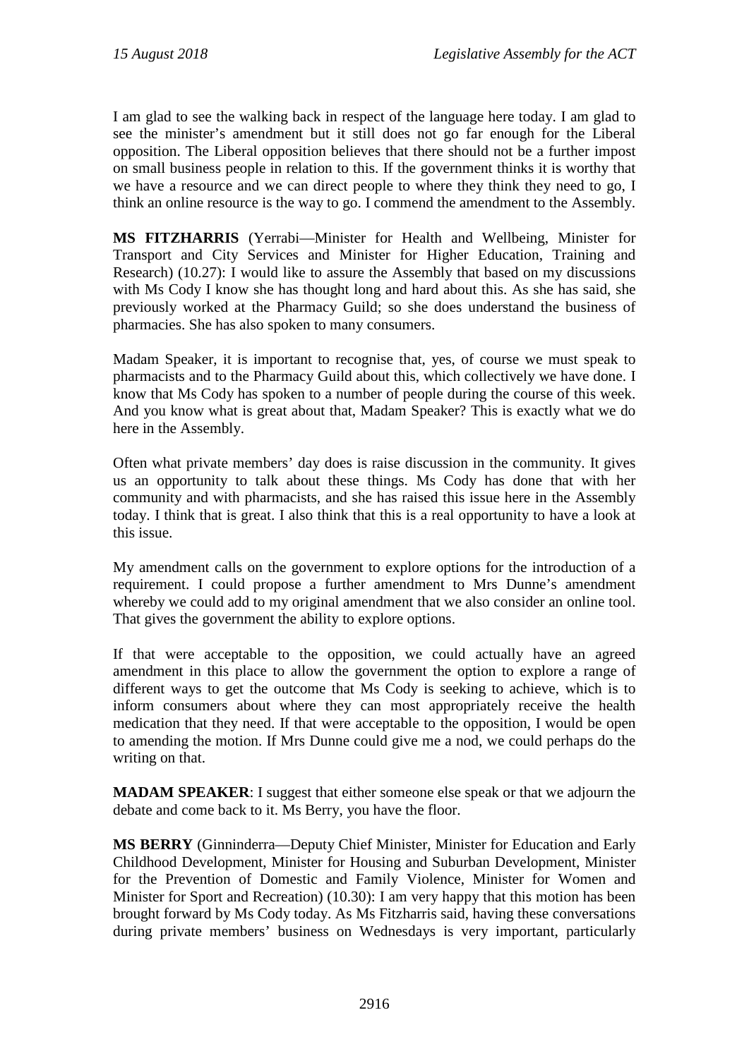I am glad to see the walking back in respect of the language here today. I am glad to see the minister's amendment but it still does not go far enough for the Liberal opposition. The Liberal opposition believes that there should not be a further impost on small business people in relation to this. If the government thinks it is worthy that we have a resource and we can direct people to where they think they need to go, I think an online resource is the way to go. I commend the amendment to the Assembly.

**MS FITZHARRIS** (Yerrabi—Minister for Health and Wellbeing, Minister for Transport and City Services and Minister for Higher Education, Training and Research) (10.27): I would like to assure the Assembly that based on my discussions with Ms Cody I know she has thought long and hard about this. As she has said, she previously worked at the Pharmacy Guild; so she does understand the business of pharmacies. She has also spoken to many consumers.

Madam Speaker, it is important to recognise that, yes, of course we must speak to pharmacists and to the Pharmacy Guild about this, which collectively we have done. I know that Ms Cody has spoken to a number of people during the course of this week. And you know what is great about that, Madam Speaker? This is exactly what we do here in the Assembly.

Often what private members' day does is raise discussion in the community. It gives us an opportunity to talk about these things. Ms Cody has done that with her community and with pharmacists, and she has raised this issue here in the Assembly today. I think that is great. I also think that this is a real opportunity to have a look at this issue.

My amendment calls on the government to explore options for the introduction of a requirement. I could propose a further amendment to Mrs Dunne's amendment whereby we could add to my original amendment that we also consider an online tool. That gives the government the ability to explore options.

If that were acceptable to the opposition, we could actually have an agreed amendment in this place to allow the government the option to explore a range of different ways to get the outcome that Ms Cody is seeking to achieve, which is to inform consumers about where they can most appropriately receive the health medication that they need. If that were acceptable to the opposition, I would be open to amending the motion. If Mrs Dunne could give me a nod, we could perhaps do the writing on that.

**MADAM SPEAKER**: I suggest that either someone else speak or that we adjourn the debate and come back to it. Ms Berry, you have the floor.

**MS BERRY** (Ginninderra—Deputy Chief Minister, Minister for Education and Early Childhood Development, Minister for Housing and Suburban Development, Minister for the Prevention of Domestic and Family Violence, Minister for Women and Minister for Sport and Recreation) (10.30): I am very happy that this motion has been brought forward by Ms Cody today. As Ms Fitzharris said, having these conversations during private members' business on Wednesdays is very important, particularly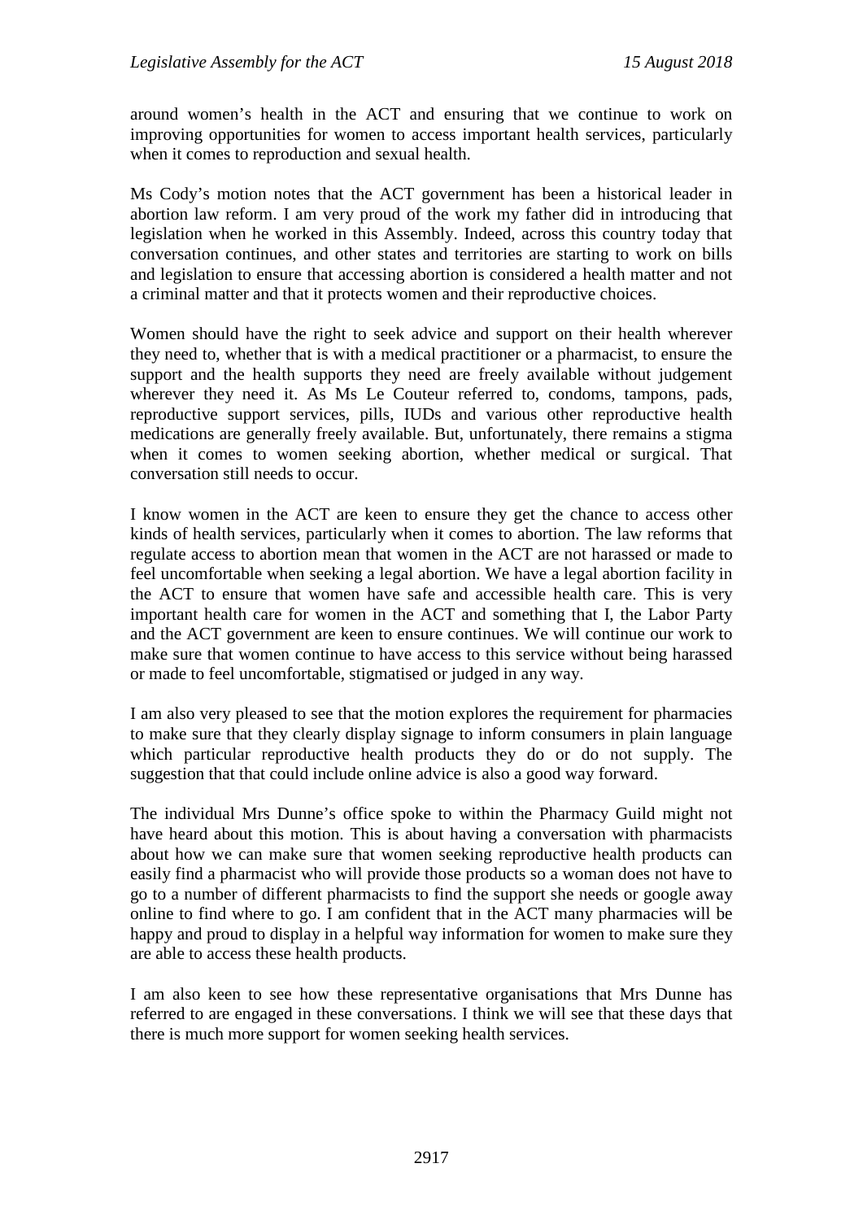around women's health in the ACT and ensuring that we continue to work on improving opportunities for women to access important health services, particularly when it comes to reproduction and sexual health.

Ms Cody's motion notes that the ACT government has been a historical leader in abortion law reform. I am very proud of the work my father did in introducing that legislation when he worked in this Assembly. Indeed, across this country today that conversation continues, and other states and territories are starting to work on bills and legislation to ensure that accessing abortion is considered a health matter and not a criminal matter and that it protects women and their reproductive choices.

Women should have the right to seek advice and support on their health wherever they need to, whether that is with a medical practitioner or a pharmacist, to ensure the support and the health supports they need are freely available without judgement wherever they need it. As Ms Le Couteur referred to, condoms, tampons, pads, reproductive support services, pills, IUDs and various other reproductive health medications are generally freely available. But, unfortunately, there remains a stigma when it comes to women seeking abortion, whether medical or surgical. That conversation still needs to occur.

I know women in the ACT are keen to ensure they get the chance to access other kinds of health services, particularly when it comes to abortion. The law reforms that regulate access to abortion mean that women in the ACT are not harassed or made to feel uncomfortable when seeking a legal abortion. We have a legal abortion facility in the ACT to ensure that women have safe and accessible health care. This is very important health care for women in the ACT and something that I, the Labor Party and the ACT government are keen to ensure continues. We will continue our work to make sure that women continue to have access to this service without being harassed or made to feel uncomfortable, stigmatised or judged in any way.

I am also very pleased to see that the motion explores the requirement for pharmacies to make sure that they clearly display signage to inform consumers in plain language which particular reproductive health products they do or do not supply. The suggestion that that could include online advice is also a good way forward.

The individual Mrs Dunne's office spoke to within the Pharmacy Guild might not have heard about this motion. This is about having a conversation with pharmacists about how we can make sure that women seeking reproductive health products can easily find a pharmacist who will provide those products so a woman does not have to go to a number of different pharmacists to find the support she needs or google away online to find where to go. I am confident that in the ACT many pharmacies will be happy and proud to display in a helpful way information for women to make sure they are able to access these health products.

I am also keen to see how these representative organisations that Mrs Dunne has referred to are engaged in these conversations. I think we will see that these days that there is much more support for women seeking health services.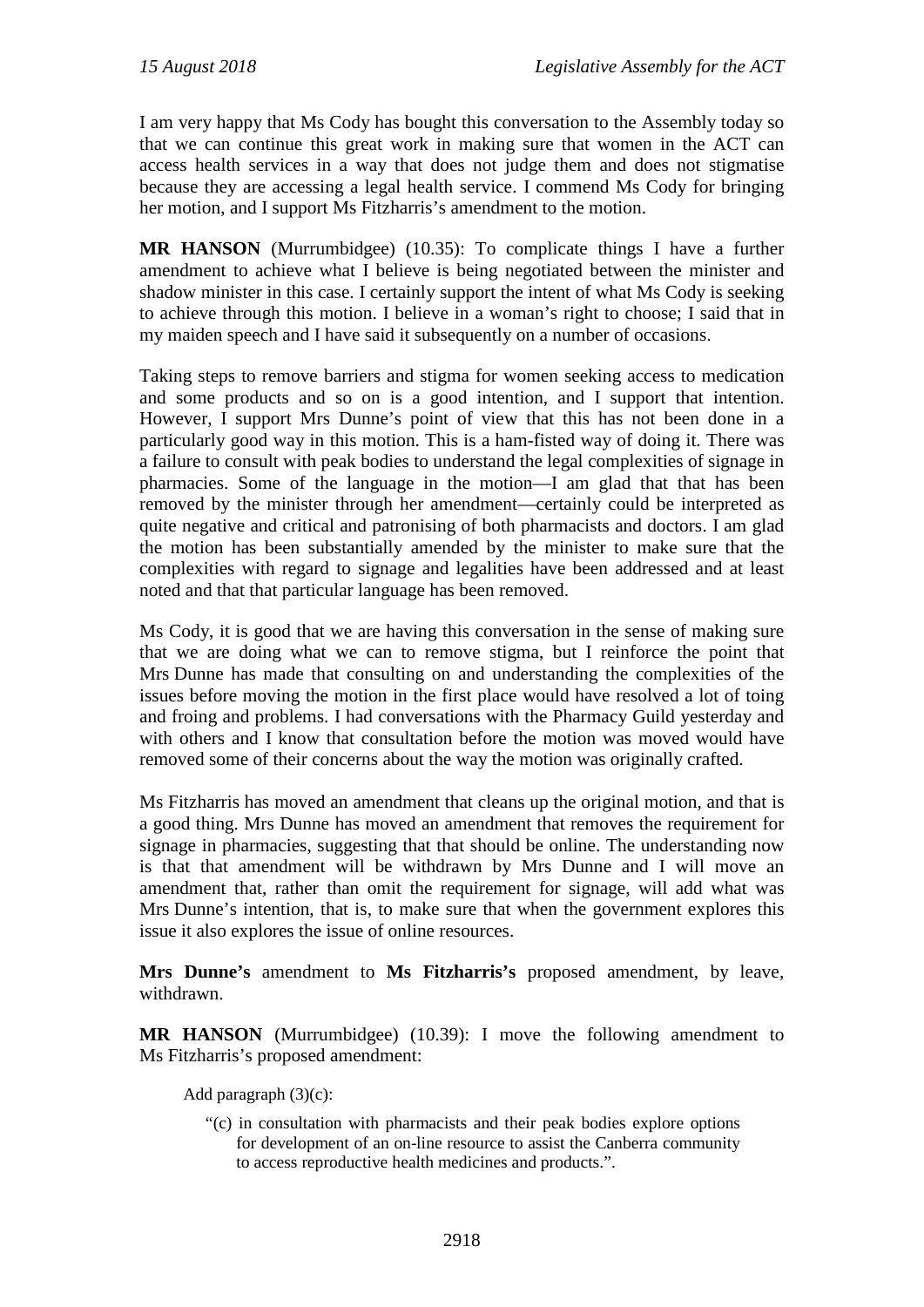I am very happy that Ms Cody has bought this conversation to the Assembly today so that we can continue this great work in making sure that women in the ACT can access health services in a way that does not judge them and does not stigmatise because they are accessing a legal health service. I commend Ms Cody for bringing her motion, and I support Ms Fitzharris's amendment to the motion.

**MR HANSON** (Murrumbidgee) (10.35): To complicate things I have a further amendment to achieve what I believe is being negotiated between the minister and shadow minister in this case. I certainly support the intent of what Ms Cody is seeking to achieve through this motion. I believe in a woman's right to choose; I said that in my maiden speech and I have said it subsequently on a number of occasions.

Taking steps to remove barriers and stigma for women seeking access to medication and some products and so on is a good intention, and I support that intention. However, I support Mrs Dunne's point of view that this has not been done in a particularly good way in this motion. This is a ham-fisted way of doing it. There was a failure to consult with peak bodies to understand the legal complexities of signage in pharmacies. Some of the language in the motion—I am glad that that has been removed by the minister through her amendment—certainly could be interpreted as quite negative and critical and patronising of both pharmacists and doctors. I am glad the motion has been substantially amended by the minister to make sure that the complexities with regard to signage and legalities have been addressed and at least noted and that that particular language has been removed.

Ms Cody, it is good that we are having this conversation in the sense of making sure that we are doing what we can to remove stigma, but I reinforce the point that Mrs Dunne has made that consulting on and understanding the complexities of the issues before moving the motion in the first place would have resolved a lot of toing and froing and problems. I had conversations with the Pharmacy Guild yesterday and with others and I know that consultation before the motion was moved would have removed some of their concerns about the way the motion was originally crafted.

Ms Fitzharris has moved an amendment that cleans up the original motion, and that is a good thing. Mrs Dunne has moved an amendment that removes the requirement for signage in pharmacies, suggesting that that should be online. The understanding now is that that amendment will be withdrawn by Mrs Dunne and I will move an amendment that, rather than omit the requirement for signage, will add what was Mrs Dunne's intention, that is, to make sure that when the government explores this issue it also explores the issue of online resources.

**Mrs Dunne's** amendment to **Ms Fitzharris's** proposed amendment, by leave, withdrawn.

**MR HANSON** (Murrumbidgee) (10.39): I move the following amendment to Ms Fitzharris's proposed amendment:

> Add paragraph (3)(c):
>
> "(c) in consultation with pharmacists and their peak bodies explore options for development of an on-line resource to assist the Canberra community to access reproductive health medicines and products.".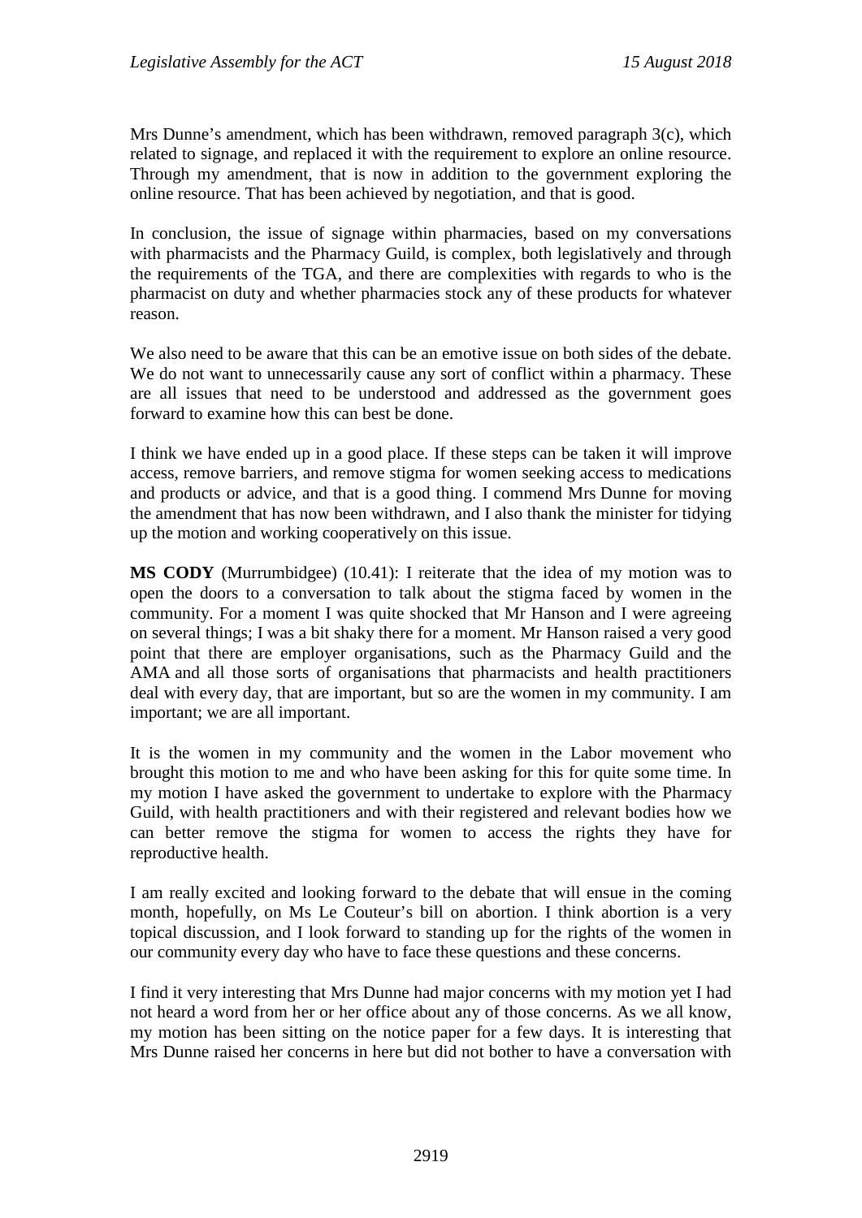Mrs Dunne's amendment, which has been withdrawn, removed paragraph 3(c), which related to signage, and replaced it with the requirement to explore an online resource. Through my amendment, that is now in addition to the government exploring the online resource. That has been achieved by negotiation, and that is good.

In conclusion, the issue of signage within pharmacies, based on my conversations with pharmacists and the Pharmacy Guild, is complex, both legislatively and through the requirements of the TGA, and there are complexities with regards to who is the pharmacist on duty and whether pharmacies stock any of these products for whatever reason.

We also need to be aware that this can be an emotive issue on both sides of the debate. We do not want to unnecessarily cause any sort of conflict within a pharmacy. These are all issues that need to be understood and addressed as the government goes forward to examine how this can best be done.

I think we have ended up in a good place. If these steps can be taken it will improve access, remove barriers, and remove stigma for women seeking access to medications and products or advice, and that is a good thing. I commend Mrs Dunne for moving the amendment that has now been withdrawn, and I also thank the minister for tidying up the motion and working cooperatively on this issue.

**MS CODY** (Murrumbidgee) (10.41): I reiterate that the idea of my motion was to open the doors to a conversation to talk about the stigma faced by women in the community. For a moment I was quite shocked that Mr Hanson and I were agreeing on several things; I was a bit shaky there for a moment. Mr Hanson raised a very good point that there are employer organisations, such as the Pharmacy Guild and the AMA and all those sorts of organisations that pharmacists and health practitioners deal with every day, that are important, but so are the women in my community. I am important; we are all important.

It is the women in my community and the women in the Labor movement who brought this motion to me and who have been asking for this for quite some time. In my motion I have asked the government to undertake to explore with the Pharmacy Guild, with health practitioners and with their registered and relevant bodies how we can better remove the stigma for women to access the rights they have for reproductive health.

I am really excited and looking forward to the debate that will ensue in the coming month, hopefully, on Ms Le Couteur's bill on abortion. I think abortion is a very topical discussion, and I look forward to standing up for the rights of the women in our community every day who have to face these questions and these concerns.

I find it very interesting that Mrs Dunne had major concerns with my motion yet I had not heard a word from her or her office about any of those concerns. As we all know, my motion has been sitting on the notice paper for a few days. It is interesting that Mrs Dunne raised her concerns in here but did not bother to have a conversation with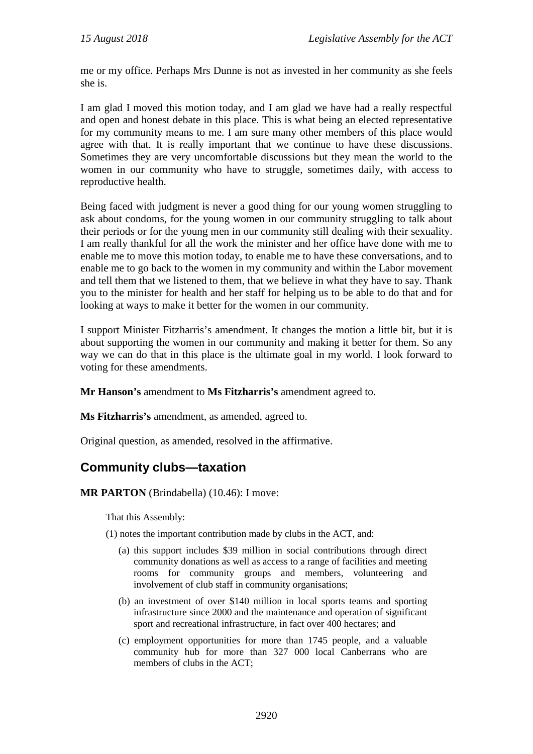me or my office. Perhaps Mrs Dunne is not as invested in her community as she feels she is.

I am glad I moved this motion today, and I am glad we have had a really respectful and open and honest debate in this place. This is what being an elected representative for my community means to me. I am sure many other members of this place would agree with that. It is really important that we continue to have these discussions. Sometimes they are very uncomfortable discussions but they mean the world to the women in our community who have to struggle, sometimes daily, with access to reproductive health.

Being faced with judgment is never a good thing for our young women struggling to ask about condoms, for the young women in our community struggling to talk about their periods or for the young men in our community still dealing with their sexuality. I am really thankful for all the work the minister and her office have done with me to enable me to move this motion today, to enable me to have these conversations, and to enable me to go back to the women in my community and within the Labor movement and tell them that we listened to them, that we believe in what they have to say. Thank you to the minister for health and her staff for helping us to be able to do that and for looking at ways to make it better for the women in our community.

I support Minister Fitzharris's amendment. It changes the motion a little bit, but it is about supporting the women in our community and making it better for them. So any way we can do that in this place is the ultimate goal in my world. I look forward to voting for these amendments.

**Mr Hanson's** amendment to **Ms Fitzharris's** amendment agreed to.

**Ms Fitzharris's** amendment, as amended, agreed to.

Original question, as amended, resolved in the affirmative.

## Community clubs—taxation

**MR PARTON** (Brindabella) (10.46): I move:

That this Assembly:

(1) notes the important contribution made by clubs in the ACT, and:

- (a) this support includes $39 million in social contributions through direct community donations as well as access to a range of facilities and meeting rooms for community groups and members, volunteering and involvement of club staff in community organisations;
- (b) an investment of over $140 million in local sports teams and sporting infrastructure since 2000 and the maintenance and operation of significant sport and recreational infrastructure, in fact over 400 hectares; and
- (c) employment opportunities for more than 1745 people, and a valuable community hub for more than 327 000 local Canberrans who are members of clubs in the ACT;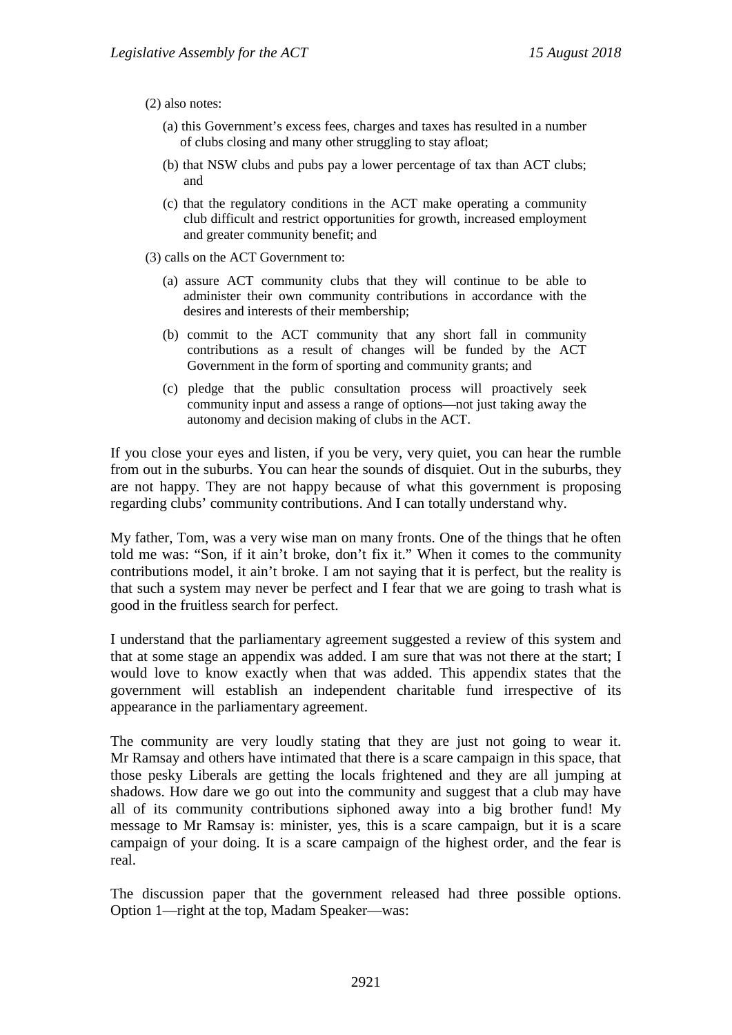(2) also notes:

(a) this Government's excess fees, charges and taxes has resulted in a number of clubs closing and many other struggling to stay afloat;

(b) that NSW clubs and pubs pay a lower percentage of tax than ACT clubs; and

(c) that the regulatory conditions in the ACT make operating a community club difficult and restrict opportunities for growth, increased employment and greater community benefit; and

(3) calls on the ACT Government to:

(a) assure ACT community clubs that they will continue to be able to administer their own community contributions in accordance with the desires and interests of their membership;

(b) commit to the ACT community that any short fall in community contributions as a result of changes will be funded by the ACT Government in the form of sporting and community grants; and

(c) pledge that the public consultation process will proactively seek community input and assess a range of options—not just taking away the autonomy and decision making of clubs in the ACT.

If you close your eyes and listen, if you be very, very quiet, you can hear the rumble from out in the suburbs. You can hear the sounds of disquiet. Out in the suburbs, they are not happy. They are not happy because of what this government is proposing regarding clubs' community contributions. And I can totally understand why.

My father, Tom, was a very wise man on many fronts. One of the things that he often told me was: "Son, if it ain't broke, don't fix it." When it comes to the community contributions model, it ain't broke. I am not saying that it is perfect, but the reality is that such a system may never be perfect and I fear that we are going to trash what is good in the fruitless search for perfect.

I understand that the parliamentary agreement suggested a review of this system and that at some stage an appendix was added. I am sure that was not there at the start; I would love to know exactly when that was added. This appendix states that the government will establish an independent charitable fund irrespective of its appearance in the parliamentary agreement.

The community are very loudly stating that they are just not going to wear it. Mr Ramsay and others have intimated that there is a scare campaign in this space, that those pesky Liberals are getting the locals frightened and they are all jumping at shadows. How dare we go out into the community and suggest that a club may have all of its community contributions siphoned away into a big brother fund! My message to Mr Ramsay is: minister, yes, this is a scare campaign, but it is a scare campaign of your doing. It is a scare campaign of the highest order, and the fear is real.

The discussion paper that the government released had three possible options. Option 1—right at the top, Madam Speaker—was: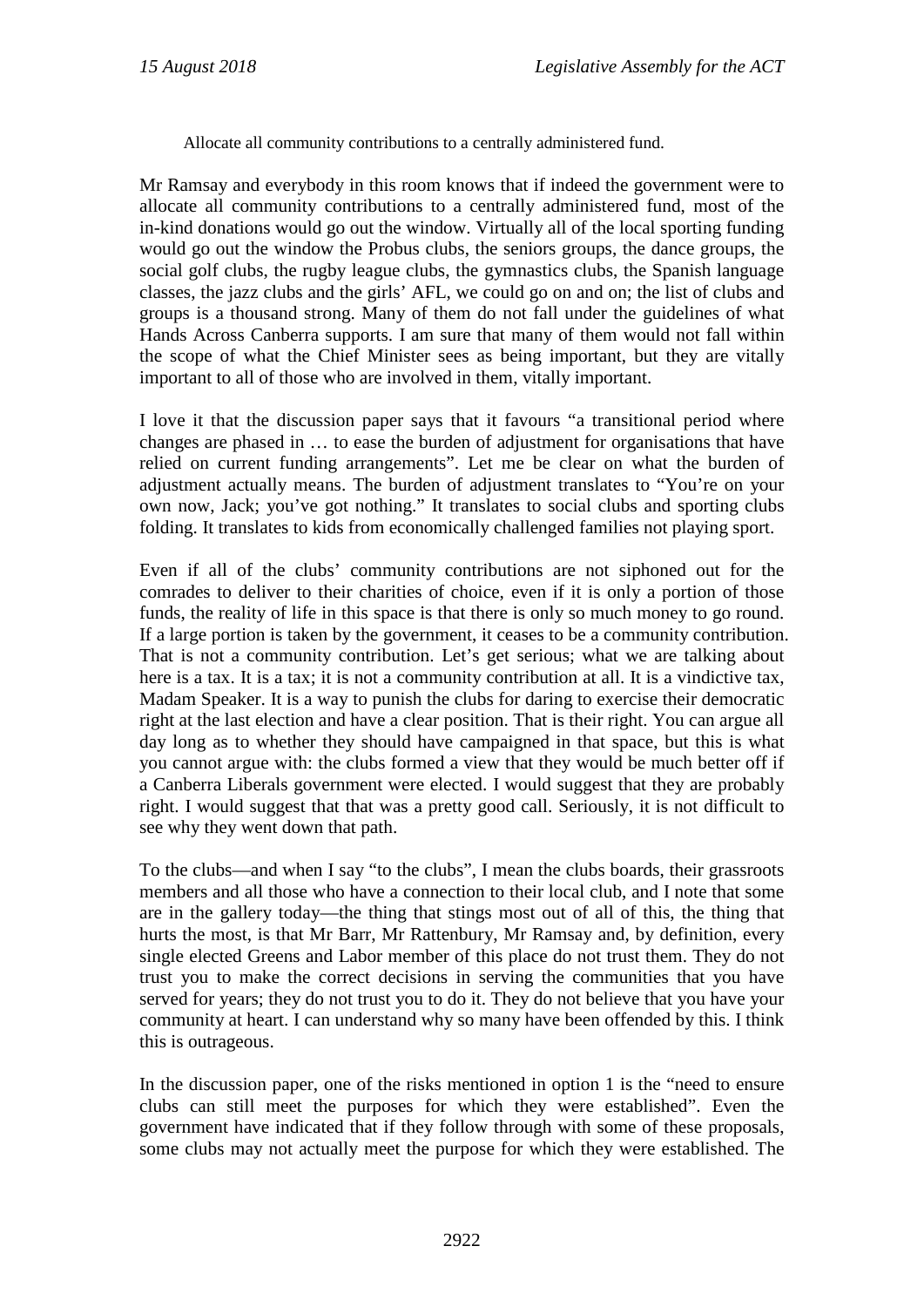> Allocate all community contributions to a centrally administered fund.

Mr Ramsay and everybody in this room knows that if indeed the government were to allocate all community contributions to a centrally administered fund, most of the in-kind donations would go out the window. Virtually all of the local sporting funding would go out the window the Probus clubs, the seniors groups, the dance groups, the social golf clubs, the rugby league clubs, the gymnastics clubs, the Spanish language classes, the jazz clubs and the girls' AFL, we could go on and on; the list of clubs and groups is a thousand strong. Many of them do not fall under the guidelines of what Hands Across Canberra supports. I am sure that many of them would not fall within the scope of what the Chief Minister sees as being important, but they are vitally important to all of those who are involved in them, vitally important.

I love it that the discussion paper says that it favours "a transitional period where changes are phased in … to ease the burden of adjustment for organisations that have relied on current funding arrangements". Let me be clear on what the burden of adjustment actually means. The burden of adjustment translates to "You're on your own now, Jack; you've got nothing." It translates to social clubs and sporting clubs folding. It translates to kids from economically challenged families not playing sport.

Even if all of the clubs' community contributions are not siphoned out for the comrades to deliver to their charities of choice, even if it is only a portion of those funds, the reality of life in this space is that there is only so much money to go round. If a large portion is taken by the government, it ceases to be a community contribution. That is not a community contribution. Let's get serious; what we are talking about here is a tax. It is a tax; it is not a community contribution at all. It is a vindictive tax, Madam Speaker. It is a way to punish the clubs for daring to exercise their democratic right at the last election and have a clear position. That is their right. You can argue all day long as to whether they should have campaigned in that space, but this is what you cannot argue with: the clubs formed a view that they would be much better off if a Canberra Liberals government were elected. I would suggest that they are probably right. I would suggest that that was a pretty good call. Seriously, it is not difficult to see why they went down that path.

To the clubs—and when I say "to the clubs", I mean the clubs boards, their grassroots members and all those who have a connection to their local club, and I note that some are in the gallery today—the thing that stings most out of all of this, the thing that hurts the most, is that Mr Barr, Mr Rattenbury, Mr Ramsay and, by definition, every single elected Greens and Labor member of this place do not trust them. They do not trust you to make the correct decisions in serving the communities that you have served for years; they do not trust you to do it. They do not believe that you have your community at heart. I can understand why so many have been offended by this. I think this is outrageous.

In the discussion paper, one of the risks mentioned in option 1 is the "need to ensure clubs can still meet the purposes for which they were established". Even the government have indicated that if they follow through with some of these proposals, some clubs may not actually meet the purpose for which they were established. The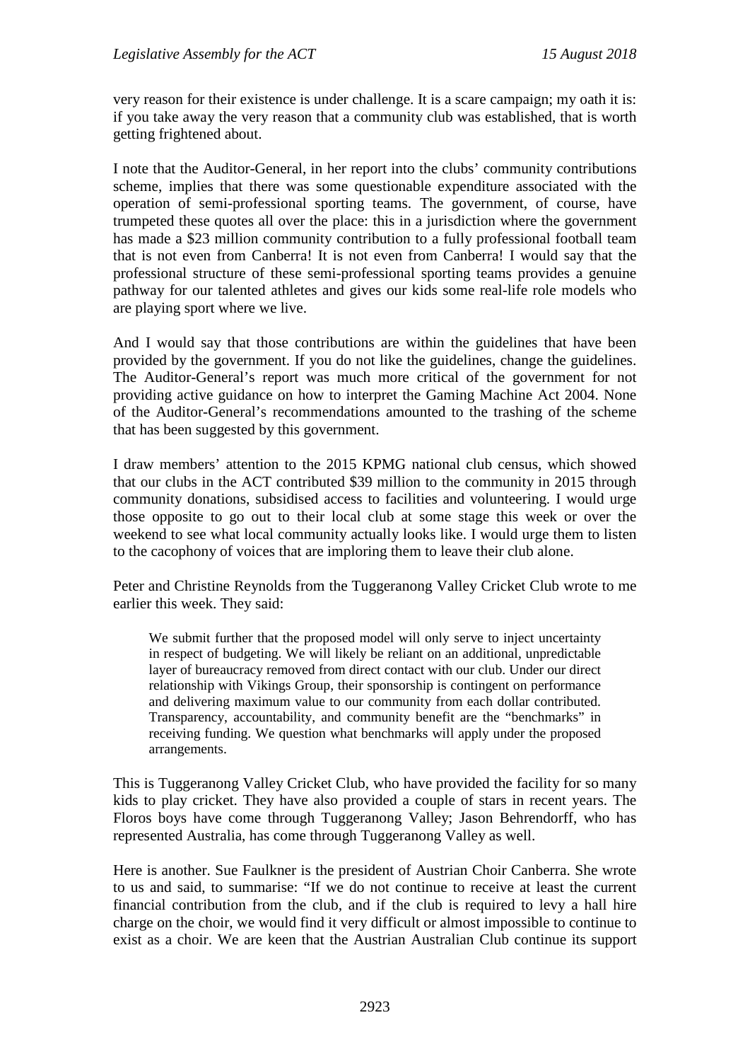very reason for their existence is under challenge. It is a scare campaign; my oath it is: if you take away the very reason that a community club was established, that is worth getting frightened about.

I note that the Auditor-General, in her report into the clubs' community contributions scheme, implies that there was some questionable expenditure associated with the operation of semi-professional sporting teams. The government, of course, have trumpeted these quotes all over the place: this in a jurisdiction where the government has made a $23 million community contribution to a fully professional football team that is not even from Canberra! It is not even from Canberra! I would say that the professional structure of these semi-professional sporting teams provides a genuine pathway for our talented athletes and gives our kids some real-life role models who are playing sport where we live.

And I would say that those contributions are within the guidelines that have been provided by the government. If you do not like the guidelines, change the guidelines. The Auditor-General's report was much more critical of the government for not providing active guidance on how to interpret the Gaming Machine Act 2004. None of the Auditor-General's recommendations amounted to the trashing of the scheme that has been suggested by this government.

I draw members' attention to the 2015 KPMG national club census, which showed that our clubs in the ACT contributed $39 million to the community in 2015 through community donations, subsidised access to facilities and volunteering. I would urge those opposite to go out to their local club at some stage this week or over the weekend to see what local community actually looks like. I would urge them to listen to the cacophony of voices that are imploring them to leave their club alone.

Peter and Christine Reynolds from the Tuggeranong Valley Cricket Club wrote to me earlier this week. They said:

> We submit further that the proposed model will only serve to inject uncertainty in respect of budgeting. We will likely be reliant on an additional, unpredictable layer of bureaucracy removed from direct contact with our club. Under our direct relationship with Vikings Group, their sponsorship is contingent on performance and delivering maximum value to our community from each dollar contributed. Transparency, accountability, and community benefit are the "benchmarks" in receiving funding. We question what benchmarks will apply under the proposed arrangements.

This is Tuggeranong Valley Cricket Club, who have provided the facility for so many kids to play cricket. They have also provided a couple of stars in recent years. The Floros boys have come through Tuggeranong Valley; Jason Behrendorff, who has represented Australia, has come through Tuggeranong Valley as well.

Here is another. Sue Faulkner is the president of Austrian Choir Canberra. She wrote to us and said, to summarise: "If we do not continue to receive at least the current financial contribution from the club, and if the club is required to levy a hall hire charge on the choir, we would find it very difficult or almost impossible to continue to exist as a choir. We are keen that the Austrian Australian Club continue its support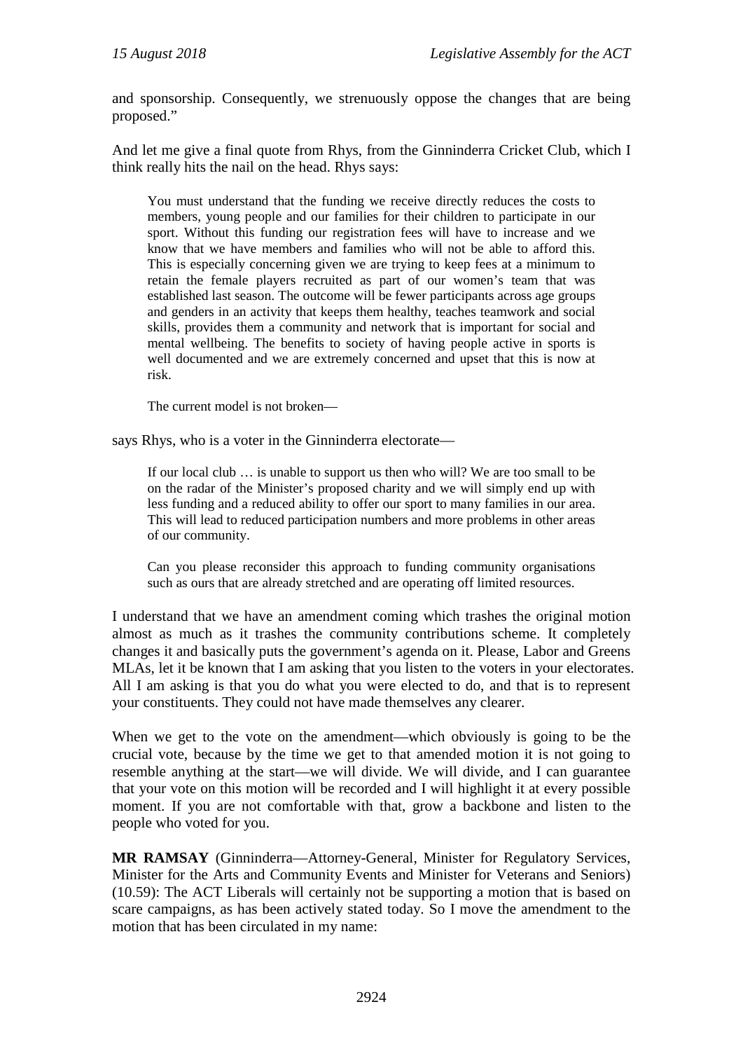and sponsorship. Consequently, we strenuously oppose the changes that are being proposed."

And let me give a final quote from Rhys, from the Ginninderra Cricket Club, which I think really hits the nail on the head. Rhys says:

> You must understand that the funding we receive directly reduces the costs to members, young people and our families for their children to participate in our sport. Without this funding our registration fees will have to increase and we know that we have members and families who will not be able to afford this. This is especially concerning given we are trying to keep fees at a minimum to retain the female players recruited as part of our women's team that was established last season. The outcome will be fewer participants across age groups and genders in an activity that keeps them healthy, teaches teamwork and social skills, provides them a community and network that is important for social and mental wellbeing. The benefits to society of having people active in sports is well documented and we are extremely concerned and upset that this is now at risk.
>
> The current model is not broken—

says Rhys, who is a voter in the Ginninderra electorate—

> If our local club … is unable to support us then who will? We are too small to be on the radar of the Minister's proposed charity and we will simply end up with less funding and a reduced ability to offer our sport to many families in our area. This will lead to reduced participation numbers and more problems in other areas of our community.
>
> Can you please reconsider this approach to funding community organisations such as ours that are already stretched and are operating off limited resources.

I understand that we have an amendment coming which trashes the original motion almost as much as it trashes the community contributions scheme. It completely changes it and basically puts the government's agenda on it. Please, Labor and Greens MLAs, let it be known that I am asking that you listen to the voters in your electorates. All I am asking is that you do what you were elected to do, and that is to represent your constituents. They could not have made themselves any clearer.

When we get to the vote on the amendment—which obviously is going to be the crucial vote, because by the time we get to that amended motion it is not going to resemble anything at the start—we will divide. We will divide, and I can guarantee that your vote on this motion will be recorded and I will highlight it at every possible moment. If you are not comfortable with that, grow a backbone and listen to the people who voted for you.

**MR RAMSAY** (Ginninderra—Attorney-General, Minister for Regulatory Services, Minister for the Arts and Community Events and Minister for Veterans and Seniors) (10.59): The ACT Liberals will certainly not be supporting a motion that is based on scare campaigns, as has been actively stated today. So I move the amendment to the motion that has been circulated in my name: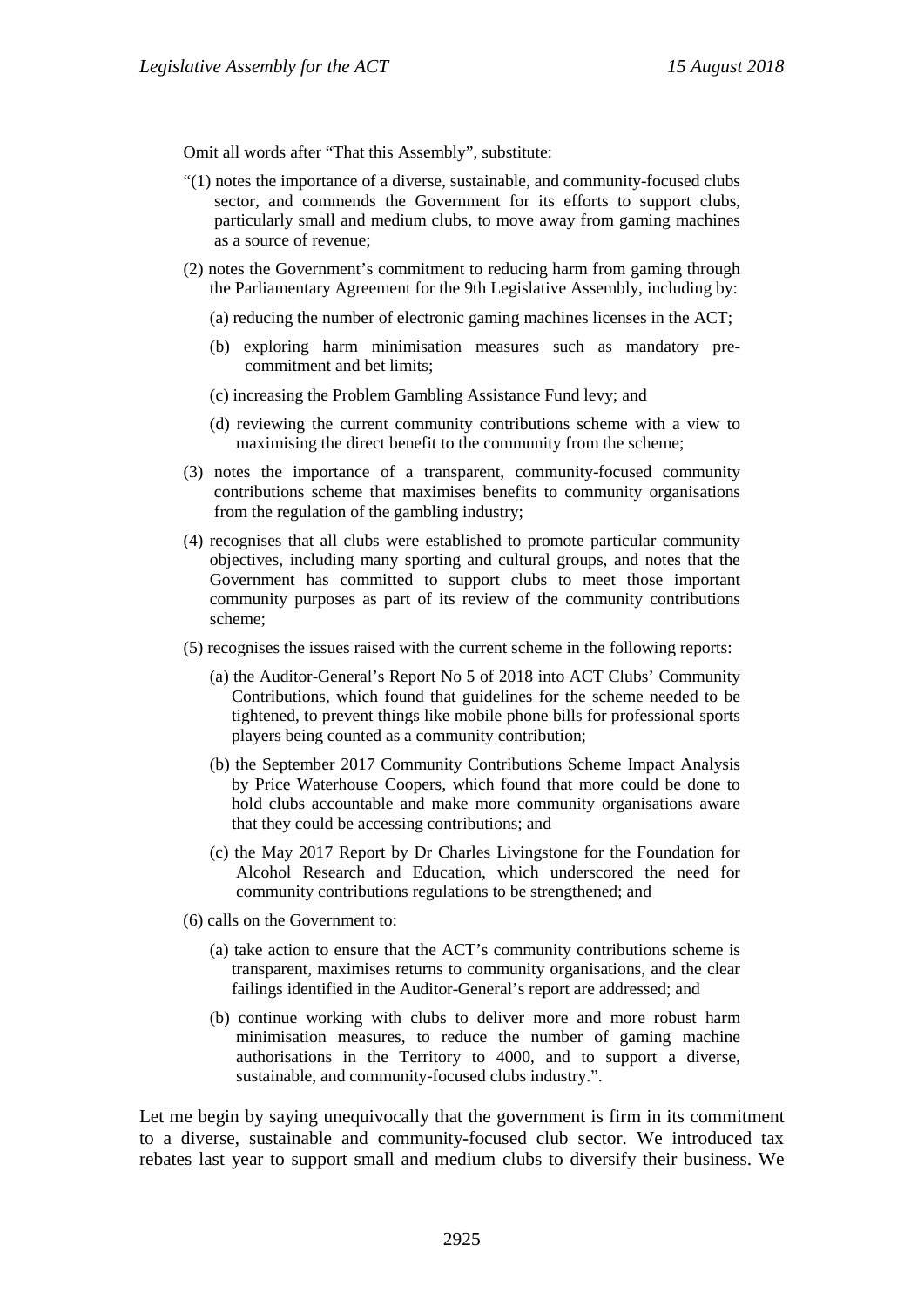Omit all words after "That this Assembly", substitute:

"(1) notes the importance of a diverse, sustainable, and community-focused clubs sector, and commends the Government for its efforts to support clubs, particularly small and medium clubs, to move away from gaming machines as a source of revenue;

(2) notes the Government's commitment to reducing harm from gaming through the Parliamentary Agreement for the 9th Legislative Assembly, including by:

(a) reducing the number of electronic gaming machines licenses in the ACT;

(b) exploring harm minimisation measures such as mandatory pre-commitment and bet limits;

(c) increasing the Problem Gambling Assistance Fund levy; and

(d) reviewing the current community contributions scheme with a view to maximising the direct benefit to the community from the scheme;

(3) notes the importance of a transparent, community-focused community contributions scheme that maximises benefits to community organisations from the regulation of the gambling industry;

(4) recognises that all clubs were established to promote particular community objectives, including many sporting and cultural groups, and notes that the Government has committed to support clubs to meet those important community purposes as part of its review of the community contributions scheme;

(5) recognises the issues raised with the current scheme in the following reports:

(a) the Auditor-General's Report No 5 of 2018 into ACT Clubs' Community Contributions, which found that guidelines for the scheme needed to be tightened, to prevent things like mobile phone bills for professional sports players being counted as a community contribution;

(b) the September 2017 Community Contributions Scheme Impact Analysis by Price Waterhouse Coopers, which found that more could be done to hold clubs accountable and make more community organisations aware that they could be accessing contributions; and

(c) the May 2017 Report by Dr Charles Livingstone for the Foundation for Alcohol Research and Education, which underscored the need for community contributions regulations to be strengthened; and

(6) calls on the Government to:

(a) take action to ensure that the ACT's community contributions scheme is transparent, maximises returns to community organisations, and the clear failings identified in the Auditor-General's report are addressed; and

(b) continue working with clubs to deliver more and more robust harm minimisation measures, to reduce the number of gaming machine authorisations in the Territory to 4000, and to support a diverse, sustainable, and community-focused clubs industry.".

Let me begin by saying unequivocally that the government is firm in its commitment to a diverse, sustainable and community-focused club sector. We introduced tax rebates last year to support small and medium clubs to diversify their business. We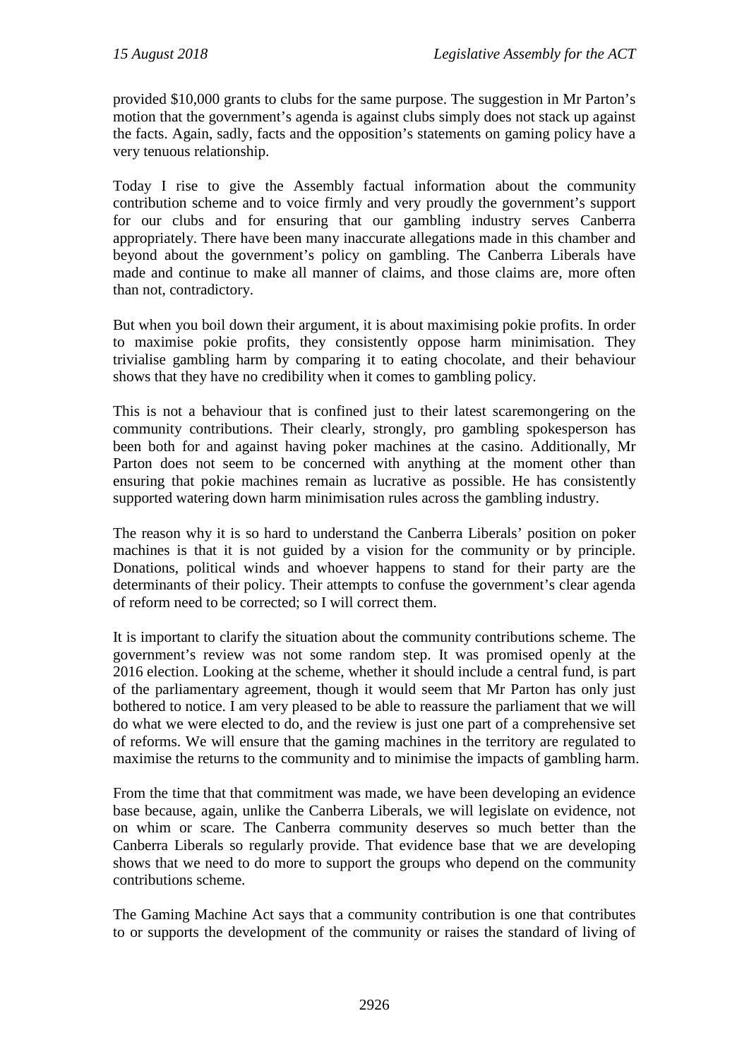provided $10,000 grants to clubs for the same purpose. The suggestion in Mr Parton's motion that the government's agenda is against clubs simply does not stack up against the facts. Again, sadly, facts and the opposition's statements on gaming policy have a very tenuous relationship.

Today I rise to give the Assembly factual information about the community contribution scheme and to voice firmly and very proudly the government's support for our clubs and for ensuring that our gambling industry serves Canberra appropriately. There have been many inaccurate allegations made in this chamber and beyond about the government's policy on gambling. The Canberra Liberals have made and continue to make all manner of claims, and those claims are, more often than not, contradictory.

But when you boil down their argument, it is about maximising pokie profits. In order to maximise pokie profits, they consistently oppose harm minimisation. They trivialise gambling harm by comparing it to eating chocolate, and their behaviour shows that they have no credibility when it comes to gambling policy.

This is not a behaviour that is confined just to their latest scaremongering on the community contributions. Their clearly, strongly, pro gambling spokesperson has been both for and against having poker machines at the casino. Additionally, Mr Parton does not seem to be concerned with anything at the moment other than ensuring that pokie machines remain as lucrative as possible. He has consistently supported watering down harm minimisation rules across the gambling industry.

The reason why it is so hard to understand the Canberra Liberals' position on poker machines is that it is not guided by a vision for the community or by principle. Donations, political winds and whoever happens to stand for their party are the determinants of their policy. Their attempts to confuse the government's clear agenda of reform need to be corrected; so I will correct them.

It is important to clarify the situation about the community contributions scheme. The government's review was not some random step. It was promised openly at the 2016 election. Looking at the scheme, whether it should include a central fund, is part of the parliamentary agreement, though it would seem that Mr Parton has only just bothered to notice. I am very pleased to be able to reassure the parliament that we will do what we were elected to do, and the review is just one part of a comprehensive set of reforms. We will ensure that the gaming machines in the territory are regulated to maximise the returns to the community and to minimise the impacts of gambling harm.

From the time that that commitment was made, we have been developing an evidence base because, again, unlike the Canberra Liberals, we will legislate on evidence, not on whim or scare. The Canberra community deserves so much better than the Canberra Liberals so regularly provide. That evidence base that we are developing shows that we need to do more to support the groups who depend on the community contributions scheme.

The Gaming Machine Act says that a community contribution is one that contributes to or supports the development of the community or raises the standard of living of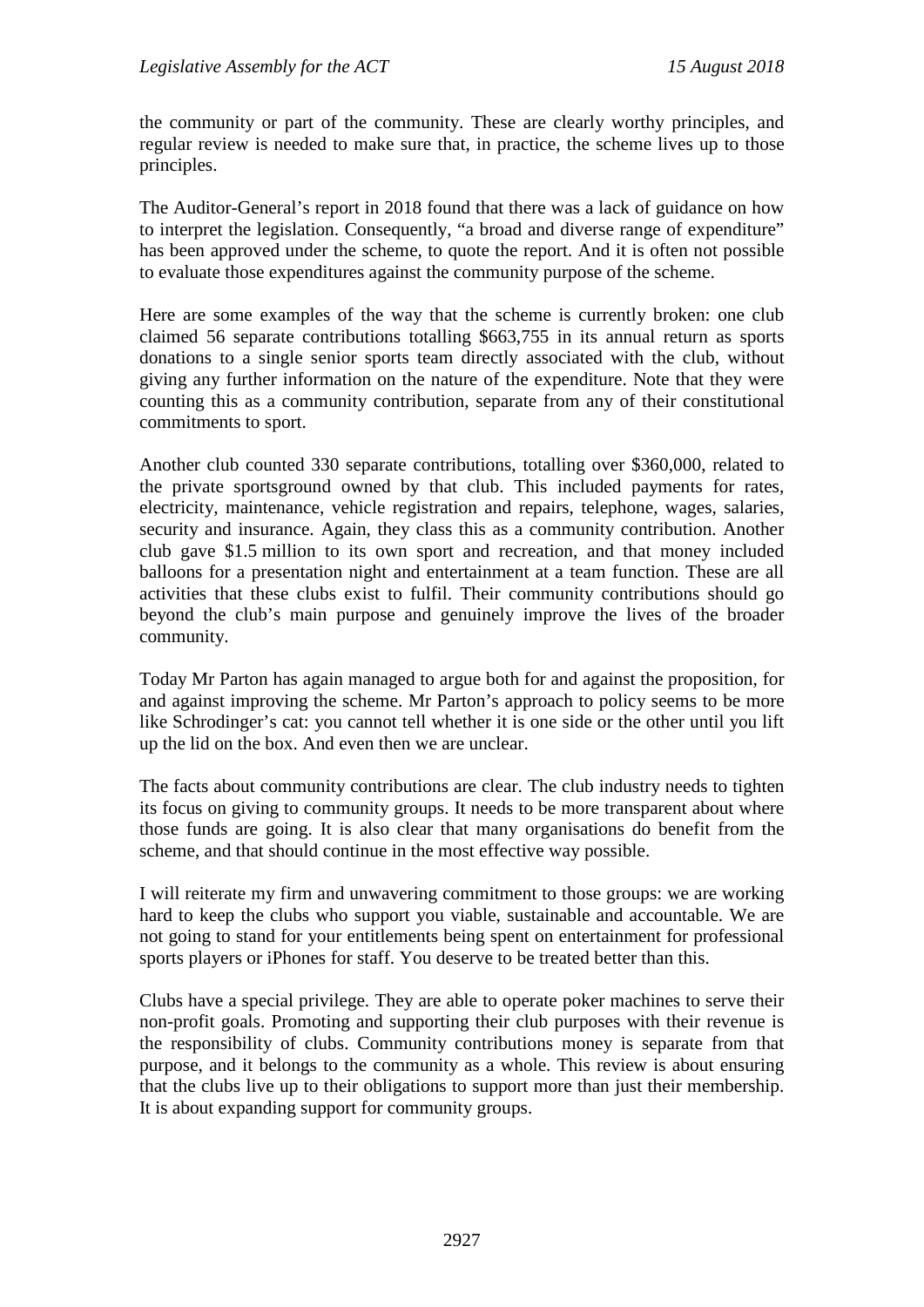the community or part of the community. These are clearly worthy principles, and regular review is needed to make sure that, in practice, the scheme lives up to those principles.

The Auditor-General's report in 2018 found that there was a lack of guidance on how to interpret the legislation. Consequently, "a broad and diverse range of expenditure" has been approved under the scheme, to quote the report. And it is often not possible to evaluate those expenditures against the community purpose of the scheme.

Here are some examples of the way that the scheme is currently broken: one club claimed 56 separate contributions totalling $663,755 in its annual return as sports donations to a single senior sports team directly associated with the club, without giving any further information on the nature of the expenditure. Note that they were counting this as a community contribution, separate from any of their constitutional commitments to sport.

Another club counted 330 separate contributions, totalling over $360,000, related to the private sportsground owned by that club. This included payments for rates, electricity, maintenance, vehicle registration and repairs, telephone, wages, salaries, security and insurance. Again, they class this as a community contribution. Another club gave $1.5 million to its own sport and recreation, and that money included balloons for a presentation night and entertainment at a team function. These are all activities that these clubs exist to fulfil. Their community contributions should go beyond the club's main purpose and genuinely improve the lives of the broader community.

Today Mr Parton has again managed to argue both for and against the proposition, for and against improving the scheme. Mr Parton's approach to policy seems to be more like Schrodinger's cat: you cannot tell whether it is one side or the other until you lift up the lid on the box. And even then we are unclear.

The facts about community contributions are clear. The club industry needs to tighten its focus on giving to community groups. It needs to be more transparent about where those funds are going. It is also clear that many organisations do benefit from the scheme, and that should continue in the most effective way possible.

I will reiterate my firm and unwavering commitment to those groups: we are working hard to keep the clubs who support you viable, sustainable and accountable. We are not going to stand for your entitlements being spent on entertainment for professional sports players or iPhones for staff. You deserve to be treated better than this.

Clubs have a special privilege. They are able to operate poker machines to serve their non-profit goals. Promoting and supporting their club purposes with their revenue is the responsibility of clubs. Community contributions money is separate from that purpose, and it belongs to the community as a whole. This review is about ensuring that the clubs live up to their obligations to support more than just their membership. It is about expanding support for community groups.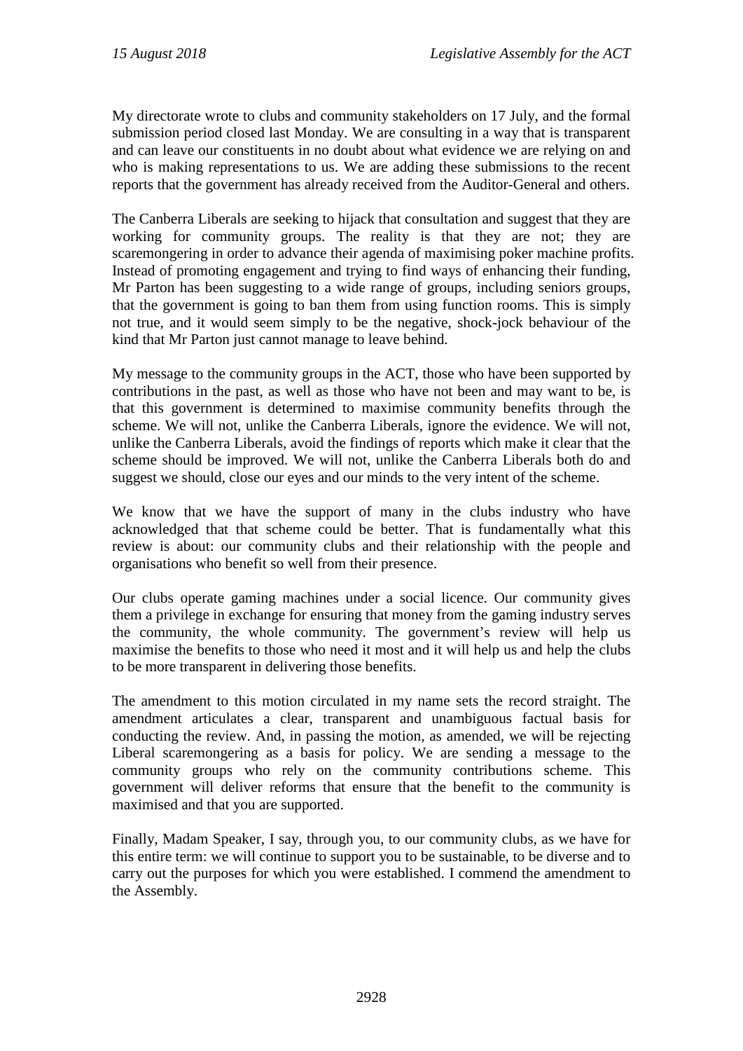My directorate wrote to clubs and community stakeholders on 17 July, and the formal submission period closed last Monday. We are consulting in a way that is transparent and can leave our constituents in no doubt about what evidence we are relying on and who is making representations to us. We are adding these submissions to the recent reports that the government has already received from the Auditor-General and others.

The Canberra Liberals are seeking to hijack that consultation and suggest that they are working for community groups. The reality is that they are not; they are scaremongering in order to advance their agenda of maximising poker machine profits. Instead of promoting engagement and trying to find ways of enhancing their funding, Mr Parton has been suggesting to a wide range of groups, including seniors groups, that the government is going to ban them from using function rooms. This is simply not true, and it would seem simply to be the negative, shock-jock behaviour of the kind that Mr Parton just cannot manage to leave behind.

My message to the community groups in the ACT, those who have been supported by contributions in the past, as well as those who have not been and may want to be, is that this government is determined to maximise community benefits through the scheme. We will not, unlike the Canberra Liberals, ignore the evidence. We will not, unlike the Canberra Liberals, avoid the findings of reports which make it clear that the scheme should be improved. We will not, unlike the Canberra Liberals both do and suggest we should, close our eyes and our minds to the very intent of the scheme.

We know that we have the support of many in the clubs industry who have acknowledged that that scheme could be better. That is fundamentally what this review is about: our community clubs and their relationship with the people and organisations who benefit so well from their presence.

Our clubs operate gaming machines under a social licence. Our community gives them a privilege in exchange for ensuring that money from the gaming industry serves the community, the whole community. The government's review will help us maximise the benefits to those who need it most and it will help us and help the clubs to be more transparent in delivering those benefits.

The amendment to this motion circulated in my name sets the record straight. The amendment articulates a clear, transparent and unambiguous factual basis for conducting the review. And, in passing the motion, as amended, we will be rejecting Liberal scaremongering as a basis for policy. We are sending a message to the community groups who rely on the community contributions scheme. This government will deliver reforms that ensure that the benefit to the community is maximised and that you are supported.

Finally, Madam Speaker, I say, through you, to our community clubs, as we have for this entire term: we will continue to support you to be sustainable, to be diverse and to carry out the purposes for which you were established. I commend the amendment to the Assembly.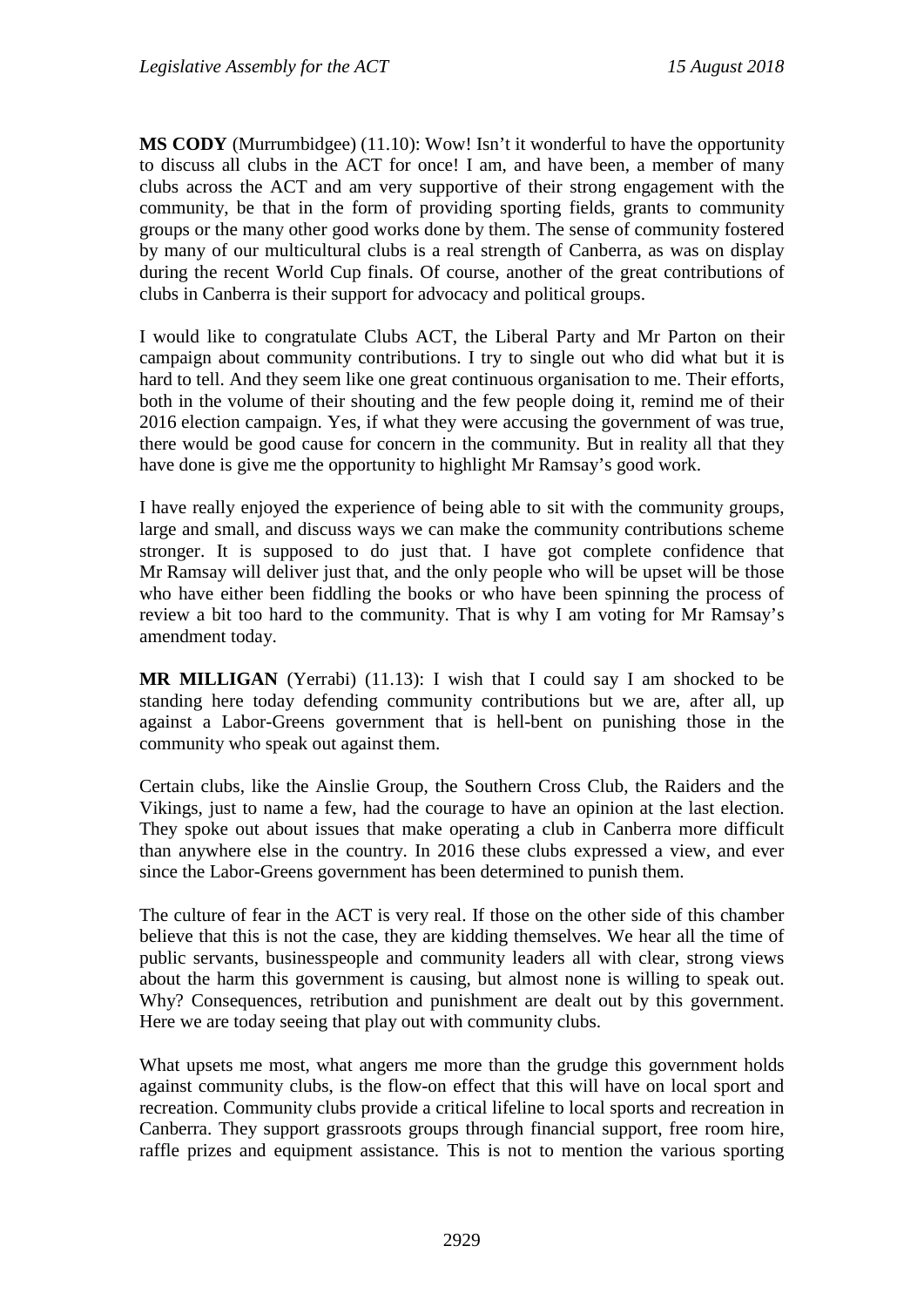**MS CODY** (Murrumbidgee) (11.10): Wow! Isn't it wonderful to have the opportunity to discuss all clubs in the ACT for once! I am, and have been, a member of many clubs across the ACT and am very supportive of their strong engagement with the community, be that in the form of providing sporting fields, grants to community groups or the many other good works done by them. The sense of community fostered by many of our multicultural clubs is a real strength of Canberra, as was on display during the recent World Cup finals. Of course, another of the great contributions of clubs in Canberra is their support for advocacy and political groups.

I would like to congratulate Clubs ACT, the Liberal Party and Mr Parton on their campaign about community contributions. I try to single out who did what but it is hard to tell. And they seem like one great continuous organisation to me. Their efforts, both in the volume of their shouting and the few people doing it, remind me of their 2016 election campaign. Yes, if what they were accusing the government of was true, there would be good cause for concern in the community. But in reality all that they have done is give me the opportunity to highlight Mr Ramsay's good work.

I have really enjoyed the experience of being able to sit with the community groups, large and small, and discuss ways we can make the community contributions scheme stronger. It is supposed to do just that. I have got complete confidence that Mr Ramsay will deliver just that, and the only people who will be upset will be those who have either been fiddling the books or who have been spinning the process of review a bit too hard to the community. That is why I am voting for Mr Ramsay's amendment today.

**MR MILLIGAN** (Yerrabi) (11.13): I wish that I could say I am shocked to be standing here today defending community contributions but we are, after all, up against a Labor-Greens government that is hell-bent on punishing those in the community who speak out against them.

Certain clubs, like the Ainslie Group, the Southern Cross Club, the Raiders and the Vikings, just to name a few, had the courage to have an opinion at the last election. They spoke out about issues that make operating a club in Canberra more difficult than anywhere else in the country. In 2016 these clubs expressed a view, and ever since the Labor-Greens government has been determined to punish them.

The culture of fear in the ACT is very real. If those on the other side of this chamber believe that this is not the case, they are kidding themselves. We hear all the time of public servants, businesspeople and community leaders all with clear, strong views about the harm this government is causing, but almost none is willing to speak out. Why? Consequences, retribution and punishment are dealt out by this government. Here we are today seeing that play out with community clubs.

What upsets me most, what angers me more than the grudge this government holds against community clubs, is the flow-on effect that this will have on local sport and recreation. Community clubs provide a critical lifeline to local sports and recreation in Canberra. They support grassroots groups through financial support, free room hire, raffle prizes and equipment assistance. This is not to mention the various sporting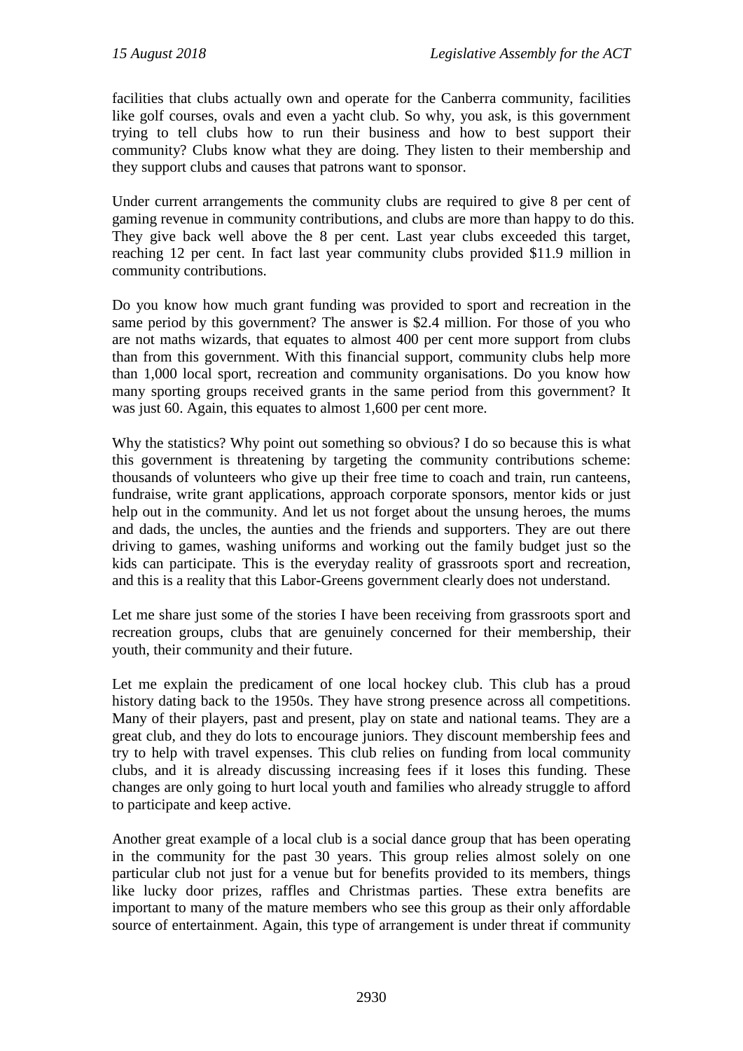facilities that clubs actually own and operate for the Canberra community, facilities like golf courses, ovals and even a yacht club. So why, you ask, is this government trying to tell clubs how to run their business and how to best support their community? Clubs know what they are doing. They listen to their membership and they support clubs and causes that patrons want to sponsor.

Under current arrangements the community clubs are required to give 8 per cent of gaming revenue in community contributions, and clubs are more than happy to do this. They give back well above the 8 per cent. Last year clubs exceeded this target, reaching 12 per cent. In fact last year community clubs provided $11.9 million in community contributions.

Do you know how much grant funding was provided to sport and recreation in the same period by this government? The answer is $2.4 million. For those of you who are not maths wizards, that equates to almost 400 per cent more support from clubs than from this government. With this financial support, community clubs help more than 1,000 local sport, recreation and community organisations. Do you know how many sporting groups received grants in the same period from this government? It was just 60. Again, this equates to almost 1,600 per cent more.

Why the statistics? Why point out something so obvious? I do so because this is what this government is threatening by targeting the community contributions scheme: thousands of volunteers who give up their free time to coach and train, run canteens, fundraise, write grant applications, approach corporate sponsors, mentor kids or just help out in the community. And let us not forget about the unsung heroes, the mums and dads, the uncles, the aunties and the friends and supporters. They are out there driving to games, washing uniforms and working out the family budget just so the kids can participate. This is the everyday reality of grassroots sport and recreation, and this is a reality that this Labor-Greens government clearly does not understand.

Let me share just some of the stories I have been receiving from grassroots sport and recreation groups, clubs that are genuinely concerned for their membership, their youth, their community and their future.

Let me explain the predicament of one local hockey club. This club has a proud history dating back to the 1950s. They have strong presence across all competitions. Many of their players, past and present, play on state and national teams. They are a great club, and they do lots to encourage juniors. They discount membership fees and try to help with travel expenses. This club relies on funding from local community clubs, and it is already discussing increasing fees if it loses this funding. These changes are only going to hurt local youth and families who already struggle to afford to participate and keep active.

Another great example of a local club is a social dance group that has been operating in the community for the past 30 years. This group relies almost solely on one particular club not just for a venue but for benefits provided to its members, things like lucky door prizes, raffles and Christmas parties. These extra benefits are important to many of the mature members who see this group as their only affordable source of entertainment. Again, this type of arrangement is under threat if community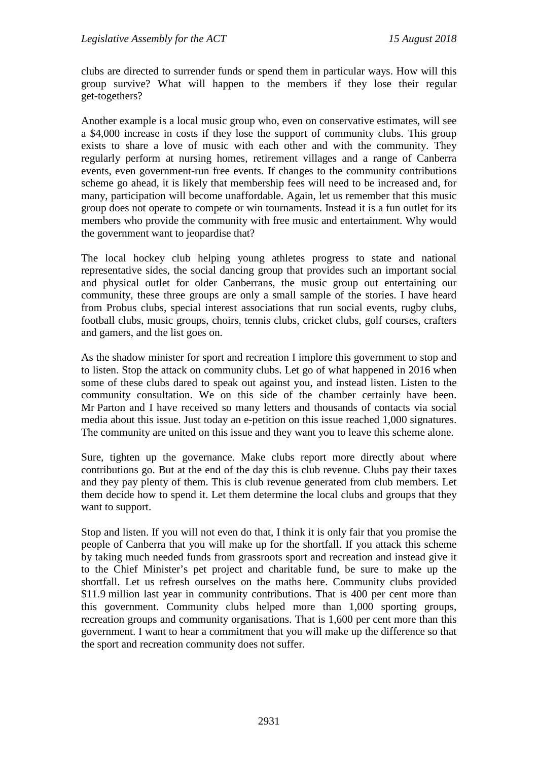clubs are directed to surrender funds or spend them in particular ways. How will this group survive? What will happen to the members if they lose their regular get-togethers?

Another example is a local music group who, even on conservative estimates, will see a $4,000 increase in costs if they lose the support of community clubs. This group exists to share a love of music with each other and with the community. They regularly perform at nursing homes, retirement villages and a range of Canberra events, even government-run free events. If changes to the community contributions scheme go ahead, it is likely that membership fees will need to be increased and, for many, participation will become unaffordable. Again, let us remember that this music group does not operate to compete or win tournaments. Instead it is a fun outlet for its members who provide the community with free music and entertainment. Why would the government want to jeopardise that?

The local hockey club helping young athletes progress to state and national representative sides, the social dancing group that provides such an important social and physical outlet for older Canberrans, the music group out entertaining our community, these three groups are only a small sample of the stories. I have heard from Probus clubs, special interest associations that run social events, rugby clubs, football clubs, music groups, choirs, tennis clubs, cricket clubs, golf courses, crafters and gamers, and the list goes on.

As the shadow minister for sport and recreation I implore this government to stop and to listen. Stop the attack on community clubs. Let go of what happened in 2016 when some of these clubs dared to speak out against you, and instead listen. Listen to the community consultation. We on this side of the chamber certainly have been. Mr Parton and I have received so many letters and thousands of contacts via social media about this issue. Just today an e-petition on this issue reached 1,000 signatures. The community are united on this issue and they want you to leave this scheme alone.

Sure, tighten up the governance. Make clubs report more directly about where contributions go. But at the end of the day this is club revenue. Clubs pay their taxes and they pay plenty of them. This is club revenue generated from club members. Let them decide how to spend it. Let them determine the local clubs and groups that they want to support.

Stop and listen. If you will not even do that, I think it is only fair that you promise the people of Canberra that you will make up for the shortfall. If you attack this scheme by taking much needed funds from grassroots sport and recreation and instead give it to the Chief Minister's pet project and charitable fund, be sure to make up the shortfall. Let us refresh ourselves on the maths here. Community clubs provided $11.9 million last year in community contributions. That is 400 per cent more than this government. Community clubs helped more than 1,000 sporting groups, recreation groups and community organisations. That is 1,600 per cent more than this government. I want to hear a commitment that you will make up the difference so that the sport and recreation community does not suffer.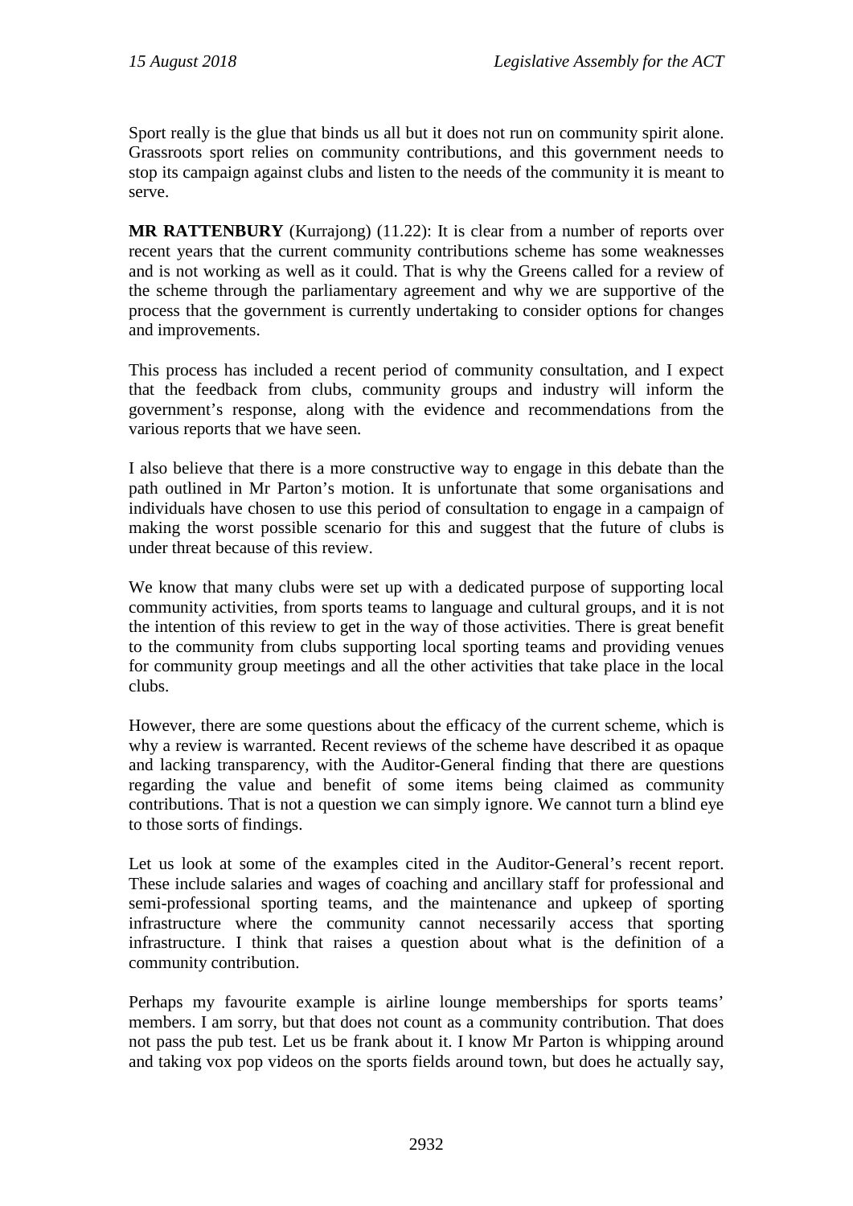Sport really is the glue that binds us all but it does not run on community spirit alone. Grassroots sport relies on community contributions, and this government needs to stop its campaign against clubs and listen to the needs of the community it is meant to serve.

**MR RATTENBURY** (Kurrajong) (11.22): It is clear from a number of reports over recent years that the current community contributions scheme has some weaknesses and is not working as well as it could. That is why the Greens called for a review of the scheme through the parliamentary agreement and why we are supportive of the process that the government is currently undertaking to consider options for changes and improvements.

This process has included a recent period of community consultation, and I expect that the feedback from clubs, community groups and industry will inform the government's response, along with the evidence and recommendations from the various reports that we have seen.

I also believe that there is a more constructive way to engage in this debate than the path outlined in Mr Parton's motion. It is unfortunate that some organisations and individuals have chosen to use this period of consultation to engage in a campaign of making the worst possible scenario for this and suggest that the future of clubs is under threat because of this review.

We know that many clubs were set up with a dedicated purpose of supporting local community activities, from sports teams to language and cultural groups, and it is not the intention of this review to get in the way of those activities. There is great benefit to the community from clubs supporting local sporting teams and providing venues for community group meetings and all the other activities that take place in the local clubs.

However, there are some questions about the efficacy of the current scheme, which is why a review is warranted. Recent reviews of the scheme have described it as opaque and lacking transparency, with the Auditor-General finding that there are questions regarding the value and benefit of some items being claimed as community contributions. That is not a question we can simply ignore. We cannot turn a blind eye to those sorts of findings.

Let us look at some of the examples cited in the Auditor-General's recent report. These include salaries and wages of coaching and ancillary staff for professional and semi-professional sporting teams, and the maintenance and upkeep of sporting infrastructure where the community cannot necessarily access that sporting infrastructure. I think that raises a question about what is the definition of a community contribution.

Perhaps my favourite example is airline lounge memberships for sports teams' members. I am sorry, but that does not count as a community contribution. That does not pass the pub test. Let us be frank about it. I know Mr Parton is whipping around and taking vox pop videos on the sports fields around town, but does he actually say,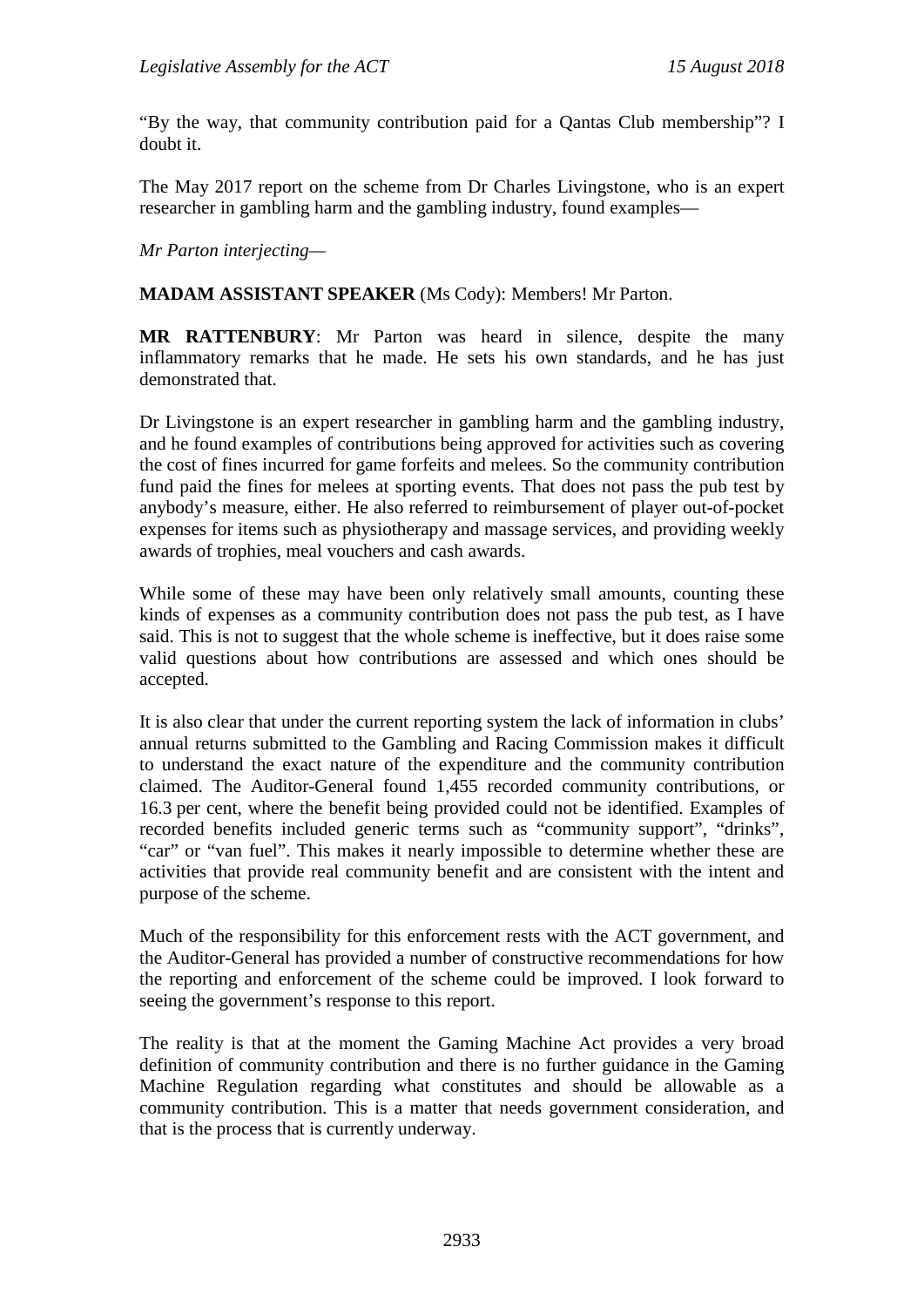"By the way, that community contribution paid for a Qantas Club membership"? I doubt it.

The May 2017 report on the scheme from Dr Charles Livingstone, who is an expert researcher in gambling harm and the gambling industry, found examples—

*Mr Parton interjecting*—

**MADAM ASSISTANT SPEAKER** (Ms Cody): Members! Mr Parton.

**MR RATTENBURY**: Mr Parton was heard in silence, despite the many inflammatory remarks that he made. He sets his own standards, and he has just demonstrated that.

Dr Livingstone is an expert researcher in gambling harm and the gambling industry, and he found examples of contributions being approved for activities such as covering the cost of fines incurred for game forfeits and melees. So the community contribution fund paid the fines for melees at sporting events. That does not pass the pub test by anybody's measure, either. He also referred to reimbursement of player out-of-pocket expenses for items such as physiotherapy and massage services, and providing weekly awards of trophies, meal vouchers and cash awards.

While some of these may have been only relatively small amounts, counting these kinds of expenses as a community contribution does not pass the pub test, as I have said. This is not to suggest that the whole scheme is ineffective, but it does raise some valid questions about how contributions are assessed and which ones should be accepted.

It is also clear that under the current reporting system the lack of information in clubs' annual returns submitted to the Gambling and Racing Commission makes it difficult to understand the exact nature of the expenditure and the community contribution claimed. The Auditor-General found 1,455 recorded community contributions, or 16.3 per cent, where the benefit being provided could not be identified. Examples of recorded benefits included generic terms such as "community support", "drinks", "car" or "van fuel". This makes it nearly impossible to determine whether these are activities that provide real community benefit and are consistent with the intent and purpose of the scheme.

Much of the responsibility for this enforcement rests with the ACT government, and the Auditor-General has provided a number of constructive recommendations for how the reporting and enforcement of the scheme could be improved. I look forward to seeing the government's response to this report.

The reality is that at the moment the Gaming Machine Act provides a very broad definition of community contribution and there is no further guidance in the Gaming Machine Regulation regarding what constitutes and should be allowable as a community contribution. This is a matter that needs government consideration, and that is the process that is currently underway.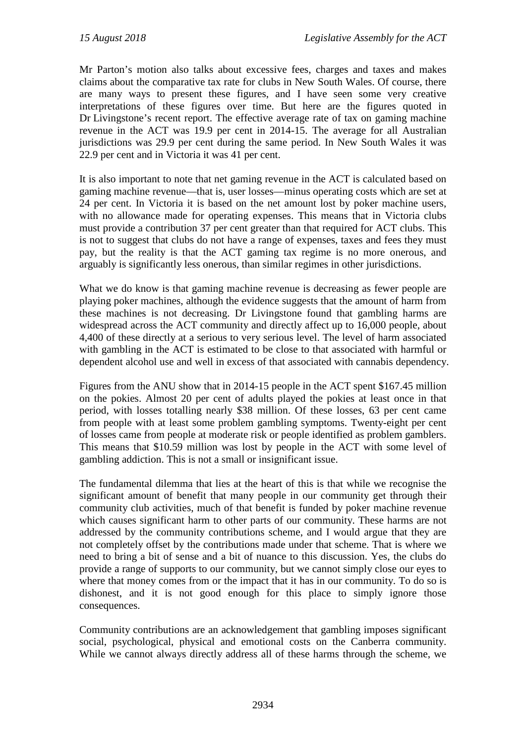Mr Parton's motion also talks about excessive fees, charges and taxes and makes claims about the comparative tax rate for clubs in New South Wales. Of course, there are many ways to present these figures, and I have seen some very creative interpretations of these figures over time. But here are the figures quoted in Dr Livingstone's recent report. The effective average rate of tax on gaming machine revenue in the ACT was 19.9 per cent in 2014-15. The average for all Australian jurisdictions was 29.9 per cent during the same period. In New South Wales it was 22.9 per cent and in Victoria it was 41 per cent.

It is also important to note that net gaming revenue in the ACT is calculated based on gaming machine revenue—that is, user losses—minus operating costs which are set at 24 per cent. In Victoria it is based on the net amount lost by poker machine users, with no allowance made for operating expenses. This means that in Victoria clubs must provide a contribution 37 per cent greater than that required for ACT clubs. This is not to suggest that clubs do not have a range of expenses, taxes and fees they must pay, but the reality is that the ACT gaming tax regime is no more onerous, and arguably is significantly less onerous, than similar regimes in other jurisdictions.

What we do know is that gaming machine revenue is decreasing as fewer people are playing poker machines, although the evidence suggests that the amount of harm from these machines is not decreasing. Dr Livingstone found that gambling harms are widespread across the ACT community and directly affect up to 16,000 people, about 4,400 of these directly at a serious to very serious level. The level of harm associated with gambling in the ACT is estimated to be close to that associated with harmful or dependent alcohol use and well in excess of that associated with cannabis dependency.

Figures from the ANU show that in 2014-15 people in the ACT spent $167.45 million on the pokies. Almost 20 per cent of adults played the pokies at least once in that period, with losses totalling nearly $38 million. Of these losses, 63 per cent came from people with at least some problem gambling symptoms. Twenty-eight per cent of losses came from people at moderate risk or people identified as problem gamblers. This means that $10.59 million was lost by people in the ACT with some level of gambling addiction. This is not a small or insignificant issue.

The fundamental dilemma that lies at the heart of this is that while we recognise the significant amount of benefit that many people in our community get through their community club activities, much of that benefit is funded by poker machine revenue which causes significant harm to other parts of our community. These harms are not addressed by the community contributions scheme, and I would argue that they are not completely offset by the contributions made under that scheme. That is where we need to bring a bit of sense and a bit of nuance to this discussion. Yes, the clubs do provide a range of supports to our community, but we cannot simply close our eyes to where that money comes from or the impact that it has in our community. To do so is dishonest, and it is not good enough for this place to simply ignore those consequences.

Community contributions are an acknowledgement that gambling imposes significant social, psychological, physical and emotional costs on the Canberra community. While we cannot always directly address all of these harms through the scheme, we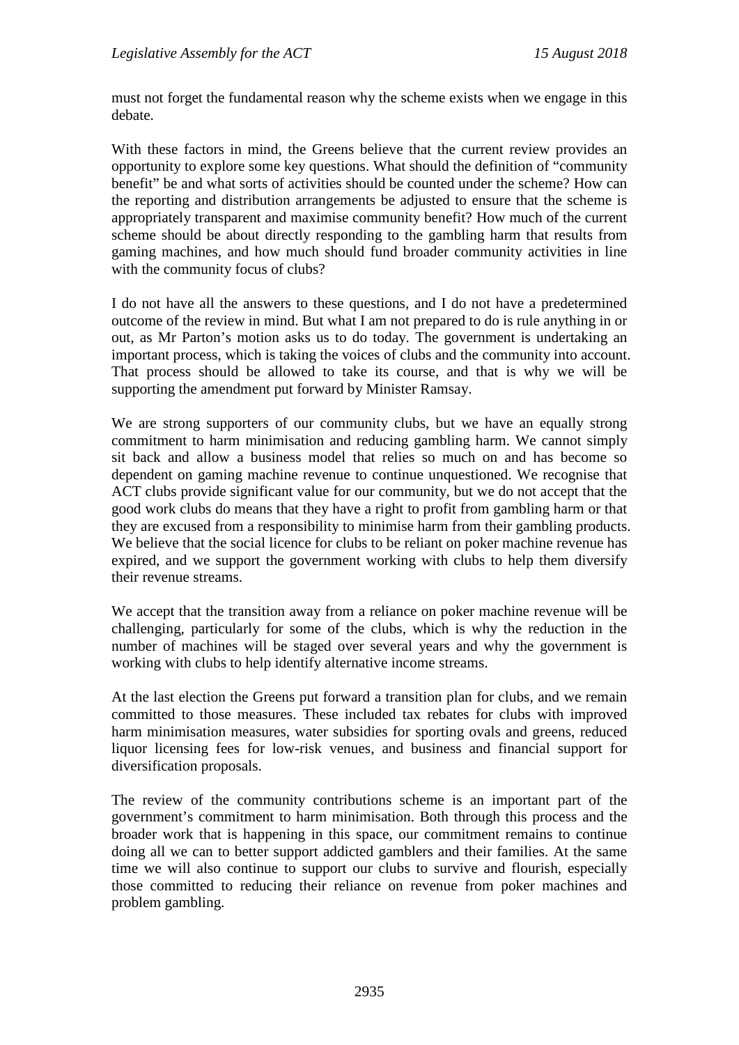must not forget the fundamental reason why the scheme exists when we engage in this debate.

With these factors in mind, the Greens believe that the current review provides an opportunity to explore some key questions. What should the definition of "community benefit" be and what sorts of activities should be counted under the scheme? How can the reporting and distribution arrangements be adjusted to ensure that the scheme is appropriately transparent and maximise community benefit? How much of the current scheme should be about directly responding to the gambling harm that results from gaming machines, and how much should fund broader community activities in line with the community focus of clubs?

I do not have all the answers to these questions, and I do not have a predetermined outcome of the review in mind. But what I am not prepared to do is rule anything in or out, as Mr Parton's motion asks us to do today. The government is undertaking an important process, which is taking the voices of clubs and the community into account. That process should be allowed to take its course, and that is why we will be supporting the amendment put forward by Minister Ramsay.

We are strong supporters of our community clubs, but we have an equally strong commitment to harm minimisation and reducing gambling harm. We cannot simply sit back and allow a business model that relies so much on and has become so dependent on gaming machine revenue to continue unquestioned. We recognise that ACT clubs provide significant value for our community, but we do not accept that the good work clubs do means that they have a right to profit from gambling harm or that they are excused from a responsibility to minimise harm from their gambling products. We believe that the social licence for clubs to be reliant on poker machine revenue has expired, and we support the government working with clubs to help them diversify their revenue streams.

We accept that the transition away from a reliance on poker machine revenue will be challenging, particularly for some of the clubs, which is why the reduction in the number of machines will be staged over several years and why the government is working with clubs to help identify alternative income streams.

At the last election the Greens put forward a transition plan for clubs, and we remain committed to those measures. These included tax rebates for clubs with improved harm minimisation measures, water subsidies for sporting ovals and greens, reduced liquor licensing fees for low-risk venues, and business and financial support for diversification proposals.

The review of the community contributions scheme is an important part of the government's commitment to harm minimisation. Both through this process and the broader work that is happening in this space, our commitment remains to continue doing all we can to better support addicted gamblers and their families. At the same time we will also continue to support our clubs to survive and flourish, especially those committed to reducing their reliance on revenue from poker machines and problem gambling.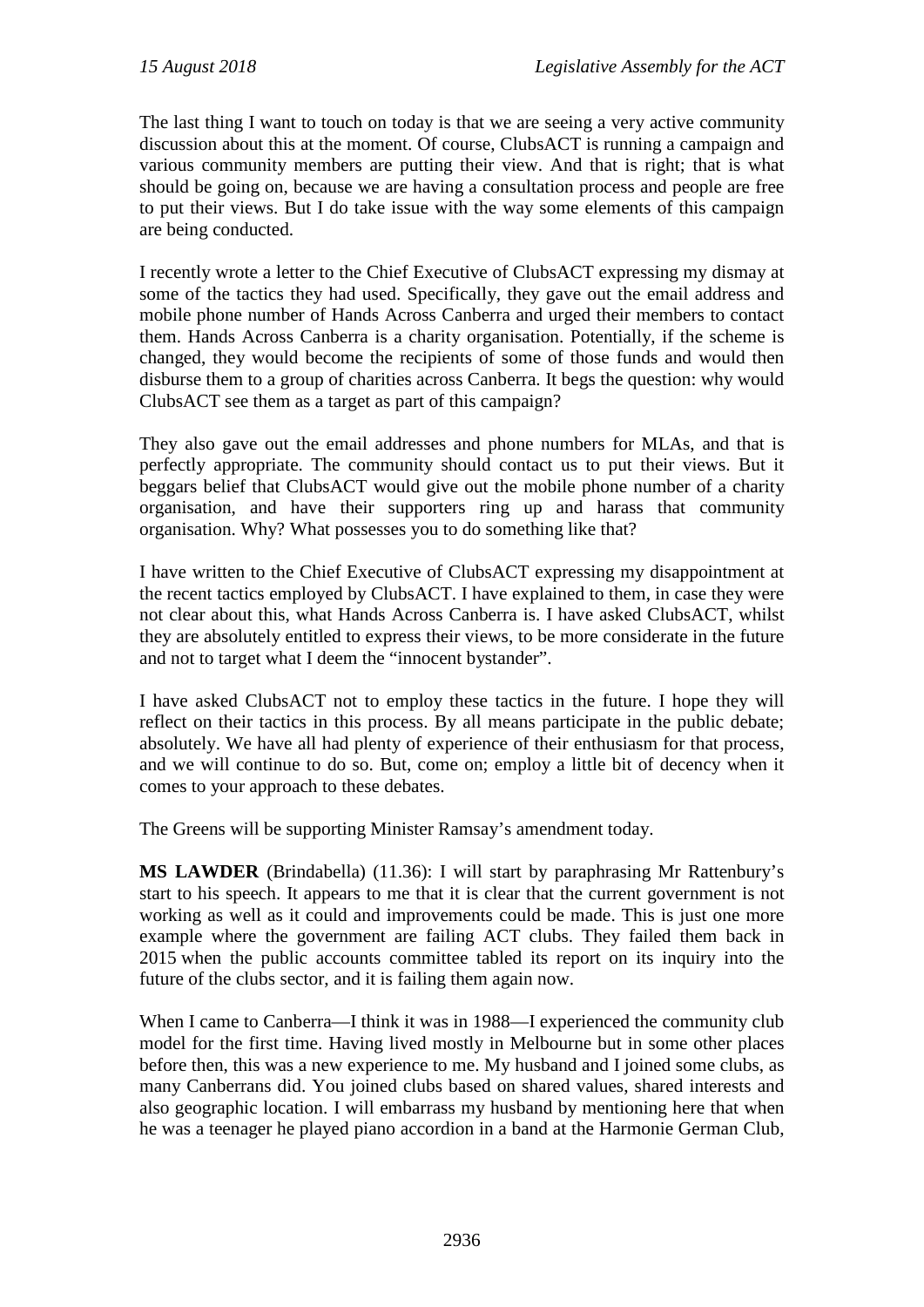The last thing I want to touch on today is that we are seeing a very active community discussion about this at the moment. Of course, ClubsACT is running a campaign and various community members are putting their view. And that is right; that is what should be going on, because we are having a consultation process and people are free to put their views. But I do take issue with the way some elements of this campaign are being conducted.

I recently wrote a letter to the Chief Executive of ClubsACT expressing my dismay at some of the tactics they had used. Specifically, they gave out the email address and mobile phone number of Hands Across Canberra and urged their members to contact them. Hands Across Canberra is a charity organisation. Potentially, if the scheme is changed, they would become the recipients of some of those funds and would then disburse them to a group of charities across Canberra. It begs the question: why would ClubsACT see them as a target as part of this campaign?

They also gave out the email addresses and phone numbers for MLAs, and that is perfectly appropriate. The community should contact us to put their views. But it beggars belief that ClubsACT would give out the mobile phone number of a charity organisation, and have their supporters ring up and harass that community organisation. Why? What possesses you to do something like that?

I have written to the Chief Executive of ClubsACT expressing my disappointment at the recent tactics employed by ClubsACT. I have explained to them, in case they were not clear about this, what Hands Across Canberra is. I have asked ClubsACT, whilst they are absolutely entitled to express their views, to be more considerate in the future and not to target what I deem the "innocent bystander".

I have asked ClubsACT not to employ these tactics in the future. I hope they will reflect on their tactics in this process. By all means participate in the public debate; absolutely. We have all had plenty of experience of their enthusiasm for that process, and we will continue to do so. But, come on; employ a little bit of decency when it comes to your approach to these debates.

The Greens will be supporting Minister Ramsay's amendment today.

**MS LAWDER** (Brindabella) (11.36): I will start by paraphrasing Mr Rattenbury's start to his speech. It appears to me that it is clear that the current government is not working as well as it could and improvements could be made. This is just one more example where the government are failing ACT clubs. They failed them back in 2015 when the public accounts committee tabled its report on its inquiry into the future of the clubs sector, and it is failing them again now.

When I came to Canberra—I think it was in 1988—I experienced the community club model for the first time. Having lived mostly in Melbourne but in some other places before then, this was a new experience to me. My husband and I joined some clubs, as many Canberrans did. You joined clubs based on shared values, shared interests and also geographic location. I will embarrass my husband by mentioning here that when he was a teenager he played piano accordion in a band at the Harmonie German Club,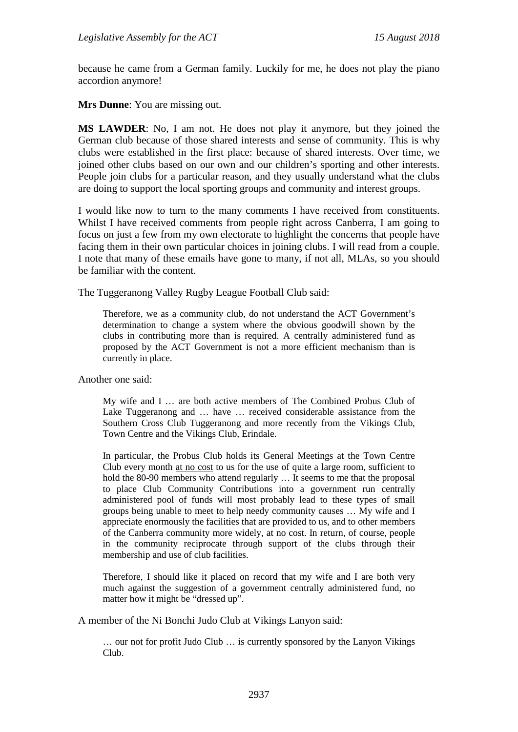because he came from a German family. Luckily for me, he does not play the piano accordion anymore!

**Mrs Dunne**: You are missing out.

**MS LAWDER**: No, I am not. He does not play it anymore, but they joined the German club because of those shared interests and sense of community. This is why clubs were established in the first place: because of shared interests. Over time, we joined other clubs based on our own and our children's sporting and other interests. People join clubs for a particular reason, and they usually understand what the clubs are doing to support the local sporting groups and community and interest groups.

I would like now to turn to the many comments I have received from constituents. Whilst I have received comments from people right across Canberra, I am going to focus on just a few from my own electorate to highlight the concerns that people have facing them in their own particular choices in joining clubs. I will read from a couple. I note that many of these emails have gone to many, if not all, MLAs, so you should be familiar with the content.

The Tuggeranong Valley Rugby League Football Club said:

> Therefore, we as a community club, do not understand the ACT Government's determination to change a system where the obvious goodwill shown by the clubs in contributing more than is required. A centrally administered fund as proposed by the ACT Government is not a more efficient mechanism than is currently in place.

Another one said:

> My wife and I … are both active members of The Combined Probus Club of Lake Tuggeranong and … have … received considerable assistance from the Southern Cross Club Tuggeranong and more recently from the Vikings Club, Town Centre and the Vikings Club, Erindale.
>
> In particular, the Probus Club holds its General Meetings at the Town Centre Club every month <u>at no cost</u> to us for the use of quite a large room, sufficient to hold the 80-90 members who attend regularly … It seems to me that the proposal to place Club Community Contributions into a government run centrally administered pool of funds will most probably lead to these types of small groups being unable to meet to help needy community causes … My wife and I appreciate enormously the facilities that are provided to us, and to other members of the Canberra community more widely, at no cost. In return, of course, people in the community reciprocate through support of the clubs through their membership and use of club facilities.
>
> Therefore, I should like it placed on record that my wife and I are both very much against the suggestion of a government centrally administered fund, no matter how it might be "dressed up".

A member of the Ni Bonchi Judo Club at Vikings Lanyon said:

> … our not for profit Judo Club … is currently sponsored by the Lanyon Vikings Club.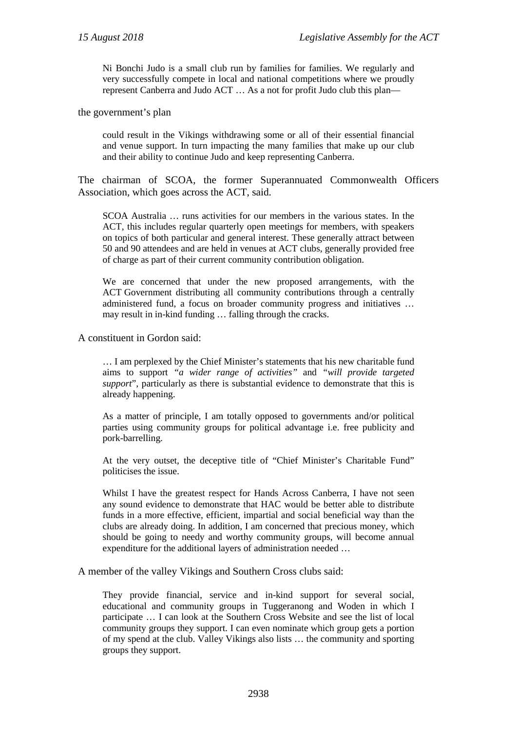> Ni Bonchi Judo is a small club run by families for families. We regularly and very successfully compete in local and national competitions where we proudly represent Canberra and Judo ACT … As a not for profit Judo club this plan—

the government's plan

> could result in the Vikings withdrawing some or all of their essential financial and venue support. In turn impacting the many families that make up our club and their ability to continue Judo and keep representing Canberra.

The chairman of SCOA, the former Superannuated Commonwealth Officers Association, which goes across the ACT, said.

> SCOA Australia … runs activities for our members in the various states. In the ACT, this includes regular quarterly open meetings for members, with speakers on topics of both particular and general interest. These generally attract between 50 and 90 attendees and are held in venues at ACT clubs, generally provided free of charge as part of their current community contribution obligation.
>
> We are concerned that under the new proposed arrangements, with the ACT Government distributing all community contributions through a centrally administered fund, a focus on broader community progress and initiatives … may result in in-kind funding … falling through the cracks.

A constituent in Gordon said:

> … I am perplexed by the Chief Minister's statements that his new charitable fund aims to support *"a wider range of activities"* and *"will provide targeted support*", particularly as there is substantial evidence to demonstrate that this is already happening.
>
> As a matter of principle, I am totally opposed to governments and/or political parties using community groups for political advantage i.e. free publicity and pork-barrelling.
>
> At the very outset, the deceptive title of "Chief Minister's Charitable Fund" politicises the issue.
>
> Whilst I have the greatest respect for Hands Across Canberra, I have not seen any sound evidence to demonstrate that HAC would be better able to distribute funds in a more effective, efficient, impartial and social beneficial way than the clubs are already doing. In addition, I am concerned that precious money, which should be going to needy and worthy community groups, will become annual expenditure for the additional layers of administration needed …

A member of the valley Vikings and Southern Cross clubs said:

> They provide financial, service and in-kind support for several social, educational and community groups in Tuggeranong and Woden in which I participate … I can look at the Southern Cross Website and see the list of local community groups they support. I can even nominate which group gets a portion of my spend at the club. Valley Vikings also lists … the community and sporting groups they support.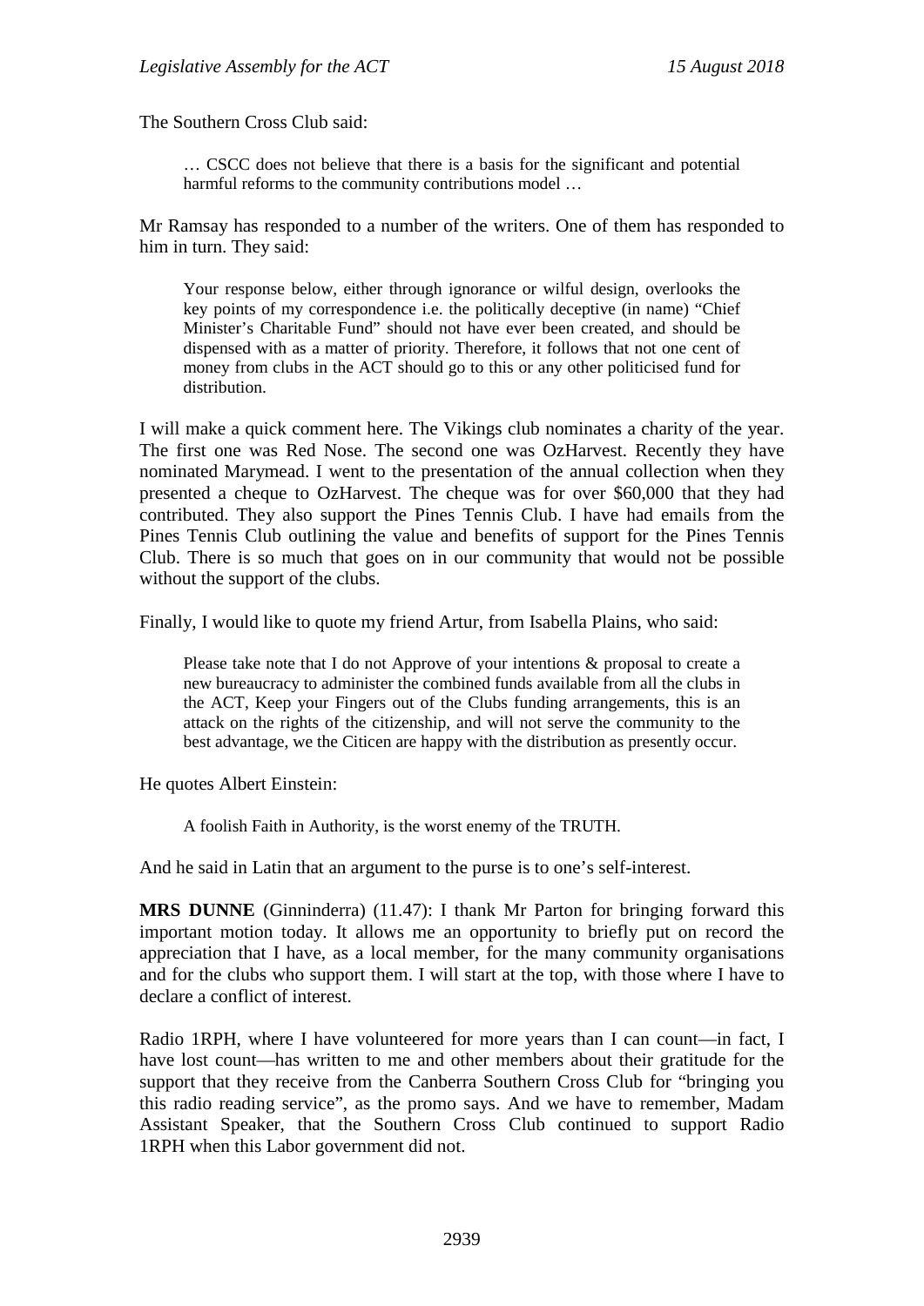The Southern Cross Club said:

> … CSCC does not believe that there is a basis for the significant and potential harmful reforms to the community contributions model …

Mr Ramsay has responded to a number of the writers. One of them has responded to him in turn. They said:

> Your response below, either through ignorance or wilful design, overlooks the key points of my correspondence i.e. the politically deceptive (in name) "Chief Minister's Charitable Fund" should not have ever been created, and should be dispensed with as a matter of priority. Therefore, it follows that not one cent of money from clubs in the ACT should go to this or any other politicised fund for distribution.

I will make a quick comment here. The Vikings club nominates a charity of the year. The first one was Red Nose. The second one was OzHarvest. Recently they have nominated Marymead. I went to the presentation of the annual collection when they presented a cheque to OzHarvest. The cheque was for over $60,000 that they had contributed. They also support the Pines Tennis Club. I have had emails from the Pines Tennis Club outlining the value and benefits of support for the Pines Tennis Club. There is so much that goes on in our community that would not be possible without the support of the clubs.

Finally, I would like to quote my friend Artur, from Isabella Plains, who said:

> Please take note that I do not Approve of your intentions & proposal to create a new bureaucracy to administer the combined funds available from all the clubs in the ACT, Keep your Fingers out of the Clubs funding arrangements, this is an attack on the rights of the citizenship, and will not serve the community to the best advantage, we the Citicen are happy with the distribution as presently occur.

He quotes Albert Einstein:

> A foolish Faith in Authority, is the worst enemy of the TRUTH.

And he said in Latin that an argument to the purse is to one's self-interest.

**MRS DUNNE** (Ginninderra) (11.47): I thank Mr Parton for bringing forward this important motion today. It allows me an opportunity to briefly put on record the appreciation that I have, as a local member, for the many community organisations and for the clubs who support them. I will start at the top, with those where I have to declare a conflict of interest.

Radio 1RPH, where I have volunteered for more years than I can count—in fact, I have lost count—has written to me and other members about their gratitude for the support that they receive from the Canberra Southern Cross Club for "bringing you this radio reading service", as the promo says. And we have to remember, Madam Assistant Speaker, that the Southern Cross Club continued to support Radio 1RPH when this Labor government did not.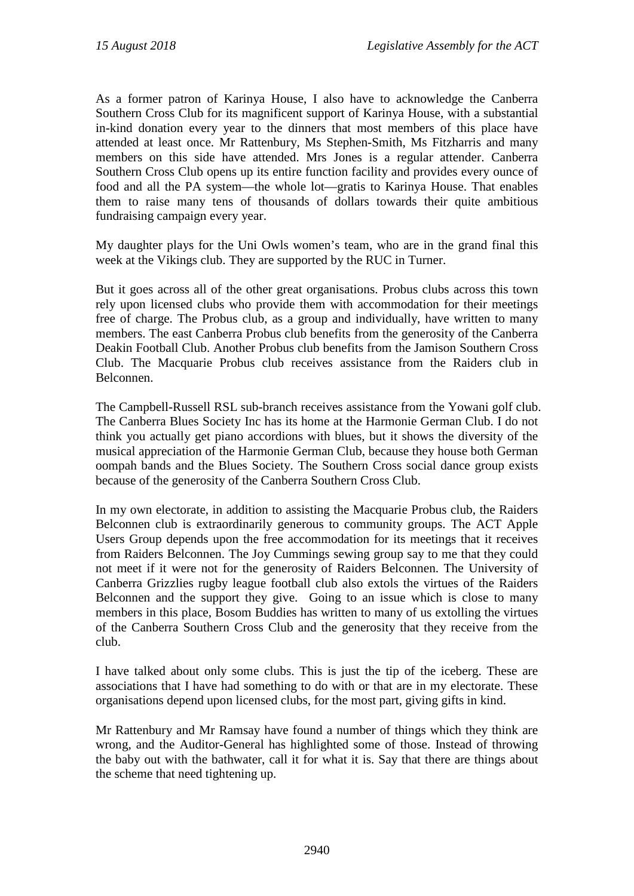As a former patron of Karinya House, I also have to acknowledge the Canberra Southern Cross Club for its magnificent support of Karinya House, with a substantial in-kind donation every year to the dinners that most members of this place have attended at least once. Mr Rattenbury, Ms Stephen-Smith, Ms Fitzharris and many members on this side have attended. Mrs Jones is a regular attender. Canberra Southern Cross Club opens up its entire function facility and provides every ounce of food and all the PA system—the whole lot—gratis to Karinya House. That enables them to raise many tens of thousands of dollars towards their quite ambitious fundraising campaign every year.

My daughter plays for the Uni Owls women's team, who are in the grand final this week at the Vikings club. They are supported by the RUC in Turner.

But it goes across all of the other great organisations. Probus clubs across this town rely upon licensed clubs who provide them with accommodation for their meetings free of charge. The Probus club, as a group and individually, have written to many members. The east Canberra Probus club benefits from the generosity of the Canberra Deakin Football Club. Another Probus club benefits from the Jamison Southern Cross Club. The Macquarie Probus club receives assistance from the Raiders club in Belconnen.

The Campbell-Russell RSL sub-branch receives assistance from the Yowani golf club. The Canberra Blues Society Inc has its home at the Harmonie German Club. I do not think you actually get piano accordions with blues, but it shows the diversity of the musical appreciation of the Harmonie German Club, because they house both German oompah bands and the Blues Society. The Southern Cross social dance group exists because of the generosity of the Canberra Southern Cross Club.

In my own electorate, in addition to assisting the Macquarie Probus club, the Raiders Belconnen club is extraordinarily generous to community groups. The ACT Apple Users Group depends upon the free accommodation for its meetings that it receives from Raiders Belconnen. The Joy Cummings sewing group say to me that they could not meet if it were not for the generosity of Raiders Belconnen. The University of Canberra Grizzlies rugby league football club also extols the virtues of the Raiders Belconnen and the support they give. Going to an issue which is close to many members in this place, Bosom Buddies has written to many of us extolling the virtues of the Canberra Southern Cross Club and the generosity that they receive from the club.

I have talked about only some clubs. This is just the tip of the iceberg. These are associations that I have had something to do with or that are in my electorate. These organisations depend upon licensed clubs, for the most part, giving gifts in kind.

Mr Rattenbury and Mr Ramsay have found a number of things which they think are wrong, and the Auditor-General has highlighted some of those. Instead of throwing the baby out with the bathwater, call it for what it is. Say that there are things about the scheme that need tightening up.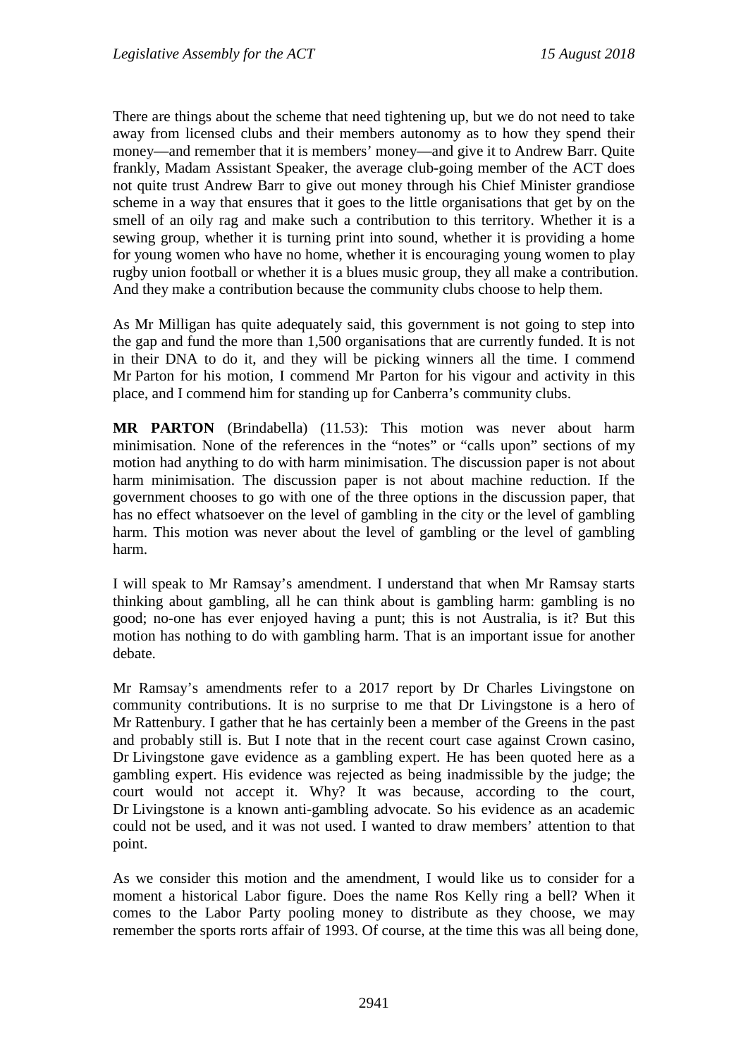There are things about the scheme that need tightening up, but we do not need to take away from licensed clubs and their members autonomy as to how they spend their money—and remember that it is members' money—and give it to Andrew Barr. Quite frankly, Madam Assistant Speaker, the average club-going member of the ACT does not quite trust Andrew Barr to give out money through his Chief Minister grandiose scheme in a way that ensures that it goes to the little organisations that get by on the smell of an oily rag and make such a contribution to this territory. Whether it is a sewing group, whether it is turning print into sound, whether it is providing a home for young women who have no home, whether it is encouraging young women to play rugby union football or whether it is a blues music group, they all make a contribution. And they make a contribution because the community clubs choose to help them.

As Mr Milligan has quite adequately said, this government is not going to step into the gap and fund the more than 1,500 organisations that are currently funded. It is not in their DNA to do it, and they will be picking winners all the time. I commend Mr Parton for his motion, I commend Mr Parton for his vigour and activity in this place, and I commend him for standing up for Canberra's community clubs.

**MR PARTON** (Brindabella) (11.53): This motion was never about harm minimisation. None of the references in the "notes" or "calls upon" sections of my motion had anything to do with harm minimisation. The discussion paper is not about harm minimisation. The discussion paper is not about machine reduction. If the government chooses to go with one of the three options in the discussion paper, that has no effect whatsoever on the level of gambling in the city or the level of gambling harm. This motion was never about the level of gambling or the level of gambling harm.

I will speak to Mr Ramsay's amendment. I understand that when Mr Ramsay starts thinking about gambling, all he can think about is gambling harm: gambling is no good; no-one has ever enjoyed having a punt; this is not Australia, is it? But this motion has nothing to do with gambling harm. That is an important issue for another debate.

Mr Ramsay's amendments refer to a 2017 report by Dr Charles Livingstone on community contributions. It is no surprise to me that Dr Livingstone is a hero of Mr Rattenbury. I gather that he has certainly been a member of the Greens in the past and probably still is. But I note that in the recent court case against Crown casino, Dr Livingstone gave evidence as a gambling expert. He has been quoted here as a gambling expert. His evidence was rejected as being inadmissible by the judge; the court would not accept it. Why? It was because, according to the court, Dr Livingstone is a known anti-gambling advocate. So his evidence as an academic could not be used, and it was not used. I wanted to draw members' attention to that point.

As we consider this motion and the amendment, I would like us to consider for a moment a historical Labor figure. Does the name Ros Kelly ring a bell? When it comes to the Labor Party pooling money to distribute as they choose, we may remember the sports rorts affair of 1993. Of course, at the time this was all being done,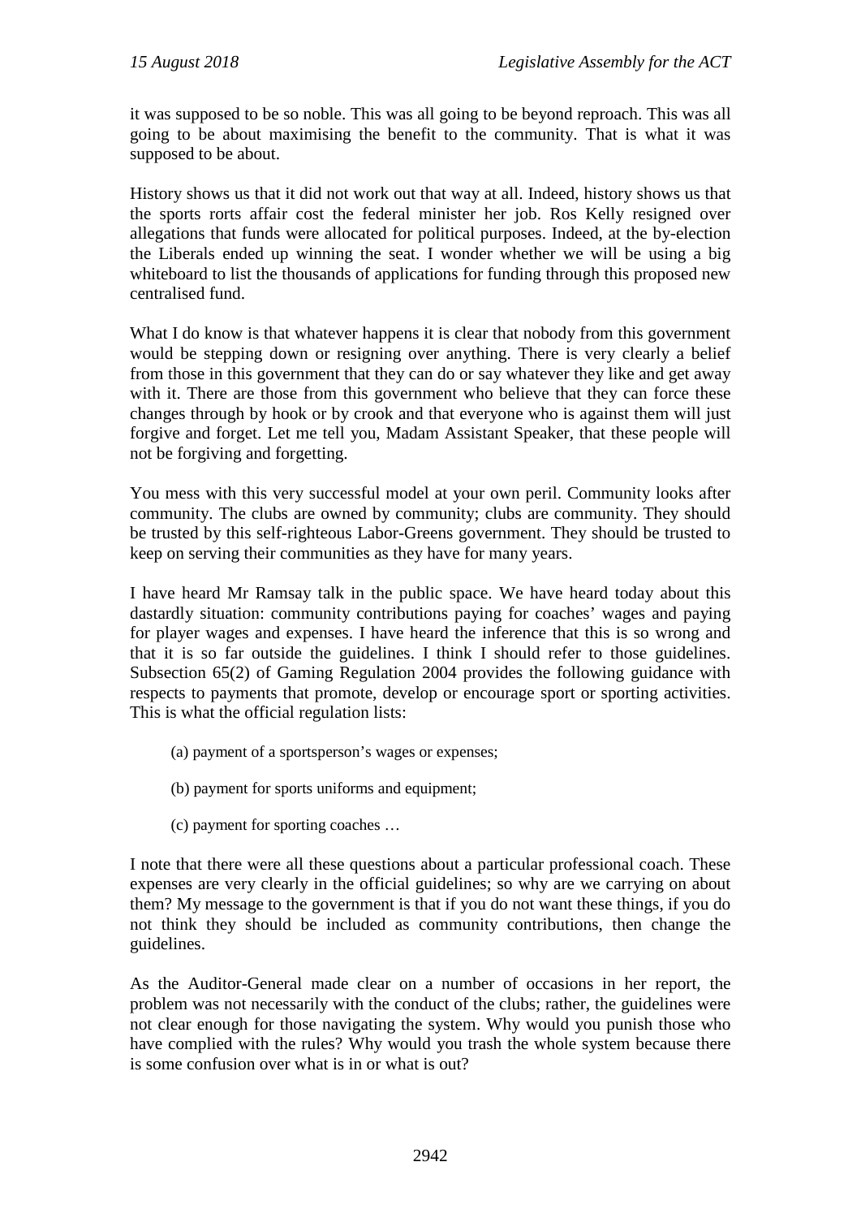it was supposed to be so noble. This was all going to be beyond reproach. This was all going to be about maximising the benefit to the community. That is what it was supposed to be about.

History shows us that it did not work out that way at all. Indeed, history shows us that the sports rorts affair cost the federal minister her job. Ros Kelly resigned over allegations that funds were allocated for political purposes. Indeed, at the by-election the Liberals ended up winning the seat. I wonder whether we will be using a big whiteboard to list the thousands of applications for funding through this proposed new centralised fund.

What I do know is that whatever happens it is clear that nobody from this government would be stepping down or resigning over anything. There is very clearly a belief from those in this government that they can do or say whatever they like and get away with it. There are those from this government who believe that they can force these changes through by hook or by crook and that everyone who is against them will just forgive and forget. Let me tell you, Madam Assistant Speaker, that these people will not be forgiving and forgetting.

You mess with this very successful model at your own peril. Community looks after community. The clubs are owned by community; clubs are community. They should be trusted by this self-righteous Labor-Greens government. They should be trusted to keep on serving their communities as they have for many years.

I have heard Mr Ramsay talk in the public space. We have heard today about this dastardly situation: community contributions paying for coaches' wages and paying for player wages and expenses. I have heard the inference that this is so wrong and that it is so far outside the guidelines. I think I should refer to those guidelines. Subsection 65(2) of Gaming Regulation 2004 provides the following guidance with respects to payments that promote, develop or encourage sport or sporting activities. This is what the official regulation lists:

> (a) payment of a sportsperson's wages or expenses;
>
> (b) payment for sports uniforms and equipment;
>
> (c) payment for sporting coaches …

I note that there were all these questions about a particular professional coach. These expenses are very clearly in the official guidelines; so why are we carrying on about them? My message to the government is that if you do not want these things, if you do not think they should be included as community contributions, then change the guidelines.

As the Auditor-General made clear on a number of occasions in her report, the problem was not necessarily with the conduct of the clubs; rather, the guidelines were not clear enough for those navigating the system. Why would you punish those who have complied with the rules? Why would you trash the whole system because there is some confusion over what is in or what is out?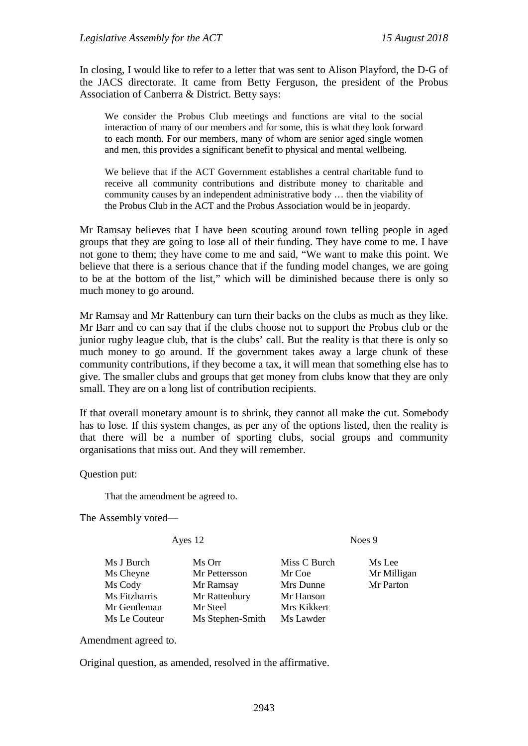In closing, I would like to refer to a letter that was sent to Alison Playford, the D-G of the JACS directorate. It came from Betty Ferguson, the president of the Probus Association of Canberra & District. Betty says:

> We consider the Probus Club meetings and functions are vital to the social interaction of many of our members and for some, this is what they look forward to each month. For our members, many of whom are senior aged single women and men, this provides a significant benefit to physical and mental wellbeing.
>
> We believe that if the ACT Government establishes a central charitable fund to receive all community contributions and distribute money to charitable and community causes by an independent administrative body … then the viability of the Probus Club in the ACT and the Probus Association would be in jeopardy.

Mr Ramsay believes that I have been scouting around town telling people in aged groups that they are going to lose all of their funding. They have come to me. I have not gone to them; they have come to me and said, "We want to make this point. We believe that there is a serious chance that if the funding model changes, we are going to be at the bottom of the list," which will be diminished because there is only so much money to go around.

Mr Ramsay and Mr Rattenbury can turn their backs on the clubs as much as they like. Mr Barr and co can say that if the clubs choose not to support the Probus club or the junior rugby league club, that is the clubs' call. But the reality is that there is only so much money to go around. If the government takes away a large chunk of these community contributions, if they become a tax, it will mean that something else has to give. The smaller clubs and groups that get money from clubs know that they are only small. They are on a long list of contribution recipients.

If that overall monetary amount is to shrink, they cannot all make the cut. Somebody has to lose. If this system changes, as per any of the options listed, then the reality is that there will be a number of sporting clubs, social groups and community organisations that miss out. And they will remember.

Question put:

> That the amendment be agreed to.

The Assembly voted—

| Ayes 12 | | Noes 9 | |
|---|---|---|---|
| Ms J Burch | Ms Orr | Miss C Burch | Ms Lee |
| Ms Cheyne | Mr Pettersson | Mr Coe | Mr Milligan |
| Ms Cody | Mr Ramsay | Mrs Dunne | Mr Parton |
| Ms Fitzharris | Mr Rattenbury | Mr Hanson | |
| Mr Gentleman | Mr Steel | Mrs Kikkert | |
| Ms Le Couteur | Ms Stephen-Smith | Ms Lawder | |

Amendment agreed to.

Original question, as amended, resolved in the affirmative.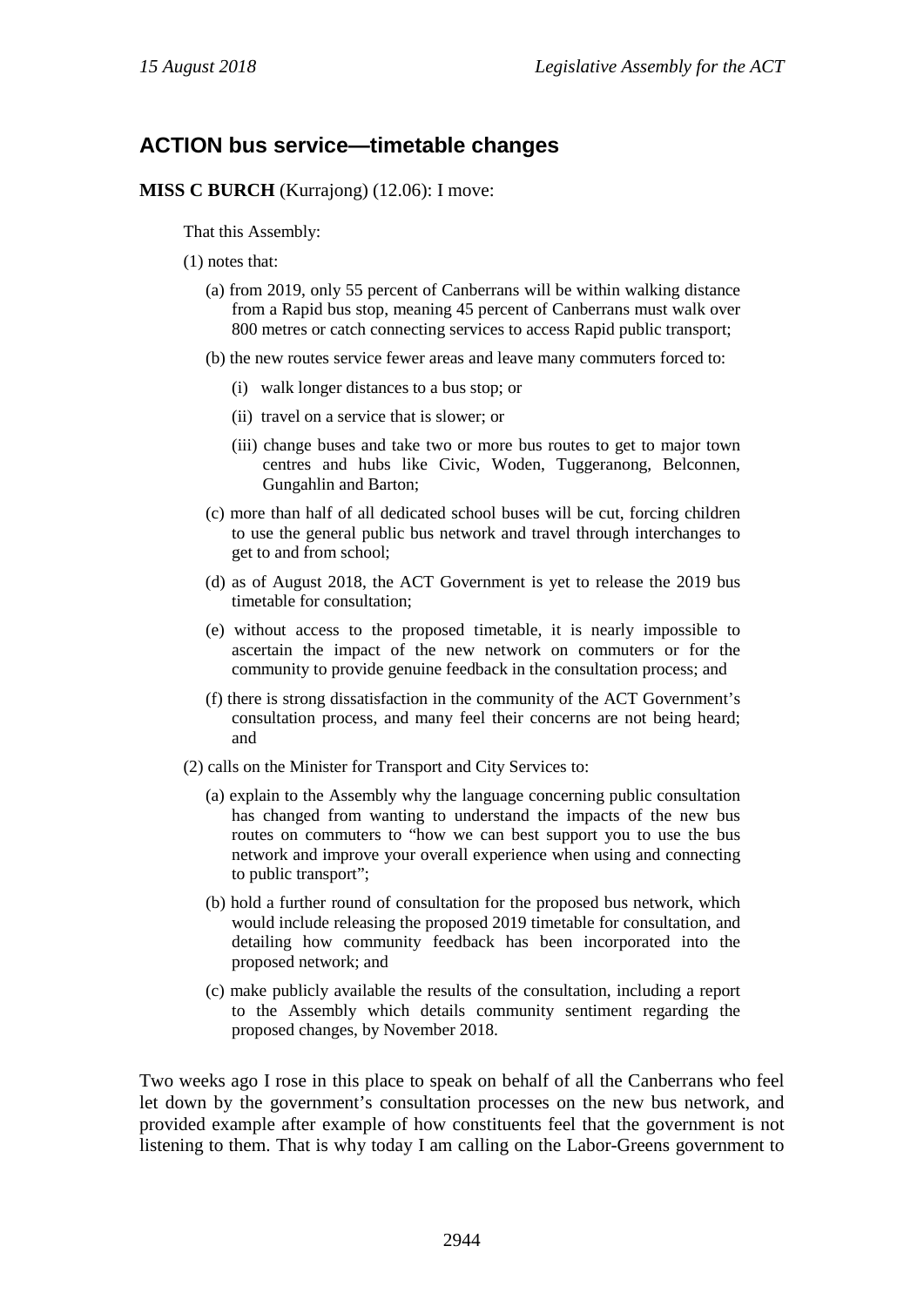## ACTION bus service—timetable changes

**MISS C BURCH** (Kurrajong) (12.06): I move:

That this Assembly:

(1) notes that:

(a) from 2019, only 55 percent of Canberrans will be within walking distance from a Rapid bus stop, meaning 45 percent of Canberrans must walk over 800 metres or catch connecting services to access Rapid public transport;

(b) the new routes service fewer areas and leave many commuters forced to:

(i) walk longer distances to a bus stop; or

(ii) travel on a service that is slower; or

(iii) change buses and take two or more bus routes to get to major town centres and hubs like Civic, Woden, Tuggeranong, Belconnen, Gungahlin and Barton;

(c) more than half of all dedicated school buses will be cut, forcing children to use the general public bus network and travel through interchanges to get to and from school;

(d) as of August 2018, the ACT Government is yet to release the 2019 bus timetable for consultation;

(e) without access to the proposed timetable, it is nearly impossible to ascertain the impact of the new network on commuters or for the community to provide genuine feedback in the consultation process; and

(f) there is strong dissatisfaction in the community of the ACT Government's consultation process, and many feel their concerns are not being heard; and

(2) calls on the Minister for Transport and City Services to:

(a) explain to the Assembly why the language concerning public consultation has changed from wanting to understand the impacts of the new bus routes on commuters to "how we can best support you to use the bus network and improve your overall experience when using and connecting to public transport";

(b) hold a further round of consultation for the proposed bus network, which would include releasing the proposed 2019 timetable for consultation, and detailing how community feedback has been incorporated into the proposed network; and

(c) make publicly available the results of the consultation, including a report to the Assembly which details community sentiment regarding the proposed changes, by November 2018.

Two weeks ago I rose in this place to speak on behalf of all the Canberrans who feel let down by the government's consultation processes on the new bus network, and provided example after example of how constituents feel that the government is not listening to them. That is why today I am calling on the Labor-Greens government to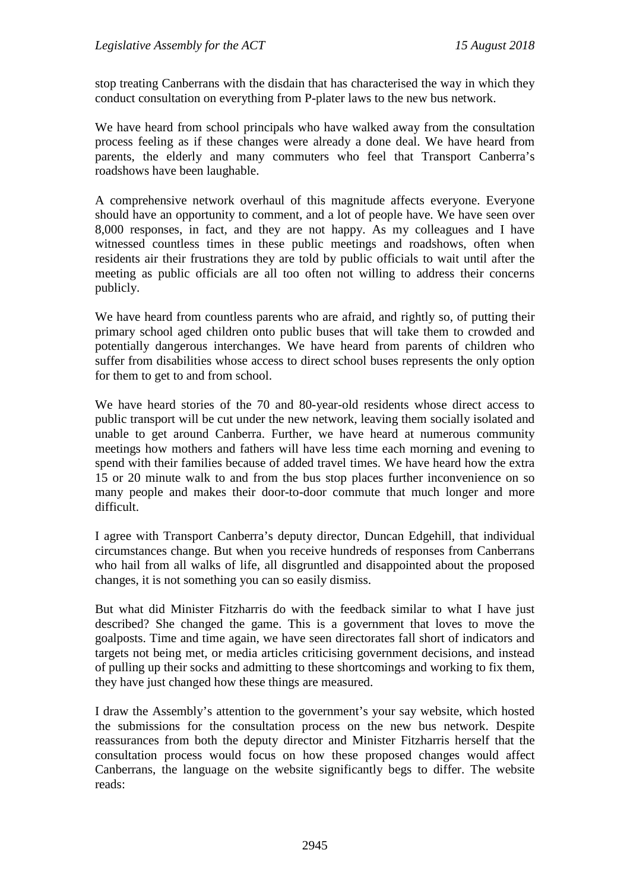stop treating Canberrans with the disdain that has characterised the way in which they conduct consultation on everything from P-plater laws to the new bus network.

We have heard from school principals who have walked away from the consultation process feeling as if these changes were already a done deal. We have heard from parents, the elderly and many commuters who feel that Transport Canberra's roadshows have been laughable.

A comprehensive network overhaul of this magnitude affects everyone. Everyone should have an opportunity to comment, and a lot of people have. We have seen over 8,000 responses, in fact, and they are not happy. As my colleagues and I have witnessed countless times in these public meetings and roadshows, often when residents air their frustrations they are told by public officials to wait until after the meeting as public officials are all too often not willing to address their concerns publicly.

We have heard from countless parents who are afraid, and rightly so, of putting their primary school aged children onto public buses that will take them to crowded and potentially dangerous interchanges. We have heard from parents of children who suffer from disabilities whose access to direct school buses represents the only option for them to get to and from school.

We have heard stories of the 70 and 80-year-old residents whose direct access to public transport will be cut under the new network, leaving them socially isolated and unable to get around Canberra. Further, we have heard at numerous community meetings how mothers and fathers will have less time each morning and evening to spend with their families because of added travel times. We have heard how the extra 15 or 20 minute walk to and from the bus stop places further inconvenience on so many people and makes their door-to-door commute that much longer and more difficult.

I agree with Transport Canberra's deputy director, Duncan Edgehill, that individual circumstances change. But when you receive hundreds of responses from Canberrans who hail from all walks of life, all disgruntled and disappointed about the proposed changes, it is not something you can so easily dismiss.

But what did Minister Fitzharris do with the feedback similar to what I have just described? She changed the game. This is a government that loves to move the goalposts. Time and time again, we have seen directorates fall short of indicators and targets not being met, or media articles criticising government decisions, and instead of pulling up their socks and admitting to these shortcomings and working to fix them, they have just changed how these things are measured.

I draw the Assembly's attention to the government's your say website, which hosted the submissions for the consultation process on the new bus network. Despite reassurances from both the deputy director and Minister Fitzharris herself that the consultation process would focus on how these proposed changes would affect Canberrans, the language on the website significantly begs to differ. The website reads: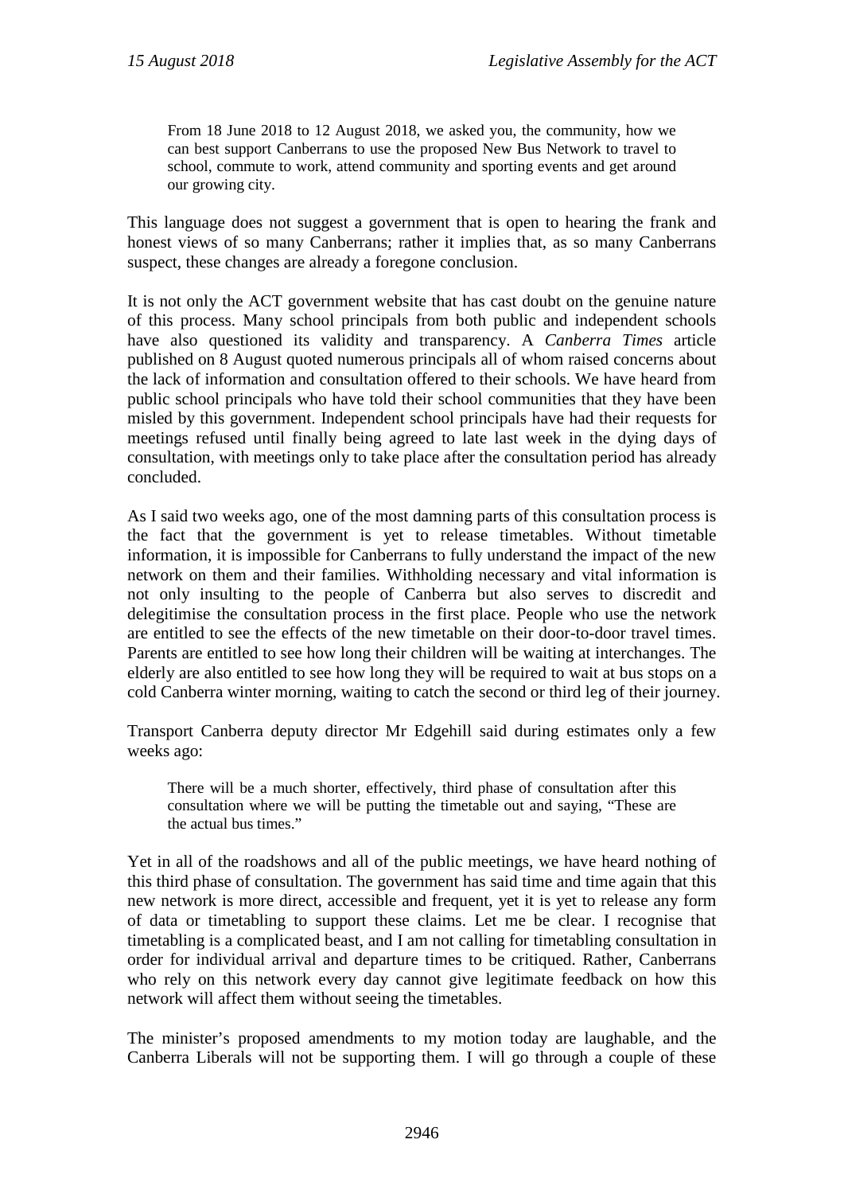> From 18 June 2018 to 12 August 2018, we asked you, the community, how we can best support Canberrans to use the proposed New Bus Network to travel to school, commute to work, attend community and sporting events and get around our growing city.

This language does not suggest a government that is open to hearing the frank and honest views of so many Canberrans; rather it implies that, as so many Canberrans suspect, these changes are already a foregone conclusion.

It is not only the ACT government website that has cast doubt on the genuine nature of this process. Many school principals from both public and independent schools have also questioned its validity and transparency. A *Canberra Times* article published on 8 August quoted numerous principals all of whom raised concerns about the lack of information and consultation offered to their schools. We have heard from public school principals who have told their school communities that they have been misled by this government. Independent school principals have had their requests for meetings refused until finally being agreed to late last week in the dying days of consultation, with meetings only to take place after the consultation period has already concluded.

As I said two weeks ago, one of the most damning parts of this consultation process is the fact that the government is yet to release timetables. Without timetable information, it is impossible for Canberrans to fully understand the impact of the new network on them and their families. Withholding necessary and vital information is not only insulting to the people of Canberra but also serves to discredit and delegitimise the consultation process in the first place. People who use the network are entitled to see the effects of the new timetable on their door-to-door travel times. Parents are entitled to see how long their children will be waiting at interchanges. The elderly are also entitled to see how long they will be required to wait at bus stops on a cold Canberra winter morning, waiting to catch the second or third leg of their journey.

Transport Canberra deputy director Mr Edgehill said during estimates only a few weeks ago:

> There will be a much shorter, effectively, third phase of consultation after this consultation where we will be putting the timetable out and saying, "These are the actual bus times."

Yet in all of the roadshows and all of the public meetings, we have heard nothing of this third phase of consultation. The government has said time and time again that this new network is more direct, accessible and frequent, yet it is yet to release any form of data or timetabling to support these claims. Let me be clear. I recognise that timetabling is a complicated beast, and I am not calling for timetabling consultation in order for individual arrival and departure times to be critiqued. Rather, Canberrans who rely on this network every day cannot give legitimate feedback on how this network will affect them without seeing the timetables.

The minister's proposed amendments to my motion today are laughable, and the Canberra Liberals will not be supporting them. I will go through a couple of these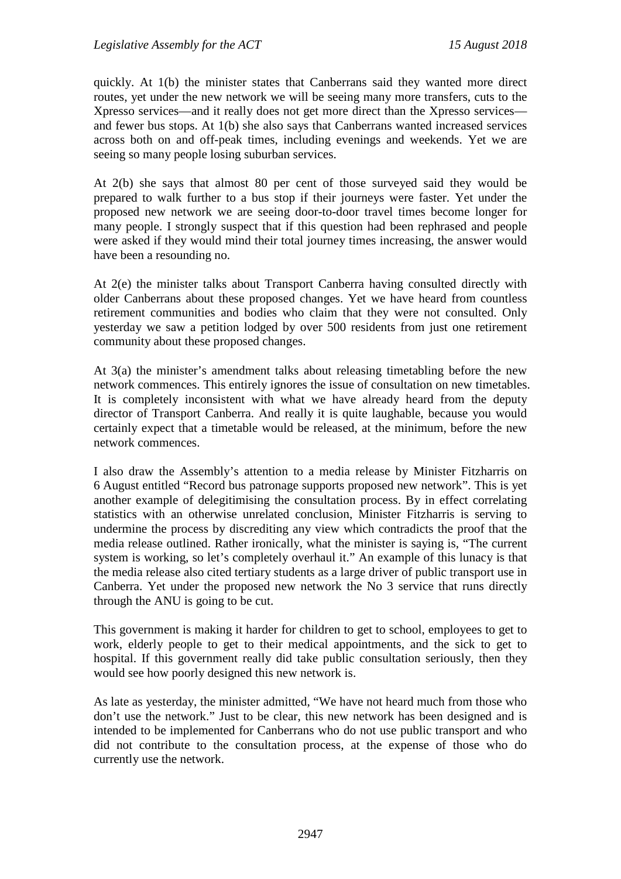quickly. At 1(b) the minister states that Canberrans said they wanted more direct routes, yet under the new network we will be seeing many more transfers, cuts to the Xpresso services—and it really does not get more direct than the Xpresso services—and fewer bus stops. At 1(b) she also says that Canberrans wanted increased services across both on and off-peak times, including evenings and weekends. Yet we are seeing so many people losing suburban services.

At 2(b) she says that almost 80 per cent of those surveyed said they would be prepared to walk further to a bus stop if their journeys were faster. Yet under the proposed new network we are seeing door-to-door travel times become longer for many people. I strongly suspect that if this question had been rephrased and people were asked if they would mind their total journey times increasing, the answer would have been a resounding no.

At 2(e) the minister talks about Transport Canberra having consulted directly with older Canberrans about these proposed changes. Yet we have heard from countless retirement communities and bodies who claim that they were not consulted. Only yesterday we saw a petition lodged by over 500 residents from just one retirement community about these proposed changes.

At 3(a) the minister's amendment talks about releasing timetabling before the new network commences. This entirely ignores the issue of consultation on new timetables. It is completely inconsistent with what we have already heard from the deputy director of Transport Canberra. And really it is quite laughable, because you would certainly expect that a timetable would be released, at the minimum, before the new network commences.

I also draw the Assembly's attention to a media release by Minister Fitzharris on 6 August entitled "Record bus patronage supports proposed new network". This is yet another example of delegitimising the consultation process. By in effect correlating statistics with an otherwise unrelated conclusion, Minister Fitzharris is serving to undermine the process by discrediting any view which contradicts the proof that the media release outlined. Rather ironically, what the minister is saying is, "The current system is working, so let's completely overhaul it." An example of this lunacy is that the media release also cited tertiary students as a large driver of public transport use in Canberra. Yet under the proposed new network the No 3 service that runs directly through the ANU is going to be cut.

This government is making it harder for children to get to school, employees to get to work, elderly people to get to their medical appointments, and the sick to get to hospital. If this government really did take public consultation seriously, then they would see how poorly designed this new network is.

As late as yesterday, the minister admitted, "We have not heard much from those who don't use the network." Just to be clear, this new network has been designed and is intended to be implemented for Canberrans who do not use public transport and who did not contribute to the consultation process, at the expense of those who do currently use the network.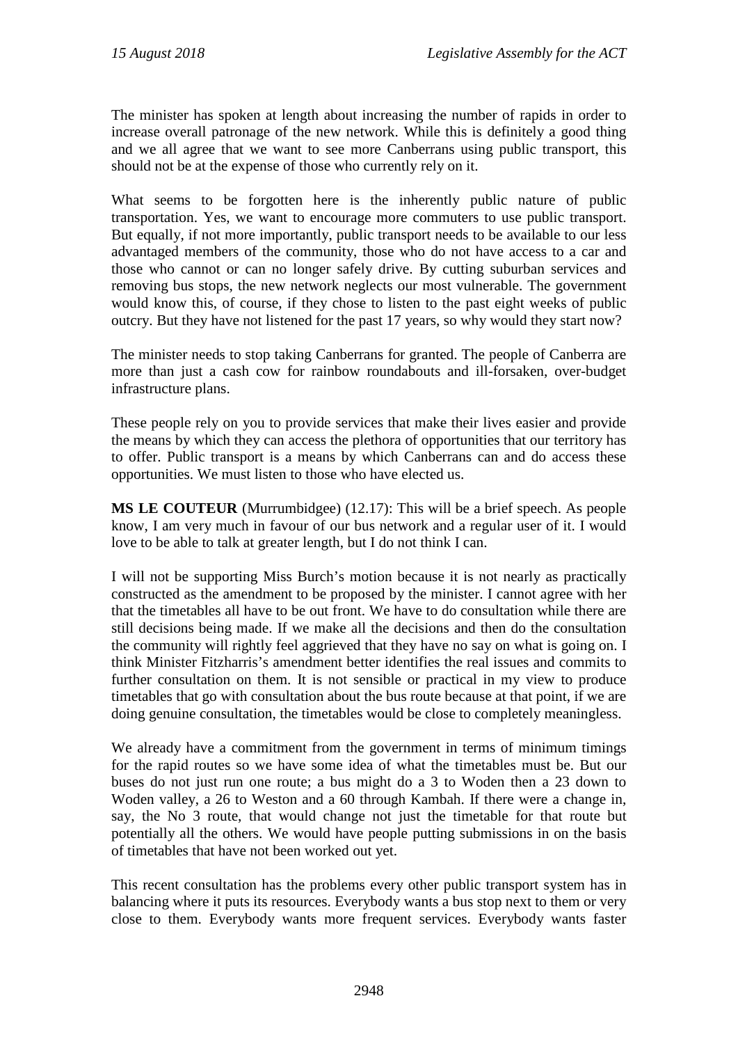The minister has spoken at length about increasing the number of rapids in order to increase overall patronage of the new network. While this is definitely a good thing and we all agree that we want to see more Canberrans using public transport, this should not be at the expense of those who currently rely on it.

What seems to be forgotten here is the inherently public nature of public transportation. Yes, we want to encourage more commuters to use public transport. But equally, if not more importantly, public transport needs to be available to our less advantaged members of the community, those who do not have access to a car and those who cannot or can no longer safely drive. By cutting suburban services and removing bus stops, the new network neglects our most vulnerable. The government would know this, of course, if they chose to listen to the past eight weeks of public outcry. But they have not listened for the past 17 years, so why would they start now?

The minister needs to stop taking Canberrans for granted. The people of Canberra are more than just a cash cow for rainbow roundabouts and ill-forsaken, over-budget infrastructure plans.

These people rely on you to provide services that make their lives easier and provide the means by which they can access the plethora of opportunities that our territory has to offer. Public transport is a means by which Canberrans can and do access these opportunities. We must listen to those who have elected us.

**MS LE COUTEUR** (Murrumbidgee) (12.17): This will be a brief speech. As people know, I am very much in favour of our bus network and a regular user of it. I would love to be able to talk at greater length, but I do not think I can.

I will not be supporting Miss Burch's motion because it is not nearly as practically constructed as the amendment to be proposed by the minister. I cannot agree with her that the timetables all have to be out front. We have to do consultation while there are still decisions being made. If we make all the decisions and then do the consultation the community will rightly feel aggrieved that they have no say on what is going on. I think Minister Fitzharris's amendment better identifies the real issues and commits to further consultation on them. It is not sensible or practical in my view to produce timetables that go with consultation about the bus route because at that point, if we are doing genuine consultation, the timetables would be close to completely meaningless.

We already have a commitment from the government in terms of minimum timings for the rapid routes so we have some idea of what the timetables must be. But our buses do not just run one route; a bus might do a 3 to Woden then a 23 down to Woden valley, a 26 to Weston and a 60 through Kambah. If there were a change in, say, the No 3 route, that would change not just the timetable for that route but potentially all the others. We would have people putting submissions in on the basis of timetables that have not been worked out yet.

This recent consultation has the problems every other public transport system has in balancing where it puts its resources. Everybody wants a bus stop next to them or very close to them. Everybody wants more frequent services. Everybody wants faster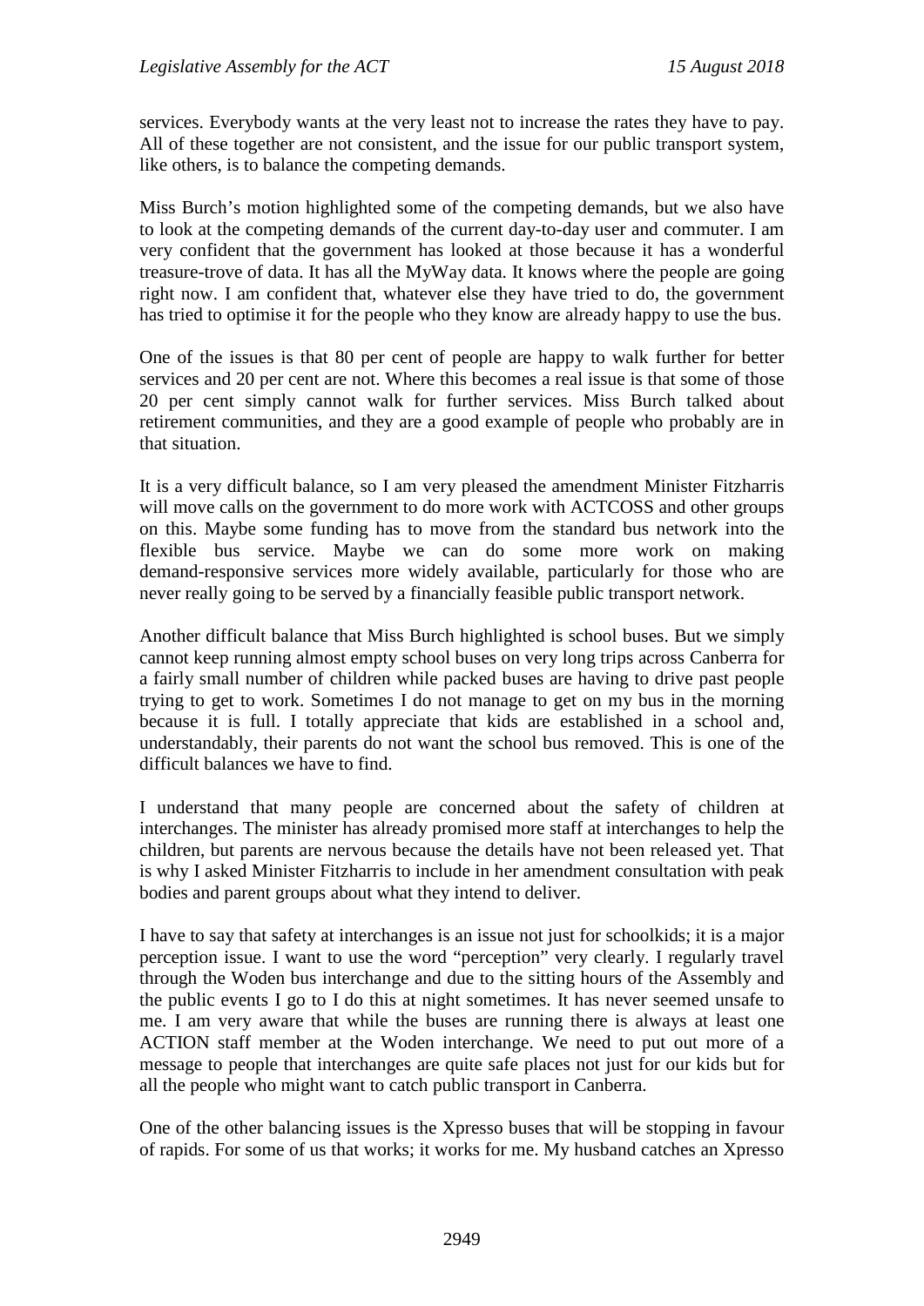services. Everybody wants at the very least not to increase the rates they have to pay. All of these together are not consistent, and the issue for our public transport system, like others, is to balance the competing demands.

Miss Burch's motion highlighted some of the competing demands, but we also have to look at the competing demands of the current day-to-day user and commuter. I am very confident that the government has looked at those because it has a wonderful treasure-trove of data. It has all the MyWay data. It knows where the people are going right now. I am confident that, whatever else they have tried to do, the government has tried to optimise it for the people who they know are already happy to use the bus.

One of the issues is that 80 per cent of people are happy to walk further for better services and 20 per cent are not. Where this becomes a real issue is that some of those 20 per cent simply cannot walk for further services. Miss Burch talked about retirement communities, and they are a good example of people who probably are in that situation.

It is a very difficult balance, so I am very pleased the amendment Minister Fitzharris will move calls on the government to do more work with ACTCOSS and other groups on this. Maybe some funding has to move from the standard bus network into the flexible bus service. Maybe we can do some more work on making demand-responsive services more widely available, particularly for those who are never really going to be served by a financially feasible public transport network.

Another difficult balance that Miss Burch highlighted is school buses. But we simply cannot keep running almost empty school buses on very long trips across Canberra for a fairly small number of children while packed buses are having to drive past people trying to get to work. Sometimes I do not manage to get on my bus in the morning because it is full. I totally appreciate that kids are established in a school and, understandably, their parents do not want the school bus removed. This is one of the difficult balances we have to find.

I understand that many people are concerned about the safety of children at interchanges. The minister has already promised more staff at interchanges to help the children, but parents are nervous because the details have not been released yet. That is why I asked Minister Fitzharris to include in her amendment consultation with peak bodies and parent groups about what they intend to deliver.

I have to say that safety at interchanges is an issue not just for schoolkids; it is a major perception issue. I want to use the word "perception" very clearly. I regularly travel through the Woden bus interchange and due to the sitting hours of the Assembly and the public events I go to I do this at night sometimes. It has never seemed unsafe to me. I am very aware that while the buses are running there is always at least one ACTION staff member at the Woden interchange. We need to put out more of a message to people that interchanges are quite safe places not just for our kids but for all the people who might want to catch public transport in Canberra.

One of the other balancing issues is the Xpresso buses that will be stopping in favour of rapids. For some of us that works; it works for me. My husband catches an Xpresso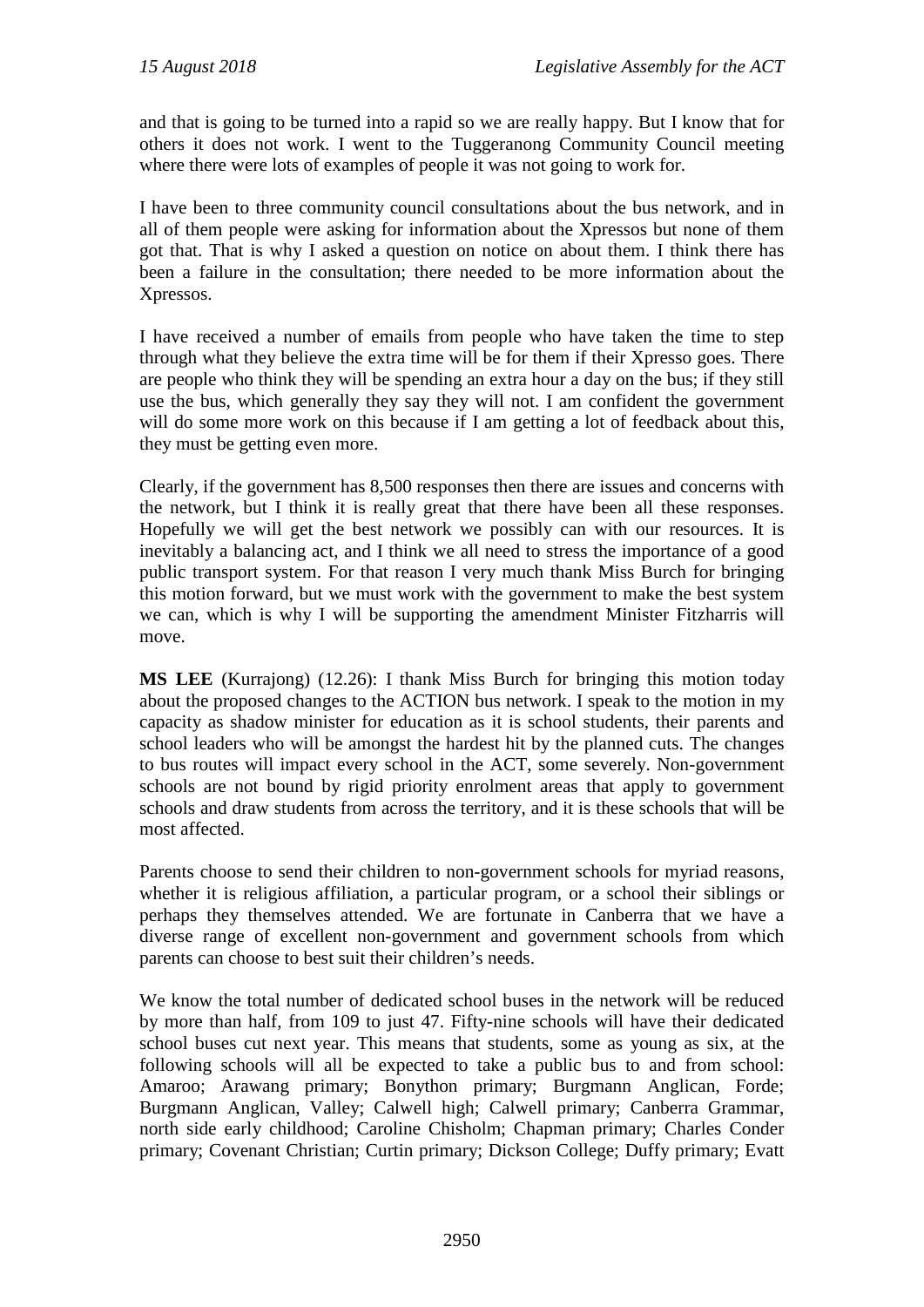and that is going to be turned into a rapid so we are really happy. But I know that for others it does not work. I went to the Tuggeranong Community Council meeting where there were lots of examples of people it was not going to work for.

I have been to three community council consultations about the bus network, and in all of them people were asking for information about the Xpressos but none of them got that. That is why I asked a question on notice on about them. I think there has been a failure in the consultation; there needed to be more information about the Xpressos.

I have received a number of emails from people who have taken the time to step through what they believe the extra time will be for them if their Xpresso goes. There are people who think they will be spending an extra hour a day on the bus; if they still use the bus, which generally they say they will not. I am confident the government will do some more work on this because if I am getting a lot of feedback about this, they must be getting even more.

Clearly, if the government has 8,500 responses then there are issues and concerns with the network, but I think it is really great that there have been all these responses. Hopefully we will get the best network we possibly can with our resources. It is inevitably a balancing act, and I think we all need to stress the importance of a good public transport system. For that reason I very much thank Miss Burch for bringing this motion forward, but we must work with the government to make the best system we can, which is why I will be supporting the amendment Minister Fitzharris will move.

**MS LEE** (Kurrajong) (12.26): I thank Miss Burch for bringing this motion today about the proposed changes to the ACTION bus network. I speak to the motion in my capacity as shadow minister for education as it is school students, their parents and school leaders who will be amongst the hardest hit by the planned cuts. The changes to bus routes will impact every school in the ACT, some severely. Non-government schools are not bound by rigid priority enrolment areas that apply to government schools and draw students from across the territory, and it is these schools that will be most affected.

Parents choose to send their children to non-government schools for myriad reasons, whether it is religious affiliation, a particular program, or a school their siblings or perhaps they themselves attended. We are fortunate in Canberra that we have a diverse range of excellent non-government and government schools from which parents can choose to best suit their children's needs.

We know the total number of dedicated school buses in the network will be reduced by more than half, from 109 to just 47. Fifty-nine schools will have their dedicated school buses cut next year. This means that students, some as young as six, at the following schools will all be expected to take a public bus to and from school: Amaroo; Arawang primary; Bonython primary; Burgmann Anglican, Forde; Burgmann Anglican, Valley; Calwell high; Calwell primary; Canberra Grammar, north side early childhood; Caroline Chisholm; Chapman primary; Charles Conder primary; Covenant Christian; Curtin primary; Dickson College; Duffy primary; Evatt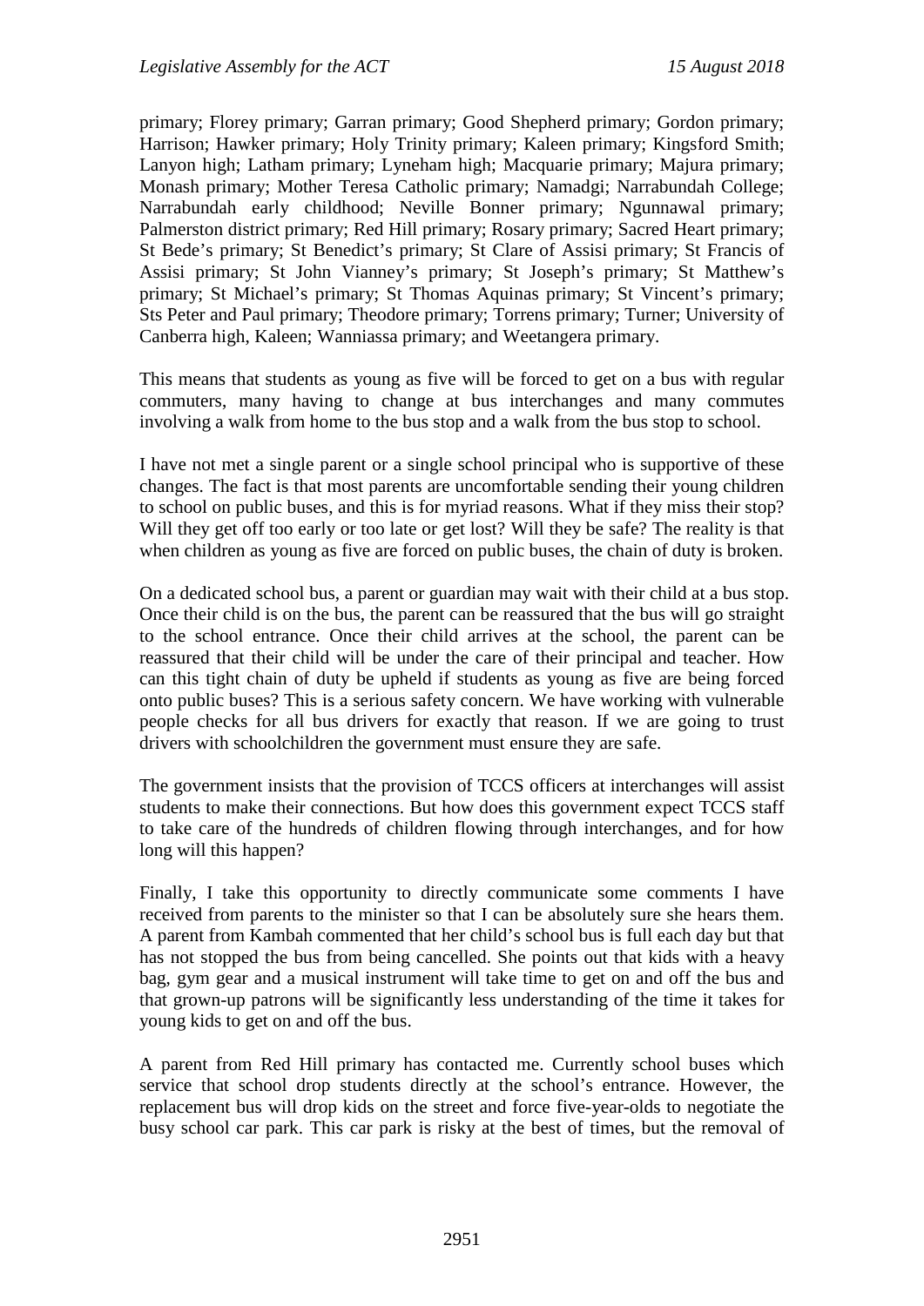primary; Florey primary; Garran primary; Good Shepherd primary; Gordon primary; Harrison; Hawker primary; Holy Trinity primary; Kaleen primary; Kingsford Smith; Lanyon high; Latham primary; Lyneham high; Macquarie primary; Majura primary; Monash primary; Mother Teresa Catholic primary; Namadgi; Narrabundah College; Narrabundah early childhood; Neville Bonner primary; Ngunnawal primary; Palmerston district primary; Red Hill primary; Rosary primary; Sacred Heart primary; St Bede's primary; St Benedict's primary; St Clare of Assisi primary; St Francis of Assisi primary; St John Vianney's primary; St Joseph's primary; St Matthew's primary; St Michael's primary; St Thomas Aquinas primary; St Vincent's primary; Sts Peter and Paul primary; Theodore primary; Torrens primary; Turner; University of Canberra high, Kaleen; Wanniassa primary; and Weetangera primary.

This means that students as young as five will be forced to get on a bus with regular commuters, many having to change at bus interchanges and many commutes involving a walk from home to the bus stop and a walk from the bus stop to school.

I have not met a single parent or a single school principal who is supportive of these changes. The fact is that most parents are uncomfortable sending their young children to school on public buses, and this is for myriad reasons. What if they miss their stop? Will they get off too early or too late or get lost? Will they be safe? The reality is that when children as young as five are forced on public buses, the chain of duty is broken.

On a dedicated school bus, a parent or guardian may wait with their child at a bus stop. Once their child is on the bus, the parent can be reassured that the bus will go straight to the school entrance. Once their child arrives at the school, the parent can be reassured that their child will be under the care of their principal and teacher. How can this tight chain of duty be upheld if students as young as five are being forced onto public buses? This is a serious safety concern. We have working with vulnerable people checks for all bus drivers for exactly that reason. If we are going to trust drivers with schoolchildren the government must ensure they are safe.

The government insists that the provision of TCCS officers at interchanges will assist students to make their connections. But how does this government expect TCCS staff to take care of the hundreds of children flowing through interchanges, and for how long will this happen?

Finally, I take this opportunity to directly communicate some comments I have received from parents to the minister so that I can be absolutely sure she hears them. A parent from Kambah commented that her child's school bus is full each day but that has not stopped the bus from being cancelled. She points out that kids with a heavy bag, gym gear and a musical instrument will take time to get on and off the bus and that grown-up patrons will be significantly less understanding of the time it takes for young kids to get on and off the bus.

A parent from Red Hill primary has contacted me. Currently school buses which service that school drop students directly at the school's entrance. However, the replacement bus will drop kids on the street and force five-year-olds to negotiate the busy school car park. This car park is risky at the best of times, but the removal of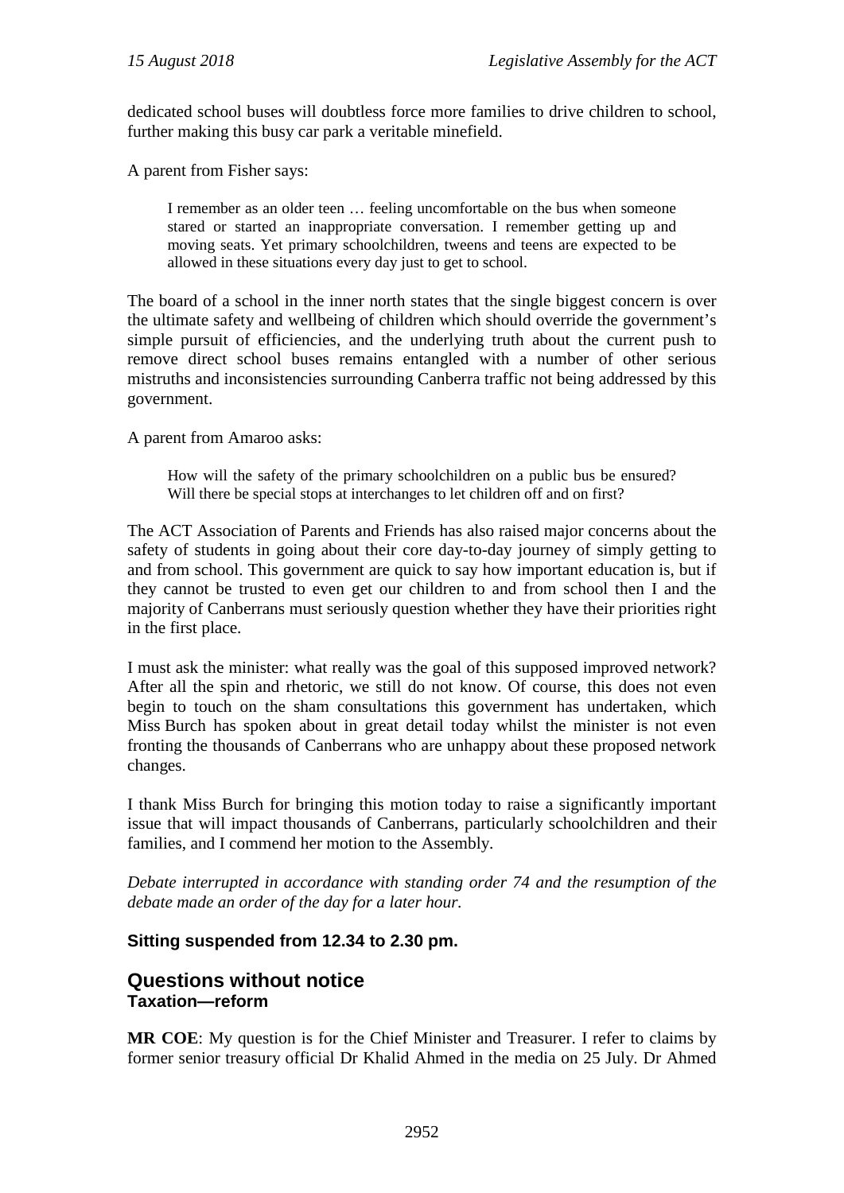dedicated school buses will doubtless force more families to drive children to school, further making this busy car park a veritable minefield.

A parent from Fisher says:

> I remember as an older teen … feeling uncomfortable on the bus when someone stared or started an inappropriate conversation. I remember getting up and moving seats. Yet primary schoolchildren, tweens and teens are expected to be allowed in these situations every day just to get to school.

The board of a school in the inner north states that the single biggest concern is over the ultimate safety and wellbeing of children which should override the government's simple pursuit of efficiencies, and the underlying truth about the current push to remove direct school buses remains entangled with a number of other serious mistruths and inconsistencies surrounding Canberra traffic not being addressed by this government.

A parent from Amaroo asks:

> How will the safety of the primary schoolchildren on a public bus be ensured? Will there be special stops at interchanges to let children off and on first?

The ACT Association of Parents and Friends has also raised major concerns about the safety of students in going about their core day-to-day journey of simply getting to and from school. This government are quick to say how important education is, but if they cannot be trusted to even get our children to and from school then I and the majority of Canberrans must seriously question whether they have their priorities right in the first place.

I must ask the minister: what really was the goal of this supposed improved network? After all the spin and rhetoric, we still do not know. Of course, this does not even begin to touch on the sham consultations this government has undertaken, which Miss Burch has spoken about in great detail today whilst the minister is not even fronting the thousands of Canberrans who are unhappy about these proposed network changes.

I thank Miss Burch for bringing this motion today to raise a significantly important issue that will impact thousands of Canberrans, particularly schoolchildren and their families, and I commend her motion to the Assembly.

*Debate interrupted in accordance with standing order 74 and the resumption of the debate made an order of the day for a later hour.*

**Sitting suspended from 12.34 to 2.30 pm.**

## Questions without notice

### Taxation—reform

**MR COE**: My question is for the Chief Minister and Treasurer. I refer to claims by former senior treasury official Dr Khalid Ahmed in the media on 25 July. Dr Ahmed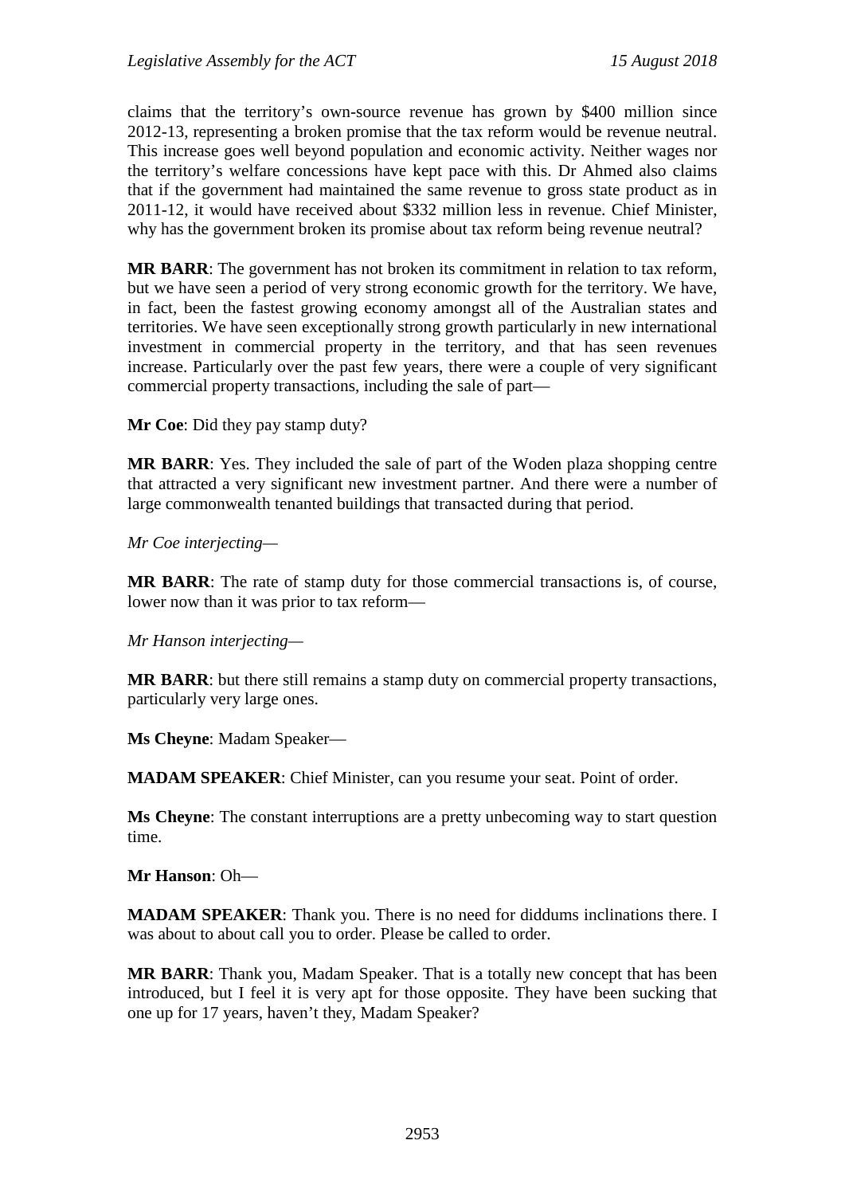claims that the territory's own-source revenue has grown by $400 million since 2012-13, representing a broken promise that the tax reform would be revenue neutral. This increase goes well beyond population and economic activity. Neither wages nor the territory's welfare concessions have kept pace with this. Dr Ahmed also claims that if the government had maintained the same revenue to gross state product as in 2011-12, it would have received about $332 million less in revenue. Chief Minister, why has the government broken its promise about tax reform being revenue neutral?

**MR BARR**: The government has not broken its commitment in relation to tax reform, but we have seen a period of very strong economic growth for the territory. We have, in fact, been the fastest growing economy amongst all of the Australian states and territories. We have seen exceptionally strong growth particularly in new international investment in commercial property in the territory, and that has seen revenues increase. Particularly over the past few years, there were a couple of very significant commercial property transactions, including the sale of part—

**Mr Coe**: Did they pay stamp duty?

**MR BARR**: Yes. They included the sale of part of the Woden plaza shopping centre that attracted a very significant new investment partner. And there were a number of large commonwealth tenanted buildings that transacted during that period.

*Mr Coe interjecting*—

**MR BARR**: The rate of stamp duty for those commercial transactions is, of course, lower now than it was prior to tax reform—

*Mr Hanson interjecting*—

**MR BARR**: but there still remains a stamp duty on commercial property transactions, particularly very large ones.

**Ms Cheyne**: Madam Speaker—

**MADAM SPEAKER**: Chief Minister, can you resume your seat. Point of order.

**Ms Cheyne**: The constant interruptions are a pretty unbecoming way to start question time.

**Mr Hanson**: Oh—

**MADAM SPEAKER**: Thank you. There is no need for diddums inclinations there. I was about to about call you to order. Please be called to order.

**MR BARR**: Thank you, Madam Speaker. That is a totally new concept that has been introduced, but I feel it is very apt for those opposite. They have been sucking that one up for 17 years, haven't they, Madam Speaker?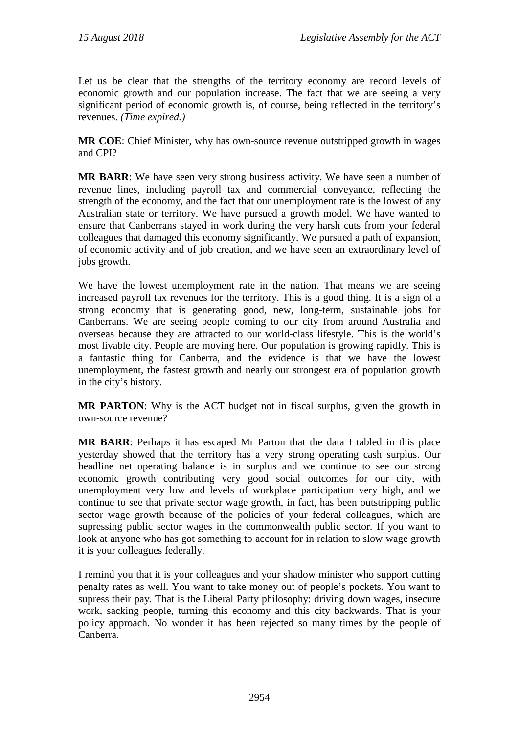Let us be clear that the strengths of the territory economy are record levels of economic growth and our population increase. The fact that we are seeing a very significant period of economic growth is, of course, being reflected in the territory's revenues. *(Time expired.)*

**MR COE**: Chief Minister, why has own-source revenue outstripped growth in wages and CPI?

**MR BARR**: We have seen very strong business activity. We have seen a number of revenue lines, including payroll tax and commercial conveyance, reflecting the strength of the economy, and the fact that our unemployment rate is the lowest of any Australian state or territory. We have pursued a growth model. We have wanted to ensure that Canberrans stayed in work during the very harsh cuts from your federal colleagues that damaged this economy significantly. We pursued a path of expansion, of economic activity and of job creation, and we have seen an extraordinary level of jobs growth.

We have the lowest unemployment rate in the nation. That means we are seeing increased payroll tax revenues for the territory. This is a good thing. It is a sign of a strong economy that is generating good, new, long-term, sustainable jobs for Canberrans. We are seeing people coming to our city from around Australia and overseas because they are attracted to our world-class lifestyle. This is the world's most livable city. People are moving here. Our population is growing rapidly. This is a fantastic thing for Canberra, and the evidence is that we have the lowest unemployment, the fastest growth and nearly our strongest era of population growth in the city's history.

**MR PARTON**: Why is the ACT budget not in fiscal surplus, given the growth in own-source revenue?

**MR BARR**: Perhaps it has escaped Mr Parton that the data I tabled in this place yesterday showed that the territory has a very strong operating cash surplus. Our headline net operating balance is in surplus and we continue to see our strong economic growth contributing very good social outcomes for our city, with unemployment very low and levels of workplace participation very high, and we continue to see that private sector wage growth, in fact, has been outstripping public sector wage growth because of the policies of your federal colleagues, which are supressing public sector wages in the commonwealth public sector. If you want to look at anyone who has got something to account for in relation to slow wage growth it is your colleagues federally.

I remind you that it is your colleagues and your shadow minister who support cutting penalty rates as well. You want to take money out of people's pockets. You want to supress their pay. That is the Liberal Party philosophy: driving down wages, insecure work, sacking people, turning this economy and this city backwards. That is your policy approach. No wonder it has been rejected so many times by the people of Canberra.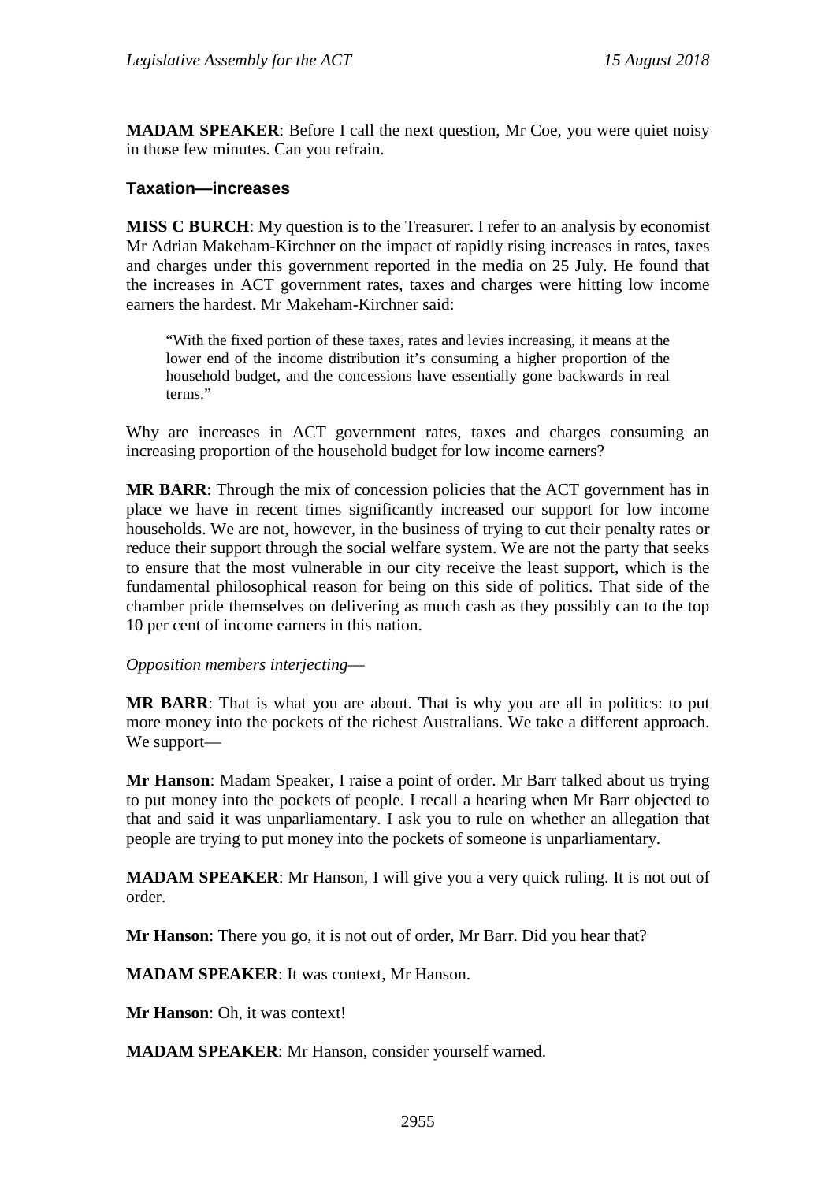**MADAM SPEAKER**: Before I call the next question, Mr Coe, you were quiet noisy in those few minutes. Can you refrain.

### Taxation—increases

**MISS C BURCH**: My question is to the Treasurer. I refer to an analysis by economist Mr Adrian Makeham-Kirchner on the impact of rapidly rising increases in rates, taxes and charges under this government reported in the media on 25 July. He found that the increases in ACT government rates, taxes and charges were hitting low income earners the hardest. Mr Makeham-Kirchner said:

> "With the fixed portion of these taxes, rates and levies increasing, it means at the lower end of the income distribution it's consuming a higher proportion of the household budget, and the concessions have essentially gone backwards in real terms."

Why are increases in ACT government rates, taxes and charges consuming an increasing proportion of the household budget for low income earners?

**MR BARR**: Through the mix of concession policies that the ACT government has in place we have in recent times significantly increased our support for low income households. We are not, however, in the business of trying to cut their penalty rates or reduce their support through the social welfare system. We are not the party that seeks to ensure that the most vulnerable in our city receive the least support, which is the fundamental philosophical reason for being on this side of politics. That side of the chamber pride themselves on delivering as much cash as they possibly can to the top 10 per cent of income earners in this nation.

*Opposition members interjecting*—

**MR BARR**: That is what you are about. That is why you are all in politics: to put more money into the pockets of the richest Australians. We take a different approach. We support—

**Mr Hanson**: Madam Speaker, I raise a point of order. Mr Barr talked about us trying to put money into the pockets of people. I recall a hearing when Mr Barr objected to that and said it was unparliamentary. I ask you to rule on whether an allegation that people are trying to put money into the pockets of someone is unparliamentary.

**MADAM SPEAKER**: Mr Hanson, I will give you a very quick ruling. It is not out of order.

**Mr Hanson**: There you go, it is not out of order, Mr Barr. Did you hear that?

**MADAM SPEAKER**: It was context, Mr Hanson.

**Mr Hanson**: Oh, it was context!

**MADAM SPEAKER**: Mr Hanson, consider yourself warned.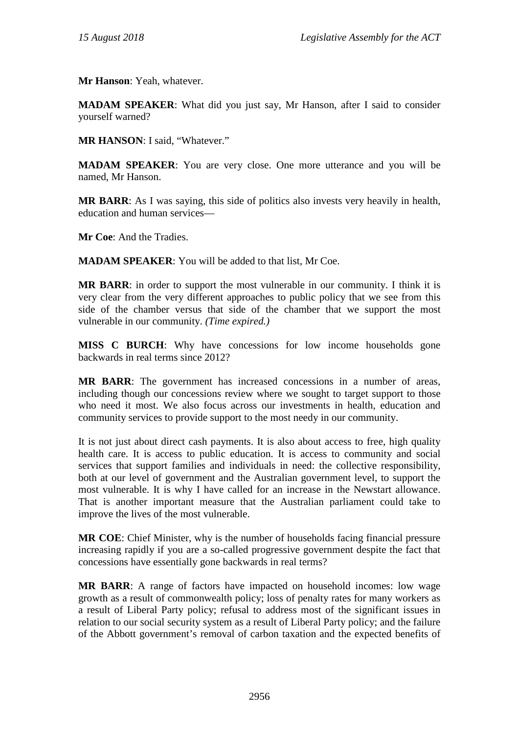**Mr Hanson**: Yeah, whatever.

**MADAM SPEAKER**: What did you just say, Mr Hanson, after I said to consider yourself warned?

**MR HANSON**: I said, "Whatever."

**MADAM SPEAKER**: You are very close. One more utterance and you will be named, Mr Hanson.

**MR BARR**: As I was saying, this side of politics also invests very heavily in health, education and human services—

**Mr Coe**: And the Tradies.

**MADAM SPEAKER**: You will be added to that list, Mr Coe.

**MR BARR**: in order to support the most vulnerable in our community. I think it is very clear from the very different approaches to public policy that we see from this side of the chamber versus that side of the chamber that we support the most vulnerable in our community. *(Time expired.)*

**MISS C BURCH**: Why have concessions for low income households gone backwards in real terms since 2012?

**MR BARR**: The government has increased concessions in a number of areas, including though our concessions review where we sought to target support to those who need it most. We also focus across our investments in health, education and community services to provide support to the most needy in our community.

It is not just about direct cash payments. It is also about access to free, high quality health care. It is access to public education. It is access to community and social services that support families and individuals in need: the collective responsibility, both at our level of government and the Australian government level, to support the most vulnerable. It is why I have called for an increase in the Newstart allowance. That is another important measure that the Australian parliament could take to improve the lives of the most vulnerable.

**MR COE**: Chief Minister, why is the number of households facing financial pressure increasing rapidly if you are a so-called progressive government despite the fact that concessions have essentially gone backwards in real terms?

**MR BARR**: A range of factors have impacted on household incomes: low wage growth as a result of commonwealth policy; loss of penalty rates for many workers as a result of Liberal Party policy; refusal to address most of the significant issues in relation to our social security system as a result of Liberal Party policy; and the failure of the Abbott government's removal of carbon taxation and the expected benefits of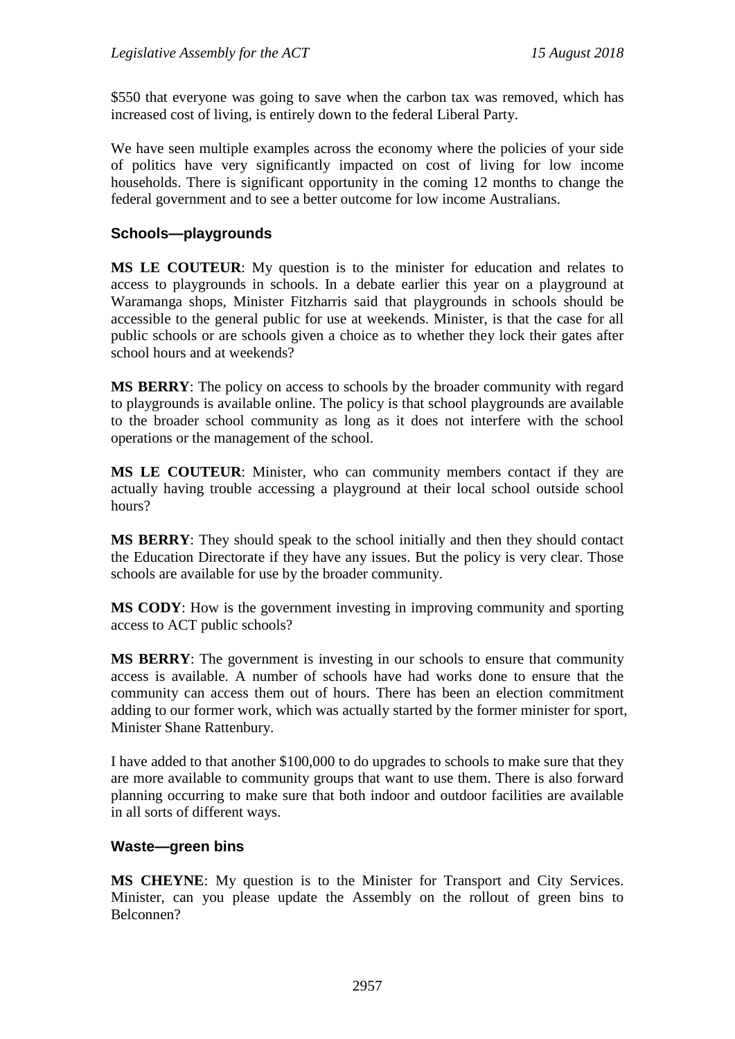$550 that everyone was going to save when the carbon tax was removed, which has increased cost of living, is entirely down to the federal Liberal Party.

We have seen multiple examples across the economy where the policies of your side of politics have very significantly impacted on cost of living for low income households. There is significant opportunity in the coming 12 months to change the federal government and to see a better outcome for low income Australians.

### Schools—playgrounds

**MS LE COUTEUR**: My question is to the minister for education and relates to access to playgrounds in schools. In a debate earlier this year on a playground at Waramanga shops, Minister Fitzharris said that playgrounds in schools should be accessible to the general public for use at weekends. Minister, is that the case for all public schools or are schools given a choice as to whether they lock their gates after school hours and at weekends?

**MS BERRY**: The policy on access to schools by the broader community with regard to playgrounds is available online. The policy is that school playgrounds are available to the broader school community as long as it does not interfere with the school operations or the management of the school.

**MS LE COUTEUR**: Minister, who can community members contact if they are actually having trouble accessing a playground at their local school outside school hours?

**MS BERRY**: They should speak to the school initially and then they should contact the Education Directorate if they have any issues. But the policy is very clear. Those schools are available for use by the broader community.

**MS CODY**: How is the government investing in improving community and sporting access to ACT public schools?

**MS BERRY**: The government is investing in our schools to ensure that community access is available. A number of schools have had works done to ensure that the community can access them out of hours. There has been an election commitment adding to our former work, which was actually started by the former minister for sport, Minister Shane Rattenbury.

I have added to that another $100,000 to do upgrades to schools to make sure that they are more available to community groups that want to use them. There is also forward planning occurring to make sure that both indoor and outdoor facilities are available in all sorts of different ways.

### Waste—green bins

**MS CHEYNE**: My question is to the Minister for Transport and City Services. Minister, can you please update the Assembly on the rollout of green bins to Belconnen?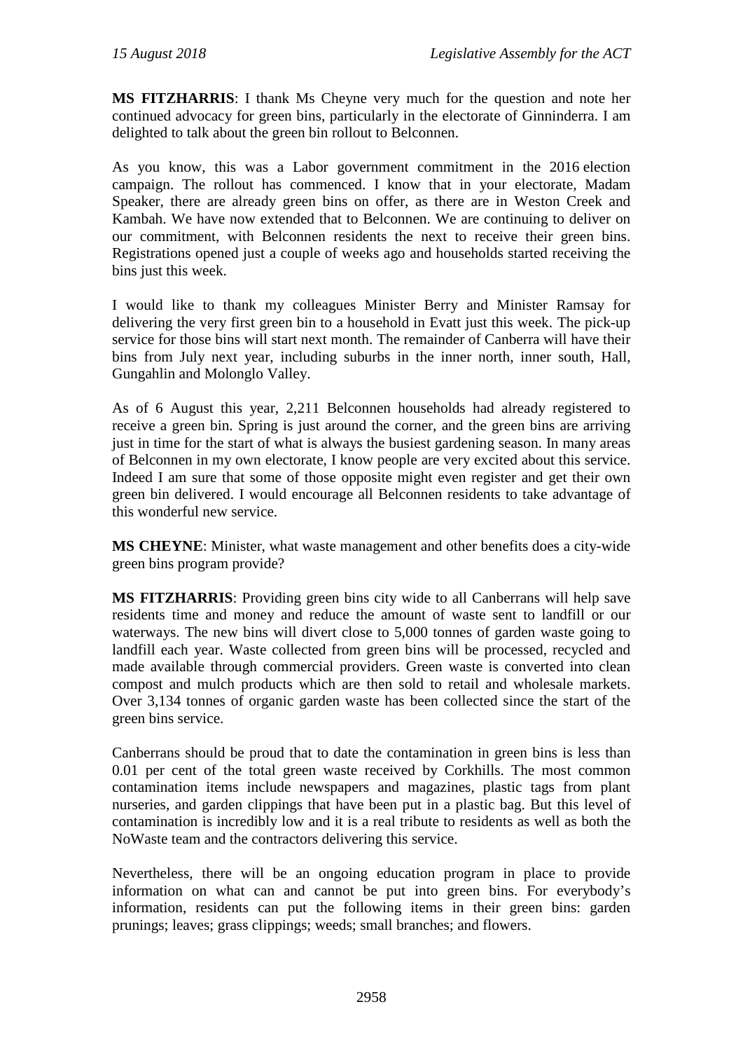**MS FITZHARRIS**: I thank Ms Cheyne very much for the question and note her continued advocacy for green bins, particularly in the electorate of Ginninderra. I am delighted to talk about the green bin rollout to Belconnen.

As you know, this was a Labor government commitment in the 2016 election campaign. The rollout has commenced. I know that in your electorate, Madam Speaker, there are already green bins on offer, as there are in Weston Creek and Kambah. We have now extended that to Belconnen. We are continuing to deliver on our commitment, with Belconnen residents the next to receive their green bins. Registrations opened just a couple of weeks ago and households started receiving the bins just this week.

I would like to thank my colleagues Minister Berry and Minister Ramsay for delivering the very first green bin to a household in Evatt just this week. The pick-up service for those bins will start next month. The remainder of Canberra will have their bins from July next year, including suburbs in the inner north, inner south, Hall, Gungahlin and Molonglo Valley.

As of 6 August this year, 2,211 Belconnen households had already registered to receive a green bin. Spring is just around the corner, and the green bins are arriving just in time for the start of what is always the busiest gardening season. In many areas of Belconnen in my own electorate, I know people are very excited about this service. Indeed I am sure that some of those opposite might even register and get their own green bin delivered. I would encourage all Belconnen residents to take advantage of this wonderful new service.

**MS CHEYNE**: Minister, what waste management and other benefits does a city-wide green bins program provide?

**MS FITZHARRIS**: Providing green bins city wide to all Canberrans will help save residents time and money and reduce the amount of waste sent to landfill or our waterways. The new bins will divert close to 5,000 tonnes of garden waste going to landfill each year. Waste collected from green bins will be processed, recycled and made available through commercial providers. Green waste is converted into clean compost and mulch products which are then sold to retail and wholesale markets. Over 3,134 tonnes of organic garden waste has been collected since the start of the green bins service.

Canberrans should be proud that to date the contamination in green bins is less than 0.01 per cent of the total green waste received by Corkhills. The most common contamination items include newspapers and magazines, plastic tags from plant nurseries, and garden clippings that have been put in a plastic bag. But this level of contamination is incredibly low and it is a real tribute to residents as well as both the NoWaste team and the contractors delivering this service.

Nevertheless, there will be an ongoing education program in place to provide information on what can and cannot be put into green bins. For everybody's information, residents can put the following items in their green bins: garden prunings; leaves; grass clippings; weeds; small branches; and flowers.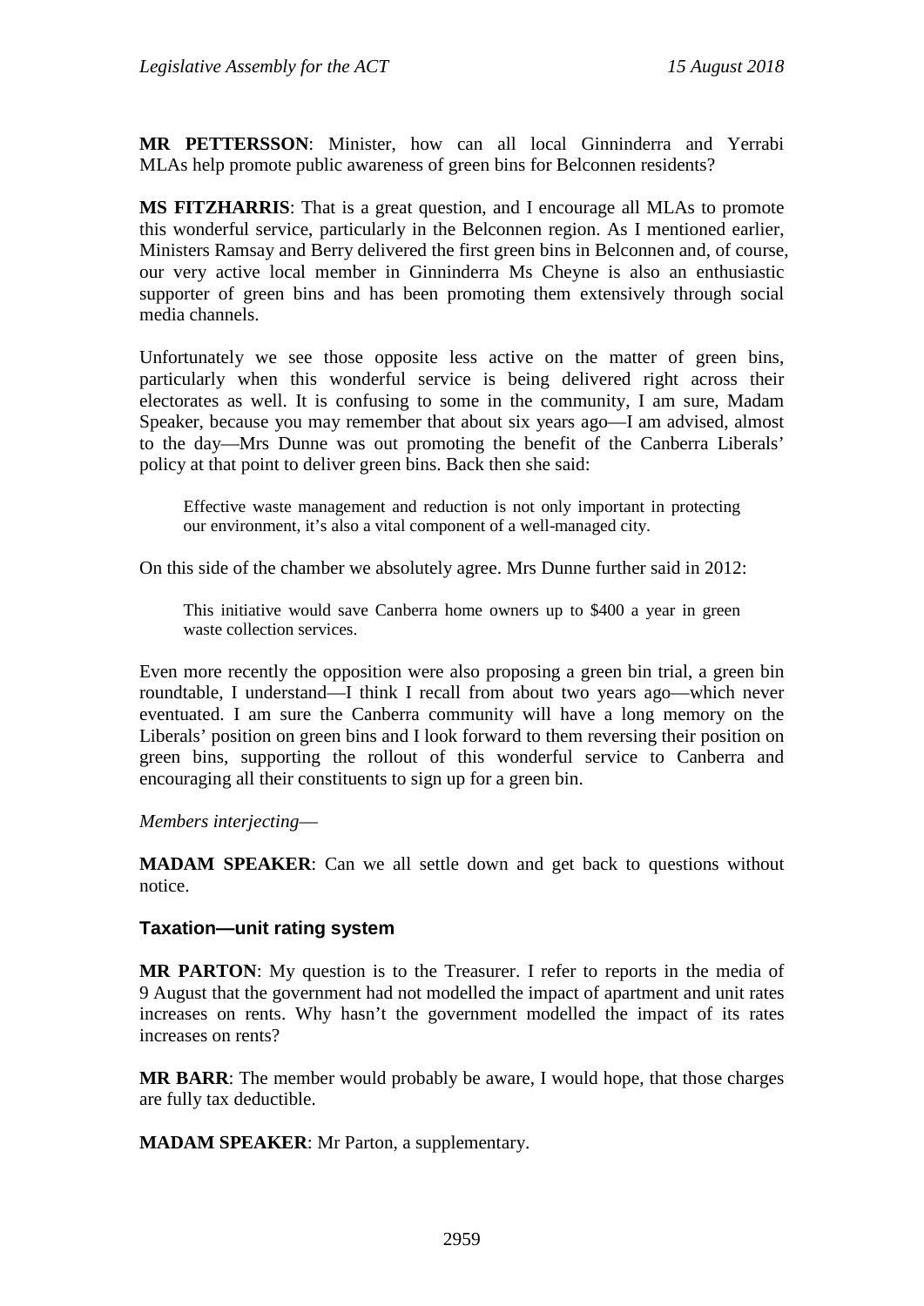**MR PETTERSSON**: Minister, how can all local Ginninderra and Yerrabi MLAs help promote public awareness of green bins for Belconnen residents?

**MS FITZHARRIS**: That is a great question, and I encourage all MLAs to promote this wonderful service, particularly in the Belconnen region. As I mentioned earlier, Ministers Ramsay and Berry delivered the first green bins in Belconnen and, of course, our very active local member in Ginninderra Ms Cheyne is also an enthusiastic supporter of green bins and has been promoting them extensively through social media channels.

Unfortunately we see those opposite less active on the matter of green bins, particularly when this wonderful service is being delivered right across their electorates as well. It is confusing to some in the community, I am sure, Madam Speaker, because you may remember that about six years ago—I am advised, almost to the day—Mrs Dunne was out promoting the benefit of the Canberra Liberals' policy at that point to deliver green bins. Back then she said:

> Effective waste management and reduction is not only important in protecting our environment, it's also a vital component of a well-managed city.

On this side of the chamber we absolutely agree. Mrs Dunne further said in 2012:

> This initiative would save Canberra home owners up to $400 a year in green waste collection services.

Even more recently the opposition were also proposing a green bin trial, a green bin roundtable, I understand—I think I recall from about two years ago—which never eventuated. I am sure the Canberra community will have a long memory on the Liberals' position on green bins and I look forward to them reversing their position on green bins, supporting the rollout of this wonderful service to Canberra and encouraging all their constituents to sign up for a green bin.

*Members interjecting*—

**MADAM SPEAKER**: Can we all settle down and get back to questions without notice.

### Taxation—unit rating system

**MR PARTON**: My question is to the Treasurer. I refer to reports in the media of 9 August that the government had not modelled the impact of apartment and unit rates increases on rents. Why hasn't the government modelled the impact of its rates increases on rents?

**MR BARR**: The member would probably be aware, I would hope, that those charges are fully tax deductible.

**MADAM SPEAKER**: Mr Parton, a supplementary.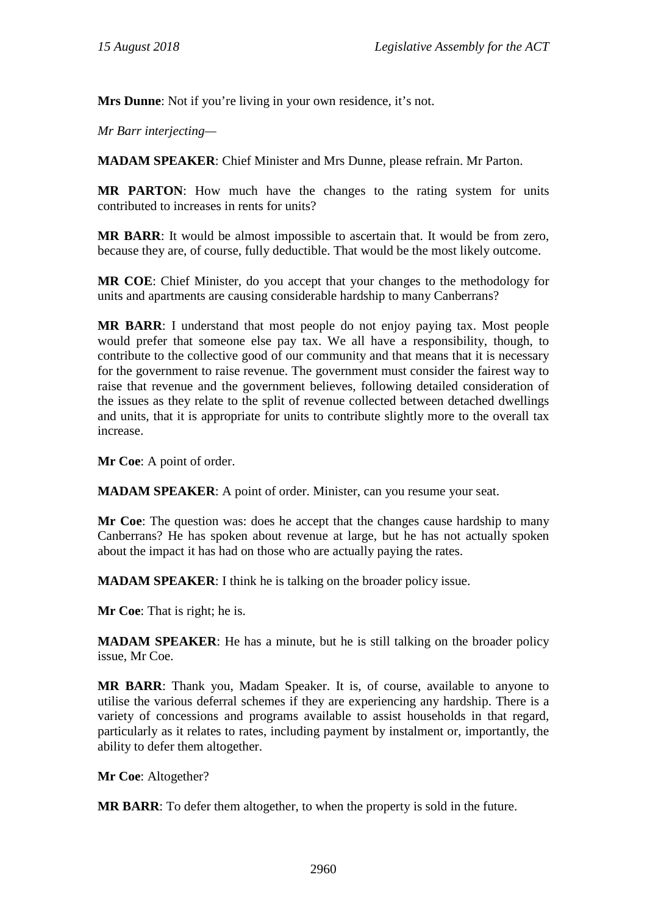**Mrs Dunne**: Not if you're living in your own residence, it's not.

*Mr Barr interjecting—*

**MADAM SPEAKER**: Chief Minister and Mrs Dunne, please refrain. Mr Parton.

**MR PARTON**: How much have the changes to the rating system for units contributed to increases in rents for units?

**MR BARR**: It would be almost impossible to ascertain that. It would be from zero, because they are, of course, fully deductible. That would be the most likely outcome.

**MR COE**: Chief Minister, do you accept that your changes to the methodology for units and apartments are causing considerable hardship to many Canberrans?

**MR BARR**: I understand that most people do not enjoy paying tax. Most people would prefer that someone else pay tax. We all have a responsibility, though, to contribute to the collective good of our community and that means that it is necessary for the government to raise revenue. The government must consider the fairest way to raise that revenue and the government believes, following detailed consideration of the issues as they relate to the split of revenue collected between detached dwellings and units, that it is appropriate for units to contribute slightly more to the overall tax increase.

**Mr Coe**: A point of order.

**MADAM SPEAKER**: A point of order. Minister, can you resume your seat.

**Mr Coe**: The question was: does he accept that the changes cause hardship to many Canberrans? He has spoken about revenue at large, but he has not actually spoken about the impact it has had on those who are actually paying the rates.

**MADAM SPEAKER**: I think he is talking on the broader policy issue.

**Mr Coe**: That is right; he is.

**MADAM SPEAKER**: He has a minute, but he is still talking on the broader policy issue, Mr Coe.

**MR BARR**: Thank you, Madam Speaker. It is, of course, available to anyone to utilise the various deferral schemes if they are experiencing any hardship. There is a variety of concessions and programs available to assist households in that regard, particularly as it relates to rates, including payment by instalment or, importantly, the ability to defer them altogether.

**Mr Coe**: Altogether?

**MR BARR**: To defer them altogether, to when the property is sold in the future.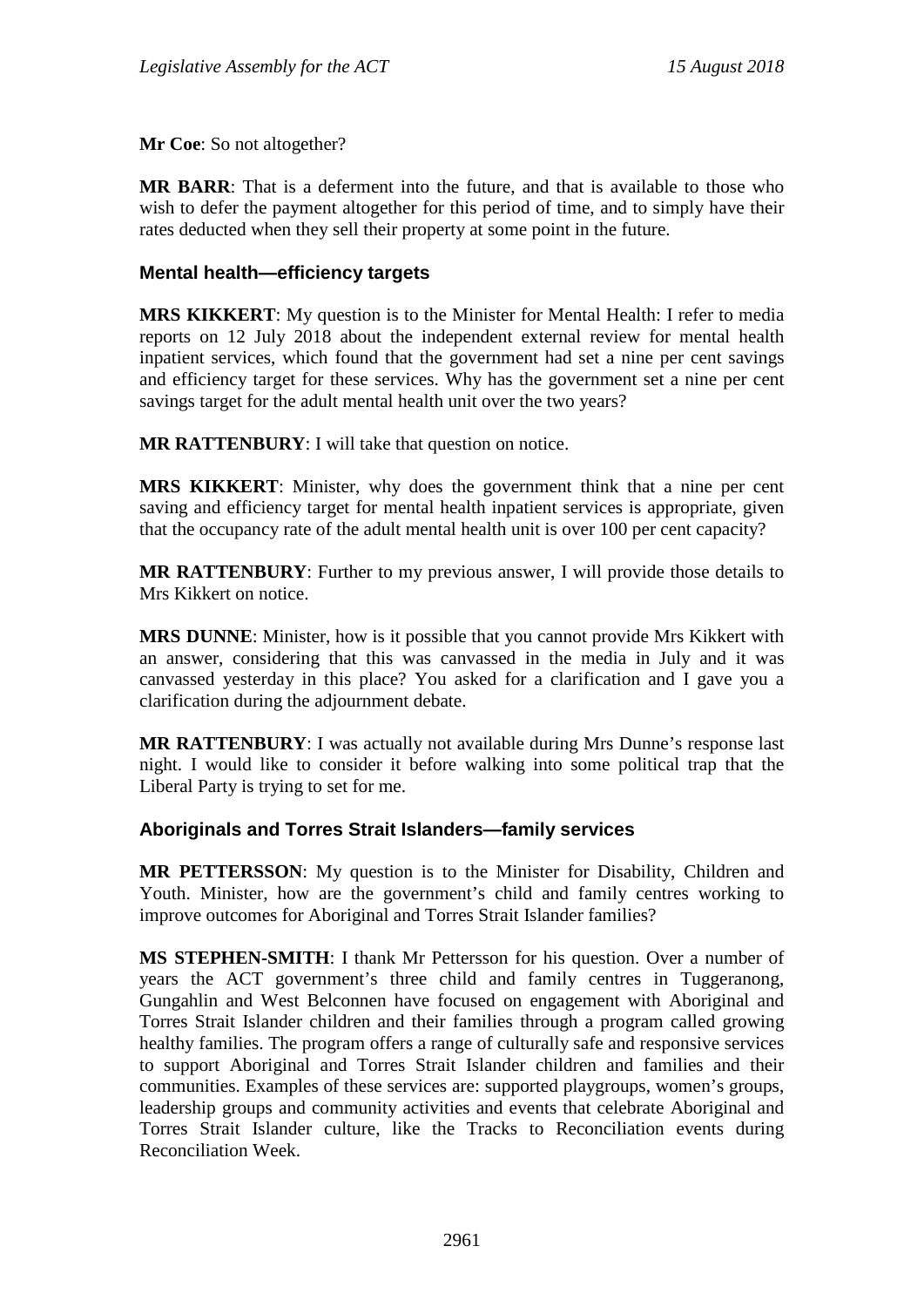**Mr Coe**: So not altogether?

**MR BARR**: That is a deferment into the future, and that is available to those who wish to defer the payment altogether for this period of time, and to simply have their rates deducted when they sell their property at some point in the future.

### Mental health—efficiency targets

**MRS KIKKERT**: My question is to the Minister for Mental Health: I refer to media reports on 12 July 2018 about the independent external review for mental health inpatient services, which found that the government had set a nine per cent savings and efficiency target for these services. Why has the government set a nine per cent savings target for the adult mental health unit over the two years?

**MR RATTENBURY**: I will take that question on notice.

**MRS KIKKERT**: Minister, why does the government think that a nine per cent saving and efficiency target for mental health inpatient services is appropriate, given that the occupancy rate of the adult mental health unit is over 100 per cent capacity?

**MR RATTENBURY**: Further to my previous answer, I will provide those details to Mrs Kikkert on notice.

**MRS DUNNE**: Minister, how is it possible that you cannot provide Mrs Kikkert with an answer, considering that this was canvassed in the media in July and it was canvassed yesterday in this place? You asked for a clarification and I gave you a clarification during the adjournment debate.

**MR RATTENBURY**: I was actually not available during Mrs Dunne's response last night. I would like to consider it before walking into some political trap that the Liberal Party is trying to set for me.

### Aboriginals and Torres Strait Islanders—family services

**MR PETTERSSON**: My question is to the Minister for Disability, Children and Youth. Minister, how are the government's child and family centres working to improve outcomes for Aboriginal and Torres Strait Islander families?

**MS STEPHEN-SMITH**: I thank Mr Pettersson for his question. Over a number of years the ACT government's three child and family centres in Tuggeranong, Gungahlin and West Belconnen have focused on engagement with Aboriginal and Torres Strait Islander children and their families through a program called growing healthy families. The program offers a range of culturally safe and responsive services to support Aboriginal and Torres Strait Islander children and families and their communities. Examples of these services are: supported playgroups, women's groups, leadership groups and community activities and events that celebrate Aboriginal and Torres Strait Islander culture, like the Tracks to Reconciliation events during Reconciliation Week.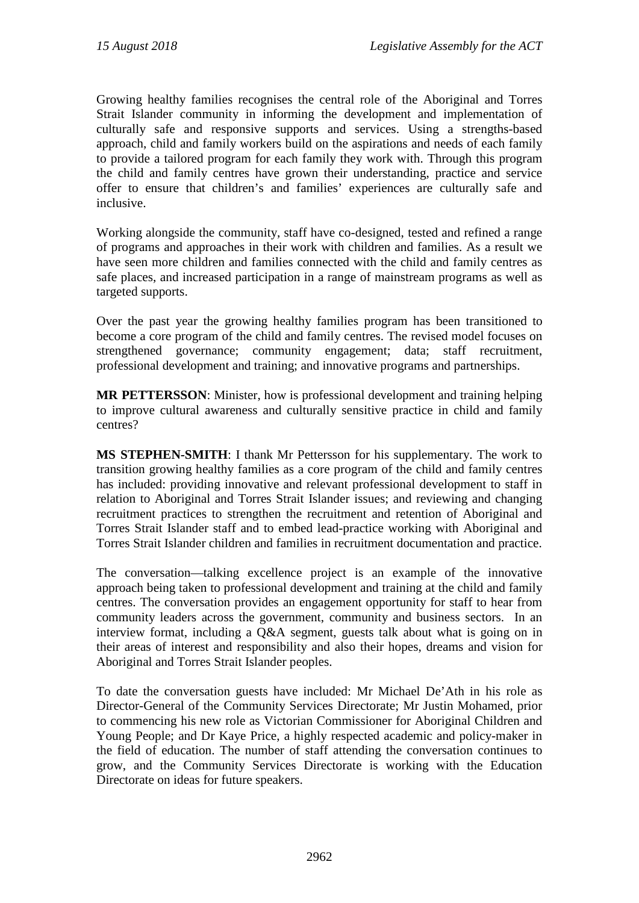Growing healthy families recognises the central role of the Aboriginal and Torres Strait Islander community in informing the development and implementation of culturally safe and responsive supports and services. Using a strengths-based approach, child and family workers build on the aspirations and needs of each family to provide a tailored program for each family they work with. Through this program the child and family centres have grown their understanding, practice and service offer to ensure that children's and families' experiences are culturally safe and inclusive.

Working alongside the community, staff have co-designed, tested and refined a range of programs and approaches in their work with children and families. As a result we have seen more children and families connected with the child and family centres as safe places, and increased participation in a range of mainstream programs as well as targeted supports.

Over the past year the growing healthy families program has been transitioned to become a core program of the child and family centres. The revised model focuses on strengthened governance; community engagement; data; staff recruitment, professional development and training; and innovative programs and partnerships.

**MR PETTERSSON**: Minister, how is professional development and training helping to improve cultural awareness and culturally sensitive practice in child and family centres?

**MS STEPHEN-SMITH**: I thank Mr Pettersson for his supplementary. The work to transition growing healthy families as a core program of the child and family centres has included: providing innovative and relevant professional development to staff in relation to Aboriginal and Torres Strait Islander issues; and reviewing and changing recruitment practices to strengthen the recruitment and retention of Aboriginal and Torres Strait Islander staff and to embed lead-practice working with Aboriginal and Torres Strait Islander children and families in recruitment documentation and practice.

The conversation—talking excellence project is an example of the innovative approach being taken to professional development and training at the child and family centres. The conversation provides an engagement opportunity for staff to hear from community leaders across the government, community and business sectors. In an interview format, including a Q&A segment, guests talk about what is going on in their areas of interest and responsibility and also their hopes, dreams and vision for Aboriginal and Torres Strait Islander peoples.

To date the conversation guests have included: Mr Michael De'Ath in his role as Director-General of the Community Services Directorate; Mr Justin Mohamed, prior to commencing his new role as Victorian Commissioner for Aboriginal Children and Young People; and Dr Kaye Price, a highly respected academic and policy-maker in the field of education. The number of staff attending the conversation continues to grow, and the Community Services Directorate is working with the Education Directorate on ideas for future speakers.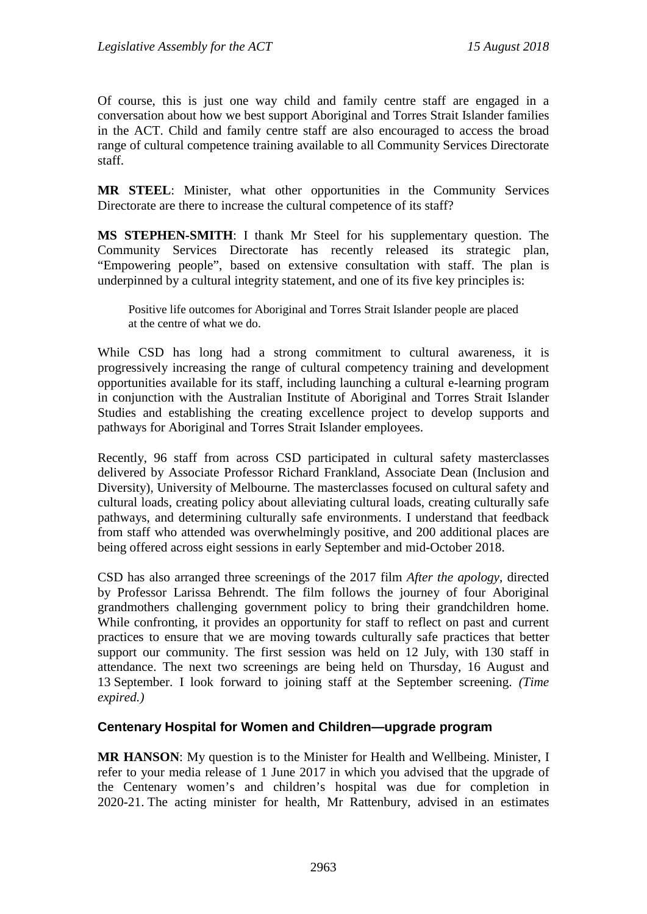Of course, this is just one way child and family centre staff are engaged in a conversation about how we best support Aboriginal and Torres Strait Islander families in the ACT. Child and family centre staff are also encouraged to access the broad range of cultural competence training available to all Community Services Directorate staff.

**MR STEEL**: Minister, what other opportunities in the Community Services Directorate are there to increase the cultural competence of its staff?

**MS STEPHEN-SMITH**: I thank Mr Steel for his supplementary question. The Community Services Directorate has recently released its strategic plan, "Empowering people", based on extensive consultation with staff. The plan is underpinned by a cultural integrity statement, and one of its five key principles is:

> Positive life outcomes for Aboriginal and Torres Strait Islander people are placed at the centre of what we do.

While CSD has long had a strong commitment to cultural awareness, it is progressively increasing the range of cultural competency training and development opportunities available for its staff, including launching a cultural e-learning program in conjunction with the Australian Institute of Aboriginal and Torres Strait Islander Studies and establishing the creating excellence project to develop supports and pathways for Aboriginal and Torres Strait Islander employees.

Recently, 96 staff from across CSD participated in cultural safety masterclasses delivered by Associate Professor Richard Frankland, Associate Dean (Inclusion and Diversity), University of Melbourne. The masterclasses focused on cultural safety and cultural loads, creating policy about alleviating cultural loads, creating culturally safe pathways, and determining culturally safe environments. I understand that feedback from staff who attended was overwhelmingly positive, and 200 additional places are being offered across eight sessions in early September and mid-October 2018.

CSD has also arranged three screenings of the 2017 film *After the apology*, directed by Professor Larissa Behrendt. The film follows the journey of four Aboriginal grandmothers challenging government policy to bring their grandchildren home. While confronting, it provides an opportunity for staff to reflect on past and current practices to ensure that we are moving towards culturally safe practices that better support our community. The first session was held on 12 July, with 130 staff in attendance. The next two screenings are being held on Thursday, 16 August and 13 September. I look forward to joining staff at the September screening. *(Time expired.)*

## Centenary Hospital for Women and Children—upgrade program

**MR HANSON**: My question is to the Minister for Health and Wellbeing. Minister, I refer to your media release of 1 June 2017 in which you advised that the upgrade of the Centenary women's and children's hospital was due for completion in 2020-21. The acting minister for health, Mr Rattenbury, advised in an estimates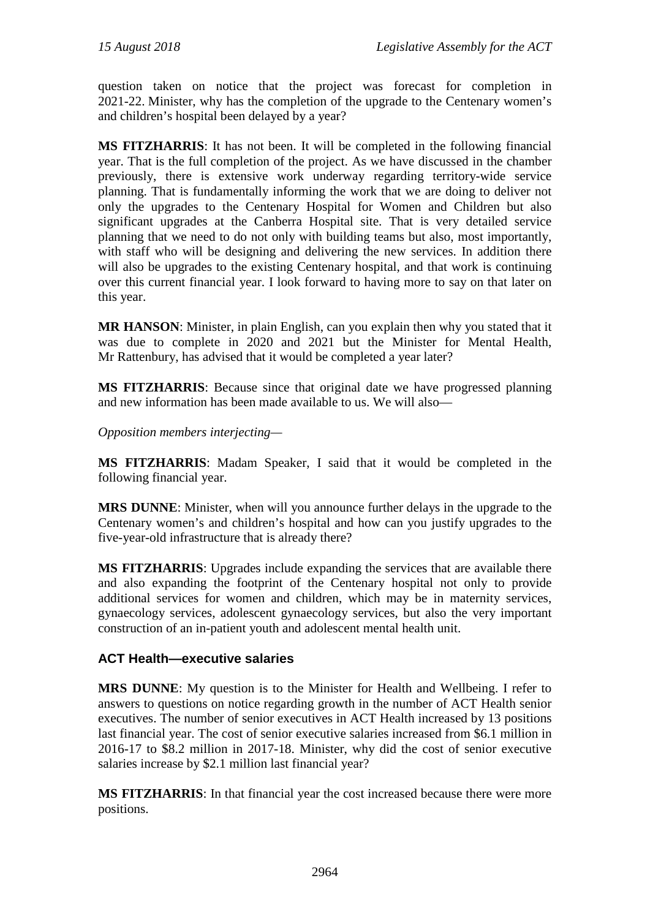question taken on notice that the project was forecast for completion in 2021-22. Minister, why has the completion of the upgrade to the Centenary women's and children's hospital been delayed by a year?

**MS FITZHARRIS**: It has not been. It will be completed in the following financial year. That is the full completion of the project. As we have discussed in the chamber previously, there is extensive work underway regarding territory-wide service planning. That is fundamentally informing the work that we are doing to deliver not only the upgrades to the Centenary Hospital for Women and Children but also significant upgrades at the Canberra Hospital site. That is very detailed service planning that we need to do not only with building teams but also, most importantly, with staff who will be designing and delivering the new services. In addition there will also be upgrades to the existing Centenary hospital, and that work is continuing over this current financial year. I look forward to having more to say on that later on this year.

**MR HANSON**: Minister, in plain English, can you explain then why you stated that it was due to complete in 2020 and 2021 but the Minister for Mental Health, Mr Rattenbury, has advised that it would be completed a year later?

**MS FITZHARRIS**: Because since that original date we have progressed planning and new information has been made available to us. We will also—

*Opposition members interjecting—*

**MS FITZHARRIS**: Madam Speaker, I said that it would be completed in the following financial year.

**MRS DUNNE**: Minister, when will you announce further delays in the upgrade to the Centenary women's and children's hospital and how can you justify upgrades to the five-year-old infrastructure that is already there?

**MS FITZHARRIS**: Upgrades include expanding the services that are available there and also expanding the footprint of the Centenary hospital not only to provide additional services for women and children, which may be in maternity services, gynaecology services, adolescent gynaecology services, but also the very important construction of an in-patient youth and adolescent mental health unit.

## ACT Health—executive salaries

**MRS DUNNE**: My question is to the Minister for Health and Wellbeing. I refer to answers to questions on notice regarding growth in the number of ACT Health senior executives. The number of senior executives in ACT Health increased by 13 positions last financial year. The cost of senior executive salaries increased from $6.1 million in 2016-17 to $8.2 million in 2017-18. Minister, why did the cost of senior executive salaries increase by $2.1 million last financial year?

**MS FITZHARRIS**: In that financial year the cost increased because there were more positions.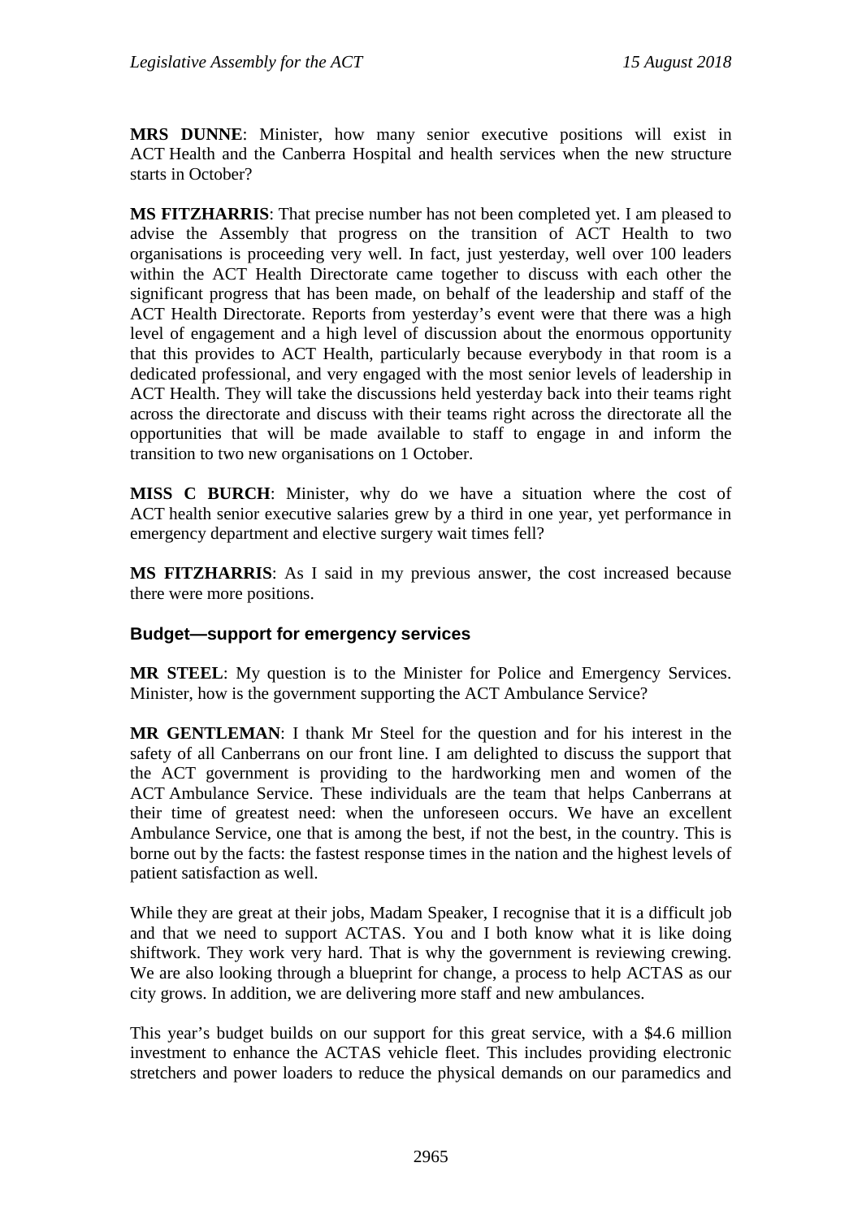**MRS DUNNE**: Minister, how many senior executive positions will exist in ACT Health and the Canberra Hospital and health services when the new structure starts in October?

**MS FITZHARRIS**: That precise number has not been completed yet. I am pleased to advise the Assembly that progress on the transition of ACT Health to two organisations is proceeding very well. In fact, just yesterday, well over 100 leaders within the ACT Health Directorate came together to discuss with each other the significant progress that has been made, on behalf of the leadership and staff of the ACT Health Directorate. Reports from yesterday's event were that there was a high level of engagement and a high level of discussion about the enormous opportunity that this provides to ACT Health, particularly because everybody in that room is a dedicated professional, and very engaged with the most senior levels of leadership in ACT Health. They will take the discussions held yesterday back into their teams right across the directorate and discuss with their teams right across the directorate all the opportunities that will be made available to staff to engage in and inform the transition to two new organisations on 1 October.

**MISS C BURCH**: Minister, why do we have a situation where the cost of ACT health senior executive salaries grew by a third in one year, yet performance in emergency department and elective surgery wait times fell?

**MS FITZHARRIS**: As I said in my previous answer, the cost increased because there were more positions.

### Budget—support for emergency services

**MR STEEL**: My question is to the Minister for Police and Emergency Services. Minister, how is the government supporting the ACT Ambulance Service?

**MR GENTLEMAN**: I thank Mr Steel for the question and for his interest in the safety of all Canberrans on our front line. I am delighted to discuss the support that the ACT government is providing to the hardworking men and women of the ACT Ambulance Service. These individuals are the team that helps Canberrans at their time of greatest need: when the unforeseen occurs. We have an excellent Ambulance Service, one that is among the best, if not the best, in the country. This is borne out by the facts: the fastest response times in the nation and the highest levels of patient satisfaction as well.

While they are great at their jobs, Madam Speaker, I recognise that it is a difficult job and that we need to support ACTAS. You and I both know what it is like doing shiftwork. They work very hard. That is why the government is reviewing crewing. We are also looking through a blueprint for change, a process to help ACTAS as our city grows. In addition, we are delivering more staff and new ambulances.

This year's budget builds on our support for this great service, with a $4.6 million investment to enhance the ACTAS vehicle fleet. This includes providing electronic stretchers and power loaders to reduce the physical demands on our paramedics and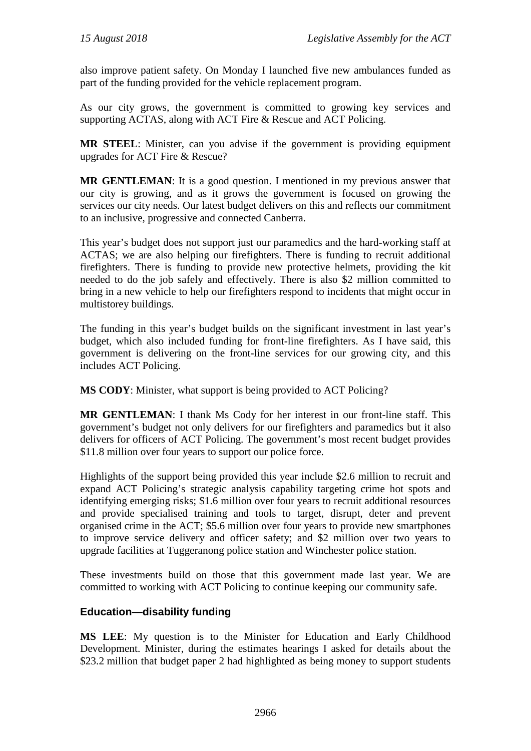also improve patient safety. On Monday I launched five new ambulances funded as part of the funding provided for the vehicle replacement program.

As our city grows, the government is committed to growing key services and supporting ACTAS, along with ACT Fire & Rescue and ACT Policing.

**MR STEEL**: Minister, can you advise if the government is providing equipment upgrades for ACT Fire & Rescue?

**MR GENTLEMAN**: It is a good question. I mentioned in my previous answer that our city is growing, and as it grows the government is focused on growing the services our city needs. Our latest budget delivers on this and reflects our commitment to an inclusive, progressive and connected Canberra.

This year's budget does not support just our paramedics and the hard-working staff at ACTAS; we are also helping our firefighters. There is funding to recruit additional firefighters. There is funding to provide new protective helmets, providing the kit needed to do the job safely and effectively. There is also $2 million committed to bring in a new vehicle to help our firefighters respond to incidents that might occur in multistorey buildings.

The funding in this year's budget builds on the significant investment in last year's budget, which also included funding for front-line firefighters. As I have said, this government is delivering on the front-line services for our growing city, and this includes ACT Policing.

**MS CODY**: Minister, what support is being provided to ACT Policing?

**MR GENTLEMAN**: I thank Ms Cody for her interest in our front-line staff. This government's budget not only delivers for our firefighters and paramedics but it also delivers for officers of ACT Policing. The government's most recent budget provides $11.8 million over four years to support our police force.

Highlights of the support being provided this year include $2.6 million to recruit and expand ACT Policing's strategic analysis capability targeting crime hot spots and identifying emerging risks; $1.6 million over four years to recruit additional resources and provide specialised training and tools to target, disrupt, deter and prevent organised crime in the ACT; $5.6 million over four years to provide new smartphones to improve service delivery and officer safety; and $2 million over two years to upgrade facilities at Tuggeranong police station and Winchester police station.

These investments build on those that this government made last year. We are committed to working with ACT Policing to continue keeping our community safe.

## Education—disability funding

**MS LEE**: My question is to the Minister for Education and Early Childhood Development. Minister, during the estimates hearings I asked for details about the $23.2 million that budget paper 2 had highlighted as being money to support students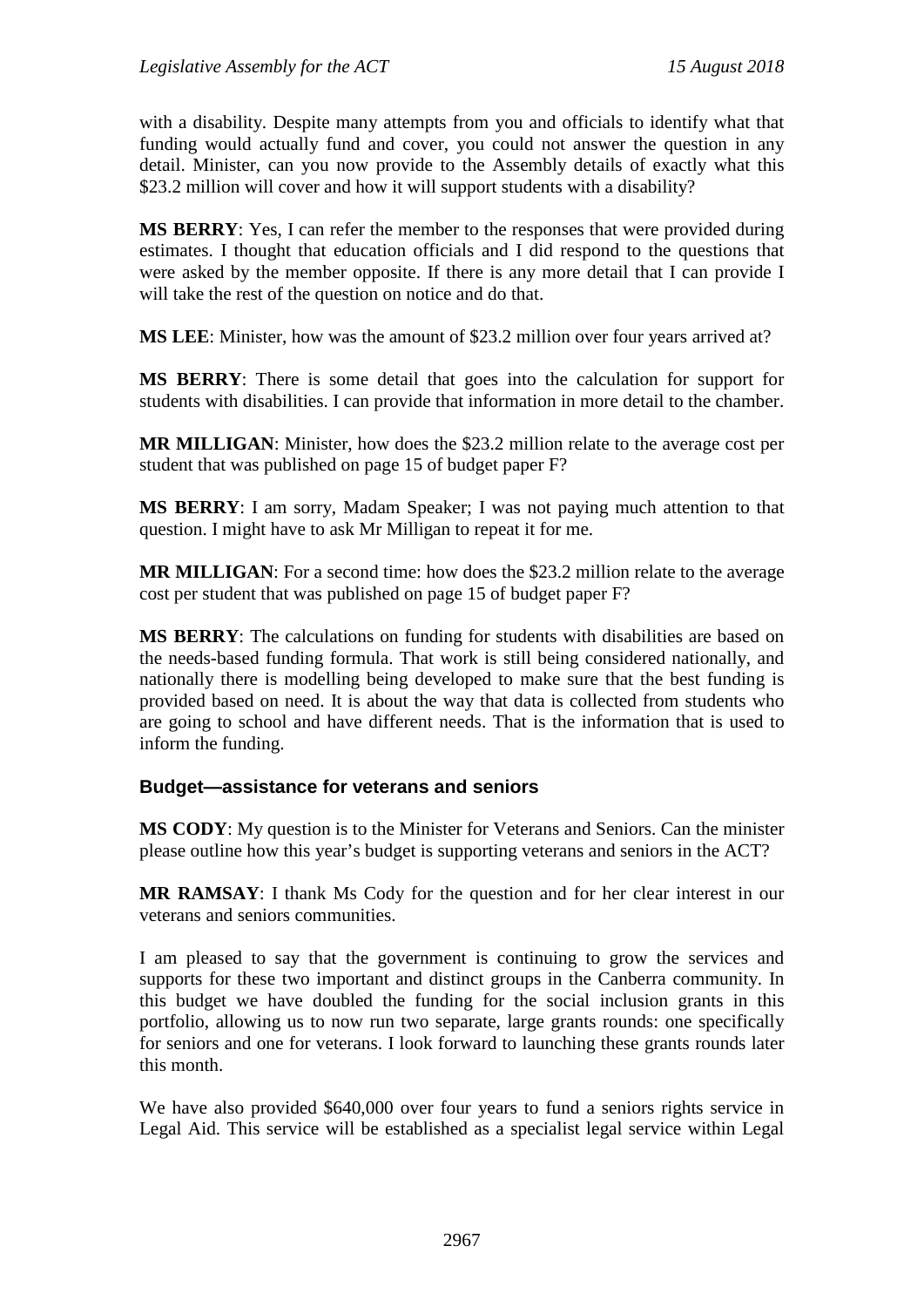with a disability. Despite many attempts from you and officials to identify what that funding would actually fund and cover, you could not answer the question in any detail. Minister, can you now provide to the Assembly details of exactly what this $23.2 million will cover and how it will support students with a disability?

**MS BERRY**: Yes, I can refer the member to the responses that were provided during estimates. I thought that education officials and I did respond to the questions that were asked by the member opposite. If there is any more detail that I can provide I will take the rest of the question on notice and do that.

**MS LEE**: Minister, how was the amount of $23.2 million over four years arrived at?

**MS BERRY**: There is some detail that goes into the calculation for support for students with disabilities. I can provide that information in more detail to the chamber.

**MR MILLIGAN**: Minister, how does the $23.2 million relate to the average cost per student that was published on page 15 of budget paper F?

**MS BERRY**: I am sorry, Madam Speaker; I was not paying much attention to that question. I might have to ask Mr Milligan to repeat it for me.

**MR MILLIGAN**: For a second time: how does the $23.2 million relate to the average cost per student that was published on page 15 of budget paper F?

**MS BERRY**: The calculations on funding for students with disabilities are based on the needs-based funding formula. That work is still being considered nationally, and nationally there is modelling being developed to make sure that the best funding is provided based on need. It is about the way that data is collected from students who are going to school and have different needs. That is the information that is used to inform the funding.

### Budget—assistance for veterans and seniors

**MS CODY**: My question is to the Minister for Veterans and Seniors. Can the minister please outline how this year's budget is supporting veterans and seniors in the ACT?

**MR RAMSAY**: I thank Ms Cody for the question and for her clear interest in our veterans and seniors communities.

I am pleased to say that the government is continuing to grow the services and supports for these two important and distinct groups in the Canberra community. In this budget we have doubled the funding for the social inclusion grants in this portfolio, allowing us to now run two separate, large grants rounds: one specifically for seniors and one for veterans. I look forward to launching these grants rounds later this month.

We have also provided $640,000 over four years to fund a seniors rights service in Legal Aid. This service will be established as a specialist legal service within Legal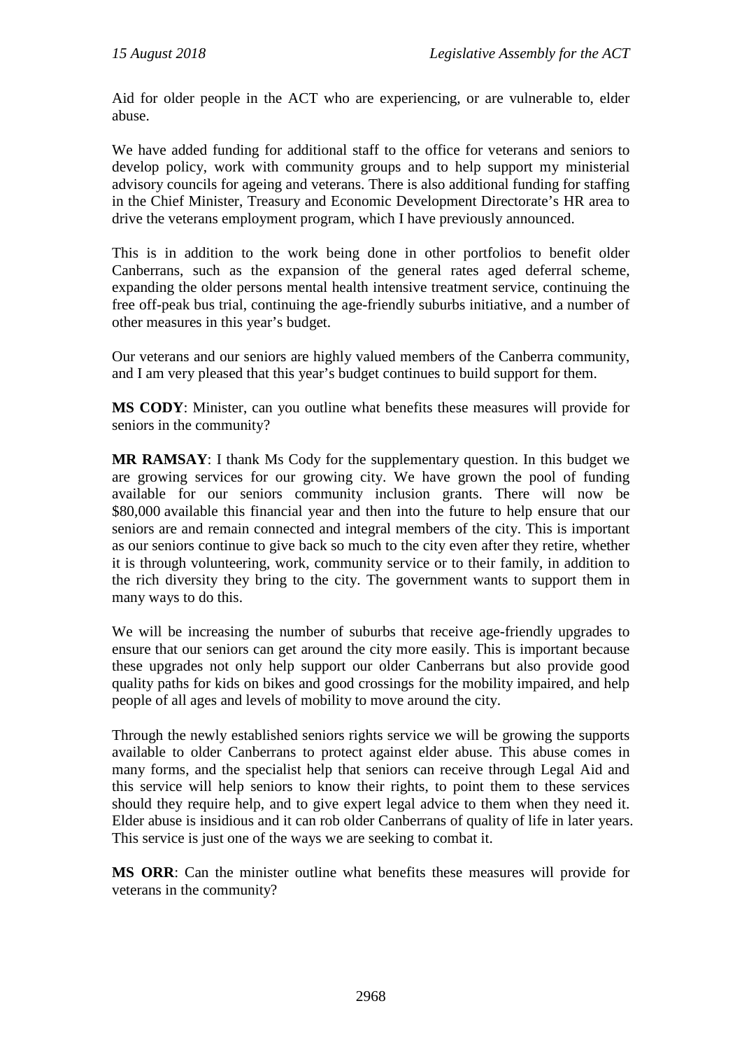Aid for older people in the ACT who are experiencing, or are vulnerable to, elder abuse.

We have added funding for additional staff to the office for veterans and seniors to develop policy, work with community groups and to help support my ministerial advisory councils for ageing and veterans. There is also additional funding for staffing in the Chief Minister, Treasury and Economic Development Directorate's HR area to drive the veterans employment program, which I have previously announced.

This is in addition to the work being done in other portfolios to benefit older Canberrans, such as the expansion of the general rates aged deferral scheme, expanding the older persons mental health intensive treatment service, continuing the free off-peak bus trial, continuing the age-friendly suburbs initiative, and a number of other measures in this year's budget.

Our veterans and our seniors are highly valued members of the Canberra community, and I am very pleased that this year's budget continues to build support for them.

**MS CODY**: Minister, can you outline what benefits these measures will provide for seniors in the community?

**MR RAMSAY**: I thank Ms Cody for the supplementary question. In this budget we are growing services for our growing city. We have grown the pool of funding available for our seniors community inclusion grants. There will now be $80,000 available this financial year and then into the future to help ensure that our seniors are and remain connected and integral members of the city. This is important as our seniors continue to give back so much to the city even after they retire, whether it is through volunteering, work, community service or to their family, in addition to the rich diversity they bring to the city. The government wants to support them in many ways to do this.

We will be increasing the number of suburbs that receive age-friendly upgrades to ensure that our seniors can get around the city more easily. This is important because these upgrades not only help support our older Canberrans but also provide good quality paths for kids on bikes and good crossings for the mobility impaired, and help people of all ages and levels of mobility to move around the city.

Through the newly established seniors rights service we will be growing the supports available to older Canberrans to protect against elder abuse. This abuse comes in many forms, and the specialist help that seniors can receive through Legal Aid and this service will help seniors to know their rights, to point them to these services should they require help, and to give expert legal advice to them when they need it. Elder abuse is insidious and it can rob older Canberrans of quality of life in later years. This service is just one of the ways we are seeking to combat it.

**MS ORR**: Can the minister outline what benefits these measures will provide for veterans in the community?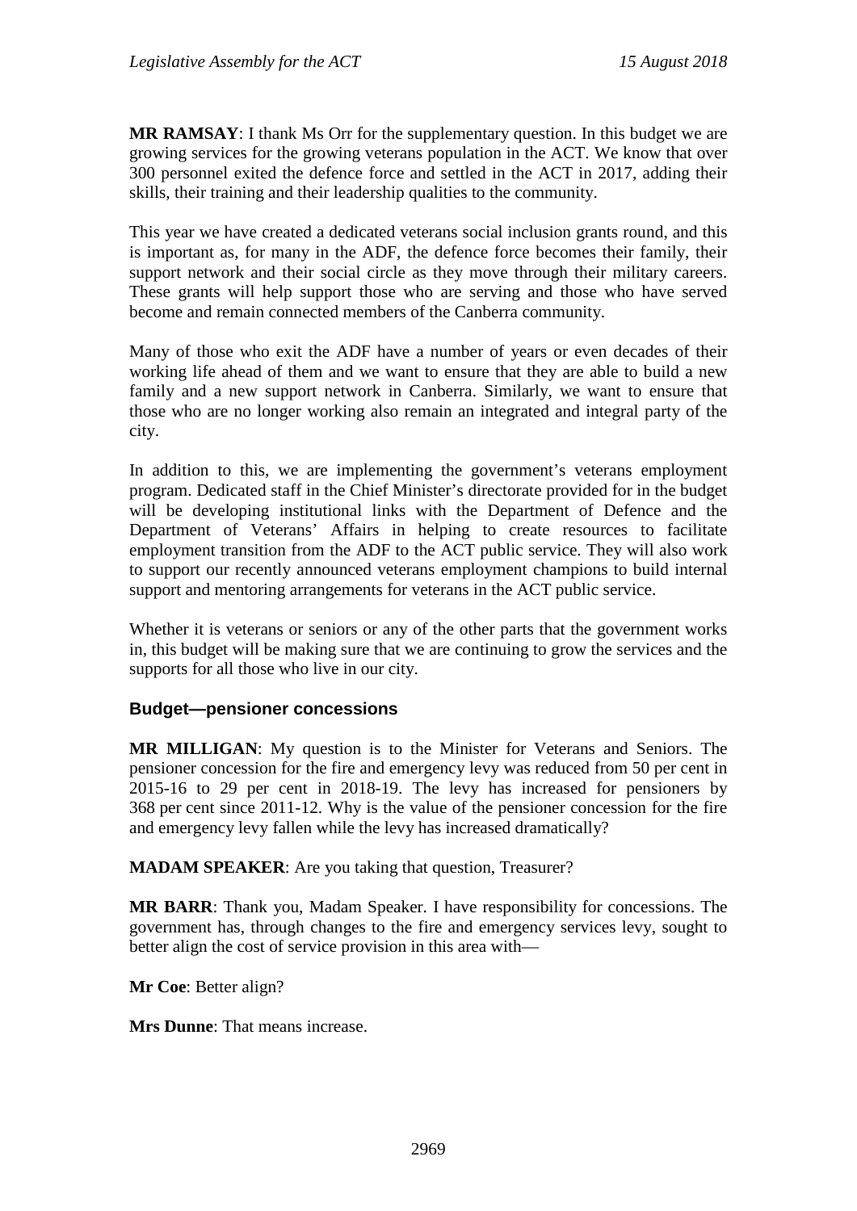**MR RAMSAY**: I thank Ms Orr for the supplementary question. In this budget we are growing services for the growing veterans population in the ACT. We know that over 300 personnel exited the defence force and settled in the ACT in 2017, adding their skills, their training and their leadership qualities to the community.

This year we have created a dedicated veterans social inclusion grants round, and this is important as, for many in the ADF, the defence force becomes their family, their support network and their social circle as they move through their military careers. These grants will help support those who are serving and those who have served become and remain connected members of the Canberra community.

Many of those who exit the ADF have a number of years or even decades of their working life ahead of them and we want to ensure that they are able to build a new family and a new support network in Canberra. Similarly, we want to ensure that those who are no longer working also remain an integrated and integral party of the city.

In addition to this, we are implementing the government's veterans employment program. Dedicated staff in the Chief Minister's directorate provided for in the budget will be developing institutional links with the Department of Defence and the Department of Veterans' Affairs in helping to create resources to facilitate employment transition from the ADF to the ACT public service. They will also work to support our recently announced veterans employment champions to build internal support and mentoring arrangements for veterans in the ACT public service.

Whether it is veterans or seniors or any of the other parts that the government works in, this budget will be making sure that we are continuing to grow the services and the supports for all those who live in our city.

### Budget—pensioner concessions

**MR MILLIGAN**: My question is to the Minister for Veterans and Seniors. The pensioner concession for the fire and emergency levy was reduced from 50 per cent in 2015-16 to 29 per cent in 2018-19. The levy has increased for pensioners by 368 per cent since 2011-12. Why is the value of the pensioner concession for the fire and emergency levy fallen while the levy has increased dramatically?

**MADAM SPEAKER**: Are you taking that question, Treasurer?

**MR BARR**: Thank you, Madam Speaker. I have responsibility for concessions. The government has, through changes to the fire and emergency services levy, sought to better align the cost of service provision in this area with—

**Mr Coe**: Better align?

**Mrs Dunne**: That means increase.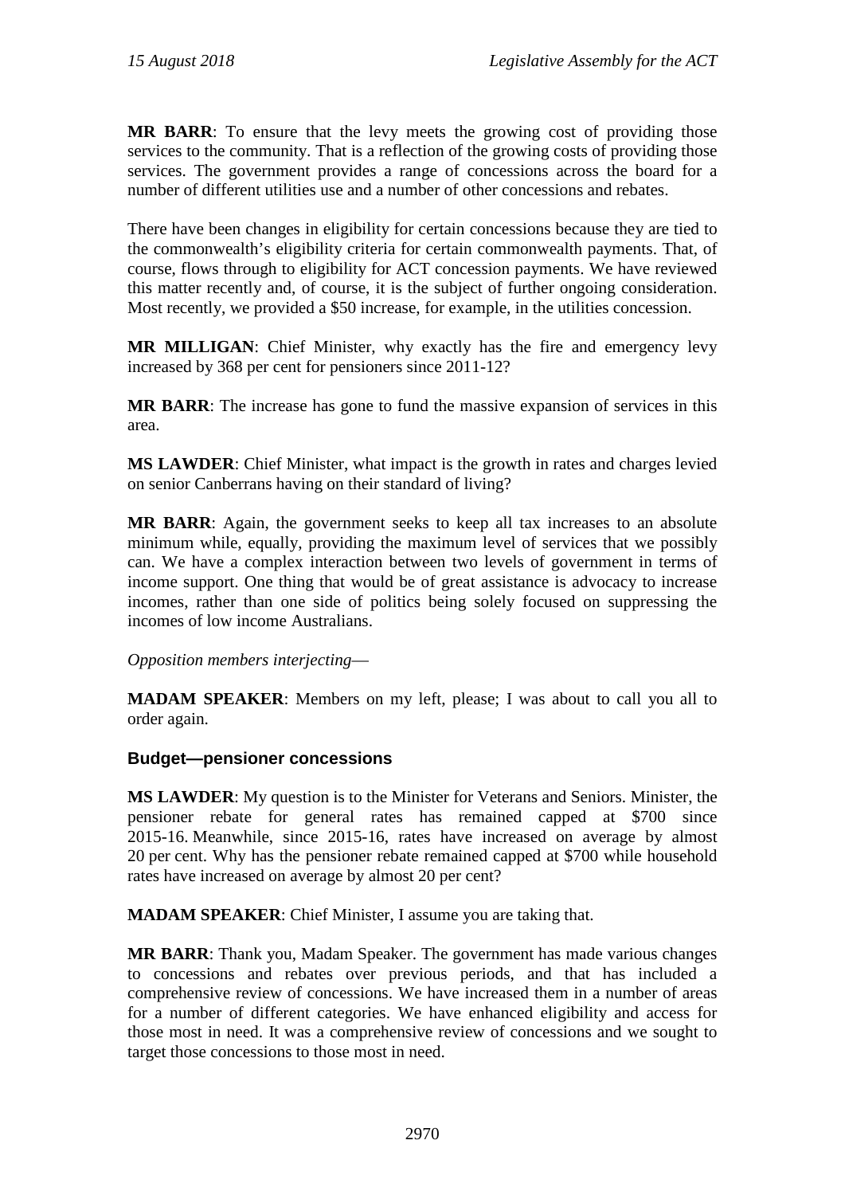**MR BARR**: To ensure that the levy meets the growing cost of providing those services to the community. That is a reflection of the growing costs of providing those services. The government provides a range of concessions across the board for a number of different utilities use and a number of other concessions and rebates.

There have been changes in eligibility for certain concessions because they are tied to the commonwealth's eligibility criteria for certain commonwealth payments. That, of course, flows through to eligibility for ACT concession payments. We have reviewed this matter recently and, of course, it is the subject of further ongoing consideration. Most recently, we provided a $50 increase, for example, in the utilities concession.

**MR MILLIGAN**: Chief Minister, why exactly has the fire and emergency levy increased by 368 per cent for pensioners since 2011-12?

**MR BARR**: The increase has gone to fund the massive expansion of services in this area.

**MS LAWDER**: Chief Minister, what impact is the growth in rates and charges levied on senior Canberrans having on their standard of living?

**MR BARR**: Again, the government seeks to keep all tax increases to an absolute minimum while, equally, providing the maximum level of services that we possibly can. We have a complex interaction between two levels of government in terms of income support. One thing that would be of great assistance is advocacy to increase incomes, rather than one side of politics being solely focused on suppressing the incomes of low income Australians.

*Opposition members interjecting*—

**MADAM SPEAKER**: Members on my left, please; I was about to call you all to order again.

### Budget—pensioner concessions

**MS LAWDER**: My question is to the Minister for Veterans and Seniors. Minister, the pensioner rebate for general rates has remained capped at $700 since 2015-16. Meanwhile, since 2015-16, rates have increased on average by almost 20 per cent. Why has the pensioner rebate remained capped at $700 while household rates have increased on average by almost 20 per cent?

**MADAM SPEAKER**: Chief Minister, I assume you are taking that.

**MR BARR**: Thank you, Madam Speaker. The government has made various changes to concessions and rebates over previous periods, and that has included a comprehensive review of concessions. We have increased them in a number of areas for a number of different categories. We have enhanced eligibility and access for those most in need. It was a comprehensive review of concessions and we sought to target those concessions to those most in need.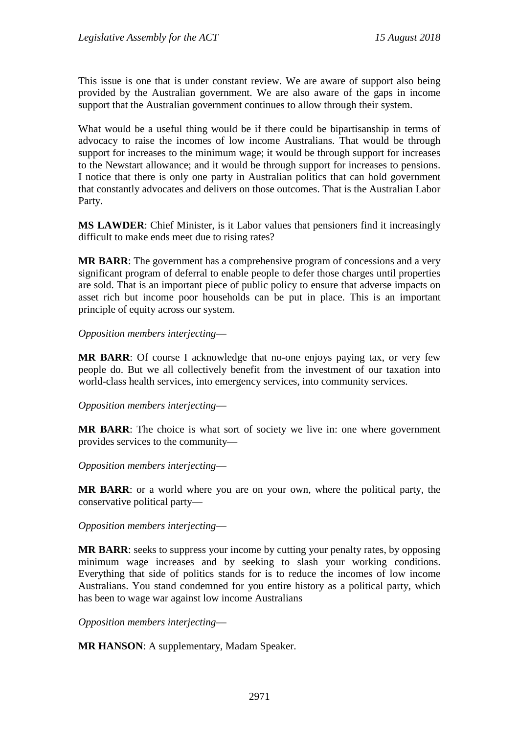This issue is one that is under constant review. We are aware of support also being provided by the Australian government. We are also aware of the gaps in income support that the Australian government continues to allow through their system.

What would be a useful thing would be if there could be bipartisanship in terms of advocacy to raise the incomes of low income Australians. That would be through support for increases to the minimum wage; it would be through support for increases to the Newstart allowance; and it would be through support for increases to pensions. I notice that there is only one party in Australian politics that can hold government that constantly advocates and delivers on those outcomes. That is the Australian Labor Party.

**MS LAWDER**: Chief Minister, is it Labor values that pensioners find it increasingly difficult to make ends meet due to rising rates?

**MR BARR**: The government has a comprehensive program of concessions and a very significant program of deferral to enable people to defer those charges until properties are sold. That is an important piece of public policy to ensure that adverse impacts on asset rich but income poor households can be put in place. This is an important principle of equity across our system.

*Opposition members interjecting*—

**MR BARR**: Of course I acknowledge that no-one enjoys paying tax, or very few people do. But we all collectively benefit from the investment of our taxation into world-class health services, into emergency services, into community services.

*Opposition members interjecting*—

**MR BARR**: The choice is what sort of society we live in: one where government provides services to the community—

*Opposition members interjecting*—

**MR BARR**: or a world where you are on your own, where the political party, the conservative political party—

*Opposition members interjecting*—

**MR BARR**: seeks to suppress your income by cutting your penalty rates, by opposing minimum wage increases and by seeking to slash your working conditions. Everything that side of politics stands for is to reduce the incomes of low income Australians. You stand condemned for you entire history as a political party, which has been to wage war against low income Australians

*Opposition members interjecting*—

**MR HANSON**: A supplementary, Madam Speaker.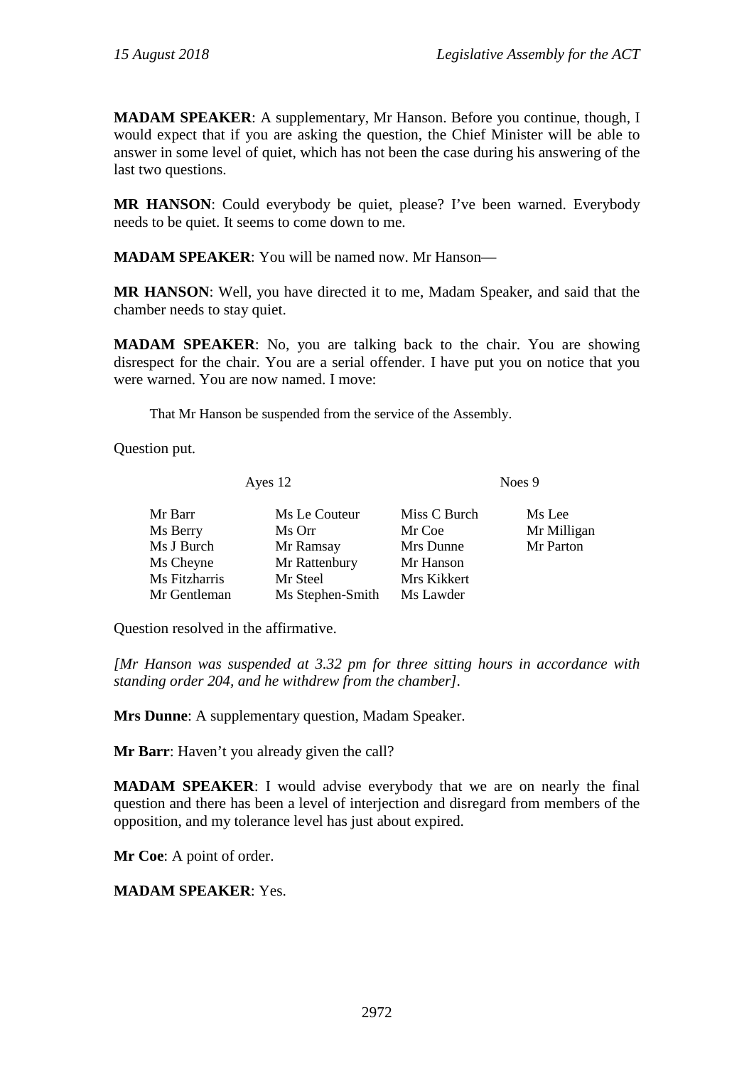**MADAM SPEAKER**: A supplementary, Mr Hanson. Before you continue, though, I would expect that if you are asking the question, the Chief Minister will be able to answer in some level of quiet, which has not been the case during his answering of the last two questions.

**MR HANSON**: Could everybody be quiet, please? I've been warned. Everybody needs to be quiet. It seems to come down to me.

**MADAM SPEAKER**: You will be named now. Mr Hanson—

**MR HANSON**: Well, you have directed it to me, Madam Speaker, and said that the chamber needs to stay quiet.

**MADAM SPEAKER**: No, you are talking back to the chair. You are showing disrespect for the chair. You are a serial offender. I have put you on notice that you were warned. You are now named. I move:

> That Mr Hanson be suspended from the service of the Assembly.

Question put.

| Ayes 12 | | Noes 9 | |
|---|---|---|---|
| Mr Barr | Ms Le Couteur | Miss C Burch | Ms Lee |
| Ms Berry | Ms Orr | Mr Coe | Mr Milligan |
| Ms J Burch | Mr Ramsay | Mrs Dunne | Mr Parton |
| Ms Cheyne | Mr Rattenbury | Mr Hanson | |
| Ms Fitzharris | Mr Steel | Mrs Kikkert | |
| Mr Gentleman | Ms Stephen-Smith | Ms Lawder | |

Question resolved in the affirmative.

*[Mr Hanson was suspended at 3.32 pm for three sitting hours in accordance with standing order 204, and he withdrew from the chamber].*

**Mrs Dunne**: A supplementary question, Madam Speaker.

**Mr Barr**: Haven't you already given the call?

**MADAM SPEAKER**: I would advise everybody that we are on nearly the final question and there has been a level of interjection and disregard from members of the opposition, and my tolerance level has just about expired.

**Mr Coe**: A point of order.

**MADAM SPEAKER**: Yes.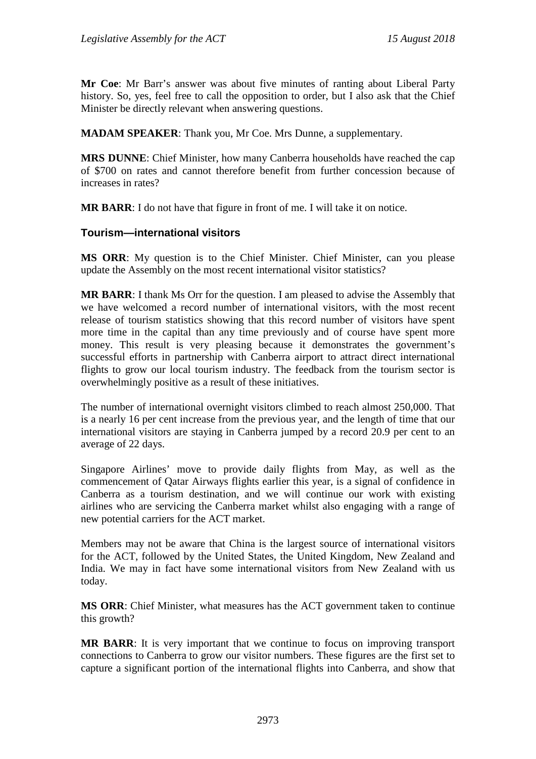**Mr Coe**: Mr Barr's answer was about five minutes of ranting about Liberal Party history. So, yes, feel free to call the opposition to order, but I also ask that the Chief Minister be directly relevant when answering questions.

**MADAM SPEAKER**: Thank you, Mr Coe. Mrs Dunne, a supplementary.

**MRS DUNNE**: Chief Minister, how many Canberra households have reached the cap of $700 on rates and cannot therefore benefit from further concession because of increases in rates?

**MR BARR**: I do not have that figure in front of me. I will take it on notice.

### Tourism—international visitors

**MS ORR**: My question is to the Chief Minister. Chief Minister, can you please update the Assembly on the most recent international visitor statistics?

**MR BARR**: I thank Ms Orr for the question. I am pleased to advise the Assembly that we have welcomed a record number of international visitors, with the most recent release of tourism statistics showing that this record number of visitors have spent more time in the capital than any time previously and of course have spent more money. This result is very pleasing because it demonstrates the government's successful efforts in partnership with Canberra airport to attract direct international flights to grow our local tourism industry. The feedback from the tourism sector is overwhelmingly positive as a result of these initiatives.

The number of international overnight visitors climbed to reach almost 250,000. That is a nearly 16 per cent increase from the previous year, and the length of time that our international visitors are staying in Canberra jumped by a record 20.9 per cent to an average of 22 days.

Singapore Airlines' move to provide daily flights from May, as well as the commencement of Qatar Airways flights earlier this year, is a signal of confidence in Canberra as a tourism destination, and we will continue our work with existing airlines who are servicing the Canberra market whilst also engaging with a range of new potential carriers for the ACT market.

Members may not be aware that China is the largest source of international visitors for the ACT, followed by the United States, the United Kingdom, New Zealand and India. We may in fact have some international visitors from New Zealand with us today.

**MS ORR**: Chief Minister, what measures has the ACT government taken to continue this growth?

**MR BARR**: It is very important that we continue to focus on improving transport connections to Canberra to grow our visitor numbers. These figures are the first set to capture a significant portion of the international flights into Canberra, and show that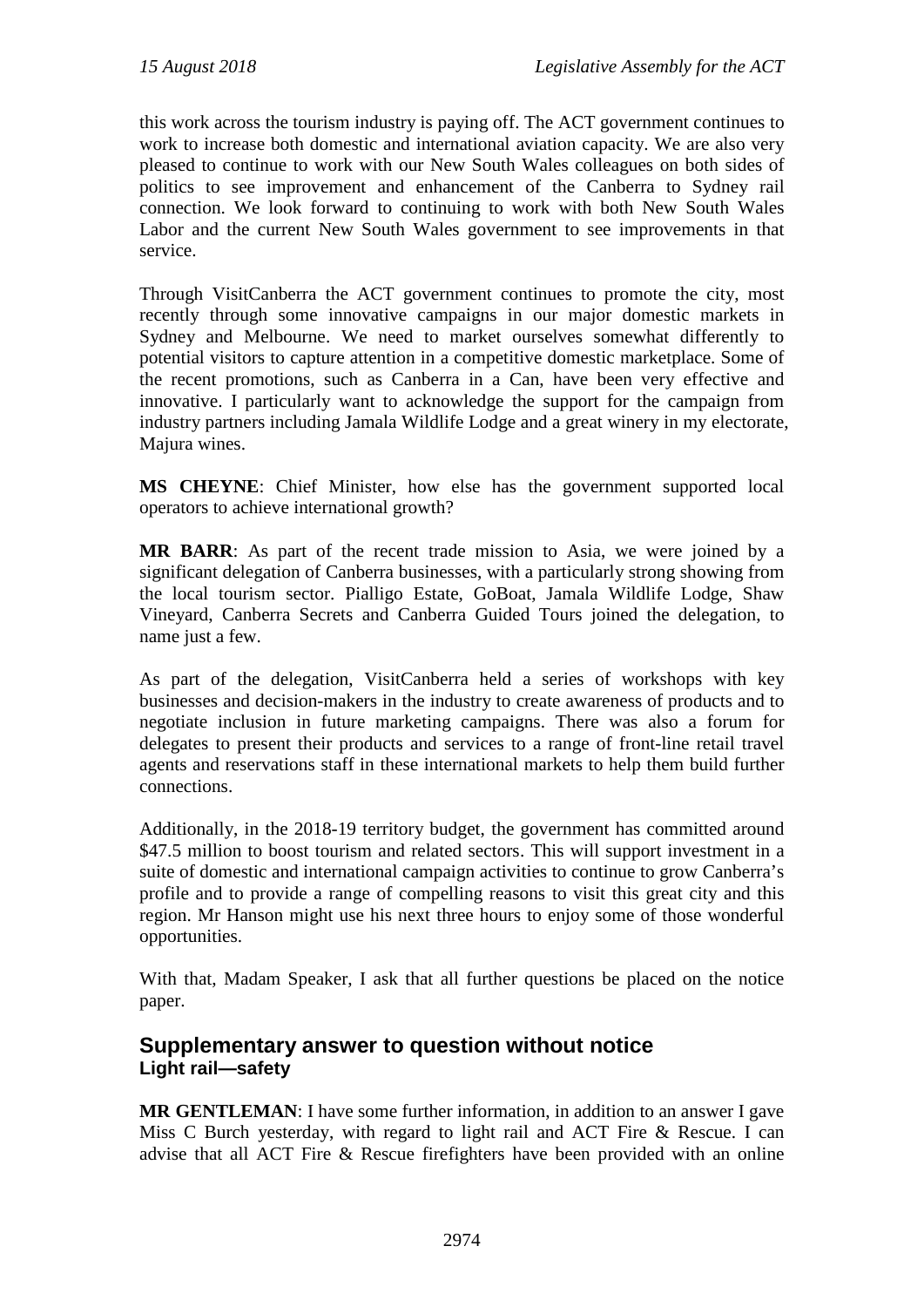this work across the tourism industry is paying off. The ACT government continues to work to increase both domestic and international aviation capacity. We are also very pleased to continue to work with our New South Wales colleagues on both sides of politics to see improvement and enhancement of the Canberra to Sydney rail connection. We look forward to continuing to work with both New South Wales Labor and the current New South Wales government to see improvements in that service.

Through VisitCanberra the ACT government continues to promote the city, most recently through some innovative campaigns in our major domestic markets in Sydney and Melbourne. We need to market ourselves somewhat differently to potential visitors to capture attention in a competitive domestic marketplace. Some of the recent promotions, such as Canberra in a Can, have been very effective and innovative. I particularly want to acknowledge the support for the campaign from industry partners including Jamala Wildlife Lodge and a great winery in my electorate, Majura wines.

**MS CHEYNE**: Chief Minister, how else has the government supported local operators to achieve international growth?

**MR BARR**: As part of the recent trade mission to Asia, we were joined by a significant delegation of Canberra businesses, with a particularly strong showing from the local tourism sector. Pialligo Estate, GoBoat, Jamala Wildlife Lodge, Shaw Vineyard, Canberra Secrets and Canberra Guided Tours joined the delegation, to name just a few.

As part of the delegation, VisitCanberra held a series of workshops with key businesses and decision-makers in the industry to create awareness of products and to negotiate inclusion in future marketing campaigns. There was also a forum for delegates to present their products and services to a range of front-line retail travel agents and reservations staff in these international markets to help them build further connections.

Additionally, in the 2018-19 territory budget, the government has committed around $47.5 million to boost tourism and related sectors. This will support investment in a suite of domestic and international campaign activities to continue to grow Canberra's profile and to provide a range of compelling reasons to visit this great city and this region. Mr Hanson might use his next three hours to enjoy some of those wonderful opportunities.

With that, Madam Speaker, I ask that all further questions be placed on the notice paper.

## Supplementary answer to question without notice
### Light rail—safety

**MR GENTLEMAN**: I have some further information, in addition to an answer I gave Miss C Burch yesterday, with regard to light rail and ACT Fire & Rescue. I can advise that all ACT Fire & Rescue firefighters have been provided with an online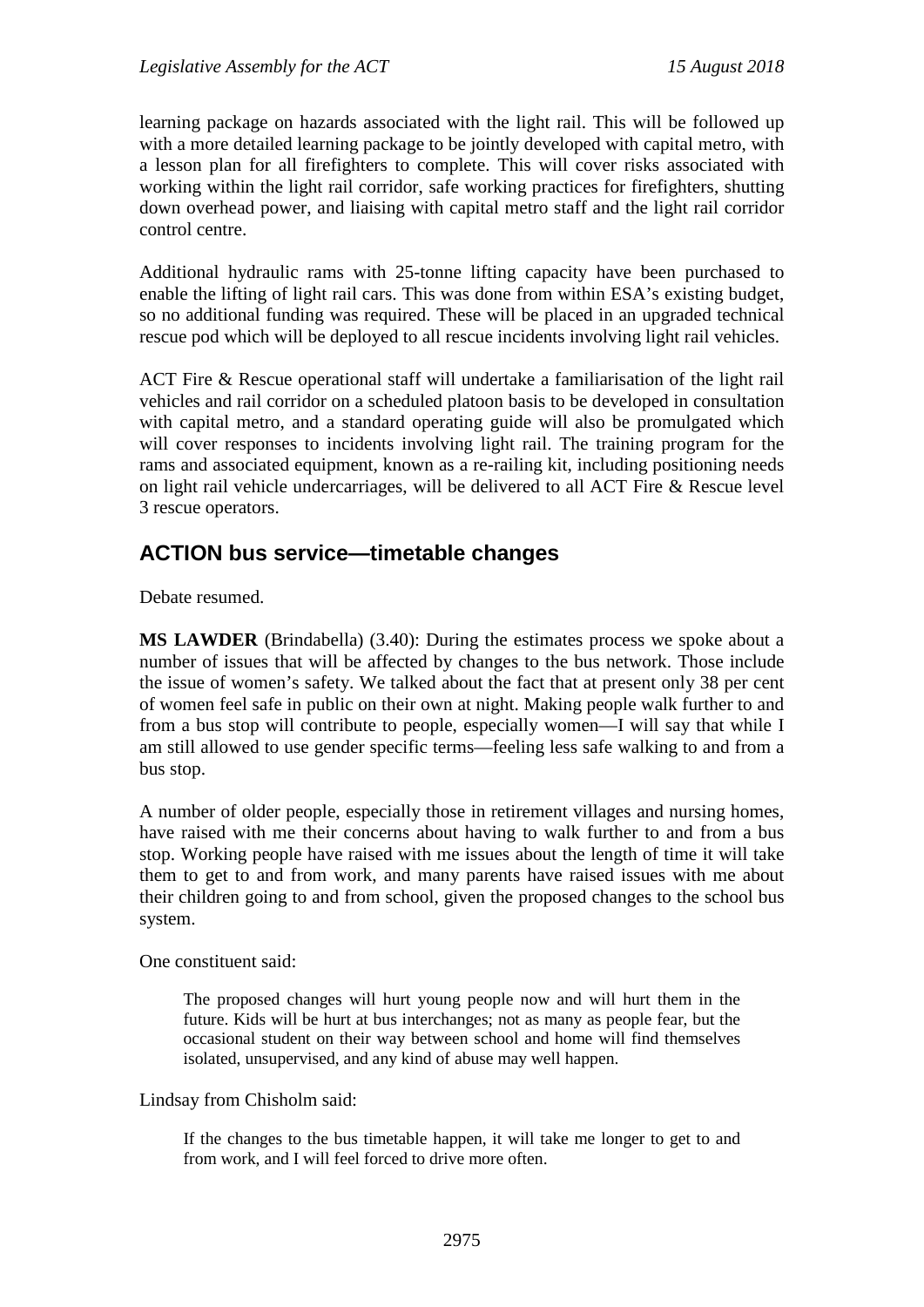learning package on hazards associated with the light rail. This will be followed up with a more detailed learning package to be jointly developed with capital metro, with a lesson plan for all firefighters to complete. This will cover risks associated with working within the light rail corridor, safe working practices for firefighters, shutting down overhead power, and liaising with capital metro staff and the light rail corridor control centre.

Additional hydraulic rams with 25-tonne lifting capacity have been purchased to enable the lifting of light rail cars. This was done from within ESA's existing budget, so no additional funding was required. These will be placed in an upgraded technical rescue pod which will be deployed to all rescue incidents involving light rail vehicles.

ACT Fire & Rescue operational staff will undertake a familiarisation of the light rail vehicles and rail corridor on a scheduled platoon basis to be developed in consultation with capital metro, and a standard operating guide will also be promulgated which will cover responses to incidents involving light rail. The training program for the rams and associated equipment, known as a re-railing kit, including positioning needs on light rail vehicle undercarriages, will be delivered to all ACT Fire & Rescue level 3 rescue operators.

## ACTION bus service—timetable changes

Debate resumed.

**MS LAWDER** (Brindabella) (3.40): During the estimates process we spoke about a number of issues that will be affected by changes to the bus network. Those include the issue of women's safety. We talked about the fact that at present only 38 per cent of women feel safe in public on their own at night. Making people walk further to and from a bus stop will contribute to people, especially women—I will say that while I am still allowed to use gender specific terms—feeling less safe walking to and from a bus stop.

A number of older people, especially those in retirement villages and nursing homes, have raised with me their concerns about having to walk further to and from a bus stop. Working people have raised with me issues about the length of time it will take them to get to and from work, and many parents have raised issues with me about their children going to and from school, given the proposed changes to the school bus system.

One constituent said:

> The proposed changes will hurt young people now and will hurt them in the future. Kids will be hurt at bus interchanges; not as many as people fear, but the occasional student on their way between school and home will find themselves isolated, unsupervised, and any kind of abuse may well happen.

Lindsay from Chisholm said:

> If the changes to the bus timetable happen, it will take me longer to get to and from work, and I will feel forced to drive more often.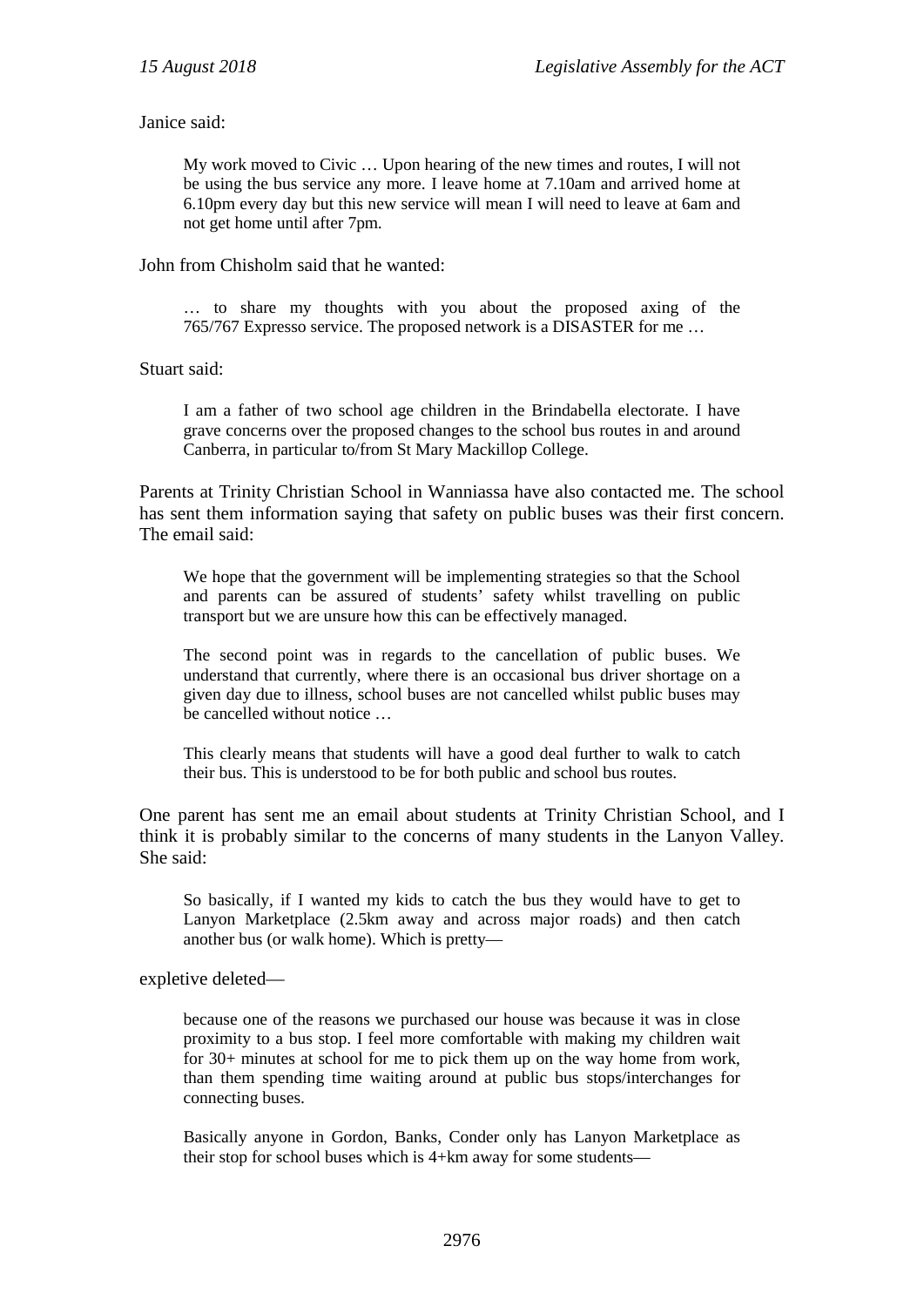Janice said:

> My work moved to Civic … Upon hearing of the new times and routes, I will not be using the bus service any more. I leave home at 7.10am and arrived home at 6.10pm every day but this new service will mean I will need to leave at 6am and not get home until after 7pm.

John from Chisholm said that he wanted:

> … to share my thoughts with you about the proposed axing of the 765/767 Expresso service. The proposed network is a DISASTER for me …

Stuart said:

> I am a father of two school age children in the Brindabella electorate. I have grave concerns over the proposed changes to the school bus routes in and around Canberra, in particular to/from St Mary Mackillop College.

Parents at Trinity Christian School in Wanniassa have also contacted me. The school has sent them information saying that safety on public buses was their first concern. The email said:

> We hope that the government will be implementing strategies so that the School and parents can be assured of students' safety whilst travelling on public transport but we are unsure how this can be effectively managed.
>
> The second point was in regards to the cancellation of public buses. We understand that currently, where there is an occasional bus driver shortage on a given day due to illness, school buses are not cancelled whilst public buses may be cancelled without notice …
>
> This clearly means that students will have a good deal further to walk to catch their bus. This is understood to be for both public and school bus routes.

One parent has sent me an email about students at Trinity Christian School, and I think it is probably similar to the concerns of many students in the Lanyon Valley. She said:

> So basically, if I wanted my kids to catch the bus they would have to get to Lanyon Marketplace (2.5km away and across major roads) and then catch another bus (or walk home). Which is pretty—

expletive deleted—

> because one of the reasons we purchased our house was because it was in close proximity to a bus stop. I feel more comfortable with making my children wait for 30+ minutes at school for me to pick them up on the way home from work, than them spending time waiting around at public bus stops/interchanges for connecting buses.
>
> Basically anyone in Gordon, Banks, Conder only has Lanyon Marketplace as their stop for school buses which is 4+km away for some students—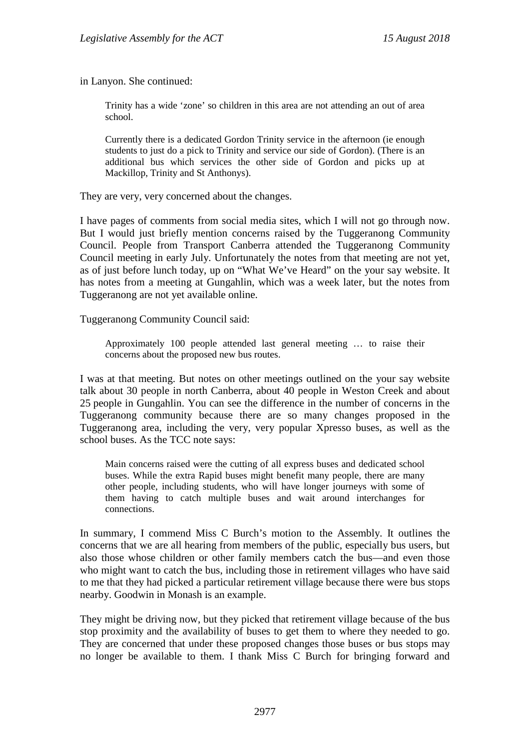in Lanyon. She continued:

> Trinity has a wide 'zone' so children in this area are not attending an out of area school.
>
> Currently there is a dedicated Gordon Trinity service in the afternoon (ie enough students to just do a pick to Trinity and service our side of Gordon). (There is an additional bus which services the other side of Gordon and picks up at Mackillop, Trinity and St Anthonys).

They are very, very concerned about the changes.

I have pages of comments from social media sites, which I will not go through now. But I would just briefly mention concerns raised by the Tuggeranong Community Council. People from Transport Canberra attended the Tuggeranong Community Council meeting in early July. Unfortunately the notes from that meeting are not yet, as of just before lunch today, up on "What We've Heard" on the your say website. It has notes from a meeting at Gungahlin, which was a week later, but the notes from Tuggeranong are not yet available online.

Tuggeranong Community Council said:

> Approximately 100 people attended last general meeting … to raise their concerns about the proposed new bus routes.

I was at that meeting. But notes on other meetings outlined on the your say website talk about 30 people in north Canberra, about 40 people in Weston Creek and about 25 people in Gungahlin. You can see the difference in the number of concerns in the Tuggeranong community because there are so many changes proposed in the Tuggeranong area, including the very, very popular Xpresso buses, as well as the school buses. As the TCC note says:

> Main concerns raised were the cutting of all express buses and dedicated school buses. While the extra Rapid buses might benefit many people, there are many other people, including students, who will have longer journeys with some of them having to catch multiple buses and wait around interchanges for connections.

In summary, I commend Miss C Burch's motion to the Assembly. It outlines the concerns that we are all hearing from members of the public, especially bus users, but also those whose children or other family members catch the bus—and even those who might want to catch the bus, including those in retirement villages who have said to me that they had picked a particular retirement village because there were bus stops nearby. Goodwin in Monash is an example.

They might be driving now, but they picked that retirement village because of the bus stop proximity and the availability of buses to get them to where they needed to go. They are concerned that under these proposed changes those buses or bus stops may no longer be available to them. I thank Miss C Burch for bringing forward and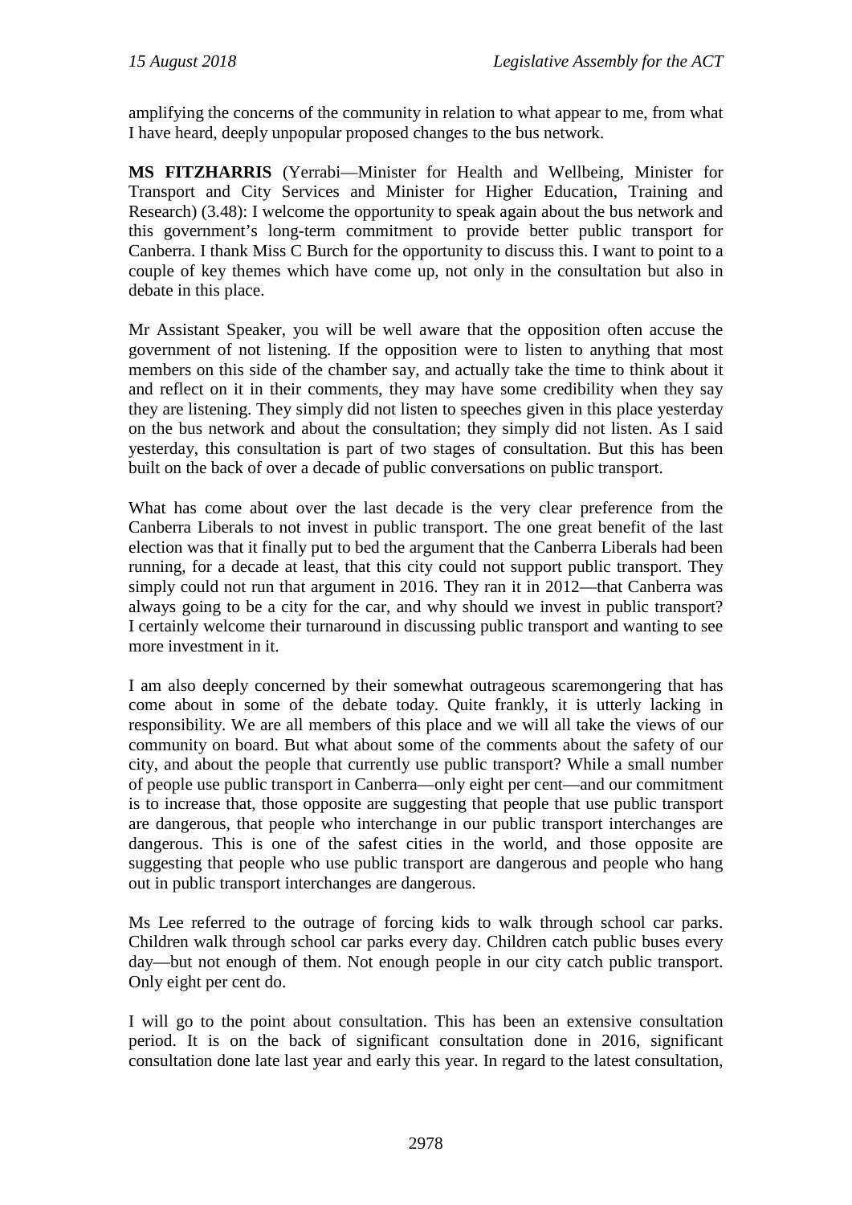amplifying the concerns of the community in relation to what appear to me, from what I have heard, deeply unpopular proposed changes to the bus network.

**MS FITZHARRIS** (Yerrabi—Minister for Health and Wellbeing, Minister for Transport and City Services and Minister for Higher Education, Training and Research) (3.48): I welcome the opportunity to speak again about the bus network and this government's long-term commitment to provide better public transport for Canberra. I thank Miss C Burch for the opportunity to discuss this. I want to point to a couple of key themes which have come up, not only in the consultation but also in debate in this place.

Mr Assistant Speaker, you will be well aware that the opposition often accuse the government of not listening. If the opposition were to listen to anything that most members on this side of the chamber say, and actually take the time to think about it and reflect on it in their comments, they may have some credibility when they say they are listening. They simply did not listen to speeches given in this place yesterday on the bus network and about the consultation; they simply did not listen. As I said yesterday, this consultation is part of two stages of consultation. But this has been built on the back of over a decade of public conversations on public transport.

What has come about over the last decade is the very clear preference from the Canberra Liberals to not invest in public transport. The one great benefit of the last election was that it finally put to bed the argument that the Canberra Liberals had been running, for a decade at least, that this city could not support public transport. They simply could not run that argument in 2016. They ran it in 2012—that Canberra was always going to be a city for the car, and why should we invest in public transport? I certainly welcome their turnaround in discussing public transport and wanting to see more investment in it.

I am also deeply concerned by their somewhat outrageous scaremongering that has come about in some of the debate today. Quite frankly, it is utterly lacking in responsibility. We are all members of this place and we will all take the views of our community on board. But what about some of the comments about the safety of our city, and about the people that currently use public transport? While a small number of people use public transport in Canberra—only eight per cent—and our commitment is to increase that, those opposite are suggesting that people that use public transport are dangerous, that people who interchange in our public transport interchanges are dangerous. This is one of the safest cities in the world, and those opposite are suggesting that people who use public transport are dangerous and people who hang out in public transport interchanges are dangerous.

Ms Lee referred to the outrage of forcing kids to walk through school car parks. Children walk through school car parks every day. Children catch public buses every day—but not enough of them. Not enough people in our city catch public transport. Only eight per cent do.

I will go to the point about consultation. This has been an extensive consultation period. It is on the back of significant consultation done in 2016, significant consultation done late last year and early this year. In regard to the latest consultation,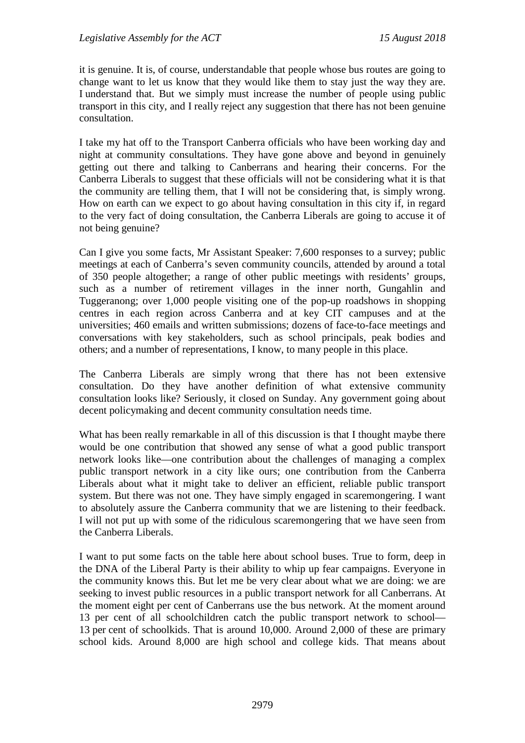it is genuine. It is, of course, understandable that people whose bus routes are going to change want to let us know that they would like them to stay just the way they are. I understand that. But we simply must increase the number of people using public transport in this city, and I really reject any suggestion that there has not been genuine consultation.

I take my hat off to the Transport Canberra officials who have been working day and night at community consultations. They have gone above and beyond in genuinely getting out there and talking to Canberrans and hearing their concerns. For the Canberra Liberals to suggest that these officials will not be considering what it is that the community are telling them, that I will not be considering that, is simply wrong. How on earth can we expect to go about having consultation in this city if, in regard to the very fact of doing consultation, the Canberra Liberals are going to accuse it of not being genuine?

Can I give you some facts, Mr Assistant Speaker: 7,600 responses to a survey; public meetings at each of Canberra's seven community councils, attended by around a total of 350 people altogether; a range of other public meetings with residents' groups, such as a number of retirement villages in the inner north, Gungahlin and Tuggeranong; over 1,000 people visiting one of the pop-up roadshows in shopping centres in each region across Canberra and at key CIT campuses and at the universities; 460 emails and written submissions; dozens of face-to-face meetings and conversations with key stakeholders, such as school principals, peak bodies and others; and a number of representations, I know, to many people in this place.

The Canberra Liberals are simply wrong that there has not been extensive consultation. Do they have another definition of what extensive community consultation looks like? Seriously, it closed on Sunday. Any government going about decent policymaking and decent community consultation needs time.

What has been really remarkable in all of this discussion is that I thought maybe there would be one contribution that showed any sense of what a good public transport network looks like—one contribution about the challenges of managing a complex public transport network in a city like ours; one contribution from the Canberra Liberals about what it might take to deliver an efficient, reliable public transport system. But there was not one. They have simply engaged in scaremongering. I want to absolutely assure the Canberra community that we are listening to their feedback. I will not put up with some of the ridiculous scaremongering that we have seen from the Canberra Liberals.

I want to put some facts on the table here about school buses. True to form, deep in the DNA of the Liberal Party is their ability to whip up fear campaigns. Everyone in the community knows this. But let me be very clear about what we are doing: we are seeking to invest public resources in a public transport network for all Canberrans. At the moment eight per cent of Canberrans use the bus network. At the moment around 13 per cent of all schoolchildren catch the public transport network to school—13 per cent of schoolkids. That is around 10,000. Around 2,000 of these are primary school kids. Around 8,000 are high school and college kids. That means about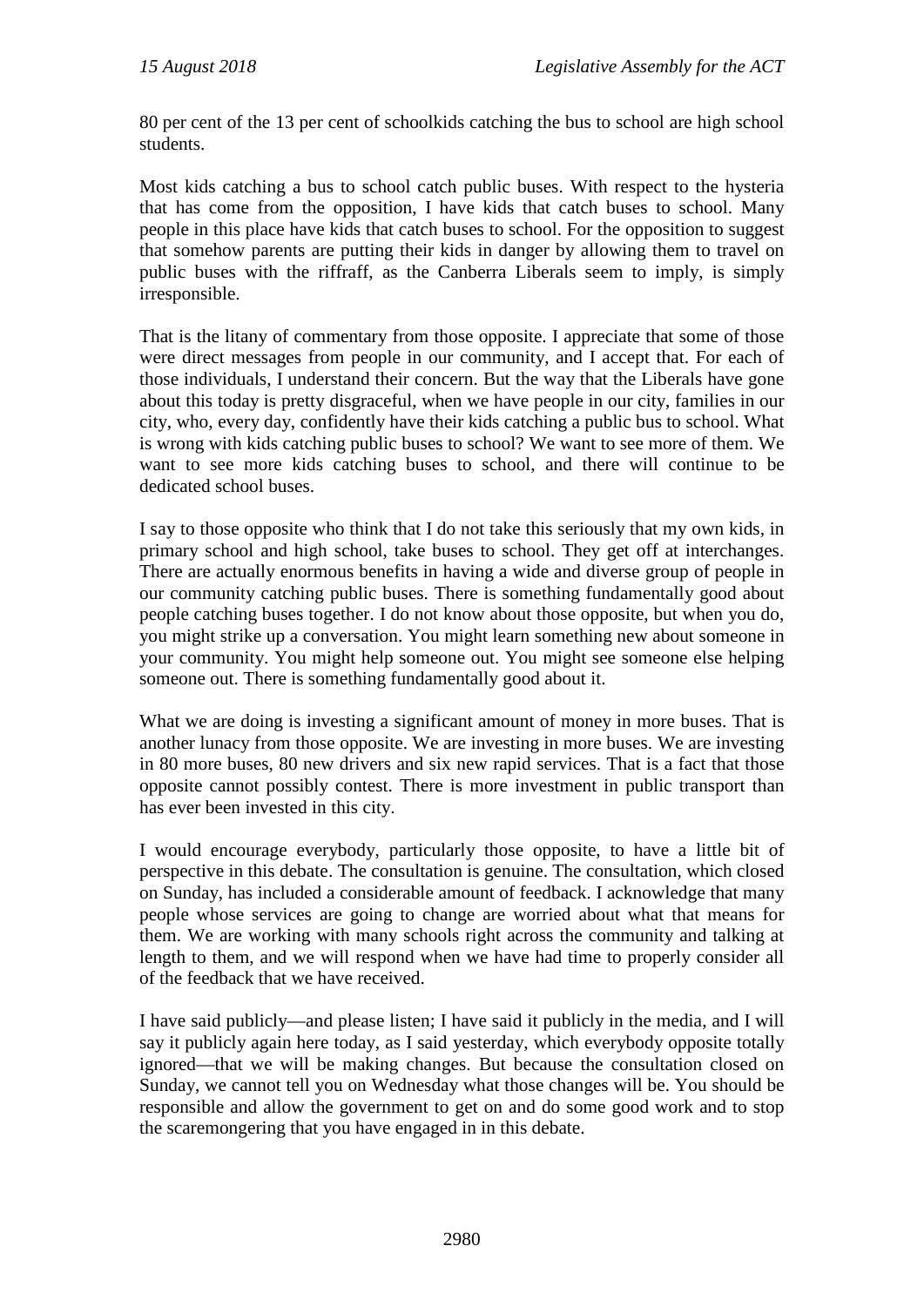80 per cent of the 13 per cent of schoolkids catching the bus to school are high school students.

Most kids catching a bus to school catch public buses. With respect to the hysteria that has come from the opposition, I have kids that catch buses to school. Many people in this place have kids that catch buses to school. For the opposition to suggest that somehow parents are putting their kids in danger by allowing them to travel on public buses with the riffraff, as the Canberra Liberals seem to imply, is simply irresponsible.

That is the litany of commentary from those opposite. I appreciate that some of those were direct messages from people in our community, and I accept that. For each of those individuals, I understand their concern. But the way that the Liberals have gone about this today is pretty disgraceful, when we have people in our city, families in our city, who, every day, confidently have their kids catching a public bus to school. What is wrong with kids catching public buses to school? We want to see more of them. We want to see more kids catching buses to school, and there will continue to be dedicated school buses.

I say to those opposite who think that I do not take this seriously that my own kids, in primary school and high school, take buses to school. They get off at interchanges. There are actually enormous benefits in having a wide and diverse group of people in our community catching public buses. There is something fundamentally good about people catching buses together. I do not know about those opposite, but when you do, you might strike up a conversation. You might learn something new about someone in your community. You might help someone out. You might see someone else helping someone out. There is something fundamentally good about it.

What we are doing is investing a significant amount of money in more buses. That is another lunacy from those opposite. We are investing in more buses. We are investing in 80 more buses, 80 new drivers and six new rapid services. That is a fact that those opposite cannot possibly contest. There is more investment in public transport than has ever been invested in this city.

I would encourage everybody, particularly those opposite, to have a little bit of perspective in this debate. The consultation is genuine. The consultation, which closed on Sunday, has included a considerable amount of feedback. I acknowledge that many people whose services are going to change are worried about what that means for them. We are working with many schools right across the community and talking at length to them, and we will respond when we have had time to properly consider all of the feedback that we have received.

I have said publicly—and please listen; I have said it publicly in the media, and I will say it publicly again here today, as I said yesterday, which everybody opposite totally ignored—that we will be making changes. But because the consultation closed on Sunday, we cannot tell you on Wednesday what those changes will be. You should be responsible and allow the government to get on and do some good work and to stop the scaremongering that you have engaged in in this debate.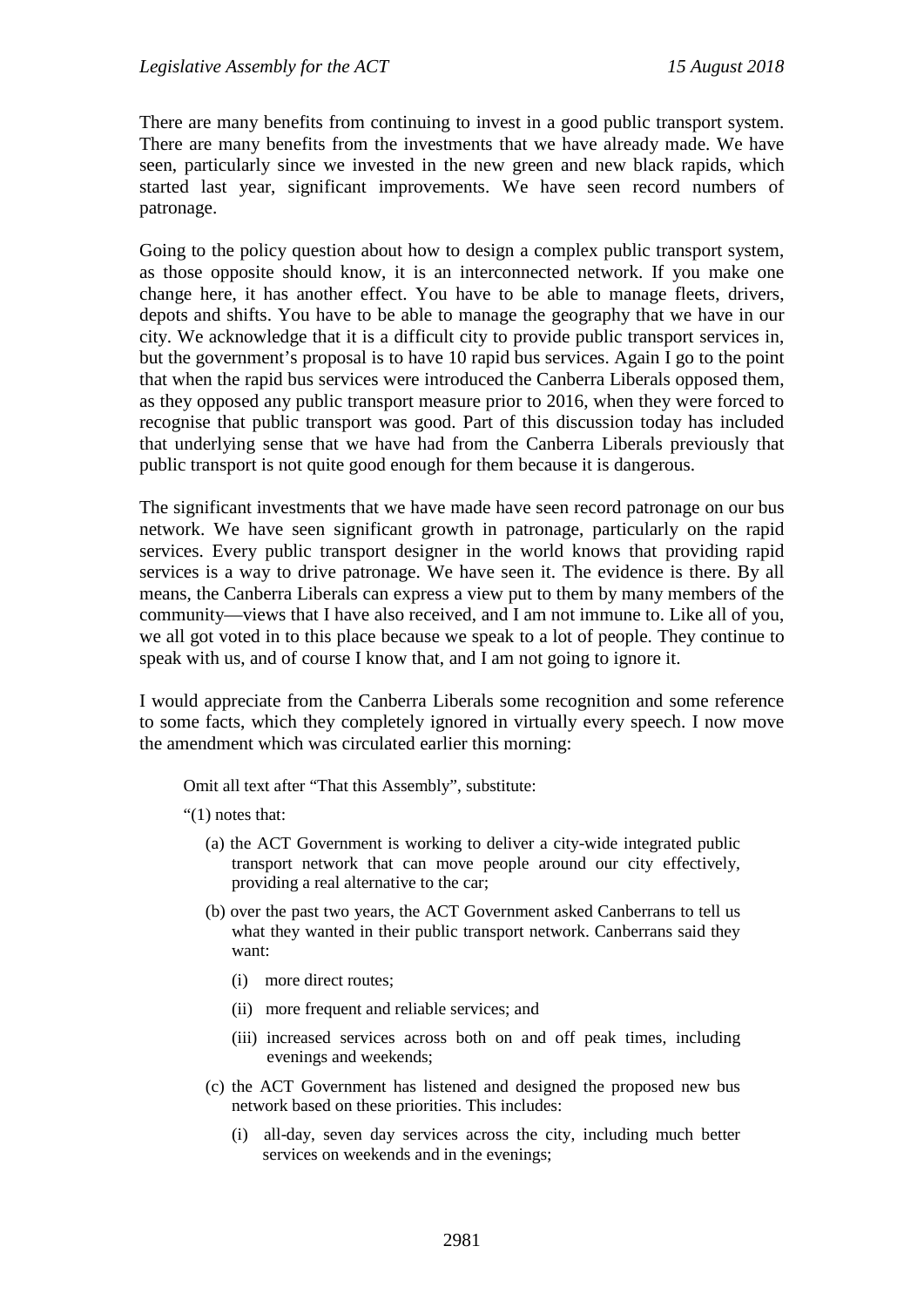There are many benefits from continuing to invest in a good public transport system. There are many benefits from the investments that we have already made. We have seen, particularly since we invested in the new green and new black rapids, which started last year, significant improvements. We have seen record numbers of patronage.

Going to the policy question about how to design a complex public transport system, as those opposite should know, it is an interconnected network. If you make one change here, it has another effect. You have to be able to manage fleets, drivers, depots and shifts. You have to be able to manage the geography that we have in our city. We acknowledge that it is a difficult city to provide public transport services in, but the government's proposal is to have 10 rapid bus services. Again I go to the point that when the rapid bus services were introduced the Canberra Liberals opposed them, as they opposed any public transport measure prior to 2016, when they were forced to recognise that public transport was good. Part of this discussion today has included that underlying sense that we have had from the Canberra Liberals previously that public transport is not quite good enough for them because it is dangerous.

The significant investments that we have made have seen record patronage on our bus network. We have seen significant growth in patronage, particularly on the rapid services. Every public transport designer in the world knows that providing rapid services is a way to drive patronage. We have seen it. The evidence is there. By all means, the Canberra Liberals can express a view put to them by many members of the community—views that I have also received, and I am not immune to. Like all of you, we all got voted in to this place because we speak to a lot of people. They continue to speak with us, and of course I know that, and I am not going to ignore it.

I would appreciate from the Canberra Liberals some recognition and some reference to some facts, which they completely ignored in virtually every speech. I now move the amendment which was circulated earlier this morning:

> Omit all text after "That this Assembly", substitute:
>
> "(1) notes that:
>
> (a) the ACT Government is working to deliver a city-wide integrated public transport network that can move people around our city effectively, providing a real alternative to the car;
>
> (b) over the past two years, the ACT Government asked Canberrans to tell us what they wanted in their public transport network. Canberrans said they want:
>
> (i) more direct routes;
>
> (ii) more frequent and reliable services; and
>
> (iii) increased services across both on and off peak times, including evenings and weekends;
>
> (c) the ACT Government has listened and designed the proposed new bus network based on these priorities. This includes:
>
> (i) all-day, seven day services across the city, including much better services on weekends and in the evenings;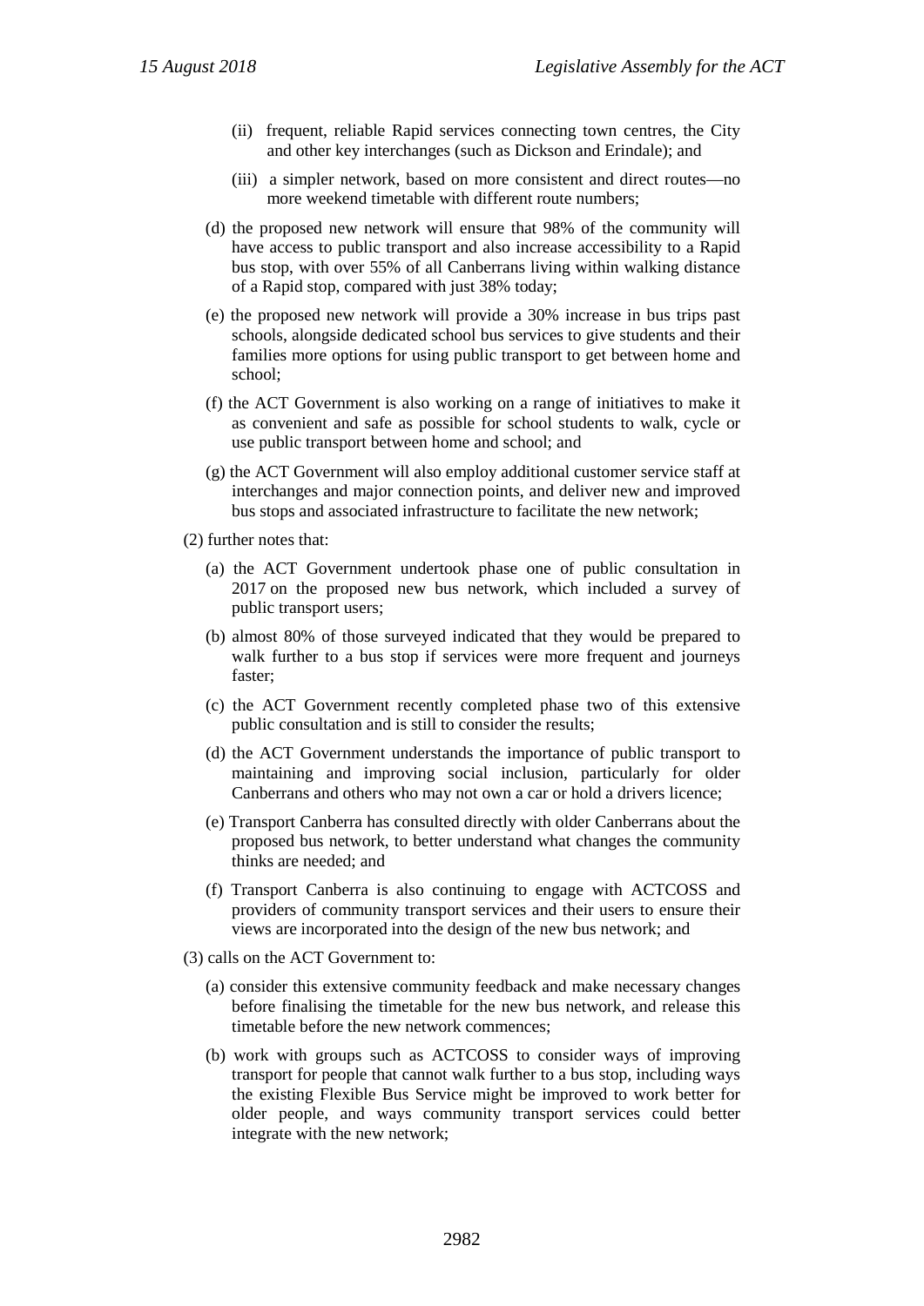(ii) frequent, reliable Rapid services connecting town centres, the City and other key interchanges (such as Dickson and Erindale); and

(iii) a simpler network, based on more consistent and direct routes—no more weekend timetable with different route numbers;

(d) the proposed new network will ensure that 98% of the community will have access to public transport and also increase accessibility to a Rapid bus stop, with over 55% of all Canberrans living within walking distance of a Rapid stop, compared with just 38% today;

(e) the proposed new network will provide a 30% increase in bus trips past schools, alongside dedicated school bus services to give students and their families more options for using public transport to get between home and school;

(f) the ACT Government is also working on a range of initiatives to make it as convenient and safe as possible for school students to walk, cycle or use public transport between home and school; and

(g) the ACT Government will also employ additional customer service staff at interchanges and major connection points, and deliver new and improved bus stops and associated infrastructure to facilitate the new network;

(2) further notes that:

(a) the ACT Government undertook phase one of public consultation in 2017 on the proposed new bus network, which included a survey of public transport users;

(b) almost 80% of those surveyed indicated that they would be prepared to walk further to a bus stop if services were more frequent and journeys faster;

(c) the ACT Government recently completed phase two of this extensive public consultation and is still to consider the results;

(d) the ACT Government understands the importance of public transport to maintaining and improving social inclusion, particularly for older Canberrans and others who may not own a car or hold a drivers licence;

(e) Transport Canberra has consulted directly with older Canberrans about the proposed bus network, to better understand what changes the community thinks are needed; and

(f) Transport Canberra is also continuing to engage with ACTCOSS and providers of community transport services and their users to ensure their views are incorporated into the design of the new bus network; and

(3) calls on the ACT Government to:

(a) consider this extensive community feedback and make necessary changes before finalising the timetable for the new bus network, and release this timetable before the new network commences;

(b) work with groups such as ACTCOSS to consider ways of improving transport for people that cannot walk further to a bus stop, including ways the existing Flexible Bus Service might be improved to work better for older people, and ways community transport services could better integrate with the new network;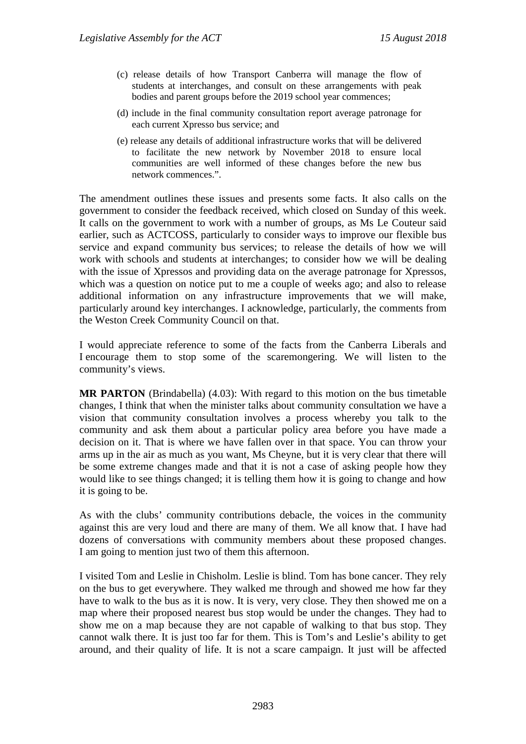(c) release details of how Transport Canberra will manage the flow of students at interchanges, and consult on these arrangements with peak bodies and parent groups before the 2019 school year commences;

(d) include in the final community consultation report average patronage for each current Xpresso bus service; and

(e) release any details of additional infrastructure works that will be delivered to facilitate the new network by November 2018 to ensure local communities are well informed of these changes before the new bus network commences.".

The amendment outlines these issues and presents some facts. It also calls on the government to consider the feedback received, which closed on Sunday of this week. It calls on the government to work with a number of groups, as Ms Le Couteur said earlier, such as ACTCOSS, particularly to consider ways to improve our flexible bus service and expand community bus services; to release the details of how we will work with schools and students at interchanges; to consider how we will be dealing with the issue of Xpressos and providing data on the average patronage for Xpressos, which was a question on notice put to me a couple of weeks ago; and also to release additional information on any infrastructure improvements that we will make, particularly around key interchanges. I acknowledge, particularly, the comments from the Weston Creek Community Council on that.

I would appreciate reference to some of the facts from the Canberra Liberals and I encourage them to stop some of the scaremongering. We will listen to the community's views.

**MR PARTON** (Brindabella) (4.03): With regard to this motion on the bus timetable changes, I think that when the minister talks about community consultation we have a vision that community consultation involves a process whereby you talk to the community and ask them about a particular policy area before you have made a decision on it. That is where we have fallen over in that space. You can throw your arms up in the air as much as you want, Ms Cheyne, but it is very clear that there will be some extreme changes made and that it is not a case of asking people how they would like to see things changed; it is telling them how it is going to change and how it is going to be.

As with the clubs' community contributions debacle, the voices in the community against this are very loud and there are many of them. We all know that. I have had dozens of conversations with community members about these proposed changes. I am going to mention just two of them this afternoon.

I visited Tom and Leslie in Chisholm. Leslie is blind. Tom has bone cancer. They rely on the bus to get everywhere. They walked me through and showed me how far they have to walk to the bus as it is now. It is very, very close. They then showed me on a map where their proposed nearest bus stop would be under the changes. They had to show me on a map because they are not capable of walking to that bus stop. They cannot walk there. It is just too far for them. This is Tom's and Leslie's ability to get around, and their quality of life. It is not a scare campaign. It just will be affected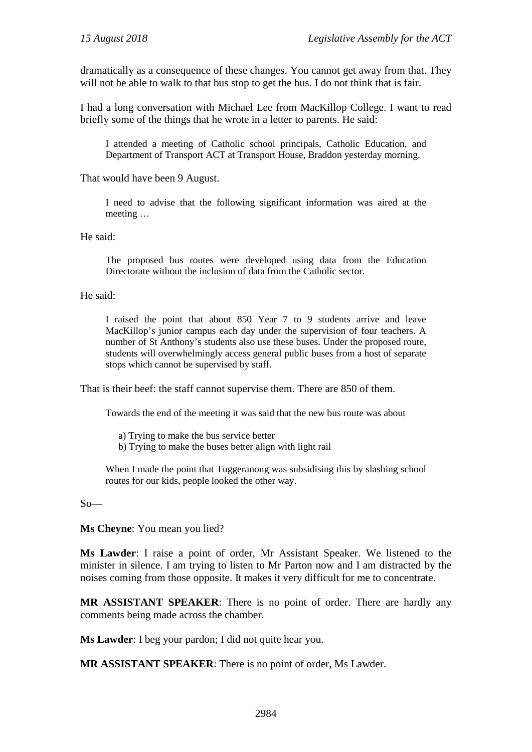dramatically as a consequence of these changes. You cannot get away from that. They will not be able to walk to that bus stop to get the bus. I do not think that is fair.

I had a long conversation with Michael Lee from MacKillop College. I want to read briefly some of the things that he wrote in a letter to parents. He said:

> I attended a meeting of Catholic school principals, Catholic Education, and Department of Transport ACT at Transport House, Braddon yesterday morning.

That would have been 9 August.

> I need to advise that the following significant information was aired at the meeting …

He said:

> The proposed bus routes were developed using data from the Education Directorate without the inclusion of data from the Catholic sector.

He said:

> I raised the point that about 850 Year 7 to 9 students arrive and leave MacKillop's junior campus each day under the supervision of four teachers. A number of St Anthony's students also use these buses. Under the proposed route, students will overwhelmingly access general public buses from a host of separate stops which cannot be supervised by staff.

That is their beef: the staff cannot supervise them. There are 850 of them.

> Towards the end of the meeting it was said that the new bus route was about
>
> a) Trying to make the bus service better
> b) Trying to make the buses better align with light rail
>
> When I made the point that Tuggeranong was subsidising this by slashing school routes for our kids, people looked the other way.

So—

**Ms Cheyne**: You mean you lied?

**Ms Lawder**: I raise a point of order, Mr Assistant Speaker. We listened to the minister in silence. I am trying to listen to Mr Parton now and I am distracted by the noises coming from those opposite. It makes it very difficult for me to concentrate.

**MR ASSISTANT SPEAKER**: There is no point of order. There are hardly any comments being made across the chamber.

**Ms Lawder**: I beg your pardon; I did not quite hear you.

**MR ASSISTANT SPEAKER**: There is no point of order, Ms Lawder.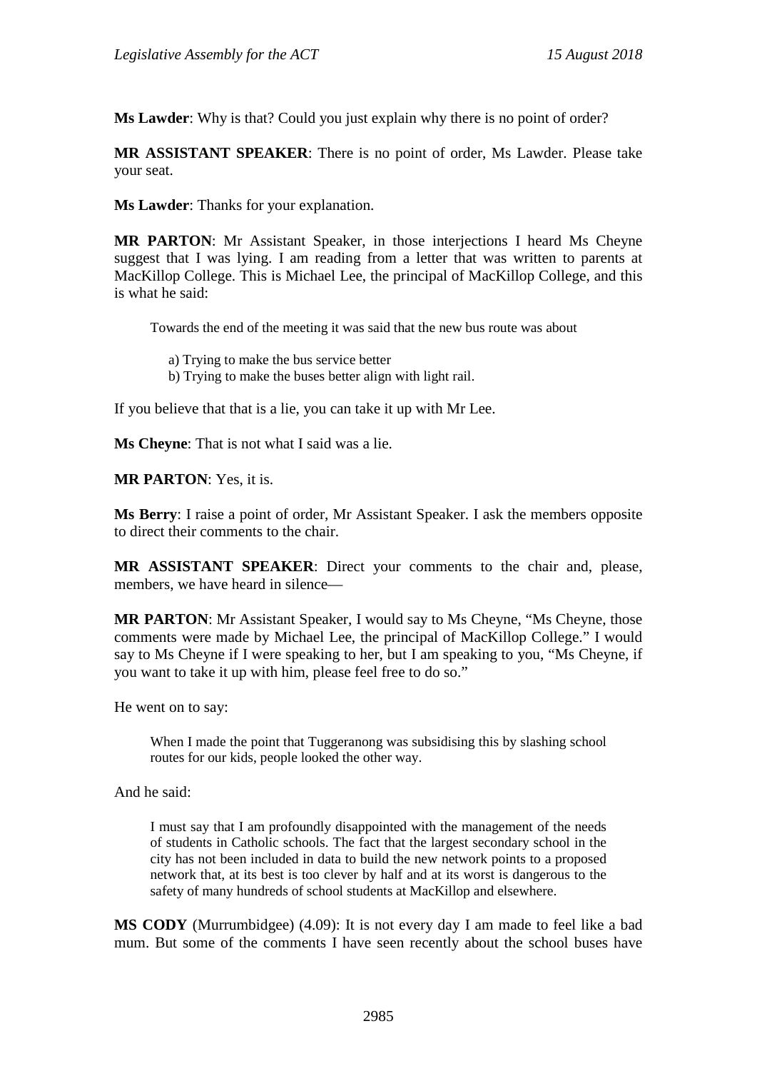**Ms Lawder**: Why is that? Could you just explain why there is no point of order?

**MR ASSISTANT SPEAKER**: There is no point of order, Ms Lawder. Please take your seat.

**Ms Lawder**: Thanks for your explanation.

**MR PARTON**: Mr Assistant Speaker, in those interjections I heard Ms Cheyne suggest that I was lying. I am reading from a letter that was written to parents at MacKillop College. This is Michael Lee, the principal of MacKillop College, and this is what he said:

> Towards the end of the meeting it was said that the new bus route was about
>
> a) Trying to make the bus service better
> b) Trying to make the buses better align with light rail.

If you believe that that is a lie, you can take it up with Mr Lee.

**Ms Cheyne**: That is not what I said was a lie.

**MR PARTON**: Yes, it is.

**Ms Berry**: I raise a point of order, Mr Assistant Speaker. I ask the members opposite to direct their comments to the chair.

**MR ASSISTANT SPEAKER**: Direct your comments to the chair and, please, members, we have heard in silence—

**MR PARTON**: Mr Assistant Speaker, I would say to Ms Cheyne, "Ms Cheyne, those comments were made by Michael Lee, the principal of MacKillop College." I would say to Ms Cheyne if I were speaking to her, but I am speaking to you, "Ms Cheyne, if you want to take it up with him, please feel free to do so."

He went on to say:

> When I made the point that Tuggeranong was subsidising this by slashing school routes for our kids, people looked the other way.

And he said:

> I must say that I am profoundly disappointed with the management of the needs of students in Catholic schools. The fact that the largest secondary school in the city has not been included in data to build the new network points to a proposed network that, at its best is too clever by half and at its worst is dangerous to the safety of many hundreds of school students at MacKillop and elsewhere.

**MS CODY** (Murrumbidgee) (4.09): It is not every day I am made to feel like a bad mum. But some of the comments I have seen recently about the school buses have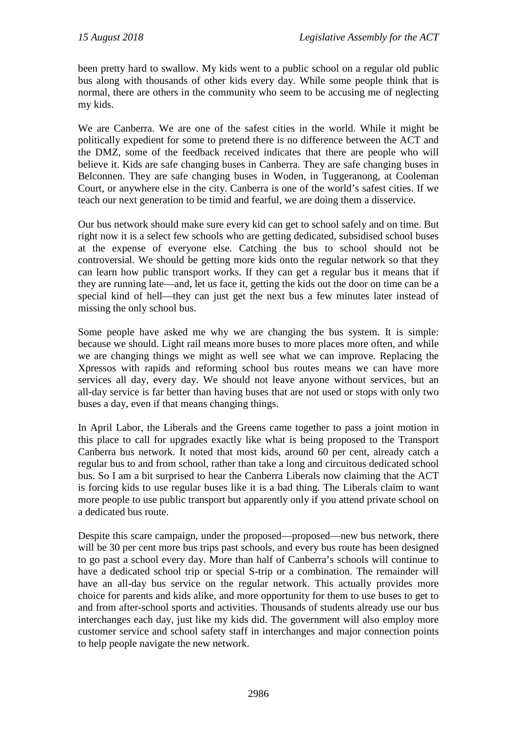been pretty hard to swallow. My kids went to a public school on a regular old public bus along with thousands of other kids every day. While some people think that is normal, there are others in the community who seem to be accusing me of neglecting my kids.

We are Canberra. We are one of the safest cities in the world. While it might be politically expedient for some to pretend there is no difference between the ACT and the DMZ, some of the feedback received indicates that there are people who will believe it. Kids are safe changing buses in Canberra. They are safe changing buses in Belconnen. They are safe changing buses in Woden, in Tuggeranong, at Cooleman Court, or anywhere else in the city. Canberra is one of the world's safest cities. If we teach our next generation to be timid and fearful, we are doing them a disservice.

Our bus network should make sure every kid can get to school safely and on time. But right now it is a select few schools who are getting dedicated, subsidised school buses at the expense of everyone else. Catching the bus to school should not be controversial. We should be getting more kids onto the regular network so that they can learn how public transport works. If they can get a regular bus it means that if they are running late—and, let us face it, getting the kids out the door on time can be a special kind of hell—they can just get the next bus a few minutes later instead of missing the only school bus.

Some people have asked me why we are changing the bus system. It is simple: because we should. Light rail means more buses to more places more often, and while we are changing things we might as well see what we can improve. Replacing the Xpressos with rapids and reforming school bus routes means we can have more services all day, every day. We should not leave anyone without services, but an all-day service is far better than having buses that are not used or stops with only two buses a day, even if that means changing things.

In April Labor, the Liberals and the Greens came together to pass a joint motion in this place to call for upgrades exactly like what is being proposed to the Transport Canberra bus network. It noted that most kids, around 60 per cent, already catch a regular bus to and from school, rather than take a long and circuitous dedicated school bus. So I am a bit surprised to hear the Canberra Liberals now claiming that the ACT is forcing kids to use regular buses like it is a bad thing. The Liberals claim to want more people to use public transport but apparently only if you attend private school on a dedicated bus route.

Despite this scare campaign, under the proposed—proposed—new bus network, there will be 30 per cent more bus trips past schools, and every bus route has been designed to go past a school every day. More than half of Canberra's schools will continue to have a dedicated school trip or special S-trip or a combination. The remainder will have an all-day bus service on the regular network. This actually provides more choice for parents and kids alike, and more opportunity for them to use buses to get to and from after-school sports and activities. Thousands of students already use our bus interchanges each day, just like my kids did. The government will also employ more customer service and school safety staff in interchanges and major connection points to help people navigate the new network.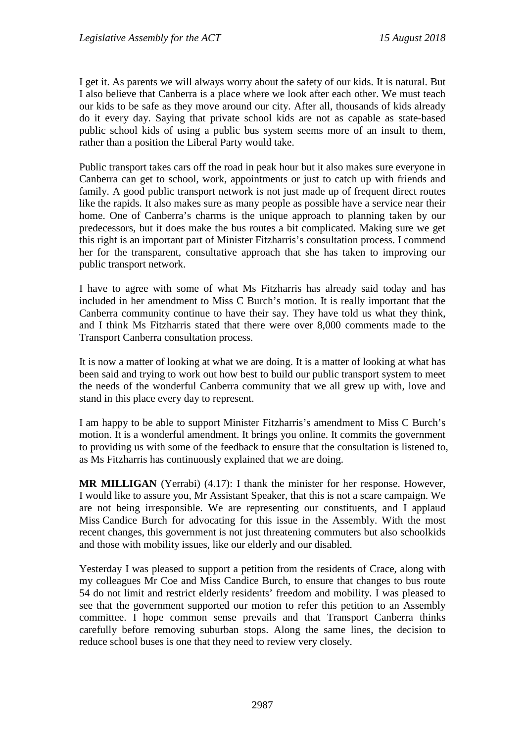I get it. As parents we will always worry about the safety of our kids. It is natural. But I also believe that Canberra is a place where we look after each other. We must teach our kids to be safe as they move around our city. After all, thousands of kids already do it every day. Saying that private school kids are not as capable as state-based public school kids of using a public bus system seems more of an insult to them, rather than a position the Liberal Party would take.

Public transport takes cars off the road in peak hour but it also makes sure everyone in Canberra can get to school, work, appointments or just to catch up with friends and family. A good public transport network is not just made up of frequent direct routes like the rapids. It also makes sure as many people as possible have a service near their home. One of Canberra's charms is the unique approach to planning taken by our predecessors, but it does make the bus routes a bit complicated. Making sure we get this right is an important part of Minister Fitzharris's consultation process. I commend her for the transparent, consultative approach that she has taken to improving our public transport network.

I have to agree with some of what Ms Fitzharris has already said today and has included in her amendment to Miss C Burch's motion. It is really important that the Canberra community continue to have their say. They have told us what they think, and I think Ms Fitzharris stated that there were over 8,000 comments made to the Transport Canberra consultation process.

It is now a matter of looking at what we are doing. It is a matter of looking at what has been said and trying to work out how best to build our public transport system to meet the needs of the wonderful Canberra community that we all grew up with, love and stand in this place every day to represent.

I am happy to be able to support Minister Fitzharris's amendment to Miss C Burch's motion. It is a wonderful amendment. It brings you online. It commits the government to providing us with some of the feedback to ensure that the consultation is listened to, as Ms Fitzharris has continuously explained that we are doing.

**MR MILLIGAN** (Yerrabi) (4.17): I thank the minister for her response. However, I would like to assure you, Mr Assistant Speaker, that this is not a scare campaign. We are not being irresponsible. We are representing our constituents, and I applaud Miss Candice Burch for advocating for this issue in the Assembly. With the most recent changes, this government is not just threatening commuters but also schoolkids and those with mobility issues, like our elderly and our disabled.

Yesterday I was pleased to support a petition from the residents of Crace, along with my colleagues Mr Coe and Miss Candice Burch, to ensure that changes to bus route 54 do not limit and restrict elderly residents' freedom and mobility. I was pleased to see that the government supported our motion to refer this petition to an Assembly committee. I hope common sense prevails and that Transport Canberra thinks carefully before removing suburban stops. Along the same lines, the decision to reduce school buses is one that they need to review very closely.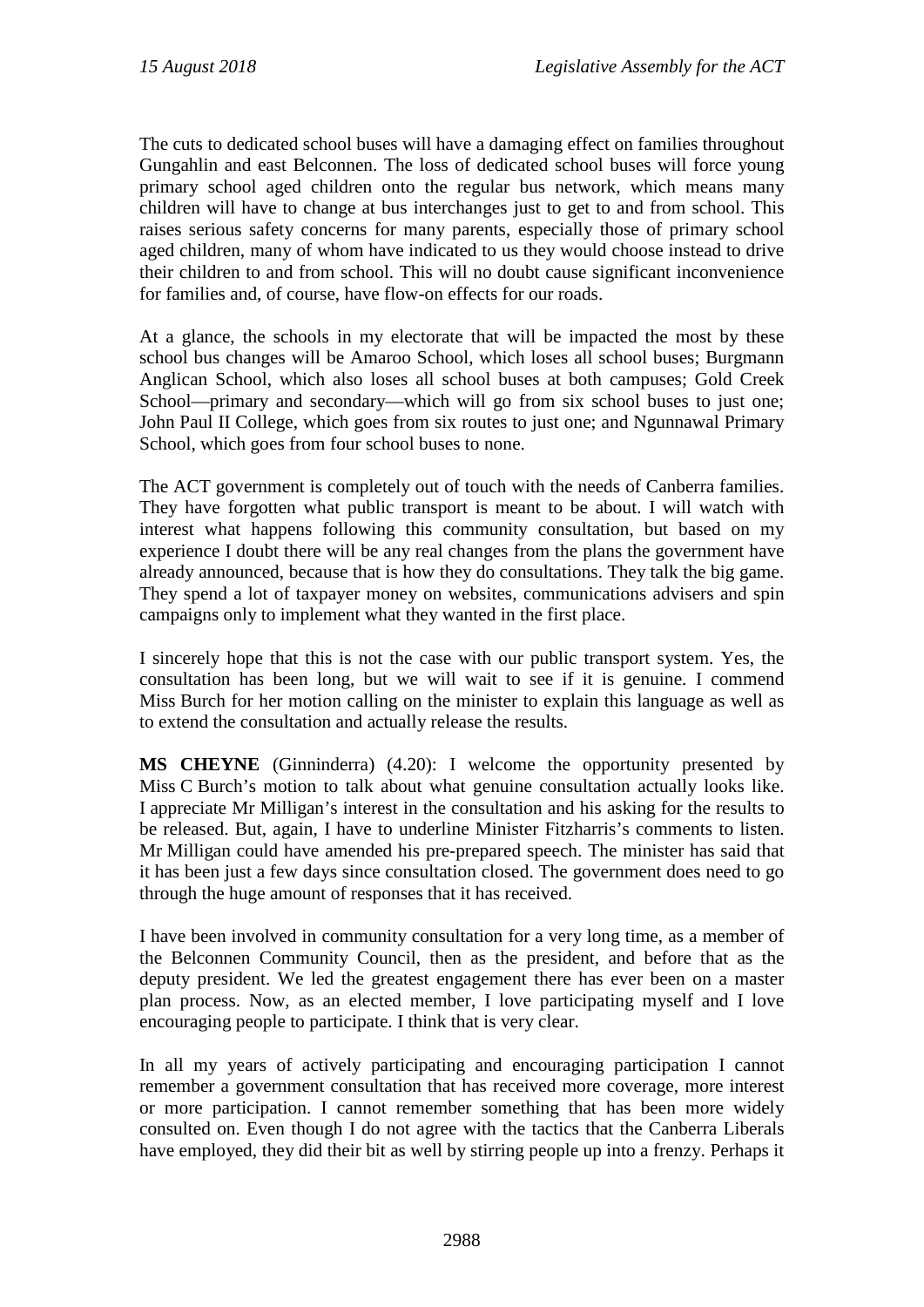The cuts to dedicated school buses will have a damaging effect on families throughout Gungahlin and east Belconnen. The loss of dedicated school buses will force young primary school aged children onto the regular bus network, which means many children will have to change at bus interchanges just to get to and from school. This raises serious safety concerns for many parents, especially those of primary school aged children, many of whom have indicated to us they would choose instead to drive their children to and from school. This will no doubt cause significant inconvenience for families and, of course, have flow-on effects for our roads.

At a glance, the schools in my electorate that will be impacted the most by these school bus changes will be Amaroo School, which loses all school buses; Burgmann Anglican School, which also loses all school buses at both campuses; Gold Creek School—primary and secondary—which will go from six school buses to just one; John Paul II College, which goes from six routes to just one; and Ngunnawal Primary School, which goes from four school buses to none.

The ACT government is completely out of touch with the needs of Canberra families. They have forgotten what public transport is meant to be about. I will watch with interest what happens following this community consultation, but based on my experience I doubt there will be any real changes from the plans the government have already announced, because that is how they do consultations. They talk the big game. They spend a lot of taxpayer money on websites, communications advisers and spin campaigns only to implement what they wanted in the first place.

I sincerely hope that this is not the case with our public transport system. Yes, the consultation has been long, but we will wait to see if it is genuine. I commend Miss Burch for her motion calling on the minister to explain this language as well as to extend the consultation and actually release the results.

**MS CHEYNE** (Ginninderra) (4.20): I welcome the opportunity presented by Miss C Burch's motion to talk about what genuine consultation actually looks like. I appreciate Mr Milligan's interest in the consultation and his asking for the results to be released. But, again, I have to underline Minister Fitzharris's comments to listen. Mr Milligan could have amended his pre-prepared speech. The minister has said that it has been just a few days since consultation closed. The government does need to go through the huge amount of responses that it has received.

I have been involved in community consultation for a very long time, as a member of the Belconnen Community Council, then as the president, and before that as the deputy president. We led the greatest engagement there has ever been on a master plan process. Now, as an elected member, I love participating myself and I love encouraging people to participate. I think that is very clear.

In all my years of actively participating and encouraging participation I cannot remember a government consultation that has received more coverage, more interest or more participation. I cannot remember something that has been more widely consulted on. Even though I do not agree with the tactics that the Canberra Liberals have employed, they did their bit as well by stirring people up into a frenzy. Perhaps it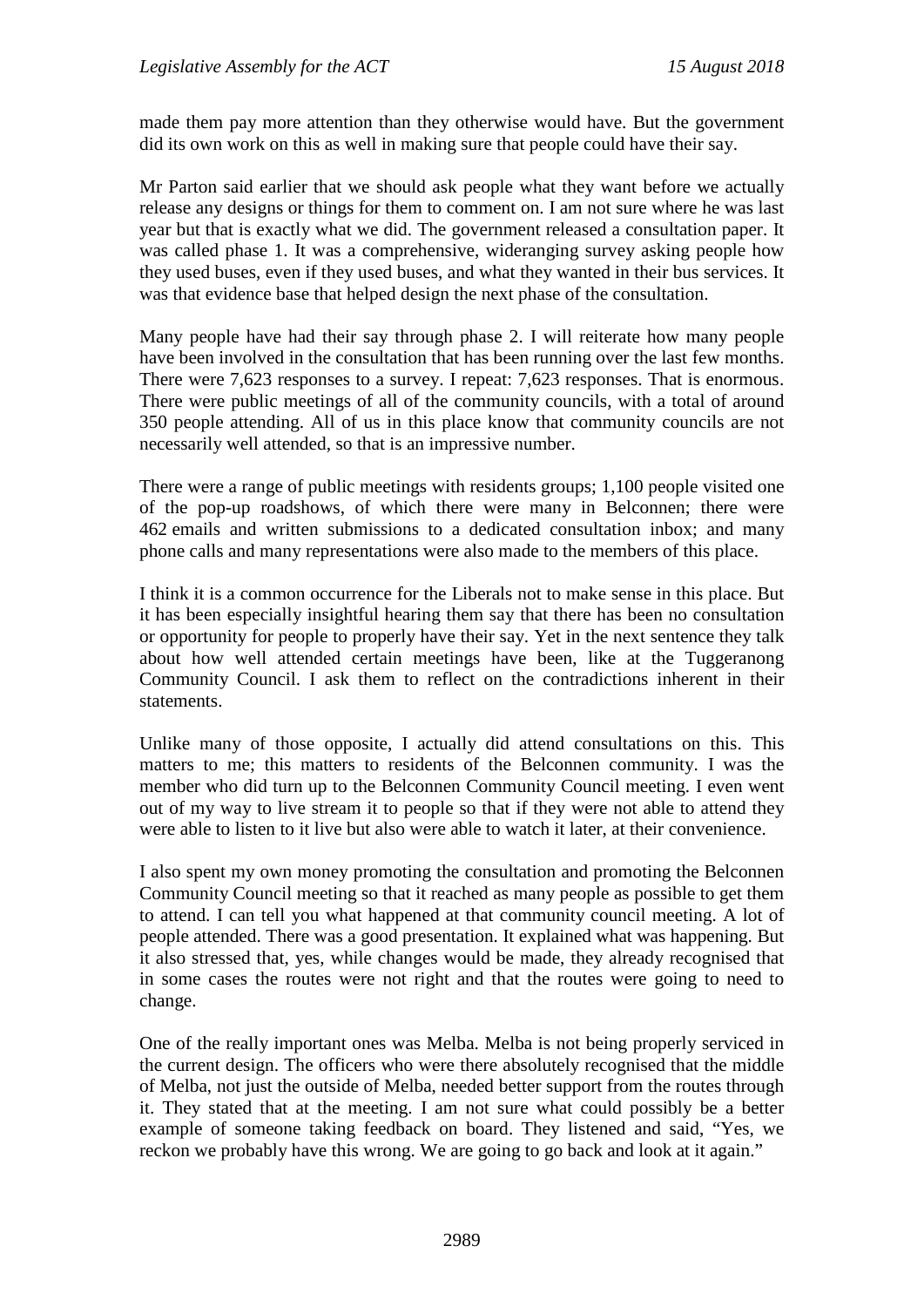made them pay more attention than they otherwise would have. But the government did its own work on this as well in making sure that people could have their say.

Mr Parton said earlier that we should ask people what they want before we actually release any designs or things for them to comment on. I am not sure where he was last year but that is exactly what we did. The government released a consultation paper. It was called phase 1. It was a comprehensive, wideranging survey asking people how they used buses, even if they used buses, and what they wanted in their bus services. It was that evidence base that helped design the next phase of the consultation.

Many people have had their say through phase 2. I will reiterate how many people have been involved in the consultation that has been running over the last few months. There were 7,623 responses to a survey. I repeat: 7,623 responses. That is enormous. There were public meetings of all of the community councils, with a total of around 350 people attending. All of us in this place know that community councils are not necessarily well attended, so that is an impressive number.

There were a range of public meetings with residents groups; 1,100 people visited one of the pop-up roadshows, of which there were many in Belconnen; there were 462 emails and written submissions to a dedicated consultation inbox; and many phone calls and many representations were also made to the members of this place.

I think it is a common occurrence for the Liberals not to make sense in this place. But it has been especially insightful hearing them say that there has been no consultation or opportunity for people to properly have their say. Yet in the next sentence they talk about how well attended certain meetings have been, like at the Tuggeranong Community Council. I ask them to reflect on the contradictions inherent in their statements.

Unlike many of those opposite, I actually did attend consultations on this. This matters to me; this matters to residents of the Belconnen community. I was the member who did turn up to the Belconnen Community Council meeting. I even went out of my way to live stream it to people so that if they were not able to attend they were able to listen to it live but also were able to watch it later, at their convenience.

I also spent my own money promoting the consultation and promoting the Belconnen Community Council meeting so that it reached as many people as possible to get them to attend. I can tell you what happened at that community council meeting. A lot of people attended. There was a good presentation. It explained what was happening. But it also stressed that, yes, while changes would be made, they already recognised that in some cases the routes were not right and that the routes were going to need to change.

One of the really important ones was Melba. Melba is not being properly serviced in the current design. The officers who were there absolutely recognised that the middle of Melba, not just the outside of Melba, needed better support from the routes through it. They stated that at the meeting. I am not sure what could possibly be a better example of someone taking feedback on board. They listened and said, "Yes, we reckon we probably have this wrong. We are going to go back and look at it again."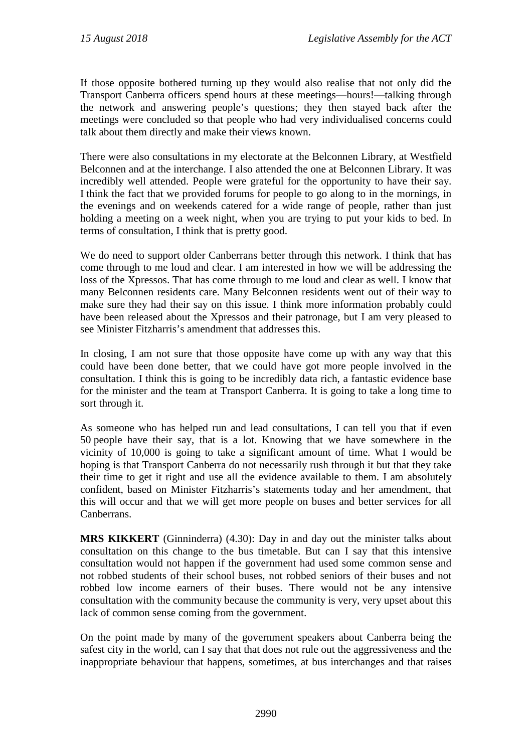If those opposite bothered turning up they would also realise that not only did the Transport Canberra officers spend hours at these meetings—hours!—talking through the network and answering people's questions; they then stayed back after the meetings were concluded so that people who had very individualised concerns could talk about them directly and make their views known.

There were also consultations in my electorate at the Belconnen Library, at Westfield Belconnen and at the interchange. I also attended the one at Belconnen Library. It was incredibly well attended. People were grateful for the opportunity to have their say. I think the fact that we provided forums for people to go along to in the mornings, in the evenings and on weekends catered for a wide range of people, rather than just holding a meeting on a week night, when you are trying to put your kids to bed. In terms of consultation, I think that is pretty good.

We do need to support older Canberrans better through this network. I think that has come through to me loud and clear. I am interested in how we will be addressing the loss of the Xpressos. That has come through to me loud and clear as well. I know that many Belconnen residents care. Many Belconnen residents went out of their way to make sure they had their say on this issue. I think more information probably could have been released about the Xpressos and their patronage, but I am very pleased to see Minister Fitzharris's amendment that addresses this.

In closing, I am not sure that those opposite have come up with any way that this could have been done better, that we could have got more people involved in the consultation. I think this is going to be incredibly data rich, a fantastic evidence base for the minister and the team at Transport Canberra. It is going to take a long time to sort through it.

As someone who has helped run and lead consultations, I can tell you that if even 50 people have their say, that is a lot. Knowing that we have somewhere in the vicinity of 10,000 is going to take a significant amount of time. What I would be hoping is that Transport Canberra do not necessarily rush through it but that they take their time to get it right and use all the evidence available to them. I am absolutely confident, based on Minister Fitzharris's statements today and her amendment, that this will occur and that we will get more people on buses and better services for all Canberrans.

**MRS KIKKERT** (Ginninderra) (4.30): Day in and day out the minister talks about consultation on this change to the bus timetable. But can I say that this intensive consultation would not happen if the government had used some common sense and not robbed students of their school buses, not robbed seniors of their buses and not robbed low income earners of their buses. There would not be any intensive consultation with the community because the community is very, very upset about this lack of common sense coming from the government.

On the point made by many of the government speakers about Canberra being the safest city in the world, can I say that that does not rule out the aggressiveness and the inappropriate behaviour that happens, sometimes, at bus interchanges and that raises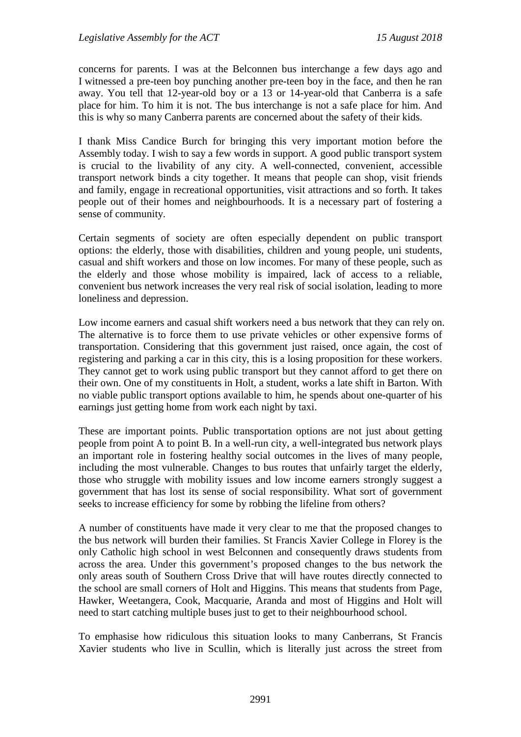concerns for parents. I was at the Belconnen bus interchange a few days ago and I witnessed a pre-teen boy punching another pre-teen boy in the face, and then he ran away. You tell that 12-year-old boy or a 13 or 14-year-old that Canberra is a safe place for him. To him it is not. The bus interchange is not a safe place for him. And this is why so many Canberra parents are concerned about the safety of their kids.

I thank Miss Candice Burch for bringing this very important motion before the Assembly today. I wish to say a few words in support. A good public transport system is crucial to the livability of any city. A well-connected, convenient, accessible transport network binds a city together. It means that people can shop, visit friends and family, engage in recreational opportunities, visit attractions and so forth. It takes people out of their homes and neighbourhoods. It is a necessary part of fostering a sense of community.

Certain segments of society are often especially dependent on public transport options: the elderly, those with disabilities, children and young people, uni students, casual and shift workers and those on low incomes. For many of these people, such as the elderly and those whose mobility is impaired, lack of access to a reliable, convenient bus network increases the very real risk of social isolation, leading to more loneliness and depression.

Low income earners and casual shift workers need a bus network that they can rely on. The alternative is to force them to use private vehicles or other expensive forms of transportation. Considering that this government just raised, once again, the cost of registering and parking a car in this city, this is a losing proposition for these workers. They cannot get to work using public transport but they cannot afford to get there on their own. One of my constituents in Holt, a student, works a late shift in Barton. With no viable public transport options available to him, he spends about one-quarter of his earnings just getting home from work each night by taxi.

These are important points. Public transportation options are not just about getting people from point A to point B. In a well-run city, a well-integrated bus network plays an important role in fostering healthy social outcomes in the lives of many people, including the most vulnerable. Changes to bus routes that unfairly target the elderly, those who struggle with mobility issues and low income earners strongly suggest a government that has lost its sense of social responsibility. What sort of government seeks to increase efficiency for some by robbing the lifeline from others?

A number of constituents have made it very clear to me that the proposed changes to the bus network will burden their families. St Francis Xavier College in Florey is the only Catholic high school in west Belconnen and consequently draws students from across the area. Under this government's proposed changes to the bus network the only areas south of Southern Cross Drive that will have routes directly connected to the school are small corners of Holt and Higgins. This means that students from Page, Hawker, Weetangera, Cook, Macquarie, Aranda and most of Higgins and Holt will need to start catching multiple buses just to get to their neighbourhood school.

To emphasise how ridiculous this situation looks to many Canberrans, St Francis Xavier students who live in Scullin, which is literally just across the street from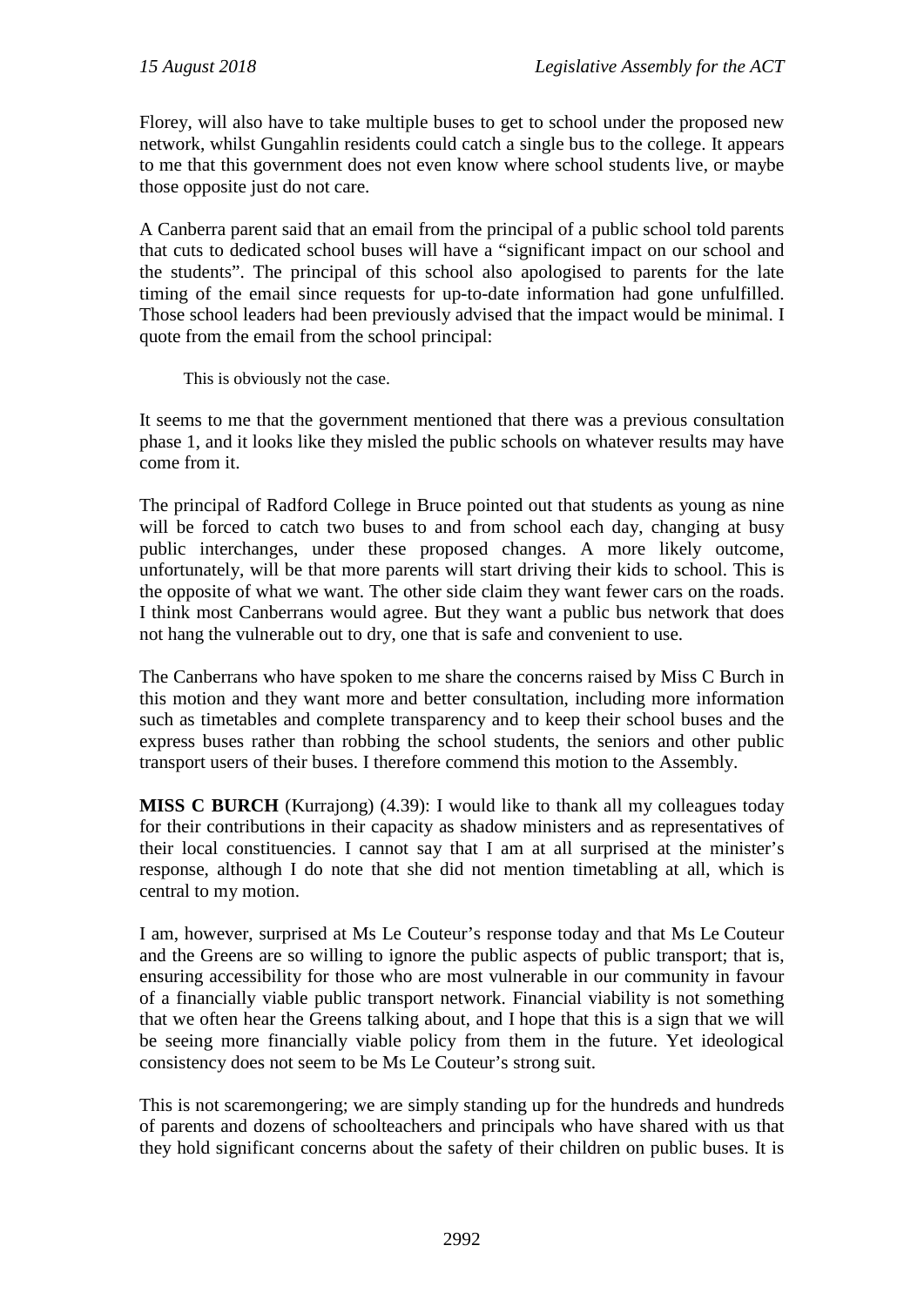Florey, will also have to take multiple buses to get to school under the proposed new network, whilst Gungahlin residents could catch a single bus to the college. It appears to me that this government does not even know where school students live, or maybe those opposite just do not care.

A Canberra parent said that an email from the principal of a public school told parents that cuts to dedicated school buses will have a "significant impact on our school and the students". The principal of this school also apologised to parents for the late timing of the email since requests for up-to-date information had gone unfulfilled. Those school leaders had been previously advised that the impact would be minimal. I quote from the email from the school principal:

> This is obviously not the case.

It seems to me that the government mentioned that there was a previous consultation phase 1, and it looks like they misled the public schools on whatever results may have come from it.

The principal of Radford College in Bruce pointed out that students as young as nine will be forced to catch two buses to and from school each day, changing at busy public interchanges, under these proposed changes. A more likely outcome, unfortunately, will be that more parents will start driving their kids to school. This is the opposite of what we want. The other side claim they want fewer cars on the roads. I think most Canberrans would agree. But they want a public bus network that does not hang the vulnerable out to dry, one that is safe and convenient to use.

The Canberrans who have spoken to me share the concerns raised by Miss C Burch in this motion and they want more and better consultation, including more information such as timetables and complete transparency and to keep their school buses and the express buses rather than robbing the school students, the seniors and other public transport users of their buses. I therefore commend this motion to the Assembly.

**MISS C BURCH** (Kurrajong) (4.39): I would like to thank all my colleagues today for their contributions in their capacity as shadow ministers and as representatives of their local constituencies. I cannot say that I am at all surprised at the minister's response, although I do note that she did not mention timetabling at all, which is central to my motion.

I am, however, surprised at Ms Le Couteur's response today and that Ms Le Couteur and the Greens are so willing to ignore the public aspects of public transport; that is, ensuring accessibility for those who are most vulnerable in our community in favour of a financially viable public transport network. Financial viability is not something that we often hear the Greens talking about, and I hope that this is a sign that we will be seeing more financially viable policy from them in the future. Yet ideological consistency does not seem to be Ms Le Couteur's strong suit.

This is not scaremongering; we are simply standing up for the hundreds and hundreds of parents and dozens of schoolteachers and principals who have shared with us that they hold significant concerns about the safety of their children on public buses. It is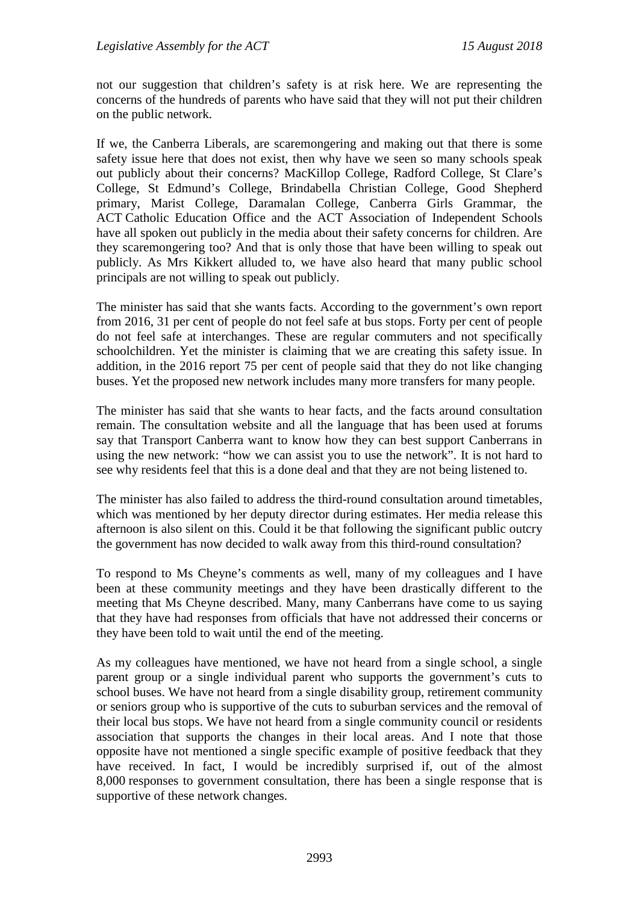not our suggestion that children's safety is at risk here. We are representing the concerns of the hundreds of parents who have said that they will not put their children on the public network.

If we, the Canberra Liberals, are scaremongering and making out that there is some safety issue here that does not exist, then why have we seen so many schools speak out publicly about their concerns? MacKillop College, Radford College, St Clare's College, St Edmund's College, Brindabella Christian College, Good Shepherd primary, Marist College, Daramalan College, Canberra Girls Grammar, the ACT Catholic Education Office and the ACT Association of Independent Schools have all spoken out publicly in the media about their safety concerns for children. Are they scaremongering too? And that is only those that have been willing to speak out publicly. As Mrs Kikkert alluded to, we have also heard that many public school principals are not willing to speak out publicly.

The minister has said that she wants facts. According to the government's own report from 2016, 31 per cent of people do not feel safe at bus stops. Forty per cent of people do not feel safe at interchanges. These are regular commuters and not specifically schoolchildren. Yet the minister is claiming that we are creating this safety issue. In addition, in the 2016 report 75 per cent of people said that they do not like changing buses. Yet the proposed new network includes many more transfers for many people.

The minister has said that she wants to hear facts, and the facts around consultation remain. The consultation website and all the language that has been used at forums say that Transport Canberra want to know how they can best support Canberrans in using the new network: "how we can assist you to use the network". It is not hard to see why residents feel that this is a done deal and that they are not being listened to.

The minister has also failed to address the third-round consultation around timetables, which was mentioned by her deputy director during estimates. Her media release this afternoon is also silent on this. Could it be that following the significant public outcry the government has now decided to walk away from this third-round consultation?

To respond to Ms Cheyne's comments as well, many of my colleagues and I have been at these community meetings and they have been drastically different to the meeting that Ms Cheyne described. Many, many Canberrans have come to us saying that they have had responses from officials that have not addressed their concerns or they have been told to wait until the end of the meeting.

As my colleagues have mentioned, we have not heard from a single school, a single parent group or a single individual parent who supports the government's cuts to school buses. We have not heard from a single disability group, retirement community or seniors group who is supportive of the cuts to suburban services and the removal of their local bus stops. We have not heard from a single community council or residents association that supports the changes in their local areas. And I note that those opposite have not mentioned a single specific example of positive feedback that they have received. In fact, I would be incredibly surprised if, out of the almost 8,000 responses to government consultation, there has been a single response that is supportive of these network changes.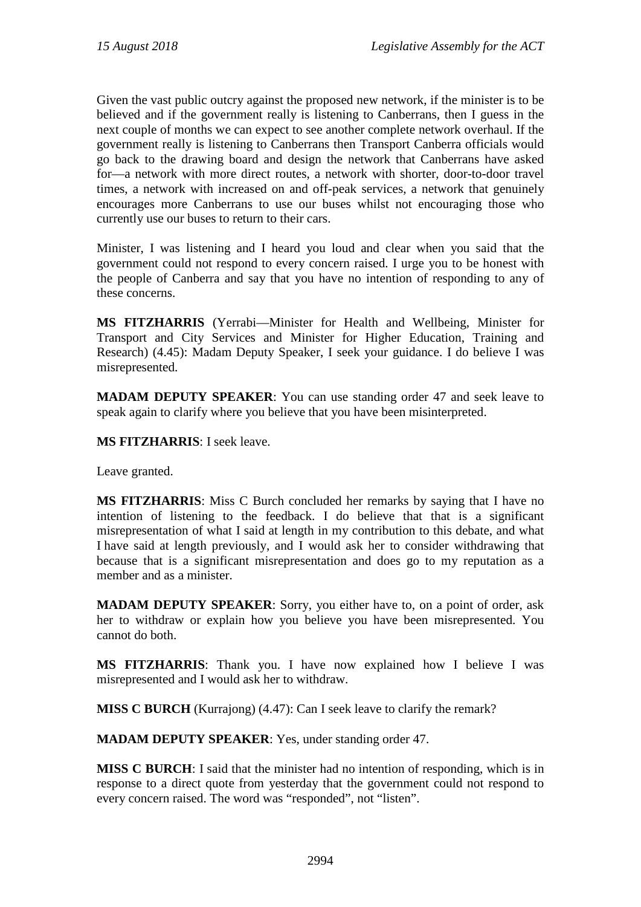Given the vast public outcry against the proposed new network, if the minister is to be believed and if the government really is listening to Canberrans, then I guess in the next couple of months we can expect to see another complete network overhaul. If the government really is listening to Canberrans then Transport Canberra officials would go back to the drawing board and design the network that Canberrans have asked for—a network with more direct routes, a network with shorter, door-to-door travel times, a network with increased on and off-peak services, a network that genuinely encourages more Canberrans to use our buses whilst not encouraging those who currently use our buses to return to their cars.

Minister, I was listening and I heard you loud and clear when you said that the government could not respond to every concern raised. I urge you to be honest with the people of Canberra and say that you have no intention of responding to any of these concerns.

**MS FITZHARRIS** (Yerrabi—Minister for Health and Wellbeing, Minister for Transport and City Services and Minister for Higher Education, Training and Research) (4.45): Madam Deputy Speaker, I seek your guidance. I do believe I was misrepresented.

**MADAM DEPUTY SPEAKER**: You can use standing order 47 and seek leave to speak again to clarify where you believe that you have been misinterpreted.

**MS FITZHARRIS**: I seek leave.

Leave granted.

**MS FITZHARRIS**: Miss C Burch concluded her remarks by saying that I have no intention of listening to the feedback. I do believe that that is a significant misrepresentation of what I said at length in my contribution to this debate, and what I have said at length previously, and I would ask her to consider withdrawing that because that is a significant misrepresentation and does go to my reputation as a member and as a minister.

**MADAM DEPUTY SPEAKER**: Sorry, you either have to, on a point of order, ask her to withdraw or explain how you believe you have been misrepresented. You cannot do both.

**MS FITZHARRIS**: Thank you. I have now explained how I believe I was misrepresented and I would ask her to withdraw.

**MISS C BURCH** (Kurrajong) (4.47): Can I seek leave to clarify the remark?

**MADAM DEPUTY SPEAKER**: Yes, under standing order 47.

**MISS C BURCH**: I said that the minister had no intention of responding, which is in response to a direct quote from yesterday that the government could not respond to every concern raised. The word was "responded", not "listen".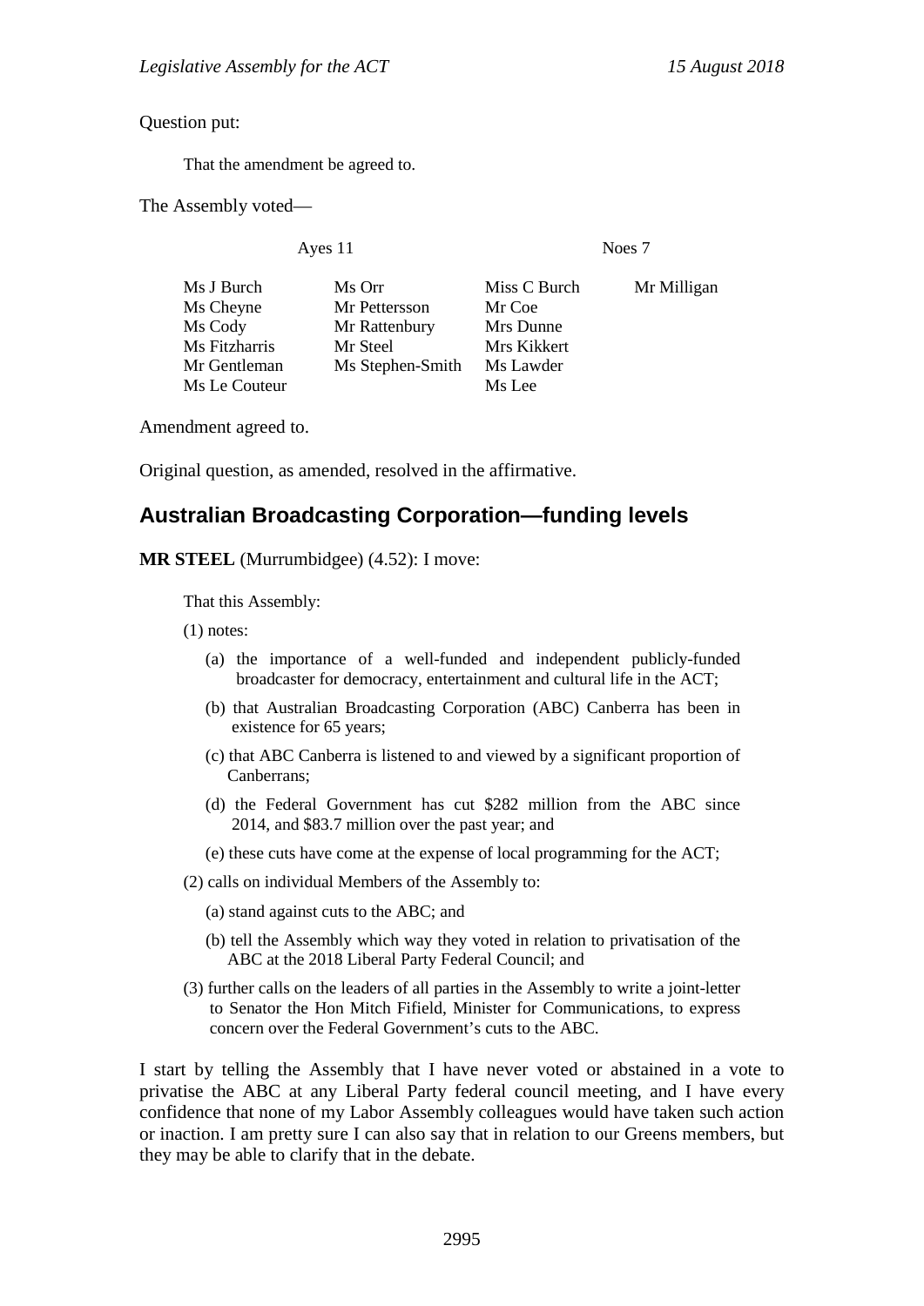Question put:

> That the amendment be agreed to.

The Assembly voted—

| Ayes 11 | | Noes 7 | |
|---|---|---|---|
| Ms J Burch | Ms Orr | Miss C Burch | Mr Milligan |
| Ms Cheyne | Mr Pettersson | Mr Coe | |
| Ms Cody | Mr Rattenbury | Mrs Dunne | |
| Ms Fitzharris | Mr Steel | Mrs Kikkert | |
| Mr Gentleman | Ms Stephen-Smith | Ms Lawder | |
| Ms Le Couteur | | Ms Lee | |

Amendment agreed to.

Original question, as amended, resolved in the affirmative.

## Australian Broadcasting Corporation—funding levels

**MR STEEL** (Murrumbidgee) (4.52): I move:

> That this Assembly:
>
> (1) notes:
>
> (a) the importance of a well-funded and independent publicly-funded broadcaster for democracy, entertainment and cultural life in the ACT;
>
> (b) that Australian Broadcasting Corporation (ABC) Canberra has been in existence for 65 years;
>
> (c) that ABC Canberra is listened to and viewed by a significant proportion of Canberrans;
>
> (d) the Federal Government has cut $282 million from the ABC since 2014, and $83.7 million over the past year; and
>
> (e) these cuts have come at the expense of local programming for the ACT;
>
> (2) calls on individual Members of the Assembly to:
>
> (a) stand against cuts to the ABC; and
>
> (b) tell the Assembly which way they voted in relation to privatisation of the ABC at the 2018 Liberal Party Federal Council; and
>
> (3) further calls on the leaders of all parties in the Assembly to write a joint-letter to Senator the Hon Mitch Fifield, Minister for Communications, to express concern over the Federal Government's cuts to the ABC.

I start by telling the Assembly that I have never voted or abstained in a vote to privatise the ABC at any Liberal Party federal council meeting, and I have every confidence that none of my Labor Assembly colleagues would have taken such action or inaction. I am pretty sure I can also say that in relation to our Greens members, but they may be able to clarify that in the debate.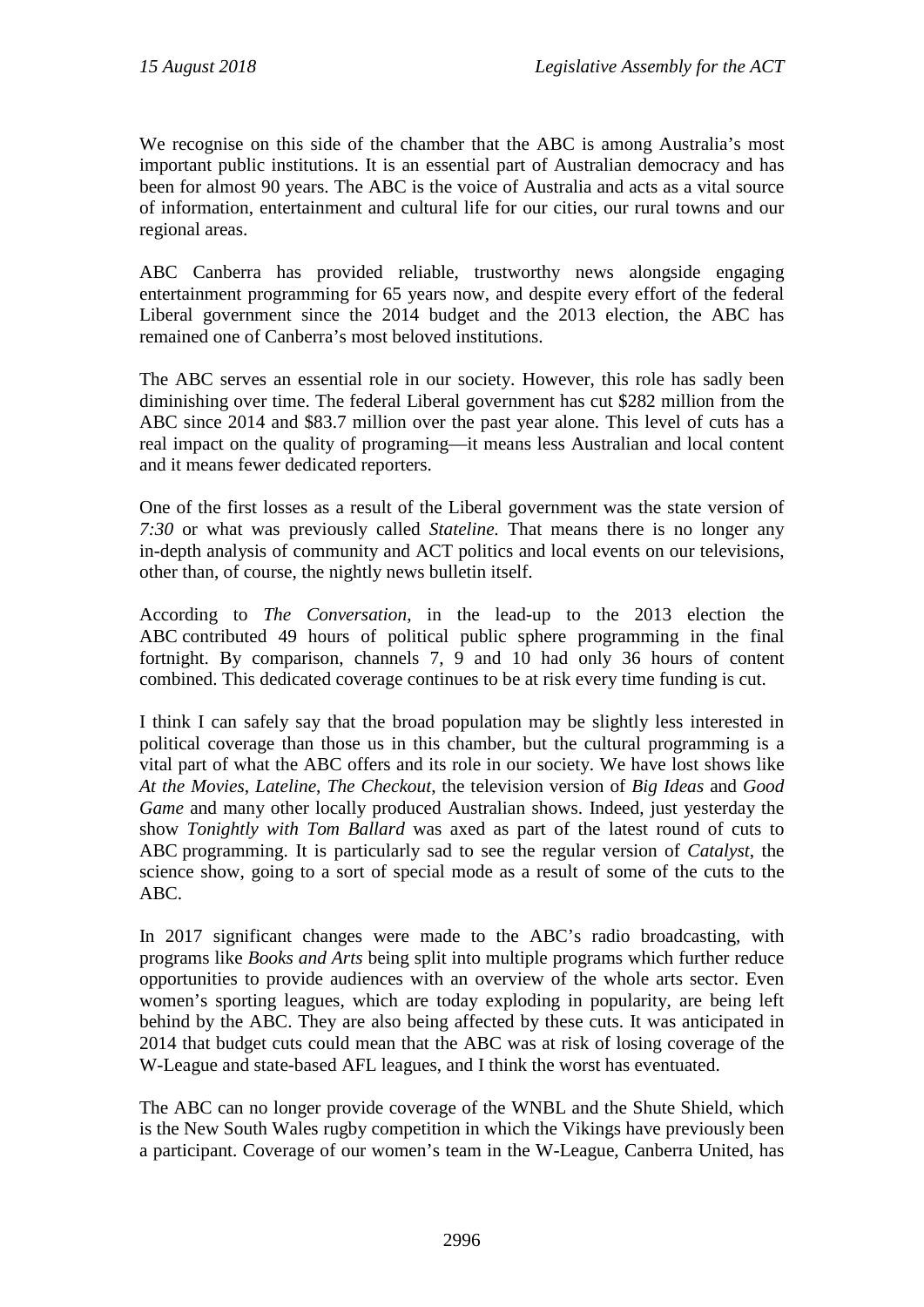We recognise on this side of the chamber that the ABC is among Australia's most important public institutions. It is an essential part of Australian democracy and has been for almost 90 years. The ABC is the voice of Australia and acts as a vital source of information, entertainment and cultural life for our cities, our rural towns and our regional areas.

ABC Canberra has provided reliable, trustworthy news alongside engaging entertainment programming for 65 years now, and despite every effort of the federal Liberal government since the 2014 budget and the 2013 election, the ABC has remained one of Canberra's most beloved institutions.

The ABC serves an essential role in our society. However, this role has sadly been diminishing over time. The federal Liberal government has cut $282 million from the ABC since 2014 and $83.7 million over the past year alone. This level of cuts has a real impact on the quality of programing—it means less Australian and local content and it means fewer dedicated reporters.

One of the first losses as a result of the Liberal government was the state version of *7:30* or what was previously called *Stateline.* That means there is no longer any in-depth analysis of community and ACT politics and local events on our televisions, other than, of course, the nightly news bulletin itself.

According to *The Conversation*, in the lead-up to the 2013 election the ABC contributed 49 hours of political public sphere programming in the final fortnight. By comparison, channels 7, 9 and 10 had only 36 hours of content combined. This dedicated coverage continues to be at risk every time funding is cut.

I think I can safely say that the broad population may be slightly less interested in political coverage than those us in this chamber, but the cultural programming is a vital part of what the ABC offers and its role in our society. We have lost shows like *At the Movies*, *Lateline*, *The Checkout*, the television version of *Big Ideas* and *Good Game* and many other locally produced Australian shows. Indeed, just yesterday the show *Tonightly with Tom Ballard* was axed as part of the latest round of cuts to ABC programming. It is particularly sad to see the regular version of *Catalyst*, the science show, going to a sort of special mode as a result of some of the cuts to the ABC.

In 2017 significant changes were made to the ABC's radio broadcasting, with programs like *Books and Arts* being split into multiple programs which further reduce opportunities to provide audiences with an overview of the whole arts sector. Even women's sporting leagues, which are today exploding in popularity, are being left behind by the ABC. They are also being affected by these cuts. It was anticipated in 2014 that budget cuts could mean that the ABC was at risk of losing coverage of the W-League and state-based AFL leagues, and I think the worst has eventuated.

The ABC can no longer provide coverage of the WNBL and the Shute Shield, which is the New South Wales rugby competition in which the Vikings have previously been a participant. Coverage of our women's team in the W-League, Canberra United, has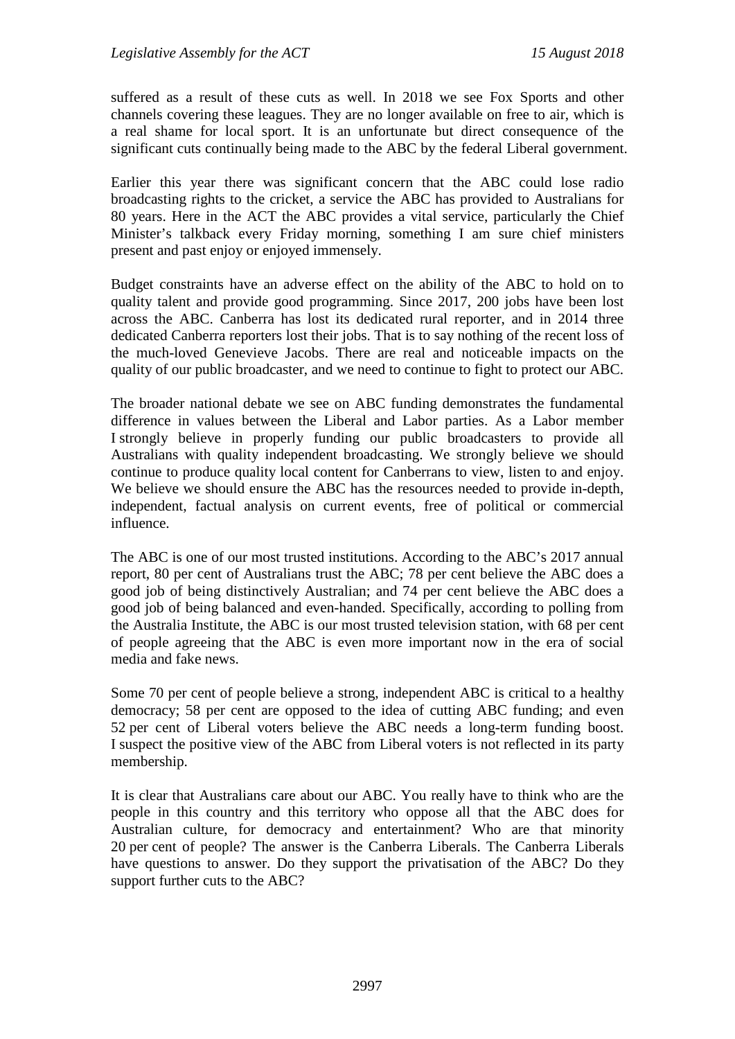suffered as a result of these cuts as well. In 2018 we see Fox Sports and other channels covering these leagues. They are no longer available on free to air, which is a real shame for local sport. It is an unfortunate but direct consequence of the significant cuts continually being made to the ABC by the federal Liberal government.

Earlier this year there was significant concern that the ABC could lose radio broadcasting rights to the cricket, a service the ABC has provided to Australians for 80 years. Here in the ACT the ABC provides a vital service, particularly the Chief Minister's talkback every Friday morning, something I am sure chief ministers present and past enjoy or enjoyed immensely.

Budget constraints have an adverse effect on the ability of the ABC to hold on to quality talent and provide good programming. Since 2017, 200 jobs have been lost across the ABC. Canberra has lost its dedicated rural reporter, and in 2014 three dedicated Canberra reporters lost their jobs. That is to say nothing of the recent loss of the much-loved Genevieve Jacobs. There are real and noticeable impacts on the quality of our public broadcaster, and we need to continue to fight to protect our ABC.

The broader national debate we see on ABC funding demonstrates the fundamental difference in values between the Liberal and Labor parties. As a Labor member I strongly believe in properly funding our public broadcasters to provide all Australians with quality independent broadcasting. We strongly believe we should continue to produce quality local content for Canberrans to view, listen to and enjoy. We believe we should ensure the ABC has the resources needed to provide in-depth, independent, factual analysis on current events, free of political or commercial influence.

The ABC is one of our most trusted institutions. According to the ABC's 2017 annual report, 80 per cent of Australians trust the ABC; 78 per cent believe the ABC does a good job of being distinctively Australian; and 74 per cent believe the ABC does a good job of being balanced and even-handed. Specifically, according to polling from the Australia Institute, the ABC is our most trusted television station, with 68 per cent of people agreeing that the ABC is even more important now in the era of social media and fake news.

Some 70 per cent of people believe a strong, independent ABC is critical to a healthy democracy; 58 per cent are opposed to the idea of cutting ABC funding; and even 52 per cent of Liberal voters believe the ABC needs a long-term funding boost. I suspect the positive view of the ABC from Liberal voters is not reflected in its party membership.

It is clear that Australians care about our ABC. You really have to think who are the people in this country and this territory who oppose all that the ABC does for Australian culture, for democracy and entertainment? Who are that minority 20 per cent of people? The answer is the Canberra Liberals. The Canberra Liberals have questions to answer. Do they support the privatisation of the ABC? Do they support further cuts to the ABC?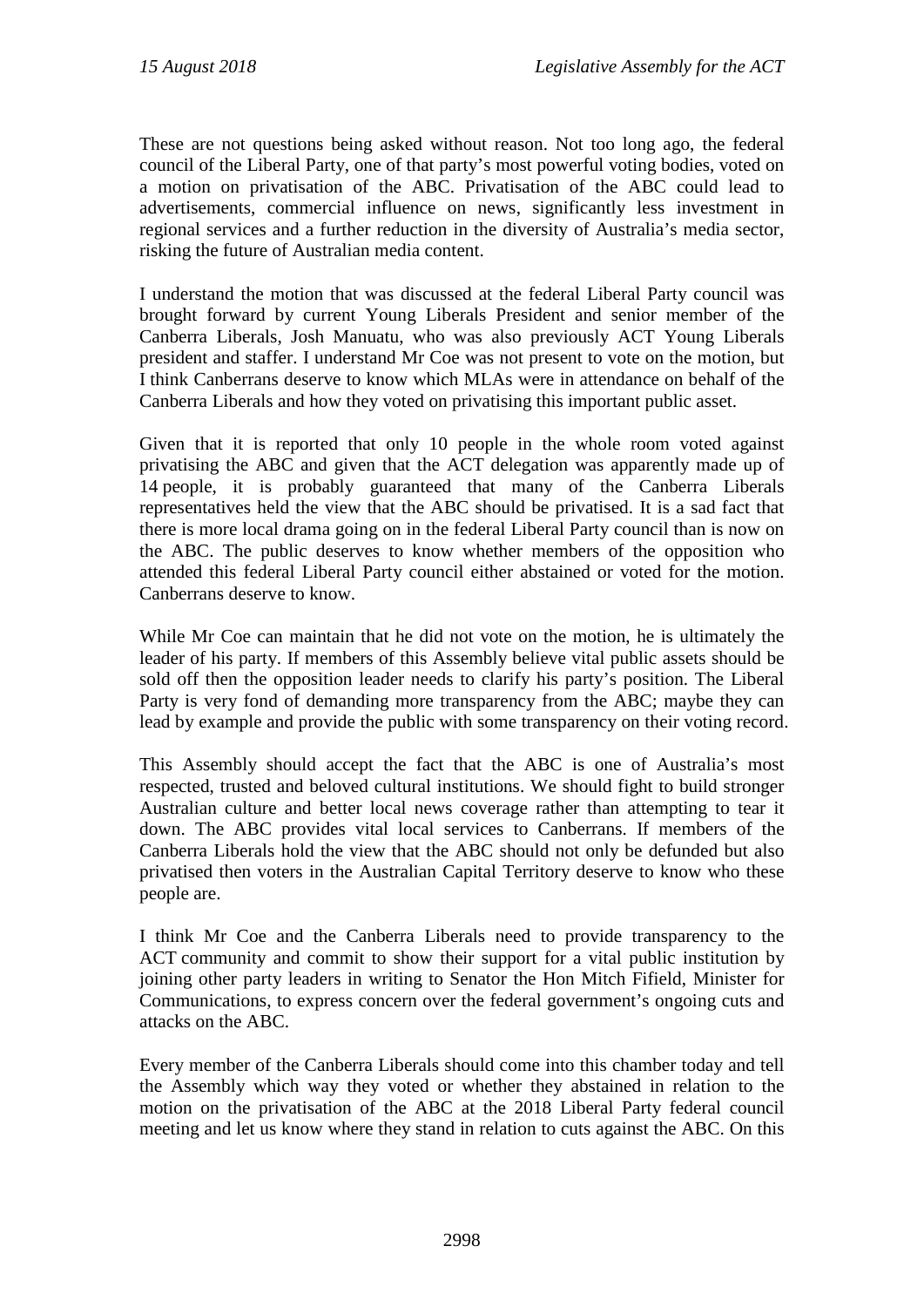These are not questions being asked without reason. Not too long ago, the federal council of the Liberal Party, one of that party's most powerful voting bodies, voted on a motion on privatisation of the ABC. Privatisation of the ABC could lead to advertisements, commercial influence on news, significantly less investment in regional services and a further reduction in the diversity of Australia's media sector, risking the future of Australian media content.

I understand the motion that was discussed at the federal Liberal Party council was brought forward by current Young Liberals President and senior member of the Canberra Liberals, Josh Manuatu, who was also previously ACT Young Liberals president and staffer. I understand Mr Coe was not present to vote on the motion, but I think Canberrans deserve to know which MLAs were in attendance on behalf of the Canberra Liberals and how they voted on privatising this important public asset.

Given that it is reported that only 10 people in the whole room voted against privatising the ABC and given that the ACT delegation was apparently made up of 14 people, it is probably guaranteed that many of the Canberra Liberals representatives held the view that the ABC should be privatised. It is a sad fact that there is more local drama going on in the federal Liberal Party council than is now on the ABC. The public deserves to know whether members of the opposition who attended this federal Liberal Party council either abstained or voted for the motion. Canberrans deserve to know.

While Mr Coe can maintain that he did not vote on the motion, he is ultimately the leader of his party. If members of this Assembly believe vital public assets should be sold off then the opposition leader needs to clarify his party's position. The Liberal Party is very fond of demanding more transparency from the ABC; maybe they can lead by example and provide the public with some transparency on their voting record.

This Assembly should accept the fact that the ABC is one of Australia's most respected, trusted and beloved cultural institutions. We should fight to build stronger Australian culture and better local news coverage rather than attempting to tear it down. The ABC provides vital local services to Canberrans. If members of the Canberra Liberals hold the view that the ABC should not only be defunded but also privatised then voters in the Australian Capital Territory deserve to know who these people are.

I think Mr Coe and the Canberra Liberals need to provide transparency to the ACT community and commit to show their support for a vital public institution by joining other party leaders in writing to Senator the Hon Mitch Fifield, Minister for Communications, to express concern over the federal government's ongoing cuts and attacks on the ABC.

Every member of the Canberra Liberals should come into this chamber today and tell the Assembly which way they voted or whether they abstained in relation to the motion on the privatisation of the ABC at the 2018 Liberal Party federal council meeting and let us know where they stand in relation to cuts against the ABC. On this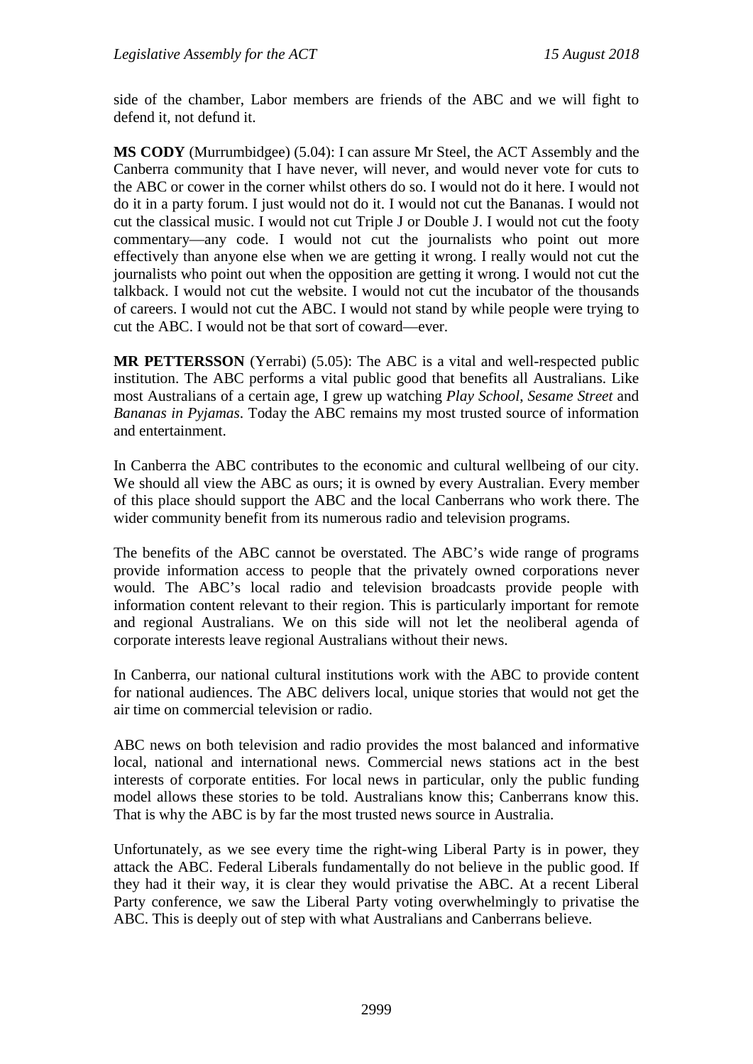side of the chamber, Labor members are friends of the ABC and we will fight to defend it, not defund it.

**MS CODY** (Murrumbidgee) (5.04): I can assure Mr Steel, the ACT Assembly and the Canberra community that I have never, will never, and would never vote for cuts to the ABC or cower in the corner whilst others do so. I would not do it here. I would not do it in a party forum. I just would not do it. I would not cut the Bananas. I would not cut the classical music. I would not cut Triple J or Double J. I would not cut the footy commentary—any code. I would not cut the journalists who point out more effectively than anyone else when we are getting it wrong. I really would not cut the journalists who point out when the opposition are getting it wrong. I would not cut the talkback. I would not cut the website. I would not cut the incubator of the thousands of careers. I would not cut the ABC. I would not stand by while people were trying to cut the ABC. I would not be that sort of coward—ever.

**MR PETTERSSON** (Yerrabi) (5.05): The ABC is a vital and well-respected public institution. The ABC performs a vital public good that benefits all Australians. Like most Australians of a certain age, I grew up watching *Play School*, *Sesame Street* and *Bananas in Pyjamas*. Today the ABC remains my most trusted source of information and entertainment.

In Canberra the ABC contributes to the economic and cultural wellbeing of our city. We should all view the ABC as ours; it is owned by every Australian. Every member of this place should support the ABC and the local Canberrans who work there. The wider community benefit from its numerous radio and television programs.

The benefits of the ABC cannot be overstated. The ABC's wide range of programs provide information access to people that the privately owned corporations never would. The ABC's local radio and television broadcasts provide people with information content relevant to their region. This is particularly important for remote and regional Australians. We on this side will not let the neoliberal agenda of corporate interests leave regional Australians without their news.

In Canberra, our national cultural institutions work with the ABC to provide content for national audiences. The ABC delivers local, unique stories that would not get the air time on commercial television or radio.

ABC news on both television and radio provides the most balanced and informative local, national and international news. Commercial news stations act in the best interests of corporate entities. For local news in particular, only the public funding model allows these stories to be told. Australians know this; Canberrans know this. That is why the ABC is by far the most trusted news source in Australia.

Unfortunately, as we see every time the right-wing Liberal Party is in power, they attack the ABC. Federal Liberals fundamentally do not believe in the public good. If they had it their way, it is clear they would privatise the ABC. At a recent Liberal Party conference, we saw the Liberal Party voting overwhelmingly to privatise the ABC. This is deeply out of step with what Australians and Canberrans believe.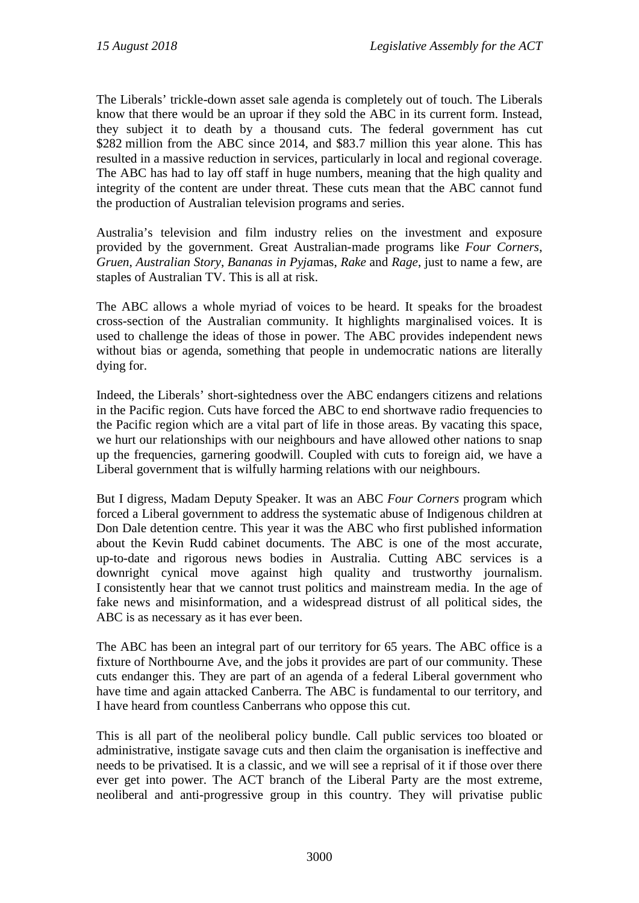The Liberals' trickle-down asset sale agenda is completely out of touch. The Liberals know that there would be an uproar if they sold the ABC in its current form. Instead, they subject it to death by a thousand cuts. The federal government has cut $282 million from the ABC since 2014, and $83.7 million this year alone. This has resulted in a massive reduction in services, particularly in local and regional coverage. The ABC has had to lay off staff in huge numbers, meaning that the high quality and integrity of the content are under threat. These cuts mean that the ABC cannot fund the production of Australian television programs and series.

Australia's television and film industry relies on the investment and exposure provided by the government. Great Australian-made programs like *Four Corners*, *Gruen*, *Australian Story*, *Bananas in Pyja*mas, *Rake* and *Rage*, just to name a few, are staples of Australian TV. This is all at risk.

The ABC allows a whole myriad of voices to be heard. It speaks for the broadest cross-section of the Australian community. It highlights marginalised voices. It is used to challenge the ideas of those in power. The ABC provides independent news without bias or agenda, something that people in undemocratic nations are literally dying for.

Indeed, the Liberals' short-sightedness over the ABC endangers citizens and relations in the Pacific region. Cuts have forced the ABC to end shortwave radio frequencies to the Pacific region which are a vital part of life in those areas. By vacating this space, we hurt our relationships with our neighbours and have allowed other nations to snap up the frequencies, garnering goodwill. Coupled with cuts to foreign aid, we have a Liberal government that is wilfully harming relations with our neighbours.

But I digress, Madam Deputy Speaker. It was an ABC *Four Corners* program which forced a Liberal government to address the systematic abuse of Indigenous children at Don Dale detention centre. This year it was the ABC who first published information about the Kevin Rudd cabinet documents. The ABC is one of the most accurate, up-to-date and rigorous news bodies in Australia. Cutting ABC services is a downright cynical move against high quality and trustworthy journalism. I consistently hear that we cannot trust politics and mainstream media. In the age of fake news and misinformation, and a widespread distrust of all political sides, the ABC is as necessary as it has ever been.

The ABC has been an integral part of our territory for 65 years. The ABC office is a fixture of Northbourne Ave, and the jobs it provides are part of our community. These cuts endanger this. They are part of an agenda of a federal Liberal government who have time and again attacked Canberra. The ABC is fundamental to our territory, and I have heard from countless Canberrans who oppose this cut.

This is all part of the neoliberal policy bundle. Call public services too bloated or administrative, instigate savage cuts and then claim the organisation is ineffective and needs to be privatised. It is a classic, and we will see a reprisal of it if those over there ever get into power. The ACT branch of the Liberal Party are the most extreme, neoliberal and anti-progressive group in this country. They will privatise public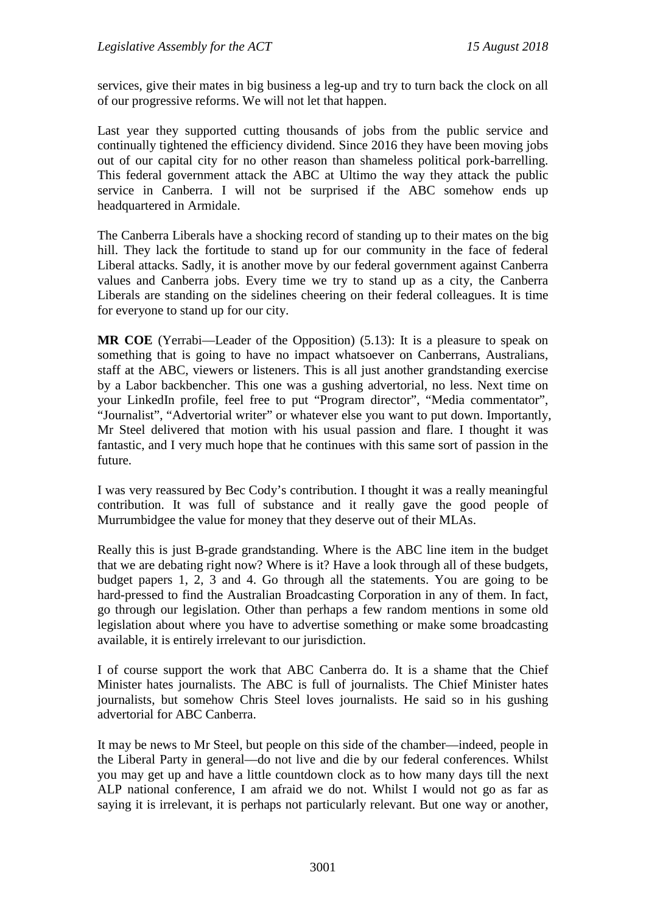services, give their mates in big business a leg-up and try to turn back the clock on all of our progressive reforms. We will not let that happen.

Last year they supported cutting thousands of jobs from the public service and continually tightened the efficiency dividend. Since 2016 they have been moving jobs out of our capital city for no other reason than shameless political pork-barrelling. This federal government attack the ABC at Ultimo the way they attack the public service in Canberra. I will not be surprised if the ABC somehow ends up headquartered in Armidale.

The Canberra Liberals have a shocking record of standing up to their mates on the big hill. They lack the fortitude to stand up for our community in the face of federal Liberal attacks. Sadly, it is another move by our federal government against Canberra values and Canberra jobs. Every time we try to stand up as a city, the Canberra Liberals are standing on the sidelines cheering on their federal colleagues. It is time for everyone to stand up for our city.

**MR COE** (Yerrabi—Leader of the Opposition) (5.13): It is a pleasure to speak on something that is going to have no impact whatsoever on Canberrans, Australians, staff at the ABC, viewers or listeners. This is all just another grandstanding exercise by a Labor backbencher. This one was a gushing advertorial, no less. Next time on your LinkedIn profile, feel free to put "Program director", "Media commentator", "Journalist", "Advertorial writer" or whatever else you want to put down. Importantly, Mr Steel delivered that motion with his usual passion and flare. I thought it was fantastic, and I very much hope that he continues with this same sort of passion in the future.

I was very reassured by Bec Cody's contribution. I thought it was a really meaningful contribution. It was full of substance and it really gave the good people of Murrumbidgee the value for money that they deserve out of their MLAs.

Really this is just B-grade grandstanding. Where is the ABC line item in the budget that we are debating right now? Where is it? Have a look through all of these budgets, budget papers 1, 2, 3 and 4. Go through all the statements. You are going to be hard-pressed to find the Australian Broadcasting Corporation in any of them. In fact, go through our legislation. Other than perhaps a few random mentions in some old legislation about where you have to advertise something or make some broadcasting available, it is entirely irrelevant to our jurisdiction.

I of course support the work that ABC Canberra do. It is a shame that the Chief Minister hates journalists. The ABC is full of journalists. The Chief Minister hates journalists, but somehow Chris Steel loves journalists. He said so in his gushing advertorial for ABC Canberra.

It may be news to Mr Steel, but people on this side of the chamber—indeed, people in the Liberal Party in general—do not live and die by our federal conferences. Whilst you may get up and have a little countdown clock as to how many days till the next ALP national conference, I am afraid we do not. Whilst I would not go as far as saying it is irrelevant, it is perhaps not particularly relevant. But one way or another,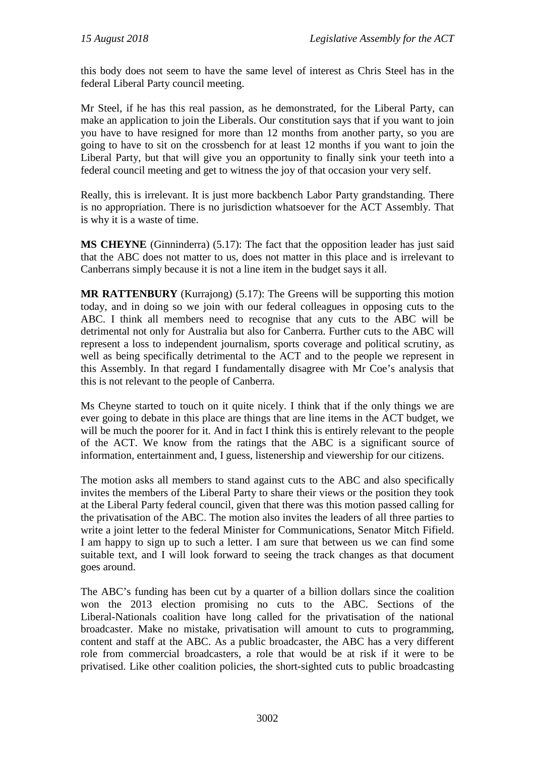this body does not seem to have the same level of interest as Chris Steel has in the federal Liberal Party council meeting.

Mr Steel, if he has this real passion, as he demonstrated, for the Liberal Party, can make an application to join the Liberals. Our constitution says that if you want to join you have to have resigned for more than 12 months from another party, so you are going to have to sit on the crossbench for at least 12 months if you want to join the Liberal Party, but that will give you an opportunity to finally sink your teeth into a federal council meeting and get to witness the joy of that occasion your very self.

Really, this is irrelevant. It is just more backbench Labor Party grandstanding. There is no appropriation. There is no jurisdiction whatsoever for the ACT Assembly. That is why it is a waste of time.

**MS CHEYNE** (Ginninderra) (5.17): The fact that the opposition leader has just said that the ABC does not matter to us, does not matter in this place and is irrelevant to Canberrans simply because it is not a line item in the budget says it all.

**MR RATTENBURY** (Kurrajong) (5.17): The Greens will be supporting this motion today, and in doing so we join with our federal colleagues in opposing cuts to the ABC. I think all members need to recognise that any cuts to the ABC will be detrimental not only for Australia but also for Canberra. Further cuts to the ABC will represent a loss to independent journalism, sports coverage and political scrutiny, as well as being specifically detrimental to the ACT and to the people we represent in this Assembly. In that regard I fundamentally disagree with Mr Coe's analysis that this is not relevant to the people of Canberra.

Ms Cheyne started to touch on it quite nicely. I think that if the only things we are ever going to debate in this place are things that are line items in the ACT budget, we will be much the poorer for it. And in fact I think this is entirely relevant to the people of the ACT. We know from the ratings that the ABC is a significant source of information, entertainment and, I guess, listenership and viewership for our citizens.

The motion asks all members to stand against cuts to the ABC and also specifically invites the members of the Liberal Party to share their views or the position they took at the Liberal Party federal council, given that there was this motion passed calling for the privatisation of the ABC. The motion also invites the leaders of all three parties to write a joint letter to the federal Minister for Communications, Senator Mitch Fifield. I am happy to sign up to such a letter. I am sure that between us we can find some suitable text, and I will look forward to seeing the track changes as that document goes around.

The ABC's funding has been cut by a quarter of a billion dollars since the coalition won the 2013 election promising no cuts to the ABC. Sections of the Liberal-Nationals coalition have long called for the privatisation of the national broadcaster. Make no mistake, privatisation will amount to cuts to programming, content and staff at the ABC. As a public broadcaster, the ABC has a very different role from commercial broadcasters, a role that would be at risk if it were to be privatised. Like other coalition policies, the short-sighted cuts to public broadcasting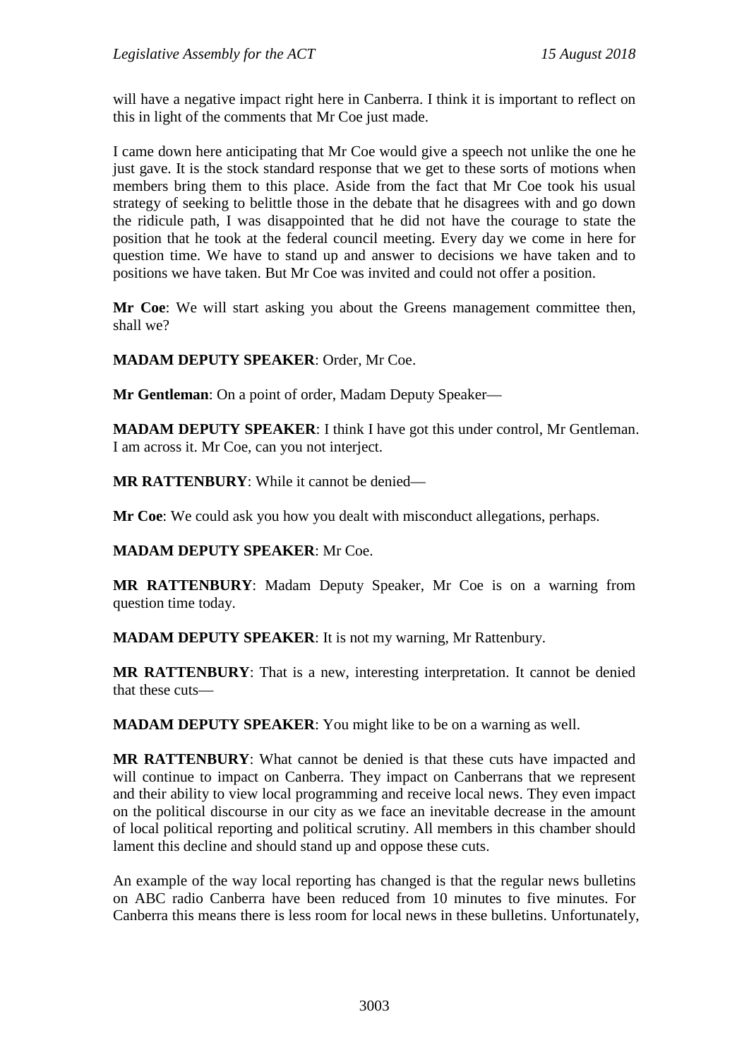will have a negative impact right here in Canberra. I think it is important to reflect on this in light of the comments that Mr Coe just made.

I came down here anticipating that Mr Coe would give a speech not unlike the one he just gave. It is the stock standard response that we get to these sorts of motions when members bring them to this place. Aside from the fact that Mr Coe took his usual strategy of seeking to belittle those in the debate that he disagrees with and go down the ridicule path, I was disappointed that he did not have the courage to state the position that he took at the federal council meeting. Every day we come in here for question time. We have to stand up and answer to decisions we have taken and to positions we have taken. But Mr Coe was invited and could not offer a position.

**Mr Coe**: We will start asking you about the Greens management committee then, shall we?

**MADAM DEPUTY SPEAKER**: Order, Mr Coe.

**Mr Gentleman**: On a point of order, Madam Deputy Speaker—

**MADAM DEPUTY SPEAKER**: I think I have got this under control, Mr Gentleman. I am across it. Mr Coe, can you not interject.

**MR RATTENBURY**: While it cannot be denied—

**Mr Coe**: We could ask you how you dealt with misconduct allegations, perhaps.

**MADAM DEPUTY SPEAKER**: Mr Coe.

**MR RATTENBURY**: Madam Deputy Speaker, Mr Coe is on a warning from question time today.

**MADAM DEPUTY SPEAKER**: It is not my warning, Mr Rattenbury.

**MR RATTENBURY**: That is a new, interesting interpretation. It cannot be denied that these cuts—

**MADAM DEPUTY SPEAKER**: You might like to be on a warning as well.

**MR RATTENBURY**: What cannot be denied is that these cuts have impacted and will continue to impact on Canberra. They impact on Canberrans that we represent and their ability to view local programming and receive local news. They even impact on the political discourse in our city as we face an inevitable decrease in the amount of local political reporting and political scrutiny. All members in this chamber should lament this decline and should stand up and oppose these cuts.

An example of the way local reporting has changed is that the regular news bulletins on ABC radio Canberra have been reduced from 10 minutes to five minutes. For Canberra this means there is less room for local news in these bulletins. Unfortunately,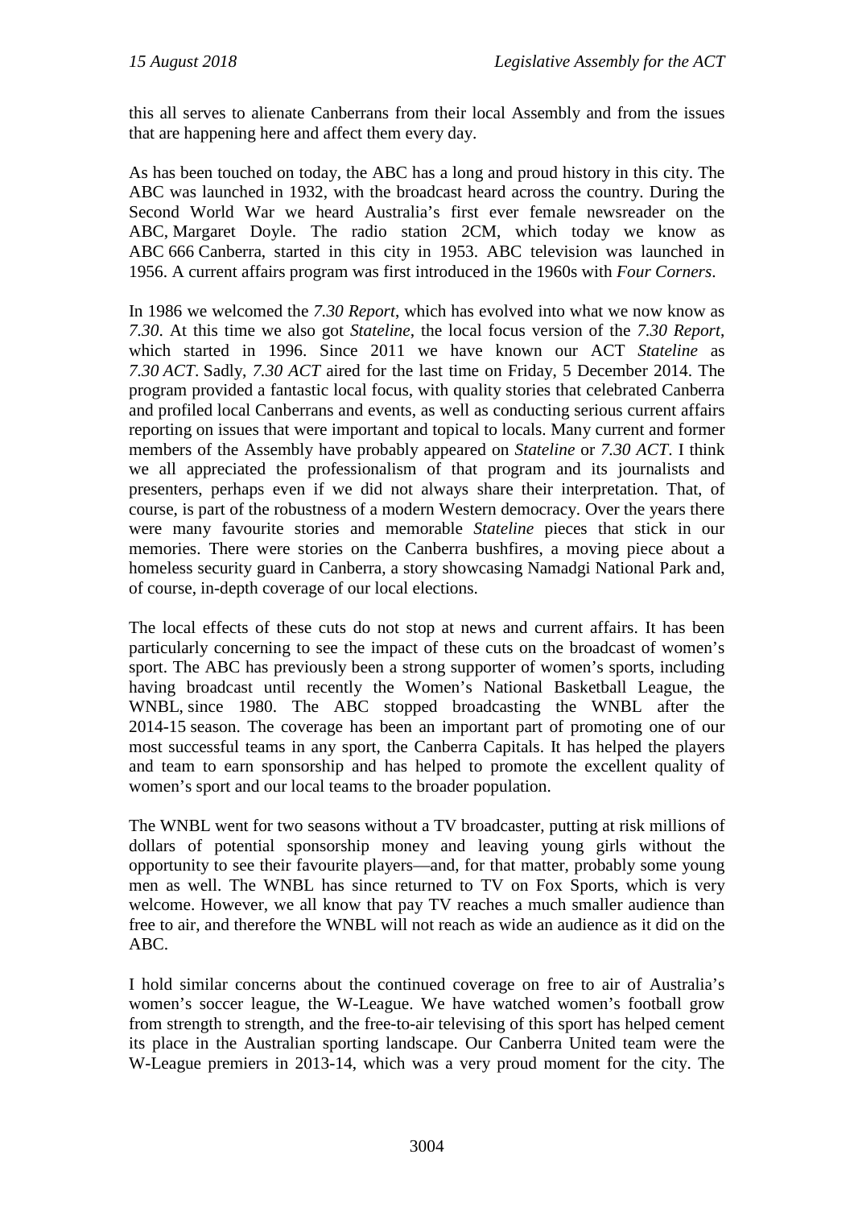this all serves to alienate Canberrans from their local Assembly and from the issues that are happening here and affect them every day.

As has been touched on today, the ABC has a long and proud history in this city. The ABC was launched in 1932, with the broadcast heard across the country. During the Second World War we heard Australia's first ever female newsreader on the ABC, Margaret Doyle. The radio station 2CM, which today we know as ABC 666 Canberra, started in this city in 1953. ABC television was launched in 1956. A current affairs program was first introduced in the 1960s with *Four Corners*.

In 1986 we welcomed the *7.30 Report*, which has evolved into what we now know as *7.30*. At this time we also got *Stateline*, the local focus version of the *7.30 Report*, which started in 1996. Since 2011 we have known our ACT *Stateline* as *7.30 ACT*. Sadly, *7.30 ACT* aired for the last time on Friday, 5 December 2014. The program provided a fantastic local focus, with quality stories that celebrated Canberra and profiled local Canberrans and events, as well as conducting serious current affairs reporting on issues that were important and topical to locals. Many current and former members of the Assembly have probably appeared on *Stateline* or *7.30 ACT*. I think we all appreciated the professionalism of that program and its journalists and presenters, perhaps even if we did not always share their interpretation. That, of course, is part of the robustness of a modern Western democracy. Over the years there were many favourite stories and memorable *Stateline* pieces that stick in our memories. There were stories on the Canberra bushfires, a moving piece about a homeless security guard in Canberra, a story showcasing Namadgi National Park and, of course, in-depth coverage of our local elections.

The local effects of these cuts do not stop at news and current affairs. It has been particularly concerning to see the impact of these cuts on the broadcast of women's sport. The ABC has previously been a strong supporter of women's sports, including having broadcast until recently the Women's National Basketball League, the WNBL, since 1980. The ABC stopped broadcasting the WNBL after the 2014-15 season. The coverage has been an important part of promoting one of our most successful teams in any sport, the Canberra Capitals. It has helped the players and team to earn sponsorship and has helped to promote the excellent quality of women's sport and our local teams to the broader population.

The WNBL went for two seasons without a TV broadcaster, putting at risk millions of dollars of potential sponsorship money and leaving young girls without the opportunity to see their favourite players—and, for that matter, probably some young men as well. The WNBL has since returned to TV on Fox Sports, which is very welcome. However, we all know that pay TV reaches a much smaller audience than free to air, and therefore the WNBL will not reach as wide an audience as it did on the ABC.

I hold similar concerns about the continued coverage on free to air of Australia's women's soccer league, the W-League. We have watched women's football grow from strength to strength, and the free-to-air televising of this sport has helped cement its place in the Australian sporting landscape. Our Canberra United team were the W-League premiers in 2013-14, which was a very proud moment for the city. The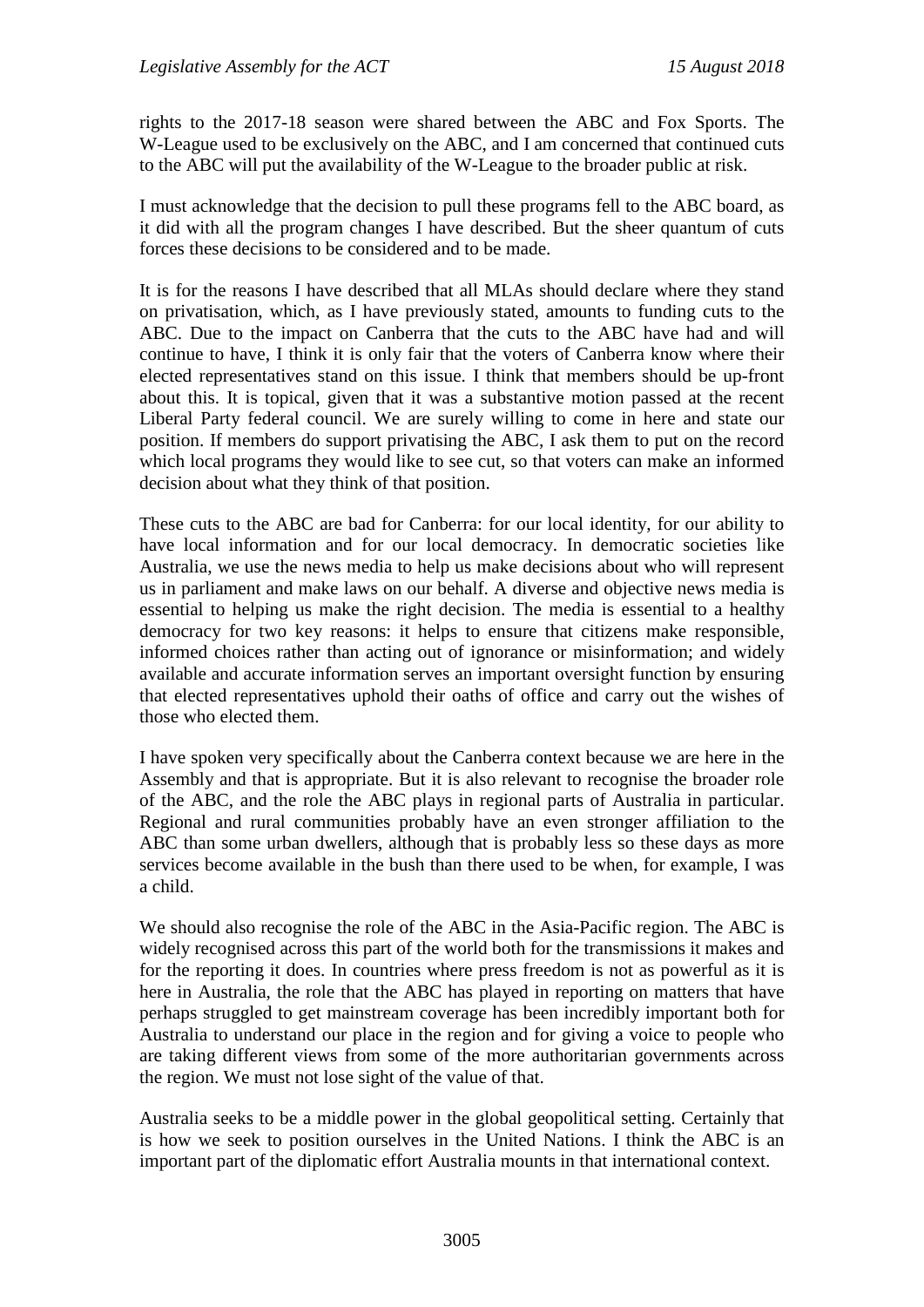rights to the 2017-18 season were shared between the ABC and Fox Sports. The W-League used to be exclusively on the ABC, and I am concerned that continued cuts to the ABC will put the availability of the W-League to the broader public at risk.

I must acknowledge that the decision to pull these programs fell to the ABC board, as it did with all the program changes I have described. But the sheer quantum of cuts forces these decisions to be considered and to be made.

It is for the reasons I have described that all MLAs should declare where they stand on privatisation, which, as I have previously stated, amounts to funding cuts to the ABC. Due to the impact on Canberra that the cuts to the ABC have had and will continue to have, I think it is only fair that the voters of Canberra know where their elected representatives stand on this issue. I think that members should be up-front about this. It is topical, given that it was a substantive motion passed at the recent Liberal Party federal council. We are surely willing to come in here and state our position. If members do support privatising the ABC, I ask them to put on the record which local programs they would like to see cut, so that voters can make an informed decision about what they think of that position.

These cuts to the ABC are bad for Canberra: for our local identity, for our ability to have local information and for our local democracy. In democratic societies like Australia, we use the news media to help us make decisions about who will represent us in parliament and make laws on our behalf. A diverse and objective news media is essential to helping us make the right decision. The media is essential to a healthy democracy for two key reasons: it helps to ensure that citizens make responsible, informed choices rather than acting out of ignorance or misinformation; and widely available and accurate information serves an important oversight function by ensuring that elected representatives uphold their oaths of office and carry out the wishes of those who elected them.

I have spoken very specifically about the Canberra context because we are here in the Assembly and that is appropriate. But it is also relevant to recognise the broader role of the ABC, and the role the ABC plays in regional parts of Australia in particular. Regional and rural communities probably have an even stronger affiliation to the ABC than some urban dwellers, although that is probably less so these days as more services become available in the bush than there used to be when, for example, I was a child.

We should also recognise the role of the ABC in the Asia-Pacific region. The ABC is widely recognised across this part of the world both for the transmissions it makes and for the reporting it does. In countries where press freedom is not as powerful as it is here in Australia, the role that the ABC has played in reporting on matters that have perhaps struggled to get mainstream coverage has been incredibly important both for Australia to understand our place in the region and for giving a voice to people who are taking different views from some of the more authoritarian governments across the region. We must not lose sight of the value of that.

Australia seeks to be a middle power in the global geopolitical setting. Certainly that is how we seek to position ourselves in the United Nations. I think the ABC is an important part of the diplomatic effort Australia mounts in that international context.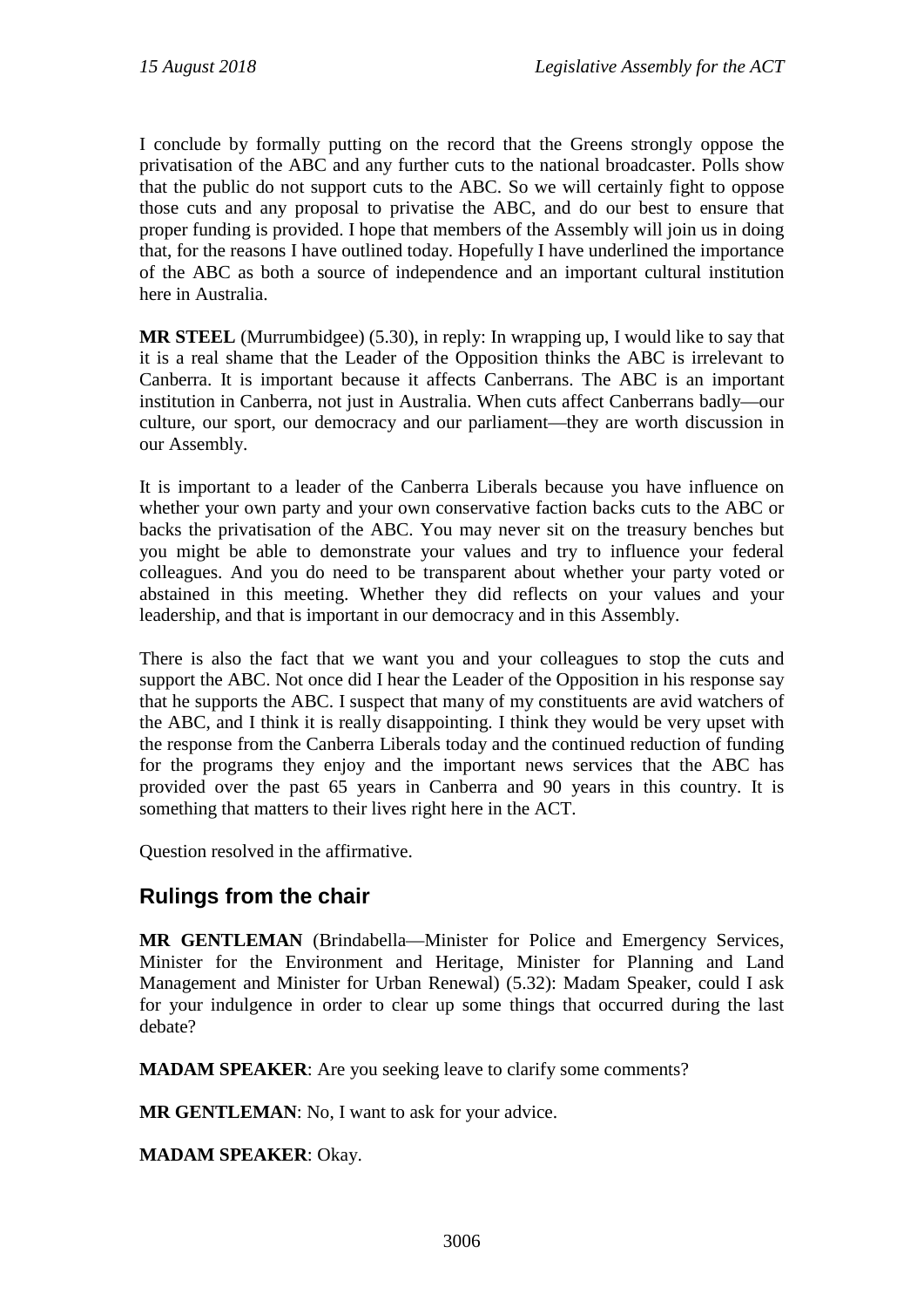I conclude by formally putting on the record that the Greens strongly oppose the privatisation of the ABC and any further cuts to the national broadcaster. Polls show that the public do not support cuts to the ABC. So we will certainly fight to oppose those cuts and any proposal to privatise the ABC, and do our best to ensure that proper funding is provided. I hope that members of the Assembly will join us in doing that, for the reasons I have outlined today. Hopefully I have underlined the importance of the ABC as both a source of independence and an important cultural institution here in Australia.

**MR STEEL** (Murrumbidgee) (5.30), in reply: In wrapping up, I would like to say that it is a real shame that the Leader of the Opposition thinks the ABC is irrelevant to Canberra. It is important because it affects Canberrans. The ABC is an important institution in Canberra, not just in Australia. When cuts affect Canberrans badly—our culture, our sport, our democracy and our parliament—they are worth discussion in our Assembly.

It is important to a leader of the Canberra Liberals because you have influence on whether your own party and your own conservative faction backs cuts to the ABC or backs the privatisation of the ABC. You may never sit on the treasury benches but you might be able to demonstrate your values and try to influence your federal colleagues. And you do need to be transparent about whether your party voted or abstained in this meeting. Whether they did reflects on your values and your leadership, and that is important in our democracy and in this Assembly.

There is also the fact that we want you and your colleagues to stop the cuts and support the ABC. Not once did I hear the Leader of the Opposition in his response say that he supports the ABC. I suspect that many of my constituents are avid watchers of the ABC, and I think it is really disappointing. I think they would be very upset with the response from the Canberra Liberals today and the continued reduction of funding for the programs they enjoy and the important news services that the ABC has provided over the past 65 years in Canberra and 90 years in this country. It is something that matters to their lives right here in the ACT.

Question resolved in the affirmative.

## Rulings from the chair

**MR GENTLEMAN** (Brindabella—Minister for Police and Emergency Services, Minister for the Environment and Heritage, Minister for Planning and Land Management and Minister for Urban Renewal) (5.32): Madam Speaker, could I ask for your indulgence in order to clear up some things that occurred during the last debate?

**MADAM SPEAKER**: Are you seeking leave to clarify some comments?

**MR GENTLEMAN**: No, I want to ask for your advice.

**MADAM SPEAKER**: Okay.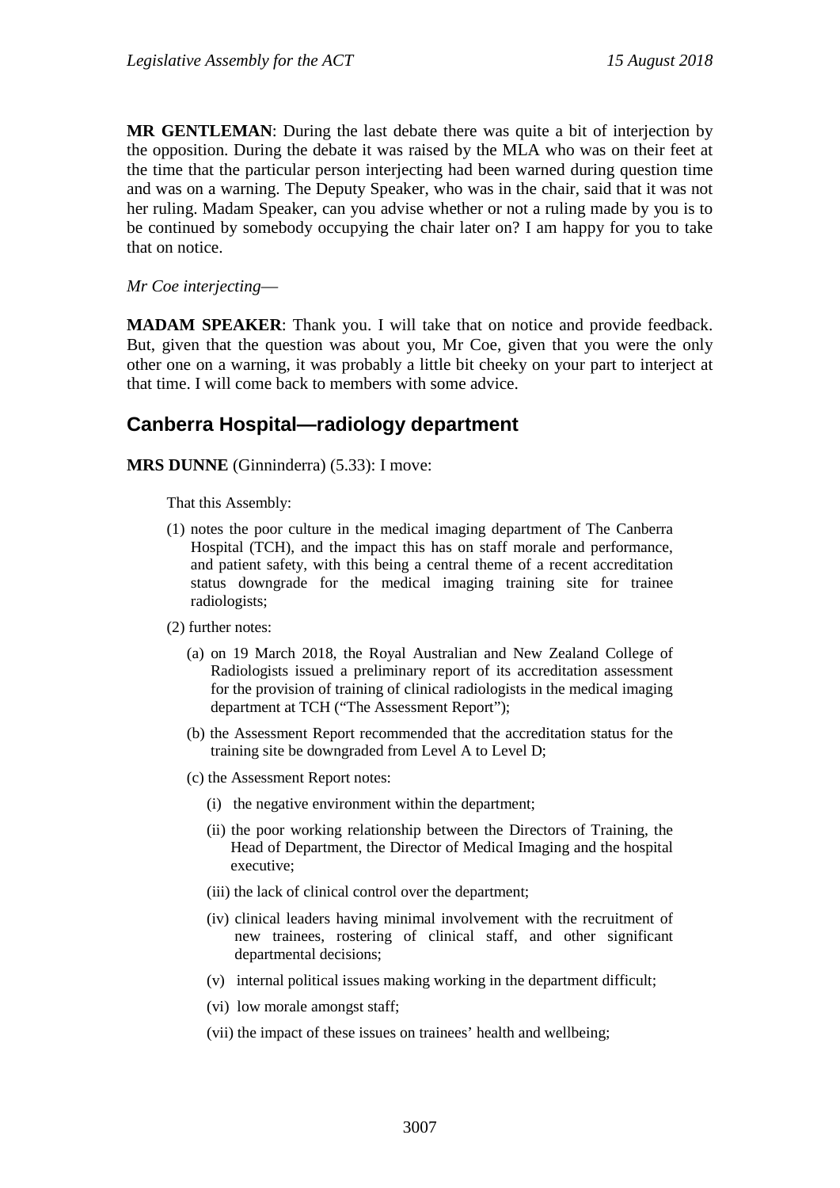**MR GENTLEMAN**: During the last debate there was quite a bit of interjection by the opposition. During the debate it was raised by the MLA who was on their feet at the time that the particular person interjecting had been warned during question time and was on a warning. The Deputy Speaker, who was in the chair, said that it was not her ruling. Madam Speaker, can you advise whether or not a ruling made by you is to be continued by somebody occupying the chair later on? I am happy for you to take that on notice.

*Mr Coe interjecting*—

**MADAM SPEAKER**: Thank you. I will take that on notice and provide feedback. But, given that the question was about you, Mr Coe, given that you were the only other one on a warning, it was probably a little bit cheeky on your part to interject at that time. I will come back to members with some advice.

## Canberra Hospital—radiology department

**MRS DUNNE** (Ginninderra) (5.33): I move:

That this Assembly:

(1) notes the poor culture in the medical imaging department of The Canberra Hospital (TCH), and the impact this has on staff morale and performance, and patient safety, with this being a central theme of a recent accreditation status downgrade for the medical imaging training site for trainee radiologists;

(2) further notes:

(a) on 19 March 2018, the Royal Australian and New Zealand College of Radiologists issued a preliminary report of its accreditation assessment for the provision of training of clinical radiologists in the medical imaging department at TCH ("The Assessment Report");

(b) the Assessment Report recommended that the accreditation status for the training site be downgraded from Level A to Level D;

(c) the Assessment Report notes:

(i) the negative environment within the department;

(ii) the poor working relationship between the Directors of Training, the Head of Department, the Director of Medical Imaging and the hospital executive;

(iii) the lack of clinical control over the department;

(iv) clinical leaders having minimal involvement with the recruitment of new trainees, rostering of clinical staff, and other significant departmental decisions;

(v) internal political issues making working in the department difficult;

(vi) low morale amongst staff;

(vii) the impact of these issues on trainees' health and wellbeing;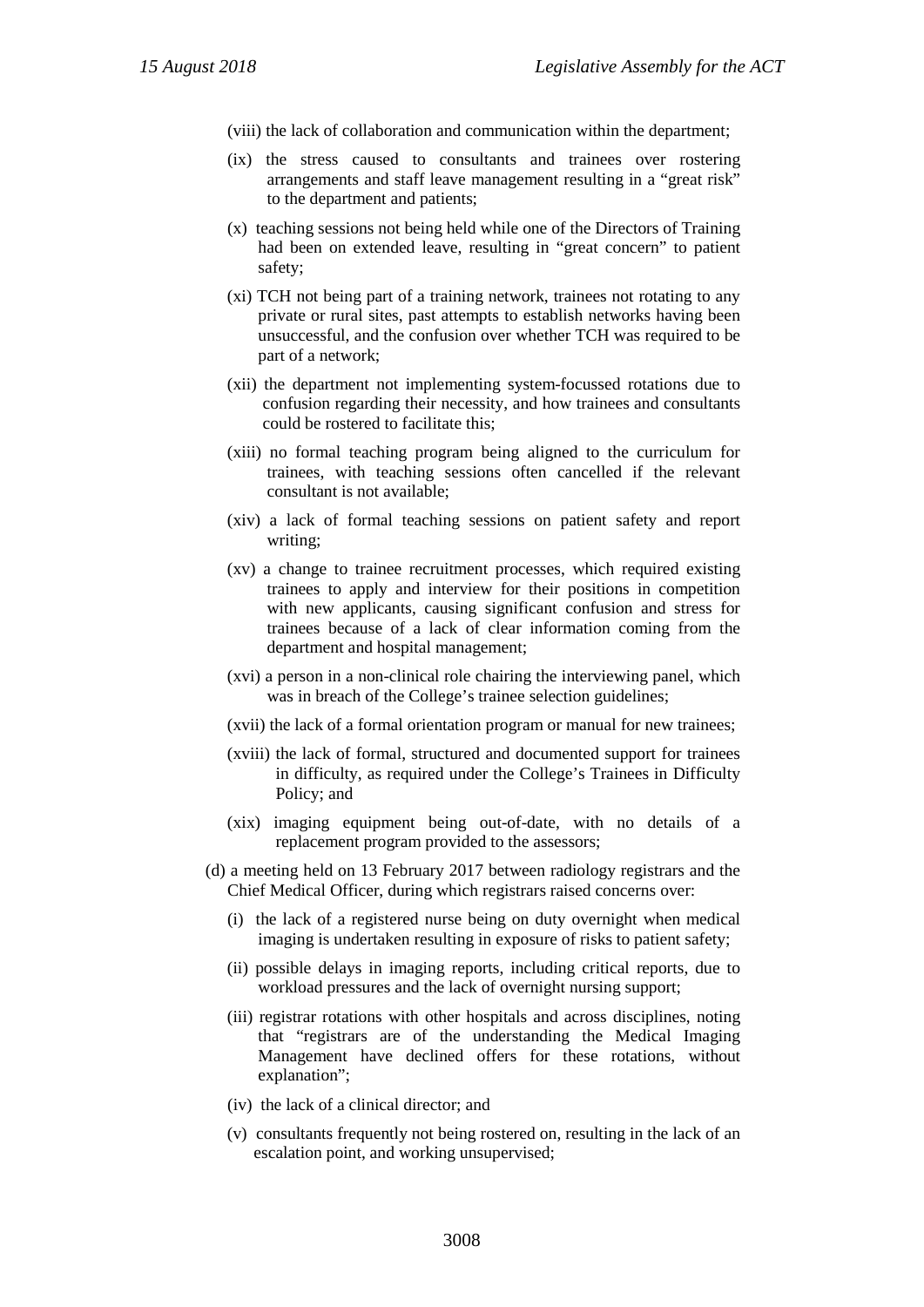(viii) the lack of collaboration and communication within the department;

(ix) the stress caused to consultants and trainees over rostering arrangements and staff leave management resulting in a "great risk" to the department and patients;

(x) teaching sessions not being held while one of the Directors of Training had been on extended leave, resulting in "great concern" to patient safety;

(xi) TCH not being part of a training network, trainees not rotating to any private or rural sites, past attempts to establish networks having been unsuccessful, and the confusion over whether TCH was required to be part of a network;

(xii) the department not implementing system-focussed rotations due to confusion regarding their necessity, and how trainees and consultants could be rostered to facilitate this;

(xiii) no formal teaching program being aligned to the curriculum for trainees, with teaching sessions often cancelled if the relevant consultant is not available;

(xiv) a lack of formal teaching sessions on patient safety and report writing;

(xv) a change to trainee recruitment processes, which required existing trainees to apply and interview for their positions in competition with new applicants, causing significant confusion and stress for trainees because of a lack of clear information coming from the department and hospital management;

(xvi) a person in a non-clinical role chairing the interviewing panel, which was in breach of the College's trainee selection guidelines;

(xvii) the lack of a formal orientation program or manual for new trainees;

(xviii) the lack of formal, structured and documented support for trainees in difficulty, as required under the College's Trainees in Difficulty Policy; and

(xix) imaging equipment being out-of-date, with no details of a replacement program provided to the assessors;

(d) a meeting held on 13 February 2017 between radiology registrars and the Chief Medical Officer, during which registrars raised concerns over:

(i) the lack of a registered nurse being on duty overnight when medical imaging is undertaken resulting in exposure of risks to patient safety;

(ii) possible delays in imaging reports, including critical reports, due to workload pressures and the lack of overnight nursing support;

(iii) registrar rotations with other hospitals and across disciplines, noting that "registrars are of the understanding the Medical Imaging Management have declined offers for these rotations, without explanation";

(iv) the lack of a clinical director; and

(v) consultants frequently not being rostered on, resulting in the lack of an escalation point, and working unsupervised;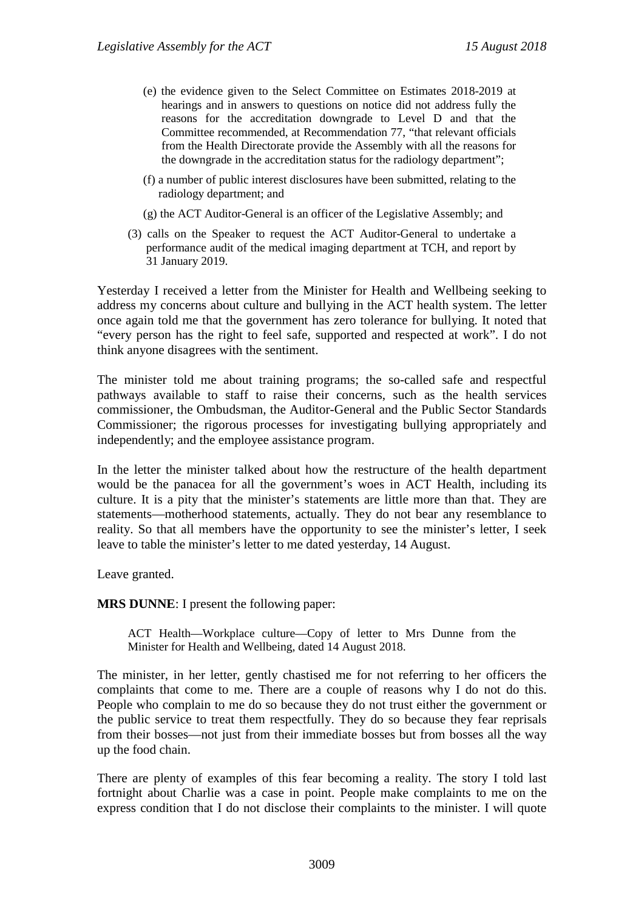(e) the evidence given to the Select Committee on Estimates 2018-2019 at hearings and in answers to questions on notice did not address fully the reasons for the accreditation downgrade to Level D and that the Committee recommended, at Recommendation 77, "that relevant officials from the Health Directorate provide the Assembly with all the reasons for the downgrade in the accreditation status for the radiology department";

(f) a number of public interest disclosures have been submitted, relating to the radiology department; and

(g) the ACT Auditor-General is an officer of the Legislative Assembly; and

(3) calls on the Speaker to request the ACT Auditor-General to undertake a performance audit of the medical imaging department at TCH, and report by 31 January 2019.

Yesterday I received a letter from the Minister for Health and Wellbeing seeking to address my concerns about culture and bullying in the ACT health system. The letter once again told me that the government has zero tolerance for bullying. It noted that "every person has the right to feel safe, supported and respected at work". I do not think anyone disagrees with the sentiment.

The minister told me about training programs; the so-called safe and respectful pathways available to staff to raise their concerns, such as the health services commissioner, the Ombudsman, the Auditor-General and the Public Sector Standards Commissioner; the rigorous processes for investigating bullying appropriately and independently; and the employee assistance program.

In the letter the minister talked about how the restructure of the health department would be the panacea for all the government's woes in ACT Health, including its culture. It is a pity that the minister's statements are little more than that. They are statements—motherhood statements, actually. They do not bear any resemblance to reality. So that all members have the opportunity to see the minister's letter, I seek leave to table the minister's letter to me dated yesterday, 14 August.

Leave granted.

**MRS DUNNE**: I present the following paper:

> ACT Health—Workplace culture—Copy of letter to Mrs Dunne from the Minister for Health and Wellbeing, dated 14 August 2018.

The minister, in her letter, gently chastised me for not referring to her officers the complaints that come to me. There are a couple of reasons why I do not do this. People who complain to me do so because they do not trust either the government or the public service to treat them respectfully. They do so because they fear reprisals from their bosses—not just from their immediate bosses but from bosses all the way up the food chain.

There are plenty of examples of this fear becoming a reality. The story I told last fortnight about Charlie was a case in point. People make complaints to me on the express condition that I do not disclose their complaints to the minister. I will quote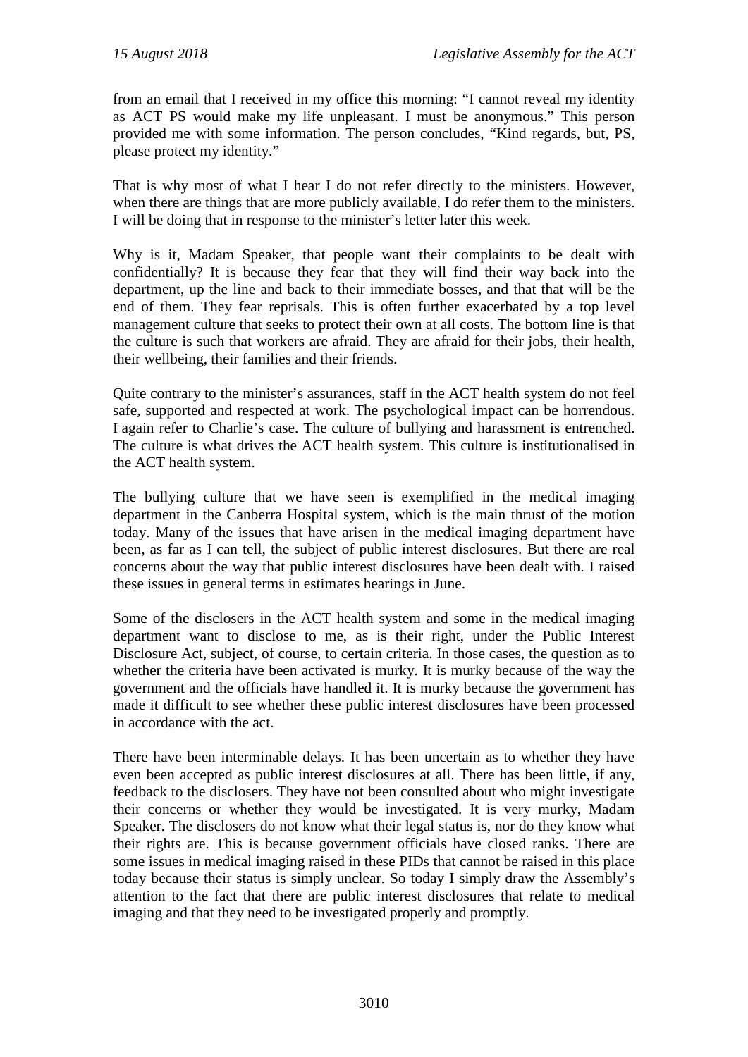from an email that I received in my office this morning: "I cannot reveal my identity as ACT PS would make my life unpleasant. I must be anonymous." This person provided me with some information. The person concludes, "Kind regards, but, PS, please protect my identity."

That is why most of what I hear I do not refer directly to the ministers. However, when there are things that are more publicly available, I do refer them to the ministers. I will be doing that in response to the minister's letter later this week.

Why is it, Madam Speaker, that people want their complaints to be dealt with confidentially? It is because they fear that they will find their way back into the department, up the line and back to their immediate bosses, and that that will be the end of them. They fear reprisals. This is often further exacerbated by a top level management culture that seeks to protect their own at all costs. The bottom line is that the culture is such that workers are afraid. They are afraid for their jobs, their health, their wellbeing, their families and their friends.

Quite contrary to the minister's assurances, staff in the ACT health system do not feel safe, supported and respected at work. The psychological impact can be horrendous. I again refer to Charlie's case. The culture of bullying and harassment is entrenched. The culture is what drives the ACT health system. This culture is institutionalised in the ACT health system.

The bullying culture that we have seen is exemplified in the medical imaging department in the Canberra Hospital system, which is the main thrust of the motion today. Many of the issues that have arisen in the medical imaging department have been, as far as I can tell, the subject of public interest disclosures. But there are real concerns about the way that public interest disclosures have been dealt with. I raised these issues in general terms in estimates hearings in June.

Some of the disclosers in the ACT health system and some in the medical imaging department want to disclose to me, as is their right, under the Public Interest Disclosure Act, subject, of course, to certain criteria. In those cases, the question as to whether the criteria have been activated is murky. It is murky because of the way the government and the officials have handled it. It is murky because the government has made it difficult to see whether these public interest disclosures have been processed in accordance with the act.

There have been interminable delays. It has been uncertain as to whether they have even been accepted as public interest disclosures at all. There has been little, if any, feedback to the disclosers. They have not been consulted about who might investigate their concerns or whether they would be investigated. It is very murky, Madam Speaker. The disclosers do not know what their legal status is, nor do they know what their rights are. This is because government officials have closed ranks. There are some issues in medical imaging raised in these PIDs that cannot be raised in this place today because their status is simply unclear. So today I simply draw the Assembly's attention to the fact that there are public interest disclosures that relate to medical imaging and that they need to be investigated properly and promptly.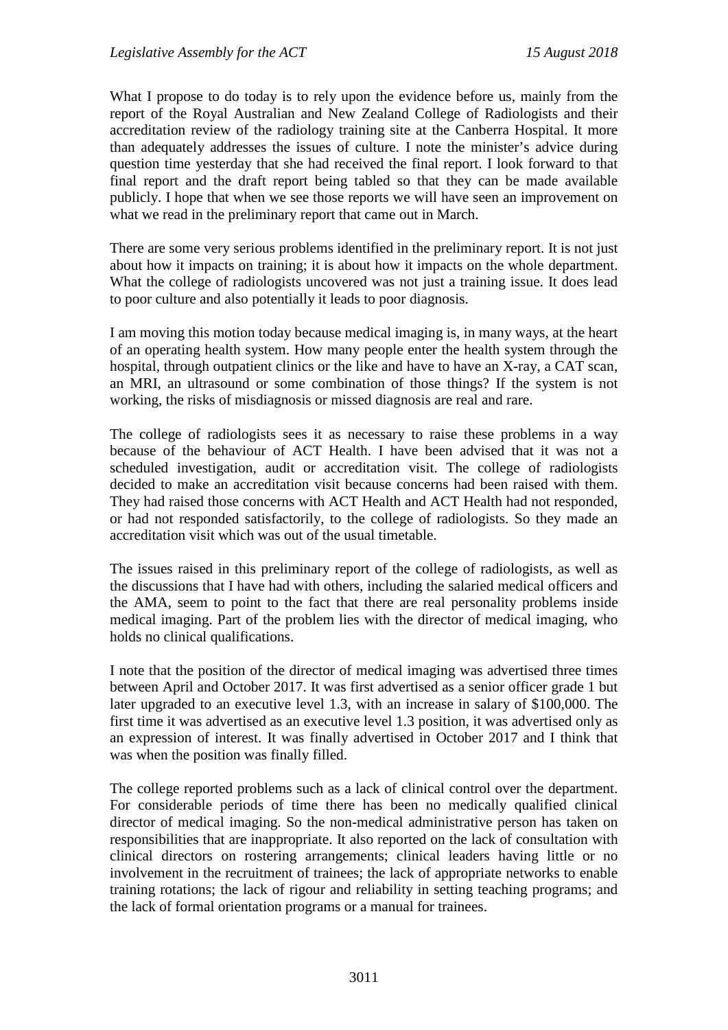What I propose to do today is to rely upon the evidence before us, mainly from the report of the Royal Australian and New Zealand College of Radiologists and their accreditation review of the radiology training site at the Canberra Hospital. It more than adequately addresses the issues of culture. I note the minister's advice during question time yesterday that she had received the final report. I look forward to that final report and the draft report being tabled so that they can be made available publicly. I hope that when we see those reports we will have seen an improvement on what we read in the preliminary report that came out in March.

There are some very serious problems identified in the preliminary report. It is not just about how it impacts on training; it is about how it impacts on the whole department. What the college of radiologists uncovered was not just a training issue. It does lead to poor culture and also potentially it leads to poor diagnosis.

I am moving this motion today because medical imaging is, in many ways, at the heart of an operating health system. How many people enter the health system through the hospital, through outpatient clinics or the like and have to have an X-ray, a CAT scan, an MRI, an ultrasound or some combination of those things? If the system is not working, the risks of misdiagnosis or missed diagnosis are real and rare.

The college of radiologists sees it as necessary to raise these problems in a way because of the behaviour of ACT Health. I have been advised that it was not a scheduled investigation, audit or accreditation visit. The college of radiologists decided to make an accreditation visit because concerns had been raised with them. They had raised those concerns with ACT Health and ACT Health had not responded, or had not responded satisfactorily, to the college of radiologists. So they made an accreditation visit which was out of the usual timetable.

The issues raised in this preliminary report of the college of radiologists, as well as the discussions that I have had with others, including the salaried medical officers and the AMA, seem to point to the fact that there are real personality problems inside medical imaging. Part of the problem lies with the director of medical imaging, who holds no clinical qualifications.

I note that the position of the director of medical imaging was advertised three times between April and October 2017. It was first advertised as a senior officer grade 1 but later upgraded to an executive level 1.3, with an increase in salary of $100,000. The first time it was advertised as an executive level 1.3 position, it was advertised only as an expression of interest. It was finally advertised in October 2017 and I think that was when the position was finally filled.

The college reported problems such as a lack of clinical control over the department. For considerable periods of time there has been no medically qualified clinical director of medical imaging. So the non-medical administrative person has taken on responsibilities that are inappropriate. It also reported on the lack of consultation with clinical directors on rostering arrangements; clinical leaders having little or no involvement in the recruitment of trainees; the lack of appropriate networks to enable training rotations; the lack of rigour and reliability in setting teaching programs; and the lack of formal orientation programs or a manual for trainees.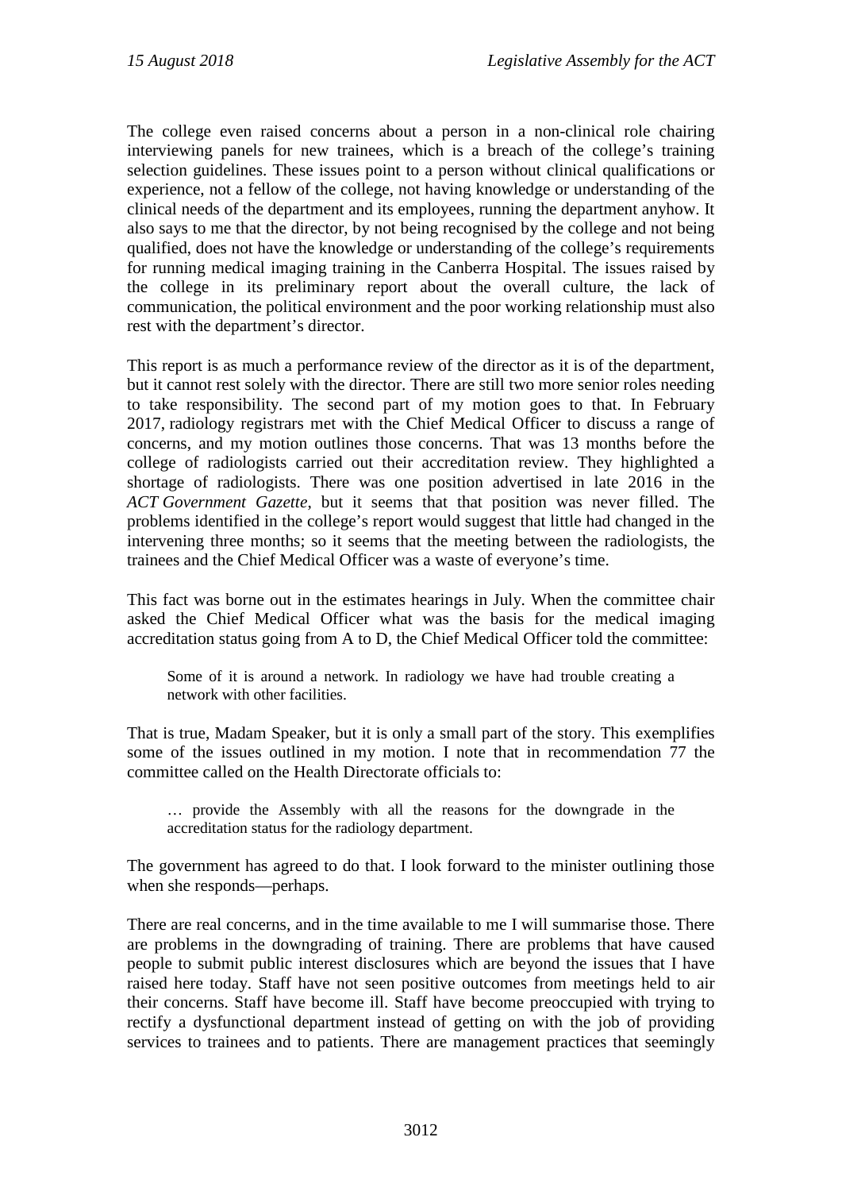The college even raised concerns about a person in a non-clinical role chairing interviewing panels for new trainees, which is a breach of the college's training selection guidelines. These issues point to a person without clinical qualifications or experience, not a fellow of the college, not having knowledge or understanding of the clinical needs of the department and its employees, running the department anyhow. It also says to me that the director, by not being recognised by the college and not being qualified, does not have the knowledge or understanding of the college's requirements for running medical imaging training in the Canberra Hospital. The issues raised by the college in its preliminary report about the overall culture, the lack of communication, the political environment and the poor working relationship must also rest with the department's director.

This report is as much a performance review of the director as it is of the department, but it cannot rest solely with the director. There are still two more senior roles needing to take responsibility. The second part of my motion goes to that. In February 2017, radiology registrars met with the Chief Medical Officer to discuss a range of concerns, and my motion outlines those concerns. That was 13 months before the college of radiologists carried out their accreditation review. They highlighted a shortage of radiologists. There was one position advertised in late 2016 in the *ACT Government Gazette*, but it seems that that position was never filled. The problems identified in the college's report would suggest that little had changed in the intervening three months; so it seems that the meeting between the radiologists, the trainees and the Chief Medical Officer was a waste of everyone's time.

This fact was borne out in the estimates hearings in July. When the committee chair asked the Chief Medical Officer what was the basis for the medical imaging accreditation status going from A to D, the Chief Medical Officer told the committee:

> Some of it is around a network. In radiology we have had trouble creating a network with other facilities.

That is true, Madam Speaker, but it is only a small part of the story. This exemplifies some of the issues outlined in my motion. I note that in recommendation 77 the committee called on the Health Directorate officials to:

> … provide the Assembly with all the reasons for the downgrade in the accreditation status for the radiology department.

The government has agreed to do that. I look forward to the minister outlining those when she responds—perhaps.

There are real concerns, and in the time available to me I will summarise those. There are problems in the downgrading of training. There are problems that have caused people to submit public interest disclosures which are beyond the issues that I have raised here today. Staff have not seen positive outcomes from meetings held to air their concerns. Staff have become ill. Staff have become preoccupied with trying to rectify a dysfunctional department instead of getting on with the job of providing services to trainees and to patients. There are management practices that seemingly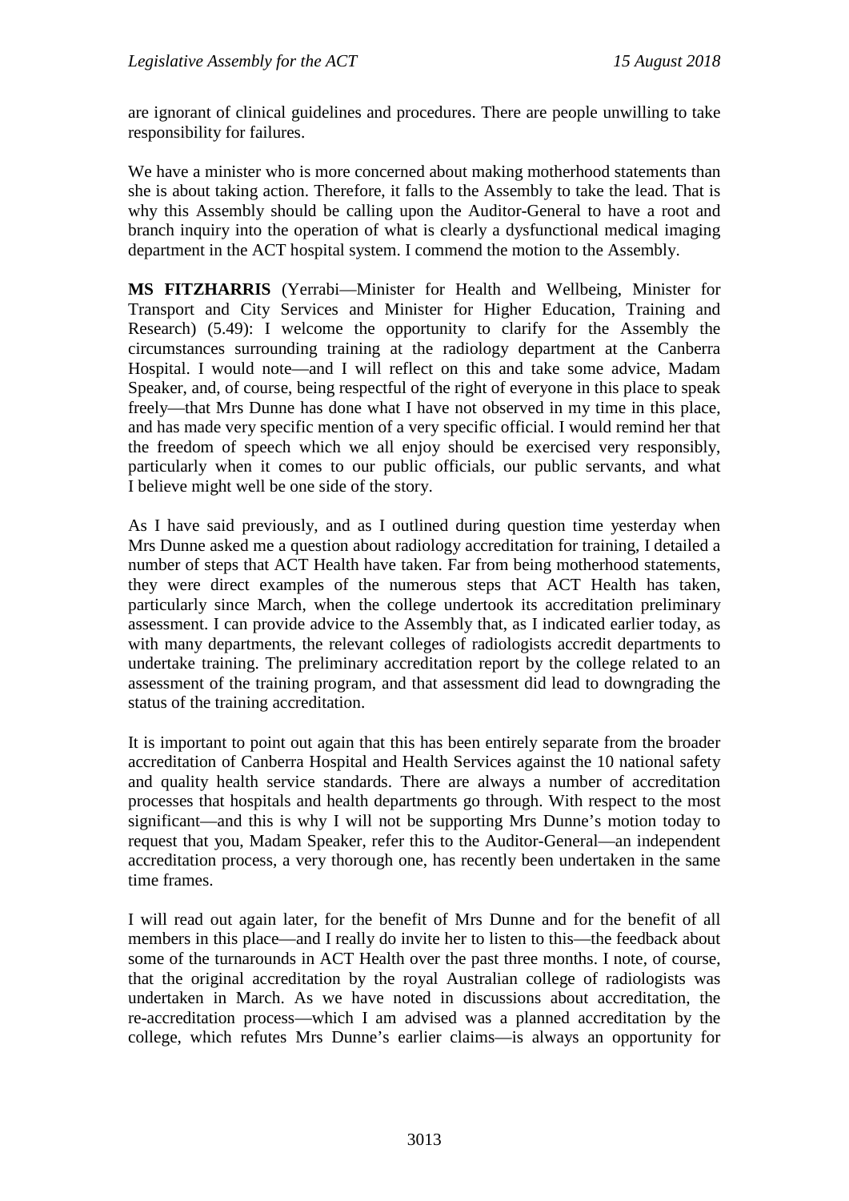are ignorant of clinical guidelines and procedures. There are people unwilling to take responsibility for failures.

We have a minister who is more concerned about making motherhood statements than she is about taking action. Therefore, it falls to the Assembly to take the lead. That is why this Assembly should be calling upon the Auditor-General to have a root and branch inquiry into the operation of what is clearly a dysfunctional medical imaging department in the ACT hospital system. I commend the motion to the Assembly.

**MS FITZHARRIS** (Yerrabi—Minister for Health and Wellbeing, Minister for Transport and City Services and Minister for Higher Education, Training and Research) (5.49): I welcome the opportunity to clarify for the Assembly the circumstances surrounding training at the radiology department at the Canberra Hospital. I would note—and I will reflect on this and take some advice, Madam Speaker, and, of course, being respectful of the right of everyone in this place to speak freely—that Mrs Dunne has done what I have not observed in my time in this place, and has made very specific mention of a very specific official. I would remind her that the freedom of speech which we all enjoy should be exercised very responsibly, particularly when it comes to our public officials, our public servants, and what I believe might well be one side of the story.

As I have said previously, and as I outlined during question time yesterday when Mrs Dunne asked me a question about radiology accreditation for training, I detailed a number of steps that ACT Health have taken. Far from being motherhood statements, they were direct examples of the numerous steps that ACT Health has taken, particularly since March, when the college undertook its accreditation preliminary assessment. I can provide advice to the Assembly that, as I indicated earlier today, as with many departments, the relevant colleges of radiologists accredit departments to undertake training. The preliminary accreditation report by the college related to an assessment of the training program, and that assessment did lead to downgrading the status of the training accreditation.

It is important to point out again that this has been entirely separate from the broader accreditation of Canberra Hospital and Health Services against the 10 national safety and quality health service standards. There are always a number of accreditation processes that hospitals and health departments go through. With respect to the most significant—and this is why I will not be supporting Mrs Dunne's motion today to request that you, Madam Speaker, refer this to the Auditor-General—an independent accreditation process, a very thorough one, has recently been undertaken in the same time frames.

I will read out again later, for the benefit of Mrs Dunne and for the benefit of all members in this place—and I really do invite her to listen to this—the feedback about some of the turnarounds in ACT Health over the past three months. I note, of course, that the original accreditation by the royal Australian college of radiologists was undertaken in March. As we have noted in discussions about accreditation, the re-accreditation process—which I am advised was a planned accreditation by the college, which refutes Mrs Dunne's earlier claims—is always an opportunity for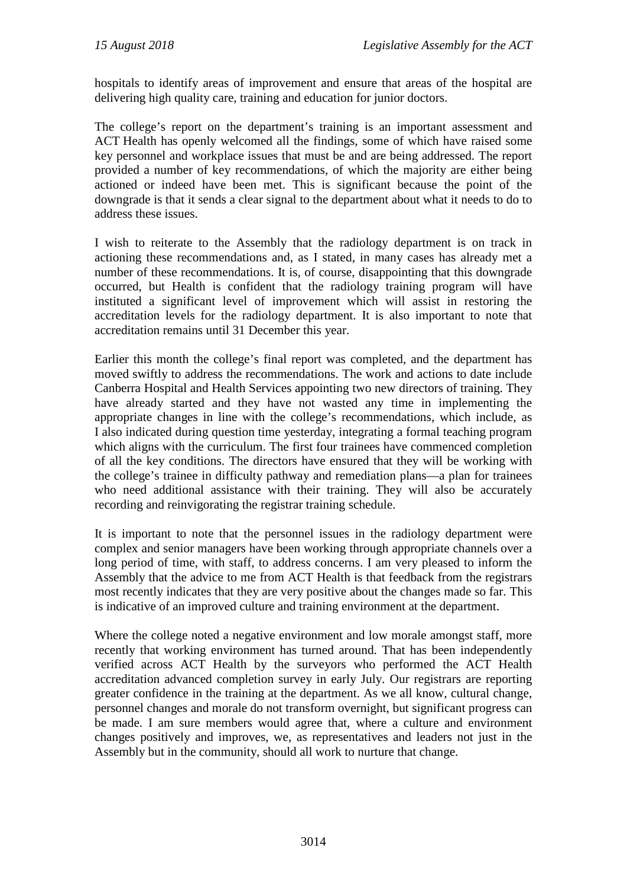hospitals to identify areas of improvement and ensure that areas of the hospital are delivering high quality care, training and education for junior doctors.

The college's report on the department's training is an important assessment and ACT Health has openly welcomed all the findings, some of which have raised some key personnel and workplace issues that must be and are being addressed. The report provided a number of key recommendations, of which the majority are either being actioned or indeed have been met. This is significant because the point of the downgrade is that it sends a clear signal to the department about what it needs to do to address these issues.

I wish to reiterate to the Assembly that the radiology department is on track in actioning these recommendations and, as I stated, in many cases has already met a number of these recommendations. It is, of course, disappointing that this downgrade occurred, but Health is confident that the radiology training program will have instituted a significant level of improvement which will assist in restoring the accreditation levels for the radiology department. It is also important to note that accreditation remains until 31 December this year.

Earlier this month the college's final report was completed, and the department has moved swiftly to address the recommendations. The work and actions to date include Canberra Hospital and Health Services appointing two new directors of training. They have already started and they have not wasted any time in implementing the appropriate changes in line with the college's recommendations, which include, as I also indicated during question time yesterday, integrating a formal teaching program which aligns with the curriculum. The first four trainees have commenced completion of all the key conditions. The directors have ensured that they will be working with the college's trainee in difficulty pathway and remediation plans—a plan for trainees who need additional assistance with their training. They will also be accurately recording and reinvigorating the registrar training schedule.

It is important to note that the personnel issues in the radiology department were complex and senior managers have been working through appropriate channels over a long period of time, with staff, to address concerns. I am very pleased to inform the Assembly that the advice to me from ACT Health is that feedback from the registrars most recently indicates that they are very positive about the changes made so far. This is indicative of an improved culture and training environment at the department.

Where the college noted a negative environment and low morale amongst staff, more recently that working environment has turned around. That has been independently verified across ACT Health by the surveyors who performed the ACT Health accreditation advanced completion survey in early July. Our registrars are reporting greater confidence in the training at the department. As we all know, cultural change, personnel changes and morale do not transform overnight, but significant progress can be made. I am sure members would agree that, where a culture and environment changes positively and improves, we, as representatives and leaders not just in the Assembly but in the community, should all work to nurture that change.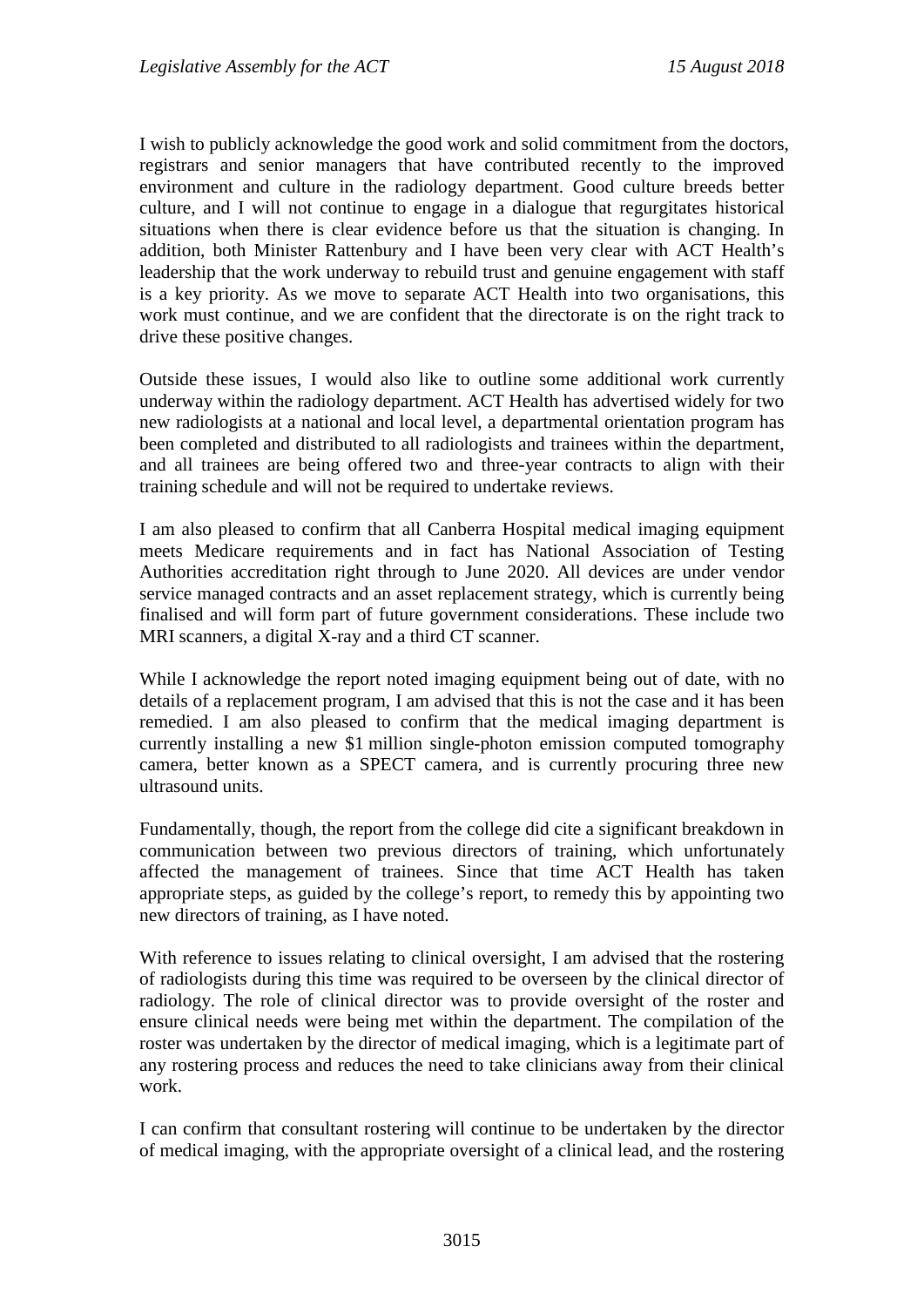I wish to publicly acknowledge the good work and solid commitment from the doctors, registrars and senior managers that have contributed recently to the improved environment and culture in the radiology department. Good culture breeds better culture, and I will not continue to engage in a dialogue that regurgitates historical situations when there is clear evidence before us that the situation is changing. In addition, both Minister Rattenbury and I have been very clear with ACT Health's leadership that the work underway to rebuild trust and genuine engagement with staff is a key priority. As we move to separate ACT Health into two organisations, this work must continue, and we are confident that the directorate is on the right track to drive these positive changes.

Outside these issues, I would also like to outline some additional work currently underway within the radiology department. ACT Health has advertised widely for two new radiologists at a national and local level, a departmental orientation program has been completed and distributed to all radiologists and trainees within the department, and all trainees are being offered two and three-year contracts to align with their training schedule and will not be required to undertake reviews.

I am also pleased to confirm that all Canberra Hospital medical imaging equipment meets Medicare requirements and in fact has National Association of Testing Authorities accreditation right through to June 2020. All devices are under vendor service managed contracts and an asset replacement strategy, which is currently being finalised and will form part of future government considerations. These include two MRI scanners, a digital X-ray and a third CT scanner.

While I acknowledge the report noted imaging equipment being out of date, with no details of a replacement program, I am advised that this is not the case and it has been remedied. I am also pleased to confirm that the medical imaging department is currently installing a new $1 million single-photon emission computed tomography camera, better known as a SPECT camera, and is currently procuring three new ultrasound units.

Fundamentally, though, the report from the college did cite a significant breakdown in communication between two previous directors of training, which unfortunately affected the management of trainees. Since that time ACT Health has taken appropriate steps, as guided by the college's report, to remedy this by appointing two new directors of training, as I have noted.

With reference to issues relating to clinical oversight, I am advised that the rostering of radiologists during this time was required to be overseen by the clinical director of radiology. The role of clinical director was to provide oversight of the roster and ensure clinical needs were being met within the department. The compilation of the roster was undertaken by the director of medical imaging, which is a legitimate part of any rostering process and reduces the need to take clinicians away from their clinical work.

I can confirm that consultant rostering will continue to be undertaken by the director of medical imaging, with the appropriate oversight of a clinical lead, and the rostering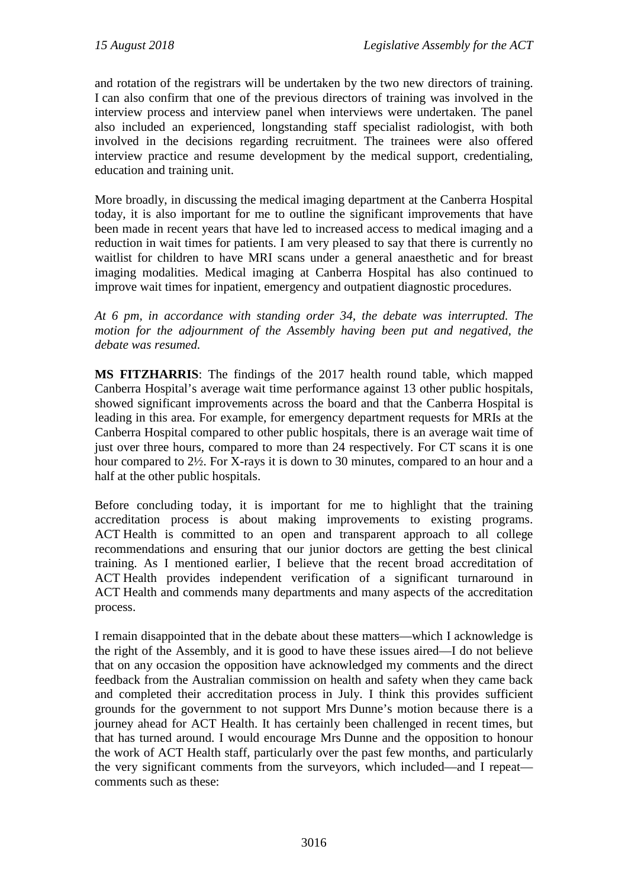and rotation of the registrars will be undertaken by the two new directors of training. I can also confirm that one of the previous directors of training was involved in the interview process and interview panel when interviews were undertaken. The panel also included an experienced, longstanding staff specialist radiologist, with both involved in the decisions regarding recruitment. The trainees were also offered interview practice and resume development by the medical support, credentialing, education and training unit.

More broadly, in discussing the medical imaging department at the Canberra Hospital today, it is also important for me to outline the significant improvements that have been made in recent years that have led to increased access to medical imaging and a reduction in wait times for patients. I am very pleased to say that there is currently no waitlist for children to have MRI scans under a general anaesthetic and for breast imaging modalities. Medical imaging at Canberra Hospital has also continued to improve wait times for inpatient, emergency and outpatient diagnostic procedures.

*At 6 pm, in accordance with standing order 34, the debate was interrupted. The motion for the adjournment of the Assembly having been put and negatived, the debate was resumed.*

**MS FITZHARRIS**: The findings of the 2017 health round table, which mapped Canberra Hospital's average wait time performance against 13 other public hospitals, showed significant improvements across the board and that the Canberra Hospital is leading in this area. For example, for emergency department requests for MRIs at the Canberra Hospital compared to other public hospitals, there is an average wait time of just over three hours, compared to more than 24 respectively. For CT scans it is one hour compared to 2½. For X-rays it is down to 30 minutes, compared to an hour and a half at the other public hospitals.

Before concluding today, it is important for me to highlight that the training accreditation process is about making improvements to existing programs. ACT Health is committed to an open and transparent approach to all college recommendations and ensuring that our junior doctors are getting the best clinical training. As I mentioned earlier, I believe that the recent broad accreditation of ACT Health provides independent verification of a significant turnaround in ACT Health and commends many departments and many aspects of the accreditation process.

I remain disappointed that in the debate about these matters—which I acknowledge is the right of the Assembly, and it is good to have these issues aired—I do not believe that on any occasion the opposition have acknowledged my comments and the direct feedback from the Australian commission on health and safety when they came back and completed their accreditation process in July. I think this provides sufficient grounds for the government to not support Mrs Dunne's motion because there is a journey ahead for ACT Health. It has certainly been challenged in recent times, but that has turned around. I would encourage Mrs Dunne and the opposition to honour the work of ACT Health staff, particularly over the past few months, and particularly the very significant comments from the surveyors, which included—and I repeat—comments such as these: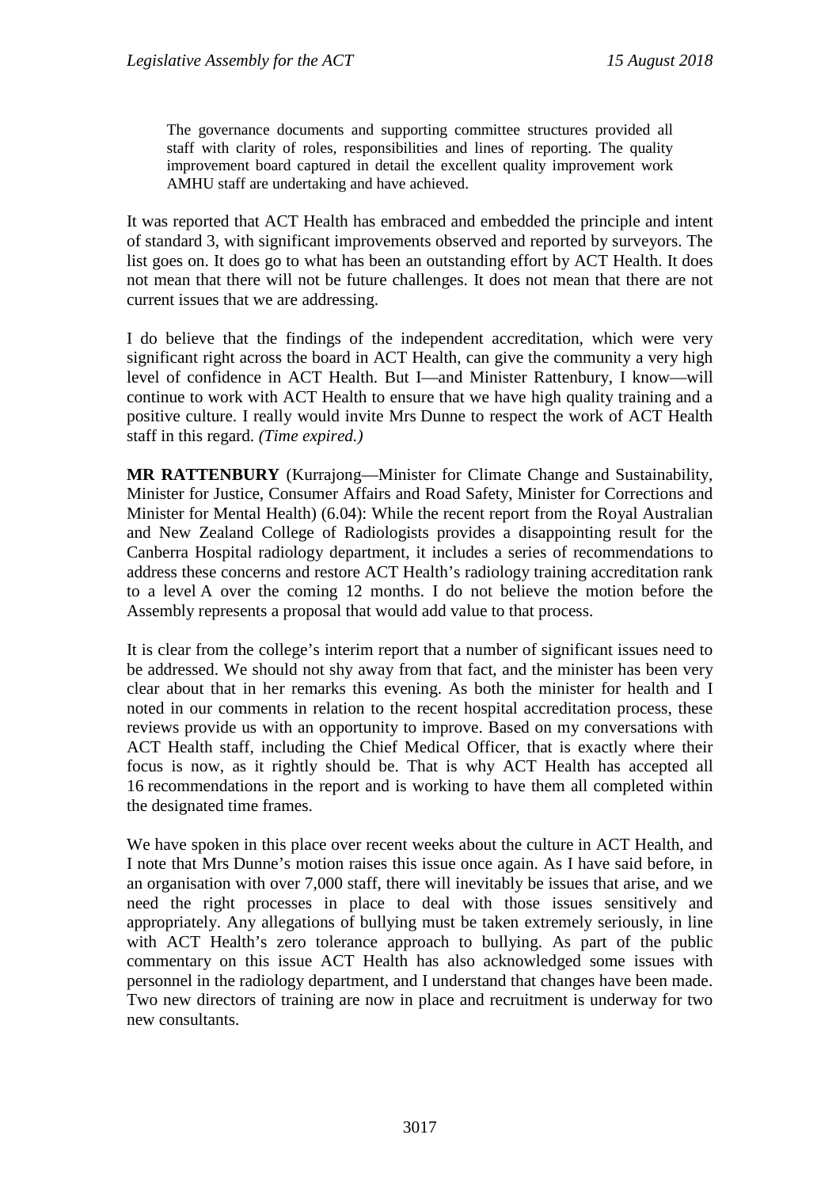> The governance documents and supporting committee structures provided all staff with clarity of roles, responsibilities and lines of reporting. The quality improvement board captured in detail the excellent quality improvement work AMHU staff are undertaking and have achieved.

It was reported that ACT Health has embraced and embedded the principle and intent of standard 3, with significant improvements observed and reported by surveyors. The list goes on. It does go to what has been an outstanding effort by ACT Health. It does not mean that there will not be future challenges. It does not mean that there are not current issues that we are addressing.

I do believe that the findings of the independent accreditation, which were very significant right across the board in ACT Health, can give the community a very high level of confidence in ACT Health. But I—and Minister Rattenbury, I know—will continue to work with ACT Health to ensure that we have high quality training and a positive culture. I really would invite Mrs Dunne to respect the work of ACT Health staff in this regard. *(Time expired.)*

**MR RATTENBURY** (Kurrajong—Minister for Climate Change and Sustainability, Minister for Justice, Consumer Affairs and Road Safety, Minister for Corrections and Minister for Mental Health) (6.04): While the recent report from the Royal Australian and New Zealand College of Radiologists provides a disappointing result for the Canberra Hospital radiology department, it includes a series of recommendations to address these concerns and restore ACT Health's radiology training accreditation rank to a level A over the coming 12 months. I do not believe the motion before the Assembly represents a proposal that would add value to that process.

It is clear from the college's interim report that a number of significant issues need to be addressed. We should not shy away from that fact, and the minister has been very clear about that in her remarks this evening. As both the minister for health and I noted in our comments in relation to the recent hospital accreditation process, these reviews provide us with an opportunity to improve. Based on my conversations with ACT Health staff, including the Chief Medical Officer, that is exactly where their focus is now, as it rightly should be. That is why ACT Health has accepted all 16 recommendations in the report and is working to have them all completed within the designated time frames.

We have spoken in this place over recent weeks about the culture in ACT Health, and I note that Mrs Dunne's motion raises this issue once again. As I have said before, in an organisation with over 7,000 staff, there will inevitably be issues that arise, and we need the right processes in place to deal with those issues sensitively and appropriately. Any allegations of bullying must be taken extremely seriously, in line with ACT Health's zero tolerance approach to bullying. As part of the public commentary on this issue ACT Health has also acknowledged some issues with personnel in the radiology department, and I understand that changes have been made. Two new directors of training are now in place and recruitment is underway for two new consultants.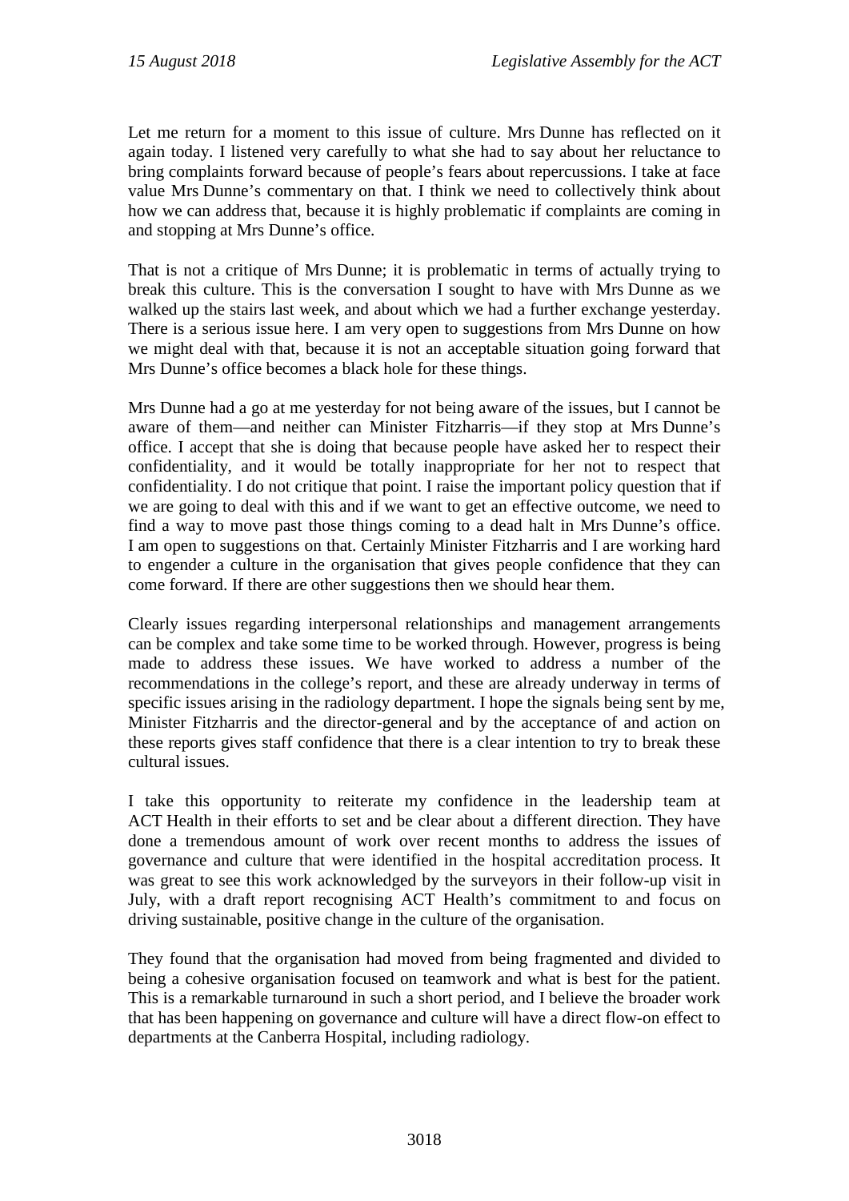Let me return for a moment to this issue of culture. Mrs Dunne has reflected on it again today. I listened very carefully to what she had to say about her reluctance to bring complaints forward because of people's fears about repercussions. I take at face value Mrs Dunne's commentary on that. I think we need to collectively think about how we can address that, because it is highly problematic if complaints are coming in and stopping at Mrs Dunne's office.

That is not a critique of Mrs Dunne; it is problematic in terms of actually trying to break this culture. This is the conversation I sought to have with Mrs Dunne as we walked up the stairs last week, and about which we had a further exchange yesterday. There is a serious issue here. I am very open to suggestions from Mrs Dunne on how we might deal with that, because it is not an acceptable situation going forward that Mrs Dunne's office becomes a black hole for these things.

Mrs Dunne had a go at me yesterday for not being aware of the issues, but I cannot be aware of them—and neither can Minister Fitzharris—if they stop at Mrs Dunne's office. I accept that she is doing that because people have asked her to respect their confidentiality, and it would be totally inappropriate for her not to respect that confidentiality. I do not critique that point. I raise the important policy question that if we are going to deal with this and if we want to get an effective outcome, we need to find a way to move past those things coming to a dead halt in Mrs Dunne's office. I am open to suggestions on that. Certainly Minister Fitzharris and I are working hard to engender a culture in the organisation that gives people confidence that they can come forward. If there are other suggestions then we should hear them.

Clearly issues regarding interpersonal relationships and management arrangements can be complex and take some time to be worked through. However, progress is being made to address these issues. We have worked to address a number of the recommendations in the college's report, and these are already underway in terms of specific issues arising in the radiology department. I hope the signals being sent by me, Minister Fitzharris and the director-general and by the acceptance of and action on these reports gives staff confidence that there is a clear intention to try to break these cultural issues.

I take this opportunity to reiterate my confidence in the leadership team at ACT Health in their efforts to set and be clear about a different direction. They have done a tremendous amount of work over recent months to address the issues of governance and culture that were identified in the hospital accreditation process. It was great to see this work acknowledged by the surveyors in their follow-up visit in July, with a draft report recognising ACT Health's commitment to and focus on driving sustainable, positive change in the culture of the organisation.

They found that the organisation had moved from being fragmented and divided to being a cohesive organisation focused on teamwork and what is best for the patient. This is a remarkable turnaround in such a short period, and I believe the broader work that has been happening on governance and culture will have a direct flow-on effect to departments at the Canberra Hospital, including radiology.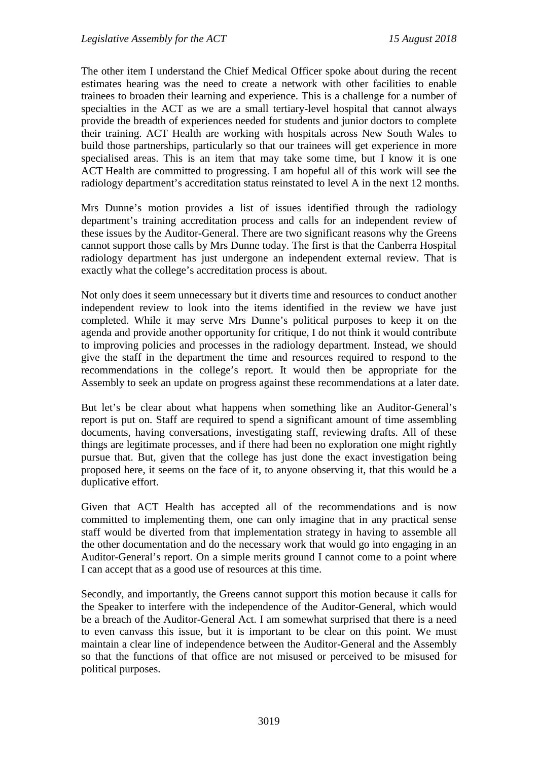The other item I understand the Chief Medical Officer spoke about during the recent estimates hearing was the need to create a network with other facilities to enable trainees to broaden their learning and experience. This is a challenge for a number of specialties in the ACT as we are a small tertiary-level hospital that cannot always provide the breadth of experiences needed for students and junior doctors to complete their training. ACT Health are working with hospitals across New South Wales to build those partnerships, particularly so that our trainees will get experience in more specialised areas. This is an item that may take some time, but I know it is one ACT Health are committed to progressing. I am hopeful all of this work will see the radiology department's accreditation status reinstated to level A in the next 12 months.

Mrs Dunne's motion provides a list of issues identified through the radiology department's training accreditation process and calls for an independent review of these issues by the Auditor-General. There are two significant reasons why the Greens cannot support those calls by Mrs Dunne today. The first is that the Canberra Hospital radiology department has just undergone an independent external review. That is exactly what the college's accreditation process is about.

Not only does it seem unnecessary but it diverts time and resources to conduct another independent review to look into the items identified in the review we have just completed. While it may serve Mrs Dunne's political purposes to keep it on the agenda and provide another opportunity for critique, I do not think it would contribute to improving policies and processes in the radiology department. Instead, we should give the staff in the department the time and resources required to respond to the recommendations in the college's report. It would then be appropriate for the Assembly to seek an update on progress against these recommendations at a later date.

But let's be clear about what happens when something like an Auditor-General's report is put on. Staff are required to spend a significant amount of time assembling documents, having conversations, investigating staff, reviewing drafts. All of these things are legitimate processes, and if there had been no exploration one might rightly pursue that. But, given that the college has just done the exact investigation being proposed here, it seems on the face of it, to anyone observing it, that this would be a duplicative effort.

Given that ACT Health has accepted all of the recommendations and is now committed to implementing them, one can only imagine that in any practical sense staff would be diverted from that implementation strategy in having to assemble all the other documentation and do the necessary work that would go into engaging in an Auditor-General's report. On a simple merits ground I cannot come to a point where I can accept that as a good use of resources at this time.

Secondly, and importantly, the Greens cannot support this motion because it calls for the Speaker to interfere with the independence of the Auditor-General, which would be a breach of the Auditor-General Act. I am somewhat surprised that there is a need to even canvass this issue, but it is important to be clear on this point. We must maintain a clear line of independence between the Auditor-General and the Assembly so that the functions of that office are not misused or perceived to be misused for political purposes.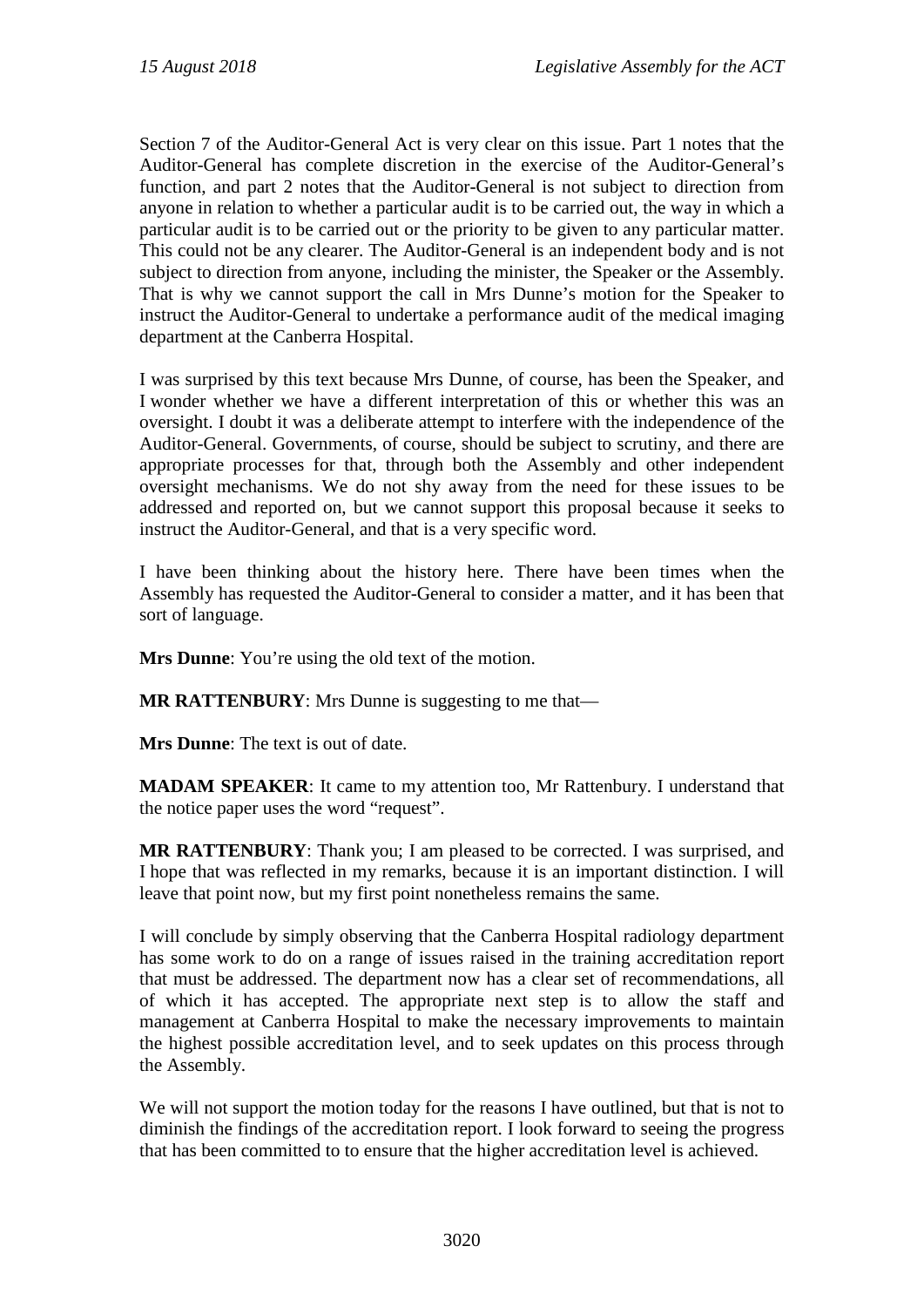Section 7 of the Auditor-General Act is very clear on this issue. Part 1 notes that the Auditor-General has complete discretion in the exercise of the Auditor-General's function, and part 2 notes that the Auditor-General is not subject to direction from anyone in relation to whether a particular audit is to be carried out, the way in which a particular audit is to be carried out or the priority to be given to any particular matter. This could not be any clearer. The Auditor-General is an independent body and is not subject to direction from anyone, including the minister, the Speaker or the Assembly. That is why we cannot support the call in Mrs Dunne's motion for the Speaker to instruct the Auditor-General to undertake a performance audit of the medical imaging department at the Canberra Hospital.

I was surprised by this text because Mrs Dunne, of course, has been the Speaker, and I wonder whether we have a different interpretation of this or whether this was an oversight. I doubt it was a deliberate attempt to interfere with the independence of the Auditor-General. Governments, of course, should be subject to scrutiny, and there are appropriate processes for that, through both the Assembly and other independent oversight mechanisms. We do not shy away from the need for these issues to be addressed and reported on, but we cannot support this proposal because it seeks to instruct the Auditor-General, and that is a very specific word.

I have been thinking about the history here. There have been times when the Assembly has requested the Auditor-General to consider a matter, and it has been that sort of language.

**Mrs Dunne**: You're using the old text of the motion.

**MR RATTENBURY**: Mrs Dunne is suggesting to me that—

**Mrs Dunne**: The text is out of date.

**MADAM SPEAKER**: It came to my attention too, Mr Rattenbury. I understand that the notice paper uses the word "request".

**MR RATTENBURY**: Thank you; I am pleased to be corrected. I was surprised, and I hope that was reflected in my remarks, because it is an important distinction. I will leave that point now, but my first point nonetheless remains the same.

I will conclude by simply observing that the Canberra Hospital radiology department has some work to do on a range of issues raised in the training accreditation report that must be addressed. The department now has a clear set of recommendations, all of which it has accepted. The appropriate next step is to allow the staff and management at Canberra Hospital to make the necessary improvements to maintain the highest possible accreditation level, and to seek updates on this process through the Assembly.

We will not support the motion today for the reasons I have outlined, but that is not to diminish the findings of the accreditation report. I look forward to seeing the progress that has been committed to to ensure that the higher accreditation level is achieved.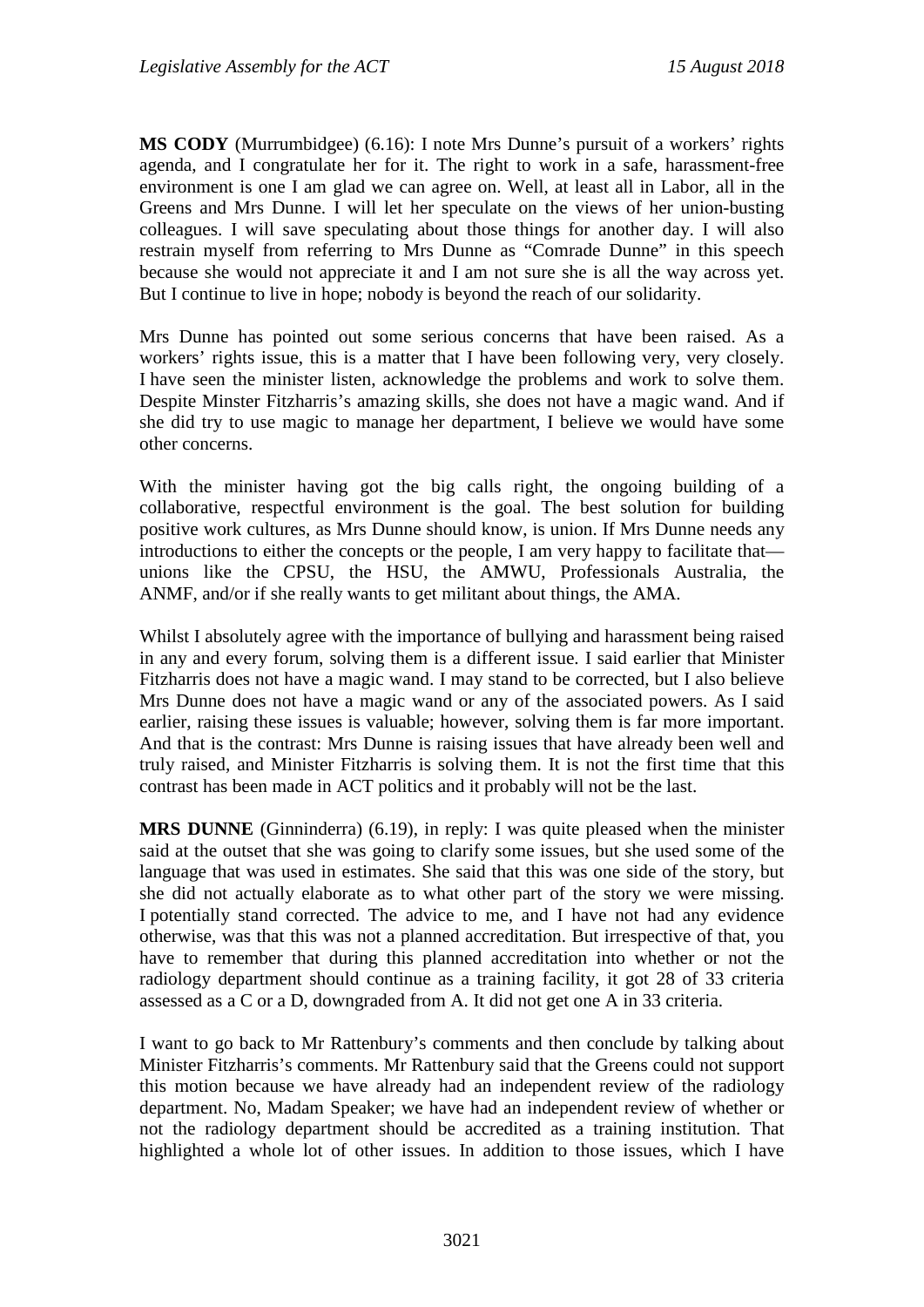**MS CODY** (Murrumbidgee) (6.16): I note Mrs Dunne's pursuit of a workers' rights agenda, and I congratulate her for it. The right to work in a safe, harassment-free environment is one I am glad we can agree on. Well, at least all in Labor, all in the Greens and Mrs Dunne. I will let her speculate on the views of her union-busting colleagues. I will save speculating about those things for another day. I will also restrain myself from referring to Mrs Dunne as "Comrade Dunne" in this speech because she would not appreciate it and I am not sure she is all the way across yet. But I continue to live in hope; nobody is beyond the reach of our solidarity.

Mrs Dunne has pointed out some serious concerns that have been raised. As a workers' rights issue, this is a matter that I have been following very, very closely. I have seen the minister listen, acknowledge the problems and work to solve them. Despite Minster Fitzharris's amazing skills, she does not have a magic wand. And if she did try to use magic to manage her department, I believe we would have some other concerns.

With the minister having got the big calls right, the ongoing building of a collaborative, respectful environment is the goal. The best solution for building positive work cultures, as Mrs Dunne should know, is union. If Mrs Dunne needs any introductions to either the concepts or the people, I am very happy to facilitate that—unions like the CPSU, the HSU, the AMWU, Professionals Australia, the ANMF, and/or if she really wants to get militant about things, the AMA.

Whilst I absolutely agree with the importance of bullying and harassment being raised in any and every forum, solving them is a different issue. I said earlier that Minister Fitzharris does not have a magic wand. I may stand to be corrected, but I also believe Mrs Dunne does not have a magic wand or any of the associated powers. As I said earlier, raising these issues is valuable; however, solving them is far more important. And that is the contrast: Mrs Dunne is raising issues that have already been well and truly raised, and Minister Fitzharris is solving them. It is not the first time that this contrast has been made in ACT politics and it probably will not be the last.

**MRS DUNNE** (Ginninderra) (6.19), in reply: I was quite pleased when the minister said at the outset that she was going to clarify some issues, but she used some of the language that was used in estimates. She said that this was one side of the story, but she did not actually elaborate as to what other part of the story we were missing. I potentially stand corrected. The advice to me, and I have not had any evidence otherwise, was that this was not a planned accreditation. But irrespective of that, you have to remember that during this planned accreditation into whether or not the radiology department should continue as a training facility, it got 28 of 33 criteria assessed as a C or a D, downgraded from A. It did not get one A in 33 criteria.

I want to go back to Mr Rattenbury's comments and then conclude by talking about Minister Fitzharris's comments. Mr Rattenbury said that the Greens could not support this motion because we have already had an independent review of the radiology department. No, Madam Speaker; we have had an independent review of whether or not the radiology department should be accredited as a training institution. That highlighted a whole lot of other issues. In addition to those issues, which I have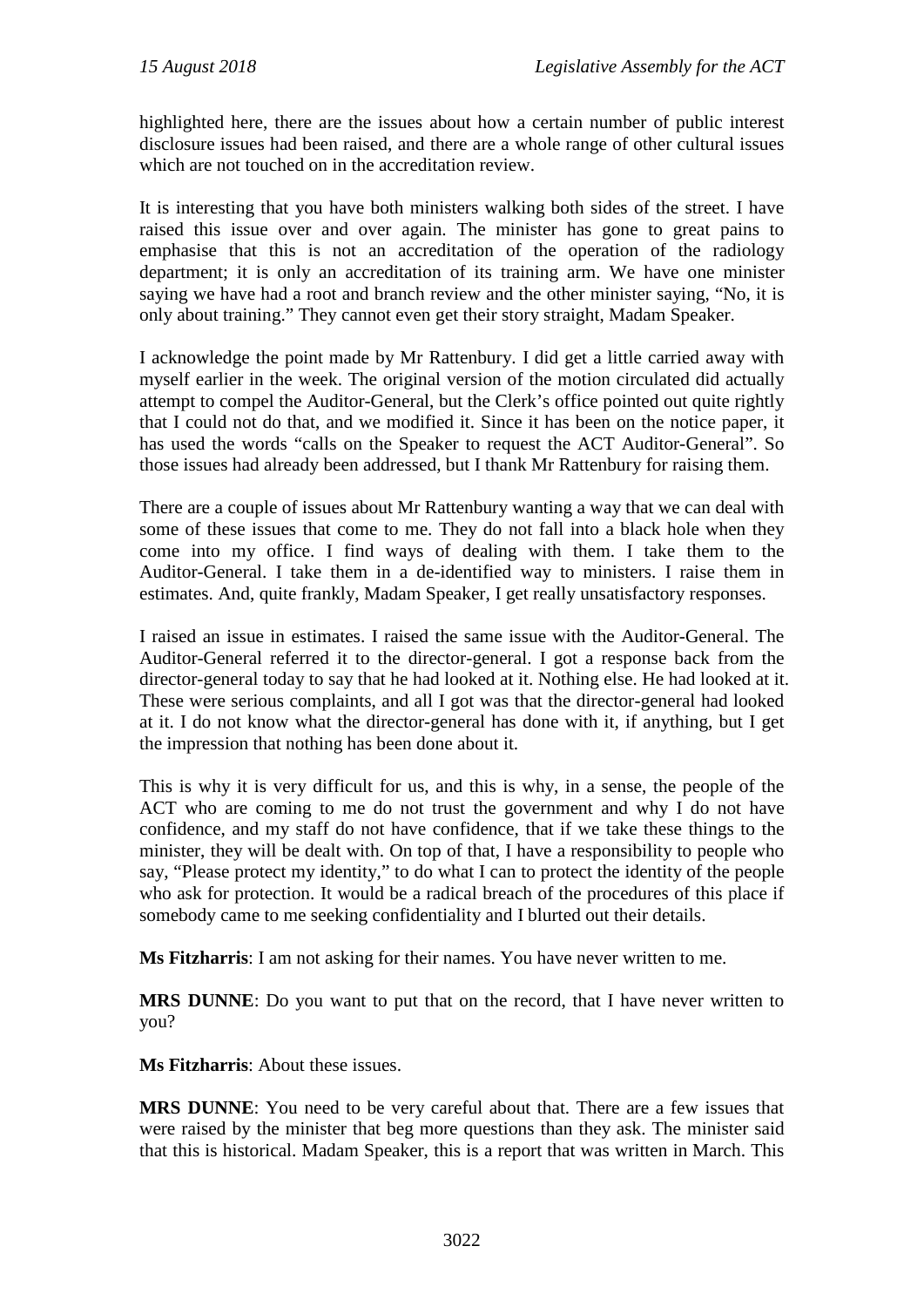highlighted here, there are the issues about how a certain number of public interest disclosure issues had been raised, and there are a whole range of other cultural issues which are not touched on in the accreditation review.

It is interesting that you have both ministers walking both sides of the street. I have raised this issue over and over again. The minister has gone to great pains to emphasise that this is not an accreditation of the operation of the radiology department; it is only an accreditation of its training arm. We have one minister saying we have had a root and branch review and the other minister saying, "No, it is only about training." They cannot even get their story straight, Madam Speaker.

I acknowledge the point made by Mr Rattenbury. I did get a little carried away with myself earlier in the week. The original version of the motion circulated did actually attempt to compel the Auditor-General, but the Clerk's office pointed out quite rightly that I could not do that, and we modified it. Since it has been on the notice paper, it has used the words "calls on the Speaker to request the ACT Auditor-General". So those issues had already been addressed, but I thank Mr Rattenbury for raising them.

There are a couple of issues about Mr Rattenbury wanting a way that we can deal with some of these issues that come to me. They do not fall into a black hole when they come into my office. I find ways of dealing with them. I take them to the Auditor-General. I take them in a de-identified way to ministers. I raise them in estimates. And, quite frankly, Madam Speaker, I get really unsatisfactory responses.

I raised an issue in estimates. I raised the same issue with the Auditor-General. The Auditor-General referred it to the director-general. I got a response back from the director-general today to say that he had looked at it. Nothing else. He had looked at it. These were serious complaints, and all I got was that the director-general had looked at it. I do not know what the director-general has done with it, if anything, but I get the impression that nothing has been done about it.

This is why it is very difficult for us, and this is why, in a sense, the people of the ACT who are coming to me do not trust the government and why I do not have confidence, and my staff do not have confidence, that if we take these things to the minister, they will be dealt with. On top of that, I have a responsibility to people who say, "Please protect my identity," to do what I can to protect the identity of the people who ask for protection. It would be a radical breach of the procedures of this place if somebody came to me seeking confidentiality and I blurted out their details.

**Ms Fitzharris**: I am not asking for their names. You have never written to me.

**MRS DUNNE**: Do you want to put that on the record, that I have never written to you?

**Ms Fitzharris**: About these issues.

**MRS DUNNE**: You need to be very careful about that. There are a few issues that were raised by the minister that beg more questions than they ask. The minister said that this is historical. Madam Speaker, this is a report that was written in March. This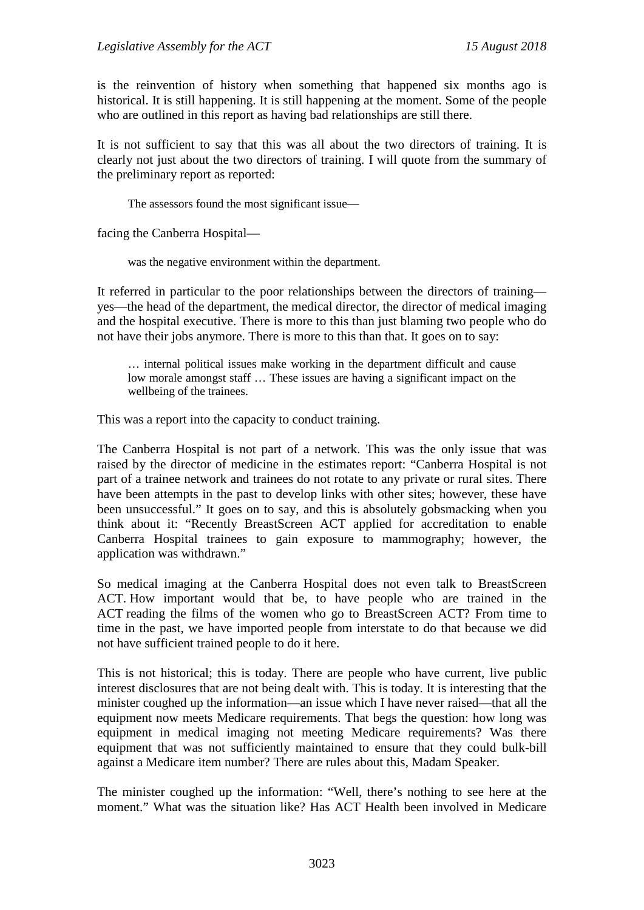is the reinvention of history when something that happened six months ago is historical. It is still happening. It is still happening at the moment. Some of the people who are outlined in this report as having bad relationships are still there.

It is not sufficient to say that this was all about the two directors of training. It is clearly not just about the two directors of training. I will quote from the summary of the preliminary report as reported:

> The assessors found the most significant issue—

facing the Canberra Hospital—

> was the negative environment within the department.

It referred in particular to the poor relationships between the directors of training—yes—the head of the department, the medical director, the director of medical imaging and the hospital executive. There is more to this than just blaming two people who do not have their jobs anymore. There is more to this than that. It goes on to say:

> … internal political issues make working in the department difficult and cause low morale amongst staff … These issues are having a significant impact on the wellbeing of the trainees.

This was a report into the capacity to conduct training.

The Canberra Hospital is not part of a network. This was the only issue that was raised by the director of medicine in the estimates report: "Canberra Hospital is not part of a trainee network and trainees do not rotate to any private or rural sites. There have been attempts in the past to develop links with other sites; however, these have been unsuccessful." It goes on to say, and this is absolutely gobsmacking when you think about it: "Recently BreastScreen ACT applied for accreditation to enable Canberra Hospital trainees to gain exposure to mammography; however, the application was withdrawn."

So medical imaging at the Canberra Hospital does not even talk to BreastScreen ACT. How important would that be, to have people who are trained in the ACT reading the films of the women who go to BreastScreen ACT? From time to time in the past, we have imported people from interstate to do that because we did not have sufficient trained people to do it here.

This is not historical; this is today. There are people who have current, live public interest disclosures that are not being dealt with. This is today. It is interesting that the minister coughed up the information—an issue which I have never raised—that all the equipment now meets Medicare requirements. That begs the question: how long was equipment in medical imaging not meeting Medicare requirements? Was there equipment that was not sufficiently maintained to ensure that they could bulk-bill against a Medicare item number? There are rules about this, Madam Speaker.

The minister coughed up the information: "Well, there's nothing to see here at the moment." What was the situation like? Has ACT Health been involved in Medicare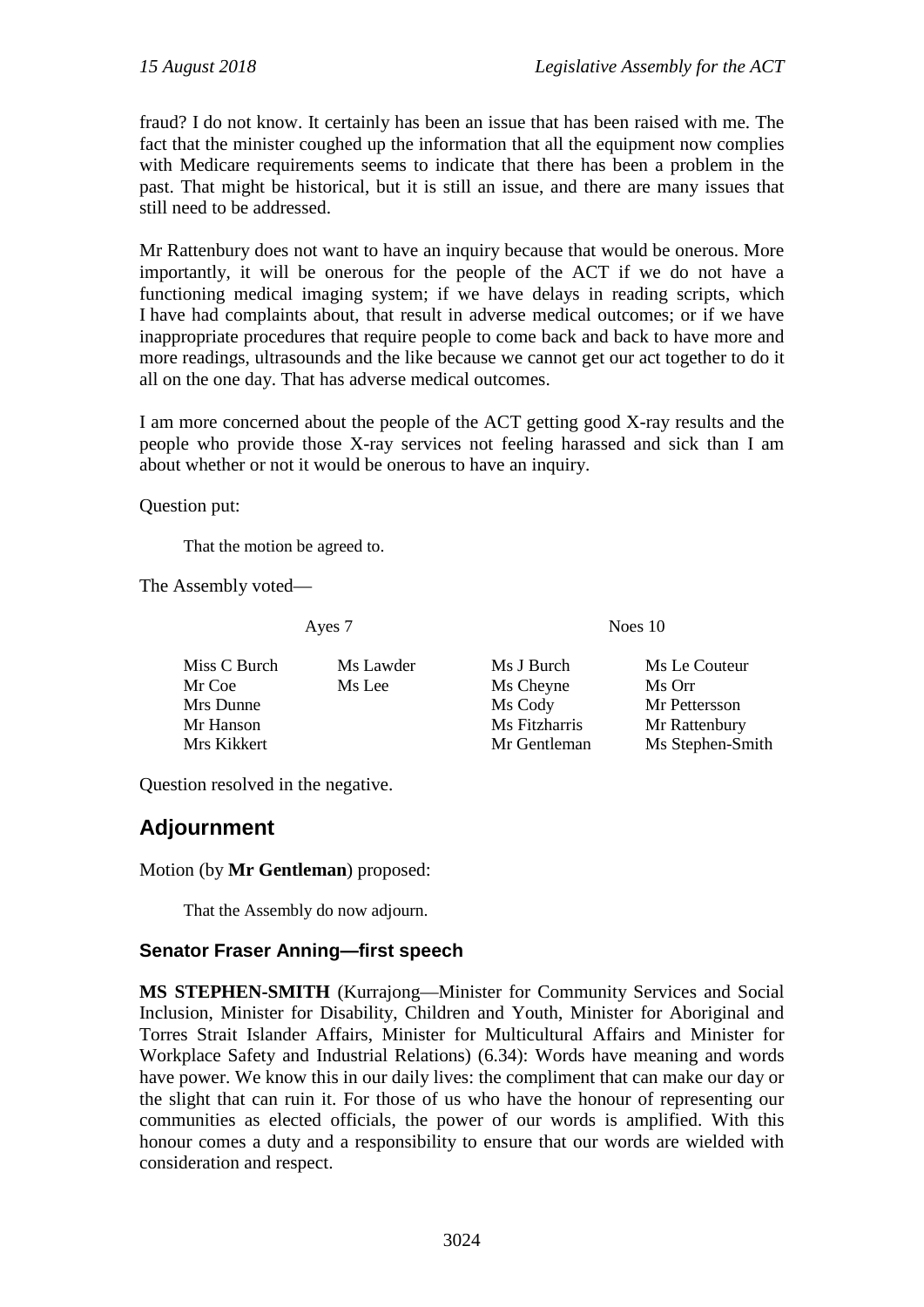fraud? I do not know. It certainly has been an issue that has been raised with me. The fact that the minister coughed up the information that all the equipment now complies with Medicare requirements seems to indicate that there has been a problem in the past. That might be historical, but it is still an issue, and there are many issues that still need to be addressed.

Mr Rattenbury does not want to have an inquiry because that would be onerous. More importantly, it will be onerous for the people of the ACT if we do not have a functioning medical imaging system; if we have delays in reading scripts, which I have had complaints about, that result in adverse medical outcomes; or if we have inappropriate procedures that require people to come back and back to have more and more readings, ultrasounds and the like because we cannot get our act together to do it all on the one day. That has adverse medical outcomes.

I am more concerned about the people of the ACT getting good X-ray results and the people who provide those X-ray services not feeling harassed and sick than I am about whether or not it would be onerous to have an inquiry.

Question put:

> That the motion be agreed to.

The Assembly voted—

| Ayes 7 | | Noes 10 | |
|---|---|---|---|
| Miss C Burch | Ms Lawder | Ms J Burch | Ms Le Couteur |
| Mr Coe | Ms Lee | Ms Cheyne | Ms Orr |
| Mrs Dunne | | Ms Cody | Mr Pettersson |
| Mr Hanson | | Ms Fitzharris | Mr Rattenbury |
| Mrs Kikkert | | Mr Gentleman | Ms Stephen-Smith |

Question resolved in the negative.

## Adjournment

Motion (by **Mr Gentleman**) proposed:

> That the Assembly do now adjourn.

### Senator Fraser Anning—first speech

**MS STEPHEN-SMITH** (Kurrajong—Minister for Community Services and Social Inclusion, Minister for Disability, Children and Youth, Minister for Aboriginal and Torres Strait Islander Affairs, Minister for Multicultural Affairs and Minister for Workplace Safety and Industrial Relations) (6.34): Words have meaning and words have power. We know this in our daily lives: the compliment that can make our day or the slight that can ruin it. For those of us who have the honour of representing our communities as elected officials, the power of our words is amplified. With this honour comes a duty and a responsibility to ensure that our words are wielded with consideration and respect.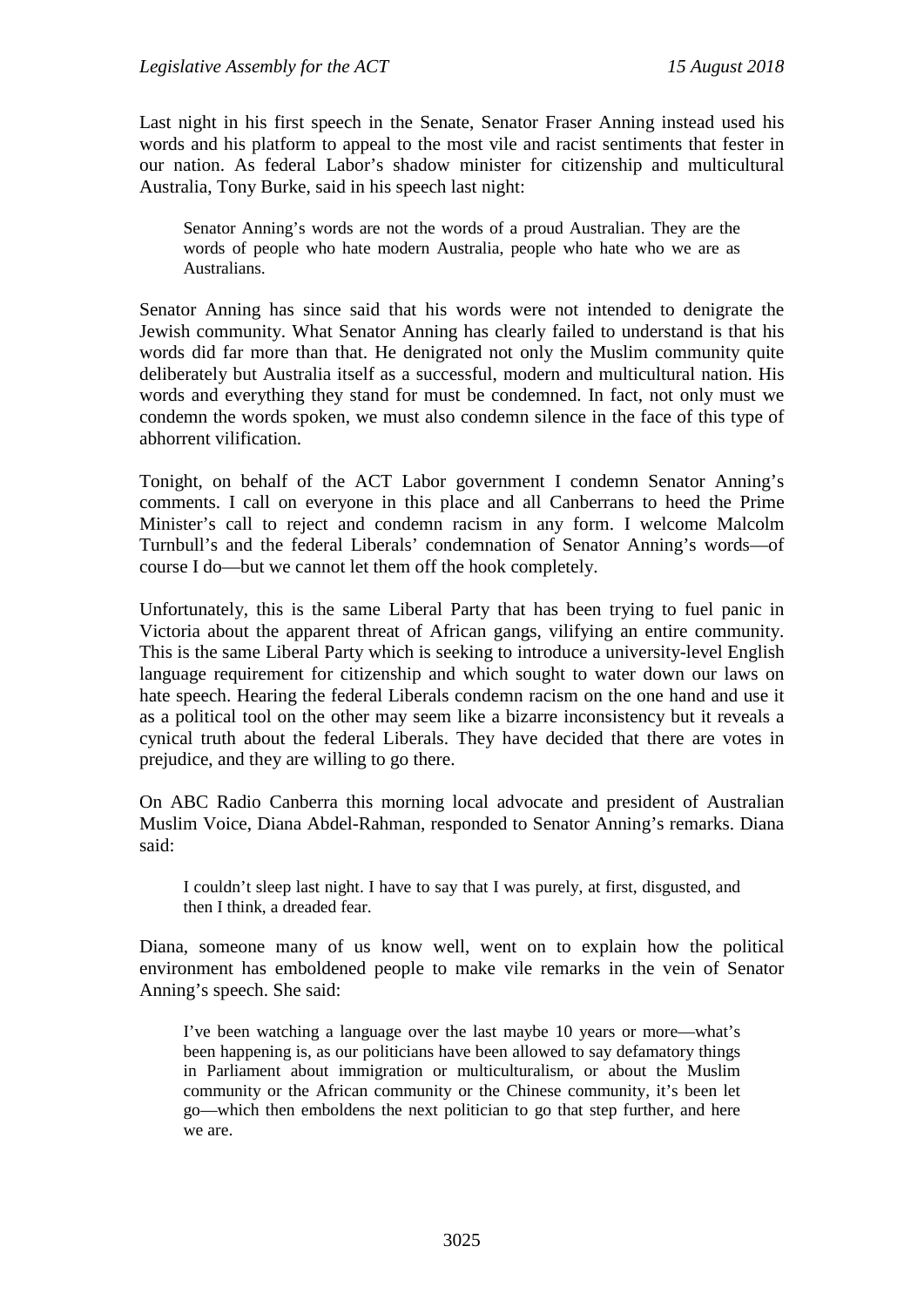Last night in his first speech in the Senate, Senator Fraser Anning instead used his words and his platform to appeal to the most vile and racist sentiments that fester in our nation. As federal Labor's shadow minister for citizenship and multicultural Australia, Tony Burke, said in his speech last night:

> Senator Anning's words are not the words of a proud Australian. They are the words of people who hate modern Australia, people who hate who we are as Australians.

Senator Anning has since said that his words were not intended to denigrate the Jewish community. What Senator Anning has clearly failed to understand is that his words did far more than that. He denigrated not only the Muslim community quite deliberately but Australia itself as a successful, modern and multicultural nation. His words and everything they stand for must be condemned. In fact, not only must we condemn the words spoken, we must also condemn silence in the face of this type of abhorrent vilification.

Tonight, on behalf of the ACT Labor government I condemn Senator Anning's comments. I call on everyone in this place and all Canberrans to heed the Prime Minister's call to reject and condemn racism in any form. I welcome Malcolm Turnbull's and the federal Liberals' condemnation of Senator Anning's words—of course I do—but we cannot let them off the hook completely.

Unfortunately, this is the same Liberal Party that has been trying to fuel panic in Victoria about the apparent threat of African gangs, vilifying an entire community. This is the same Liberal Party which is seeking to introduce a university-level English language requirement for citizenship and which sought to water down our laws on hate speech. Hearing the federal Liberals condemn racism on the one hand and use it as a political tool on the other may seem like a bizarre inconsistency but it reveals a cynical truth about the federal Liberals. They have decided that there are votes in prejudice, and they are willing to go there.

On ABC Radio Canberra this morning local advocate and president of Australian Muslim Voice, Diana Abdel-Rahman, responded to Senator Anning's remarks. Diana said:

> I couldn't sleep last night. I have to say that I was purely, at first, disgusted, and then I think, a dreaded fear.

Diana, someone many of us know well, went on to explain how the political environment has emboldened people to make vile remarks in the vein of Senator Anning's speech. She said:

> I've been watching a language over the last maybe 10 years or more—what's been happening is, as our politicians have been allowed to say defamatory things in Parliament about immigration or multiculturalism, or about the Muslim community or the African community or the Chinese community, it's been let go—which then emboldens the next politician to go that step further, and here we are.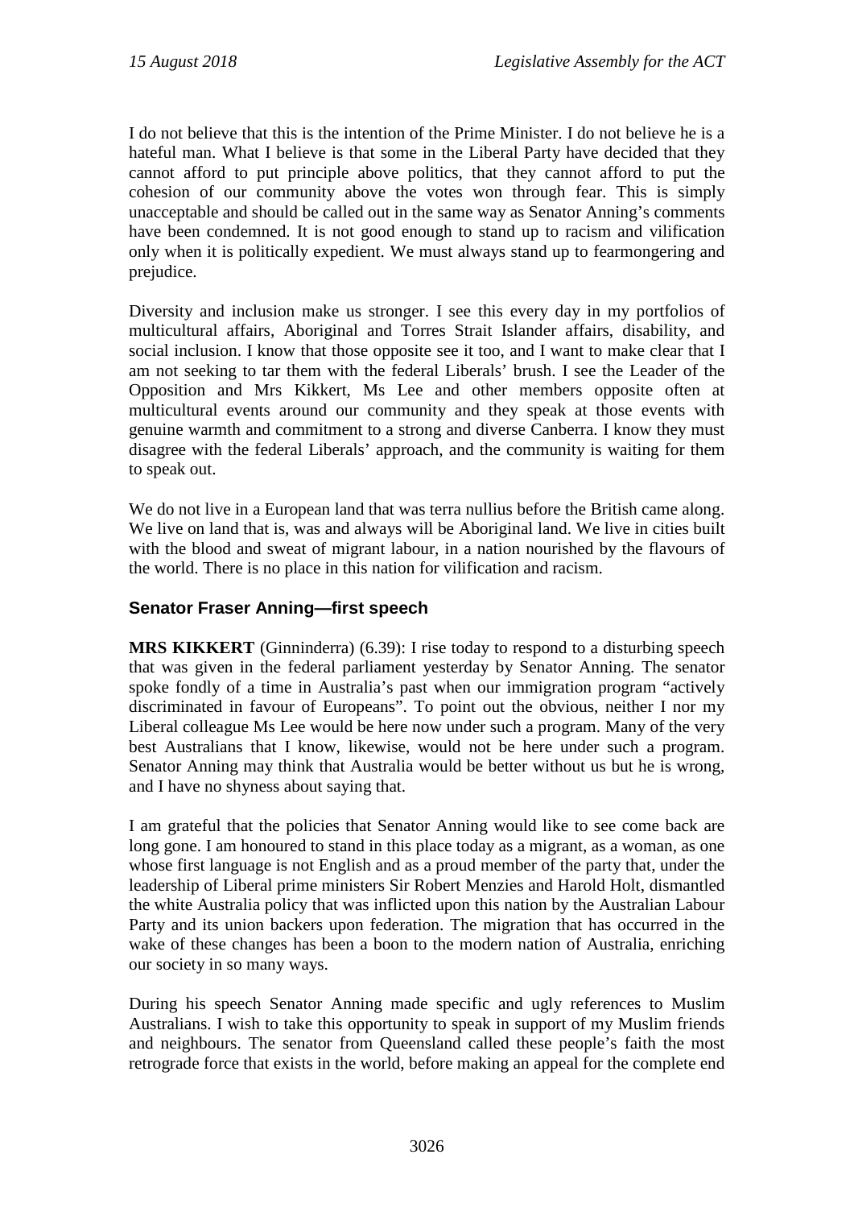I do not believe that this is the intention of the Prime Minister. I do not believe he is a hateful man. What I believe is that some in the Liberal Party have decided that they cannot afford to put principle above politics, that they cannot afford to put the cohesion of our community above the votes won through fear. This is simply unacceptable and should be called out in the same way as Senator Anning's comments have been condemned. It is not good enough to stand up to racism and vilification only when it is politically expedient. We must always stand up to fearmongering and prejudice.

Diversity and inclusion make us stronger. I see this every day in my portfolios of multicultural affairs, Aboriginal and Torres Strait Islander affairs, disability, and social inclusion. I know that those opposite see it too, and I want to make clear that I am not seeking to tar them with the federal Liberals' brush. I see the Leader of the Opposition and Mrs Kikkert, Ms Lee and other members opposite often at multicultural events around our community and they speak at those events with genuine warmth and commitment to a strong and diverse Canberra. I know they must disagree with the federal Liberals' approach, and the community is waiting for them to speak out.

We do not live in a European land that was terra nullius before the British came along. We live on land that is, was and always will be Aboriginal land. We live in cities built with the blood and sweat of migrant labour, in a nation nourished by the flavours of the world. There is no place in this nation for vilification and racism.

## Senator Fraser Anning—first speech

**MRS KIKKERT** (Ginninderra) (6.39): I rise today to respond to a disturbing speech that was given in the federal parliament yesterday by Senator Anning. The senator spoke fondly of a time in Australia's past when our immigration program "actively discriminated in favour of Europeans". To point out the obvious, neither I nor my Liberal colleague Ms Lee would be here now under such a program. Many of the very best Australians that I know, likewise, would not be here under such a program. Senator Anning may think that Australia would be better without us but he is wrong, and I have no shyness about saying that.

I am grateful that the policies that Senator Anning would like to see come back are long gone. I am honoured to stand in this place today as a migrant, as a woman, as one whose first language is not English and as a proud member of the party that, under the leadership of Liberal prime ministers Sir Robert Menzies and Harold Holt, dismantled the white Australia policy that was inflicted upon this nation by the Australian Labour Party and its union backers upon federation. The migration that has occurred in the wake of these changes has been a boon to the modern nation of Australia, enriching our society in so many ways.

During his speech Senator Anning made specific and ugly references to Muslim Australians. I wish to take this opportunity to speak in support of my Muslim friends and neighbours. The senator from Queensland called these people's faith the most retrograde force that exists in the world, before making an appeal for the complete end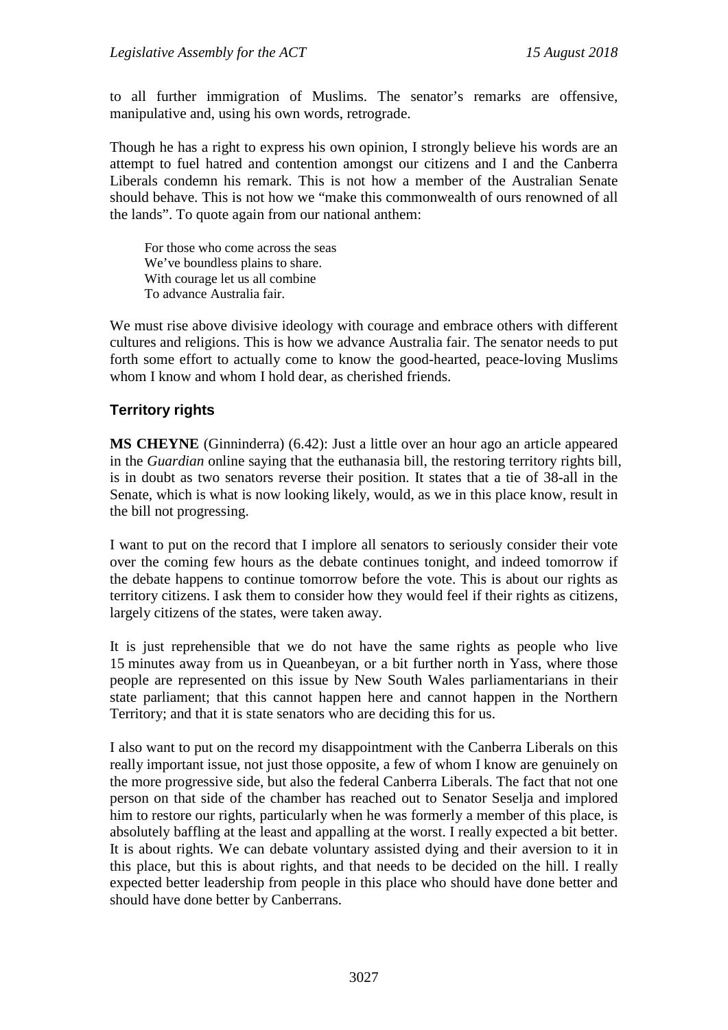to all further immigration of Muslims. The senator's remarks are offensive, manipulative and, using his own words, retrograde.

Though he has a right to express his own opinion, I strongly believe his words are an attempt to fuel hatred and contention amongst our citizens and I and the Canberra Liberals condemn his remark. This is not how a member of the Australian Senate should behave. This is not how we "make this commonwealth of ours renowned of all the lands". To quote again from our national anthem:

> For those who come across the seas
> We've boundless plains to share.
> With courage let us all combine
> To advance Australia fair.

We must rise above divisive ideology with courage and embrace others with different cultures and religions. This is how we advance Australia fair. The senator needs to put forth some effort to actually come to know the good-hearted, peace-loving Muslims whom I know and whom I hold dear, as cherished friends.

### Territory rights

**MS CHEYNE** (Ginninderra) (6.42): Just a little over an hour ago an article appeared in the *Guardian* online saying that the euthanasia bill, the restoring territory rights bill, is in doubt as two senators reverse their position. It states that a tie of 38-all in the Senate, which is what is now looking likely, would, as we in this place know, result in the bill not progressing.

I want to put on the record that I implore all senators to seriously consider their vote over the coming few hours as the debate continues tonight, and indeed tomorrow if the debate happens to continue tomorrow before the vote. This is about our rights as territory citizens. I ask them to consider how they would feel if their rights as citizens, largely citizens of the states, were taken away.

It is just reprehensible that we do not have the same rights as people who live 15 minutes away from us in Queanbeyan, or a bit further north in Yass, where those people are represented on this issue by New South Wales parliamentarians in their state parliament; that this cannot happen here and cannot happen in the Northern Territory; and that it is state senators who are deciding this for us.

I also want to put on the record my disappointment with the Canberra Liberals on this really important issue, not just those opposite, a few of whom I know are genuinely on the more progressive side, but also the federal Canberra Liberals. The fact that not one person on that side of the chamber has reached out to Senator Seselja and implored him to restore our rights, particularly when he was formerly a member of this place, is absolutely baffling at the least and appalling at the worst. I really expected a bit better. It is about rights. We can debate voluntary assisted dying and their aversion to it in this place, but this is about rights, and that needs to be decided on the hill. I really expected better leadership from people in this place who should have done better and should have done better by Canberrans.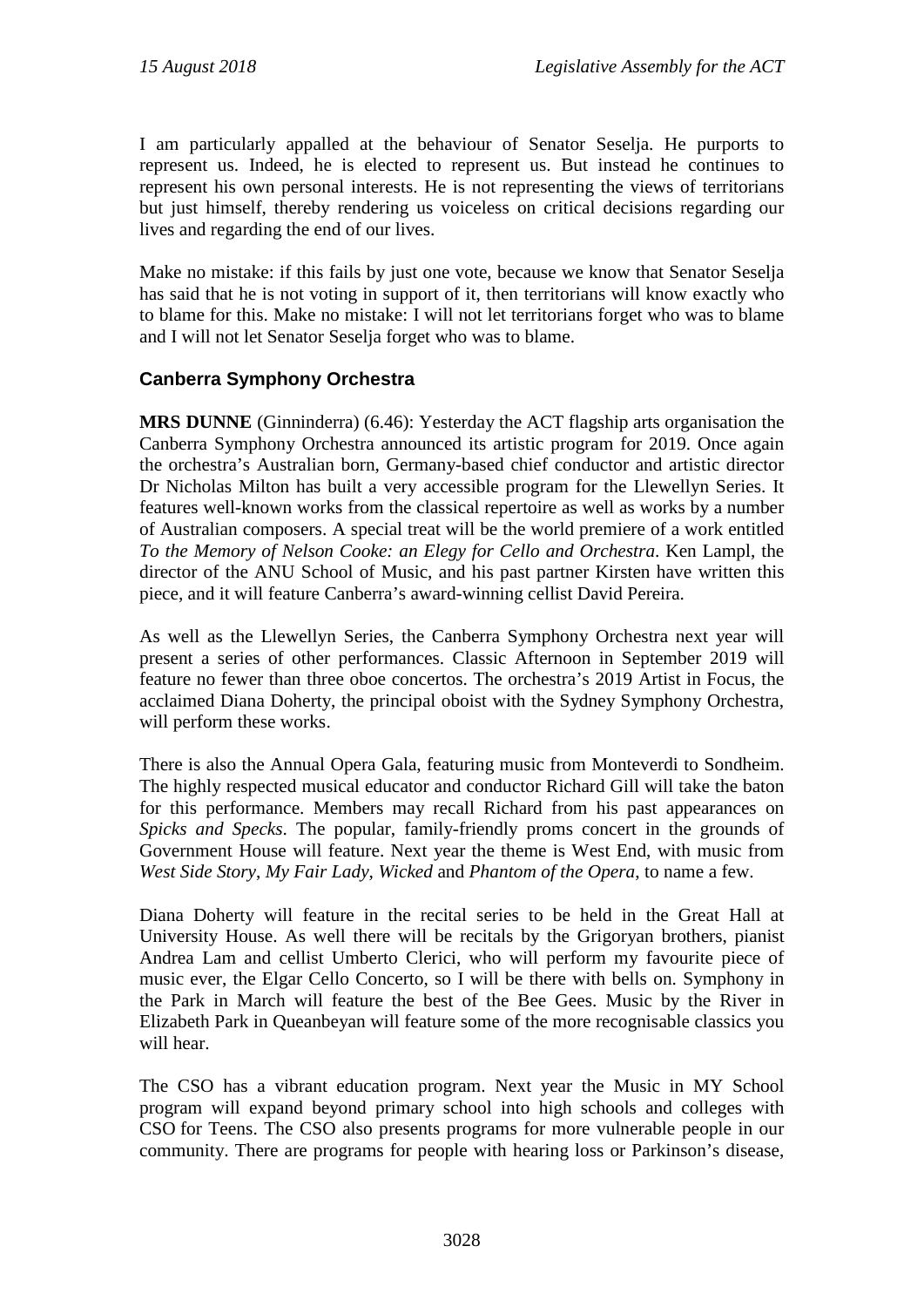I am particularly appalled at the behaviour of Senator Seselja. He purports to represent us. Indeed, he is elected to represent us. But instead he continues to represent his own personal interests. He is not representing the views of territorians but just himself, thereby rendering us voiceless on critical decisions regarding our lives and regarding the end of our lives.

Make no mistake: if this fails by just one vote, because we know that Senator Seselja has said that he is not voting in support of it, then territorians will know exactly who to blame for this. Make no mistake: I will not let territorians forget who was to blame and I will not let Senator Seselja forget who was to blame.

### Canberra Symphony Orchestra

**MRS DUNNE** (Ginninderra) (6.46): Yesterday the ACT flagship arts organisation the Canberra Symphony Orchestra announced its artistic program for 2019. Once again the orchestra's Australian born, Germany-based chief conductor and artistic director Dr Nicholas Milton has built a very accessible program for the Llewellyn Series. It features well-known works from the classical repertoire as well as works by a number of Australian composers. A special treat will be the world premiere of a work entitled *To the Memory of Nelson Cooke: an Elegy for Cello and Orchestra*. Ken Lampl, the director of the ANU School of Music, and his past partner Kirsten have written this piece, and it will feature Canberra's award-winning cellist David Pereira.

As well as the Llewellyn Series, the Canberra Symphony Orchestra next year will present a series of other performances. Classic Afternoon in September 2019 will feature no fewer than three oboe concertos. The orchestra's 2019 Artist in Focus, the acclaimed Diana Doherty, the principal oboist with the Sydney Symphony Orchestra, will perform these works.

There is also the Annual Opera Gala, featuring music from Monteverdi to Sondheim. The highly respected musical educator and conductor Richard Gill will take the baton for this performance. Members may recall Richard from his past appearances on *Spicks and Specks*. The popular, family-friendly proms concert in the grounds of Government House will feature. Next year the theme is West End, with music from *West Side Story*, *My Fair Lady*, *Wicked* and *Phantom of the Opera*, to name a few.

Diana Doherty will feature in the recital series to be held in the Great Hall at University House. As well there will be recitals by the Grigoryan brothers, pianist Andrea Lam and cellist Umberto Clerici, who will perform my favourite piece of music ever, the Elgar Cello Concerto, so I will be there with bells on. Symphony in the Park in March will feature the best of the Bee Gees. Music by the River in Elizabeth Park in Queanbeyan will feature some of the more recognisable classics you will hear.

The CSO has a vibrant education program. Next year the Music in MY School program will expand beyond primary school into high schools and colleges with CSO for Teens. The CSO also presents programs for more vulnerable people in our community. There are programs for people with hearing loss or Parkinson's disease,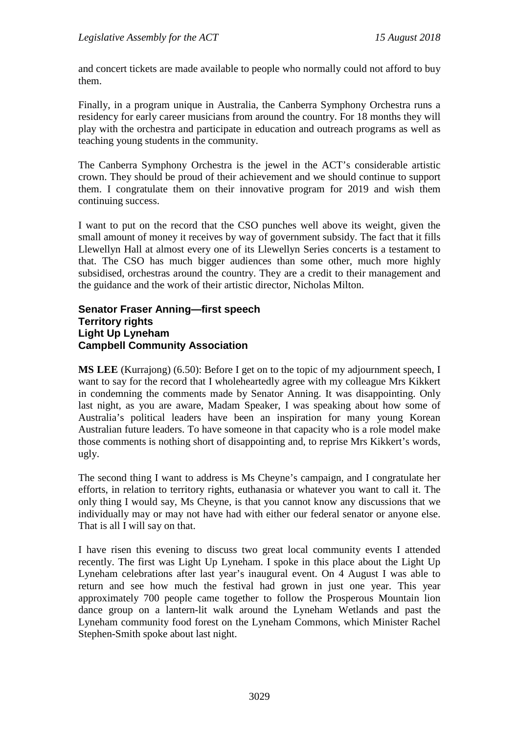and concert tickets are made available to people who normally could not afford to buy them.

Finally, in a program unique in Australia, the Canberra Symphony Orchestra runs a residency for early career musicians from around the country. For 18 months they will play with the orchestra and participate in education and outreach programs as well as teaching young students in the community.

The Canberra Symphony Orchestra is the jewel in the ACT's considerable artistic crown. They should be proud of their achievement and we should continue to support them. I congratulate them on their innovative program for 2019 and wish them continuing success.

I want to put on the record that the CSO punches well above its weight, given the small amount of money it receives by way of government subsidy. The fact that it fills Llewellyn Hall at almost every one of its Llewellyn Series concerts is a testament to that. The CSO has much bigger audiences than some other, much more highly subsidised, orchestras around the country. They are a credit to their management and the guidance and the work of their artistic director, Nicholas Milton.

**Senator Fraser Anning—first speech**
**Territory rights**
**Light Up Lyneham**
**Campbell Community Association**

**MS LEE** (Kurrajong) (6.50): Before I get on to the topic of my adjournment speech, I want to say for the record that I wholeheartedly agree with my colleague Mrs Kikkert in condemning the comments made by Senator Anning. It was disappointing. Only last night, as you are aware, Madam Speaker, I was speaking about how some of Australia's political leaders have been an inspiration for many young Korean Australian future leaders. To have someone in that capacity who is a role model make those comments is nothing short of disappointing and, to reprise Mrs Kikkert's words, ugly.

The second thing I want to address is Ms Cheyne's campaign, and I congratulate her efforts, in relation to territory rights, euthanasia or whatever you want to call it. The only thing I would say, Ms Cheyne, is that you cannot know any discussions that we individually may or may not have had with either our federal senator or anyone else. That is all I will say on that.

I have risen this evening to discuss two great local community events I attended recently. The first was Light Up Lyneham. I spoke in this place about the Light Up Lyneham celebrations after last year's inaugural event. On 4 August I was able to return and see how much the festival had grown in just one year. This year approximately 700 people came together to follow the Prosperous Mountain lion dance group on a lantern-lit walk around the Lyneham Wetlands and past the Lyneham community food forest on the Lyneham Commons, which Minister Rachel Stephen-Smith spoke about last night.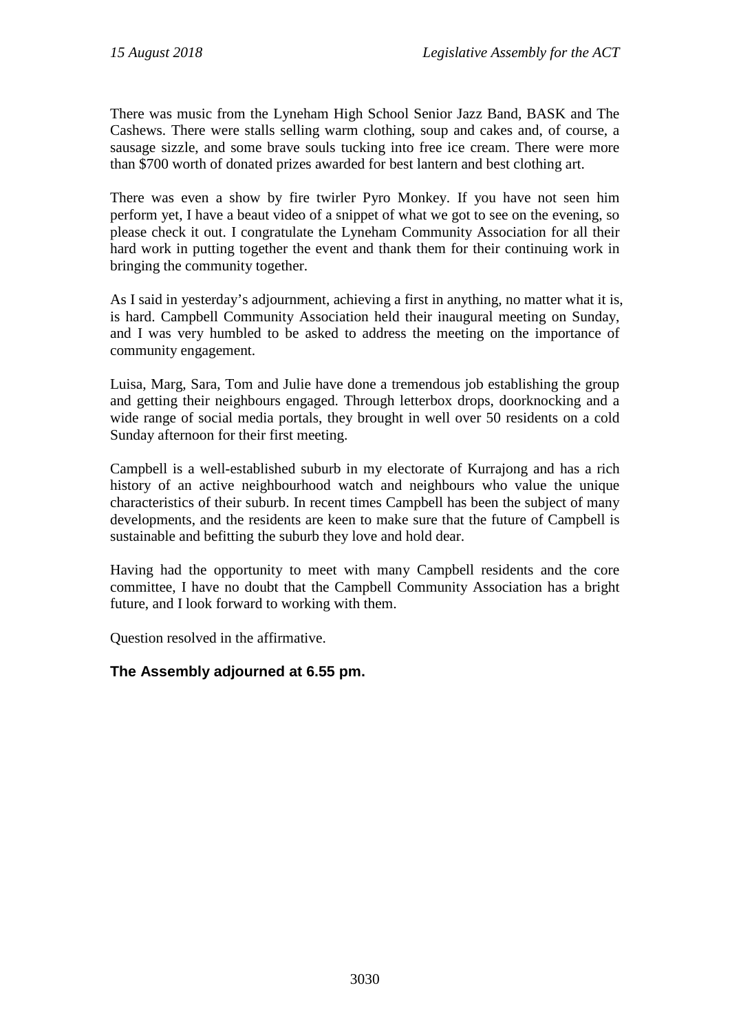There was music from the Lyneham High School Senior Jazz Band, BASK and The Cashews. There were stalls selling warm clothing, soup and cakes and, of course, a sausage sizzle, and some brave souls tucking into free ice cream. There were more than $700 worth of donated prizes awarded for best lantern and best clothing art.

There was even a show by fire twirler Pyro Monkey. If you have not seen him perform yet, I have a beaut video of a snippet of what we got to see on the evening, so please check it out. I congratulate the Lyneham Community Association for all their hard work in putting together the event and thank them for their continuing work in bringing the community together.

As I said in yesterday's adjournment, achieving a first in anything, no matter what it is, is hard. Campbell Community Association held their inaugural meeting on Sunday, and I was very humbled to be asked to address the meeting on the importance of community engagement.

Luisa, Marg, Sara, Tom and Julie have done a tremendous job establishing the group and getting their neighbours engaged. Through letterbox drops, doorknocking and a wide range of social media portals, they brought in well over 50 residents on a cold Sunday afternoon for their first meeting.

Campbell is a well-established suburb in my electorate of Kurrajong and has a rich history of an active neighbourhood watch and neighbours who value the unique characteristics of their suburb. In recent times Campbell has been the subject of many developments, and the residents are keen to make sure that the future of Campbell is sustainable and befitting the suburb they love and hold dear.

Having had the opportunity to meet with many Campbell residents and the core committee, I have no doubt that the Campbell Community Association has a bright future, and I look forward to working with them.

Question resolved in the affirmative.

**The Assembly adjourned at 6.55 pm.**